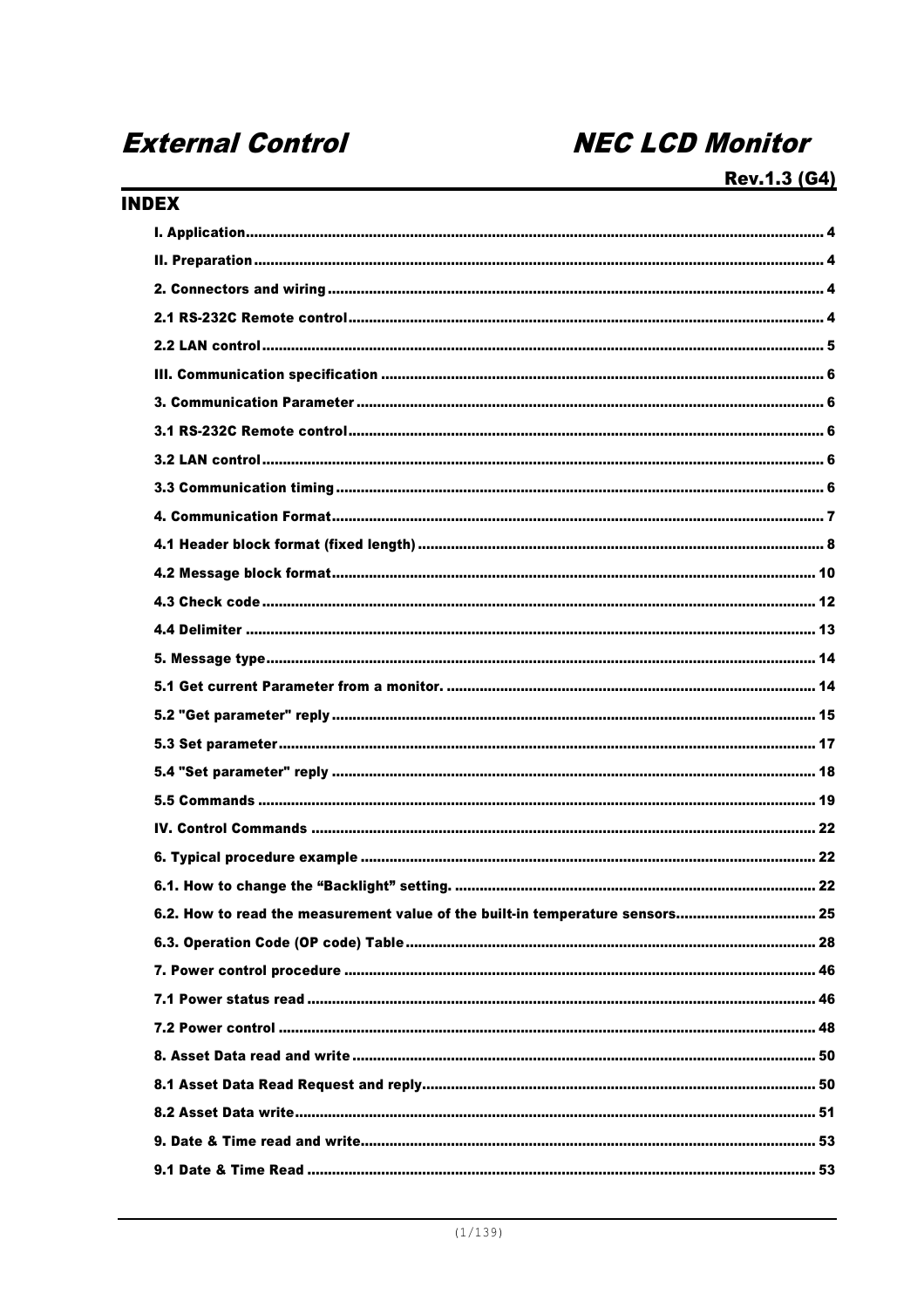# External Control NEC LCD Monitor

**Rev.1.3 (G4)**

## INDEX

I. Application .......... 4
II. Preparation .......... 4
2. Connectors and wiring .......... 4
2.1 RS-232C Remote control .......... 4
2.2 LAN control .......... 5
III. Communication specification .......... 6
3. Communication Parameter .......... 6
3.1 RS-232C Remote control .......... 6
3.2 LAN control .......... 6
3.3 Communication timing .......... 6
4. Communication Format .......... 7
4.1 Header block format (fixed length) .......... 8
4.2 Message block format .......... 10
4.3 Check code .......... 12
4.4 Delimiter .......... 13
5. Message type .......... 14
5.1 Get current Parameter from a monitor. .......... 14
5.2 "Get parameter" reply .......... 15
5.3 Set parameter .......... 17
5.4 "Set parameter" reply .......... 18
5.5 Commands .......... 19
IV. Control Commands .......... 22
6. Typical procedure example .......... 22
6.1. How to change the "Backlight" setting. .......... 22
6.2. How to read the measurement value of the built-in temperature sensors. .......... 25
6.3. Operation Code (OP code) Table .......... 28
7. Power control procedure .......... 46
7.1 Power status read .......... 46
7.2 Power control .......... 48
8. Asset Data read and write .......... 50
8.1 Asset Data Read Request and reply .......... 50
8.2 Asset Data write .......... 51
9. Date & Time read and write .......... 53
9.1 Date & Time Read .......... 53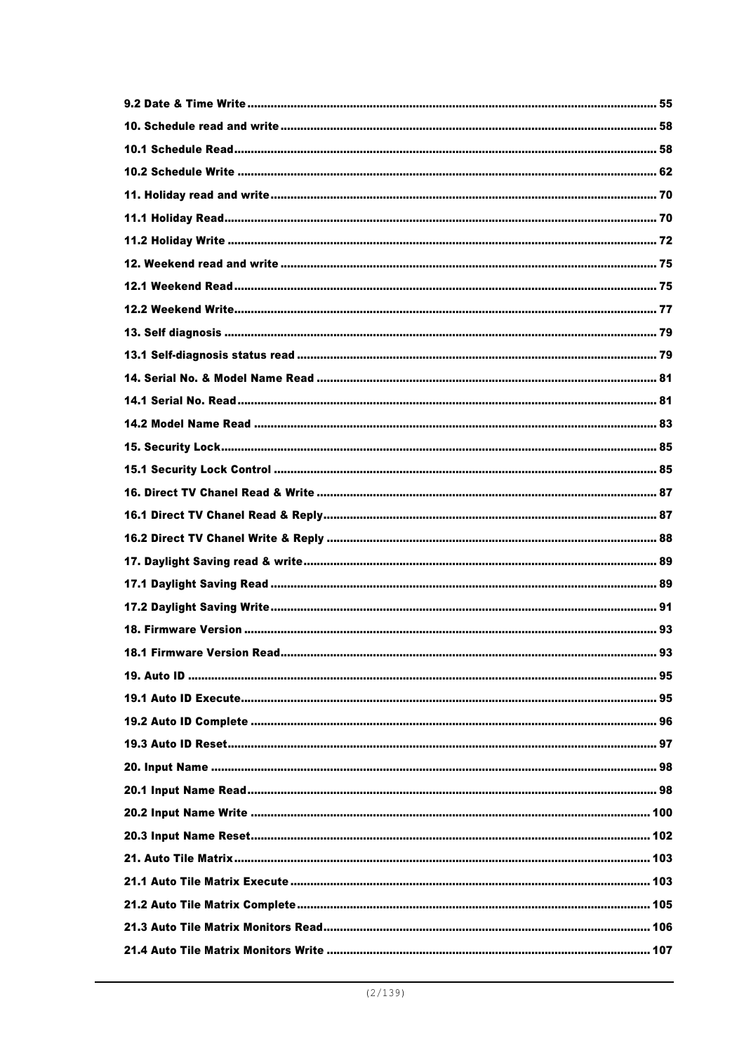9.2 Date & Time Write ........................................................................................................................ 55

10. Schedule read and write ................................................................................................................ 58

10.1 Schedule Read.............................................................................................................................. 58

10.2 Schedule Write ............................................................................................................................. 62

11. Holiday read and write .................................................................................................................. 70

11.1 Holiday Read................................................................................................................................. 70

11.2 Holiday Write ................................................................................................................................ 72

12. Weekend read and write ............................................................................................................... 75

12.1 Weekend Read .............................................................................................................................. 75

12.2 Weekend Write.............................................................................................................................. 77

13. Self diagnosis ................................................................................................................................ 79

13.1 Self-diagnosis status read ........................................................................................................... 79

14. Serial No. & Model Name Read ..................................................................................................... 81

14.1 Serial No. Read............................................................................................................................. 81

14.2 Model Name Read ........................................................................................................................ 83

15. Security Lock.................................................................................................................................. 85

15.1 Security Lock Control .................................................................................................................. 85

16. Direct TV Chanel Read & Write ..................................................................................................... 87

16.1 Direct TV Chanel Read & Reply.................................................................................................... 87

16.2 Direct TV Chanel Write & Reply ................................................................................................... 88

17. Daylight Saving read & write......................................................................................................... 89

17.1 Daylight Saving Read ................................................................................................................... 89

17.2 Daylight Saving Write................................................................................................................... 91

18. Firmware Version ........................................................................................................................... 93

18.1 Firmware Version Read................................................................................................................ 93

19. Auto ID ........................................................................................................................................... 95

19.1 Auto ID Execute............................................................................................................................ 95

19.2 Auto ID Complete ......................................................................................................................... 96

19.3 Auto ID Reset................................................................................................................................ 97

20. Input Name ..................................................................................................................................... 98

20.1 Input Name Read.......................................................................................................................... 98

20.2 Input Name Write ....................................................................................................................... 100

20.3 Input Name Reset....................................................................................................................... 102

21. Auto Tile Matrix............................................................................................................................ 103

21.1 Auto Tile Matrix Execute ............................................................................................................ 103

21.2 Auto Tile Matrix Complete ......................................................................................................... 105

21.3 Auto Tile Matrix Monitors Read.................................................................................................. 106

21.4 Auto Tile Matrix Monitors Write ................................................................................................. 107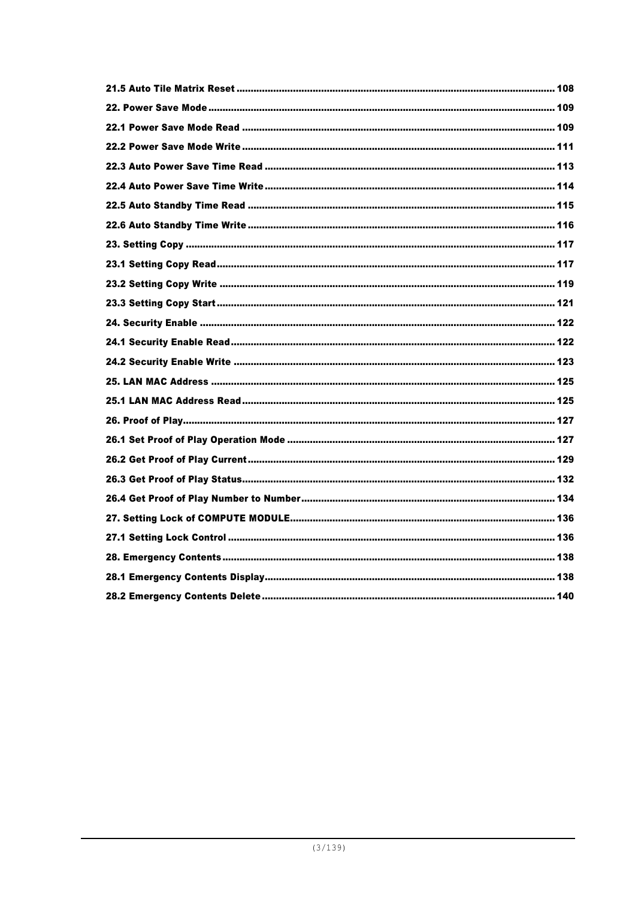21.5 Auto Tile Matrix Reset ............................................................................................................. 108

22. Power Save Mode ........................................................................................................................ 109

22.1 Power Save Mode Read ............................................................................................................. 109

22.2 Power Save Mode Write ............................................................................................................. 111

22.3 Auto Power Save Time Read ..................................................................................................... 113

22.4 Auto Power Save Time Write ..................................................................................................... 114

22.5 Auto Standby Time Read ........................................................................................................... 115

22.6 Auto Standby Time Write ........................................................................................................... 116

23. Setting Copy ................................................................................................................................ 117

23.1 Setting Copy Read ...................................................................................................................... 117

23.2 Setting Copy Write ..................................................................................................................... 119

23.3 Setting Copy Start ...................................................................................................................... 121

24. Security Enable ............................................................................................................................ 122

24.1 Security Enable Read ................................................................................................................. 122

24.2 Security Enable Write ................................................................................................................ 123

25. LAN MAC Address ........................................................................................................................ 125

25.1 LAN MAC Address Read ............................................................................................................. 125

26. Proof of Play ................................................................................................................................. 127

26.1 Set Proof of Play Operation Mode ............................................................................................. 127

26.2 Get Proof of Play Current ........................................................................................................... 129

26.3 Get Proof of Play Status ............................................................................................................. 132

26.4 Get Proof of Play Number to Number ........................................................................................ 134

27. Setting Lock of COMPUTE MODULE ............................................................................................ 136

27.1 Setting Lock Control .................................................................................................................. 136

28. Emergency Contents .................................................................................................................... 138

28.1 Emergency Contents Display ..................................................................................................... 138

28.2 Emergency Contents Delete ...................................................................................................... 140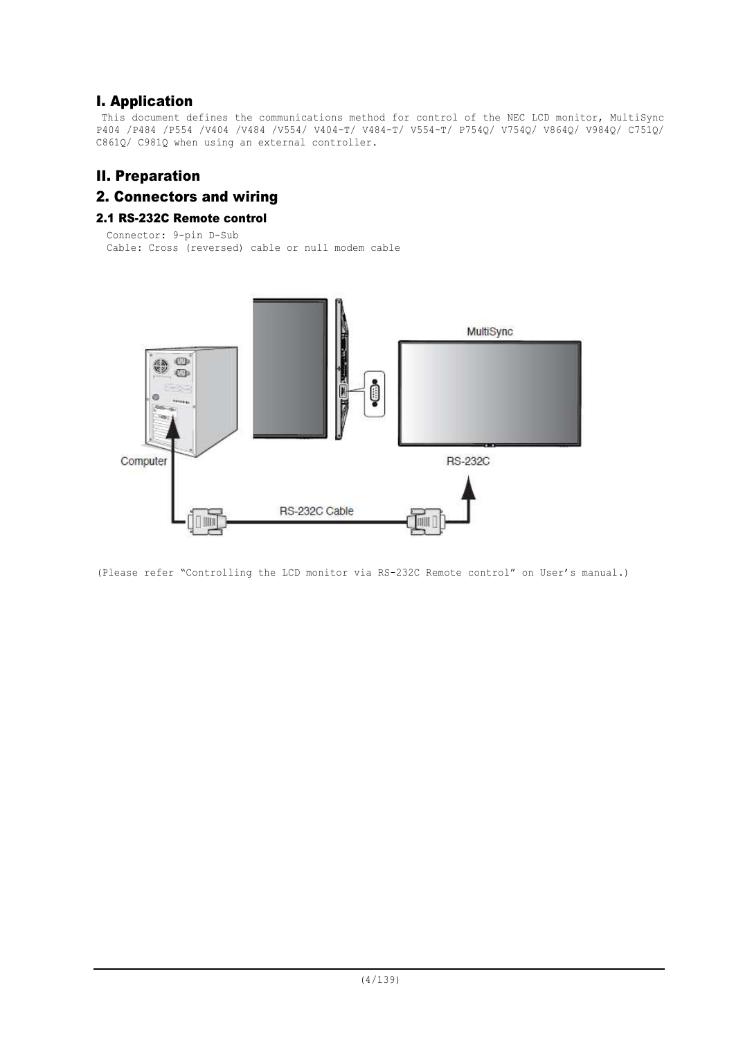# I. Application

This document defines the communications method for control of the NEC LCD monitor, MultiSync P404 /P484 /P554 /V404 /V484 /V554/ V404-T/ V484-T/ V554-T/ P754Q/ V754Q/ V864Q/ V984Q/ C751Q/ C861Q/ C981Q when using an external controller.

# II. Preparation

## 2. Connectors and wiring

### 2.1 RS-232C Remote control

Connector: 9-pin D-Sub
Cable: Cross (reversed) cable or null modem cable

(Please refer "Controlling the LCD monitor via RS-232C Remote control" on User's manual.)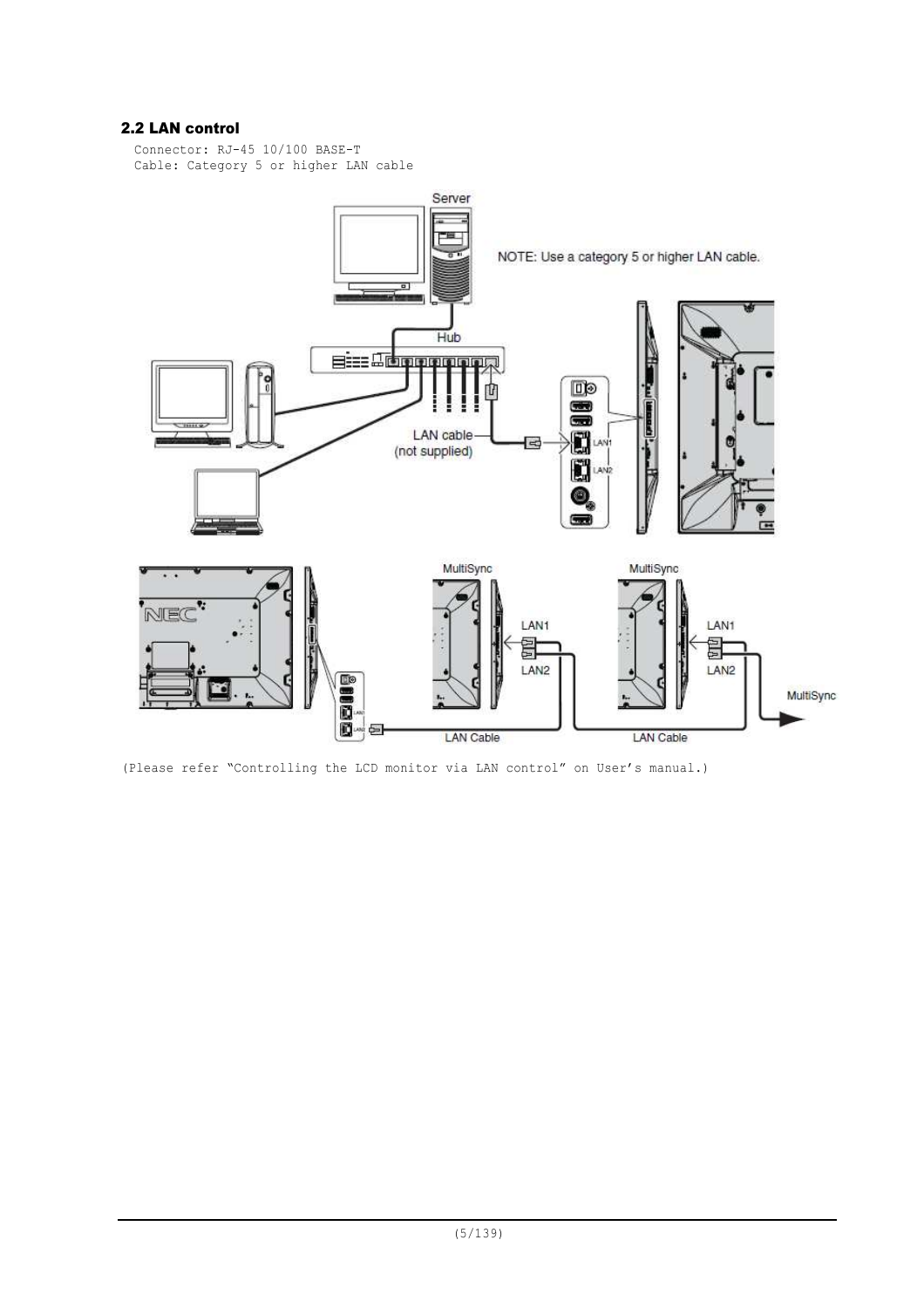## 2.2 LAN control

Connector: RJ-45 10/100 BASE-T
Cable: Category 5 or higher LAN cable

(Please refer "Controlling the LCD monitor via LAN control" on User's manual.)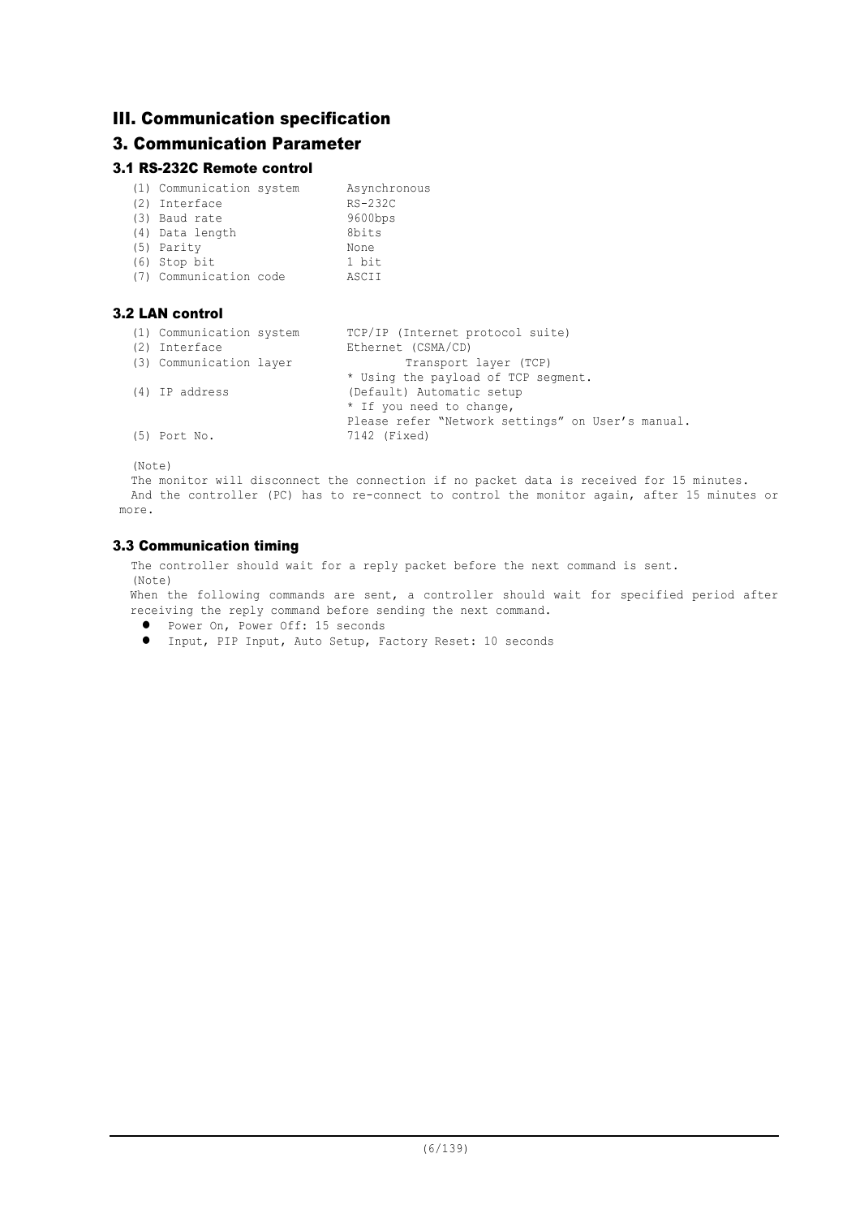# III. Communication specification

## 3. Communication Parameter

### 3.1 RS-232C Remote control

| | |
|---|---|
| (1) Communication system | Asynchronous |
| (2) Interface | RS-232C |
| (3) Baud rate | 9600bps |
| (4) Data length | 8bits |
| (5) Parity | None |
| (6) Stop bit | 1 bit |
| (7) Communication code | ASCII |

### 3.2 LAN control

| | |
|---|---|
| (1) Communication system | TCP/IP (Internet protocol suite) |
| (2) Interface | Ethernet (CSMA/CD) |
| (3) Communication layer | Transport layer (TCP)<br>* Using the payload of TCP segment. |
| (4) IP address | (Default) Automatic setup<br>* If you need to change,<br>Please refer “Network settings” on User’s manual. |
| (5) Port No. | 7142 (Fixed) |

(Note)
The monitor will disconnect the connection if no packet data is received for 15 minutes.
And the controller (PC) has to re-connect to control the monitor again, after 15 minutes or more.

### 3.3 Communication timing

The controller should wait for a reply packet before the next command is sent.
(Note)
When the following commands are sent, a controller should wait for specified period after receiving the reply command before sending the next command.

- Power On, Power Off: 15 seconds
- Input, PIP Input, Auto Setup, Factory Reset: 10 seconds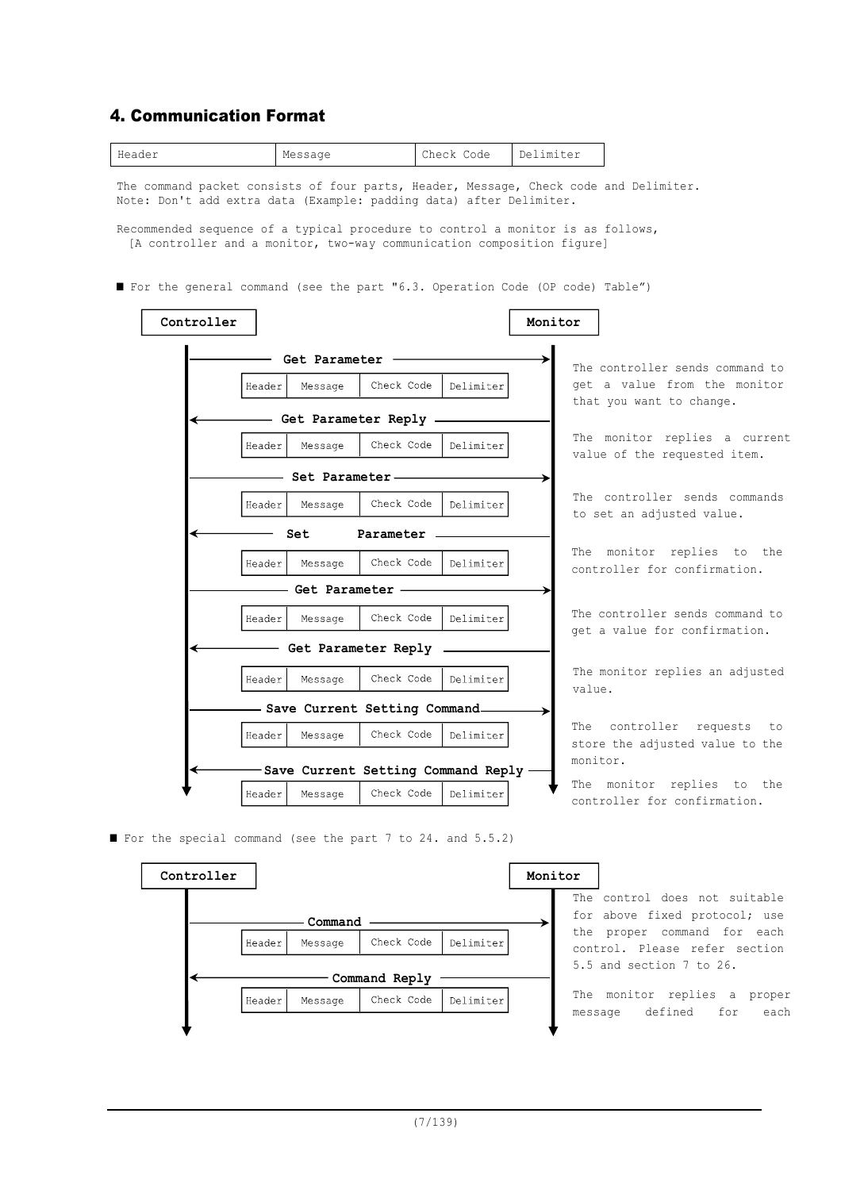## 4. Communication Format

| Header | Message | Check Code | Delimiter |
|---|---|---|---|

The command packet consists of four parts, Header, Message, Check code and Delimiter.
Note: Don't add extra data (Example: padding data) after Delimiter.

Recommended sequence of a typical procedure to control a monitor is as follows,
[A controller and a monitor, two-way communication composition figure]

■ For the general command (see the part "6.3. Operation Code (OP code) Table")

**Controller** — **Monitor**

| Direction | Packet | Description |
|---|---|---|
| Controller → Monitor | **Get Parameter** (Header, Message, Check Code, Delimiter) | The controller sends command to get a value from the monitor that you want to change. |
| Monitor → Controller | **Get Parameter Reply** (Header, Message, Check Code, Delimiter) | The monitor replies a current value of the requested item. |
| Controller → Monitor | **Set Parameter** (Header, Message, Check Code, Delimiter) | The controller sends commands to set an adjusted value. |
| Monitor → Controller | **Set Parameter** (Header, Message, Check Code, Delimiter) | The monitor replies to the controller for confirmation. |
| Controller → Monitor | **Get Parameter** (Header, Message, Check Code, Delimiter) | The controller sends command to get a value for confirmation. |
| Monitor → Controller | **Get Parameter Reply** (Header, Message, Check Code, Delimiter) | The monitor replies an adjusted value. |
| Controller → Monitor | **Save Current Setting Command** (Header, Message, Check Code, Delimiter) | The controller requests to store the adjusted value to the monitor. |
| Monitor → Controller | **Save Current Setting Command Reply** (Header, Message, Check Code, Delimiter) | The monitor replies to the controller for confirmation. |

■ For the special command (see the part 7 to 24. and 5.5.2)

**Controller** — **Monitor**

| Direction | Packet | Description |
|---|---|---|
| Controller → Monitor | **Command** (Header, Message, Check Code, Delimiter) | The control does not suitable for above fixed protocol; use the proper command for each control. Please refer section 5.5 and section 7 to 26. |
| Monitor → Controller | **Command Reply** (Header, Message, Check Code, Delimiter) | The monitor replies a proper message defined for each |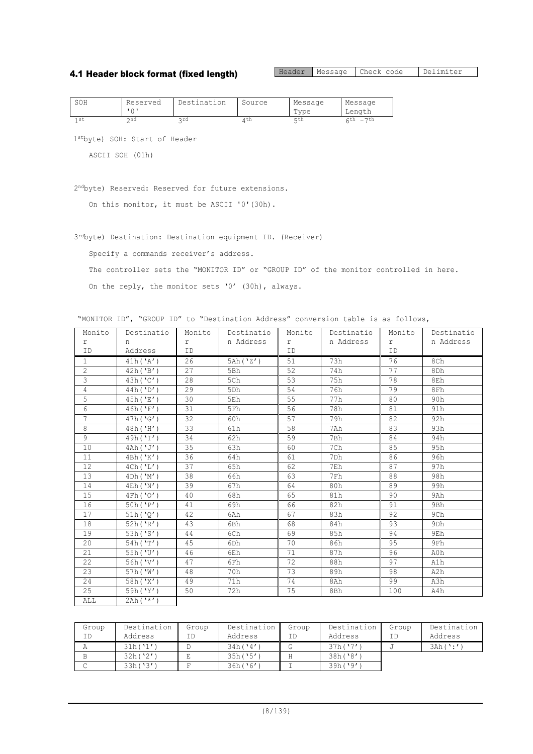## 4.1 Header block format (fixed length)

| Header | Message | Check code | Delimiter |
|---|---|---|---|

| SOH | Reserved '0' | Destination | Source | Message Type | Message Length |
|---|---|---|---|---|---|
| 1st | 2nd | 3rd | 4th | 5th | 6th – 7th |

1st byte) SOH: Start of Header

ASCII SOH (01h)

2nd byte) Reserved: Reserved for future extensions.

On this monitor, it must be ASCII '0'(30h).

3rd byte) Destination: Destination equipment ID. (Receiver)

Specify a commands receiver's address.

The controller sets the "MONITOR ID" or "GROUP ID" of the monitor controlled in here.

On the reply, the monitor sets '0' (30h), always.

"MONITOR ID", "GROUP ID" to "Destination Address" conversion table is as follows,

| Monitor ID | Destination Address | Monitor ID | Destination Address | Monitor ID | Destination Address | Monitor ID | Destination Address |
|---|---|---|---|---|---|---|---|
| 1 | 41h('A') | 26 | 5Ah('Z') | 51 | 73h | 76 | 8Ch |
| 2 | 42h('B') | 27 | 5Bh | 52 | 74h | 77 | 8Dh |
| 3 | 43h('C') | 28 | 5Ch | 53 | 75h | 78 | 8Eh |
| 4 | 44h('D') | 29 | 5Dh | 54 | 76h | 79 | 8Fh |
| 5 | 45h('E') | 30 | 5Eh | 55 | 77h | 80 | 90h |
| 6 | 46h('F') | 31 | 5Fh | 56 | 78h | 81 | 91h |
| 7 | 47h('G') | 32 | 60h | 57 | 79h | 82 | 92h |
| 8 | 48h('H') | 33 | 61h | 58 | 7Ah | 83 | 93h |
| 9 | 49h('I') | 34 | 62h | 59 | 7Bh | 84 | 94h |
| 10 | 4Ah('J') | 35 | 63h | 60 | 7Ch | 85 | 95h |
| 11 | 4Bh('K') | 36 | 64h | 61 | 7Dh | 86 | 96h |
| 12 | 4Ch('L') | 37 | 65h | 62 | 7Eh | 87 | 97h |
| 13 | 4Dh('M') | 38 | 66h | 63 | 7Fh | 88 | 98h |
| 14 | 4Eh('N') | 39 | 67h | 64 | 80h | 89 | 99h |
| 15 | 4Fh('O') | 40 | 68h | 65 | 81h | 90 | 9Ah |
| 16 | 50h('P') | 41 | 69h | 66 | 82h | 91 | 9Bh |
| 17 | 51h('Q') | 42 | 6Ah | 67 | 83h | 92 | 9Ch |
| 18 | 52h('R') | 43 | 6Bh | 68 | 84h | 93 | 9Dh |
| 19 | 53h('S') | 44 | 6Ch | 69 | 85h | 94 | 9Eh |
| 20 | 54h('T') | 45 | 6Dh | 70 | 86h | 95 | 9Fh |
| 21 | 55h('U') | 46 | 6Eh | 71 | 87h | 96 | A0h |
| 22 | 56h('V') | 47 | 6Fh | 72 | 88h | 97 | A1h |
| 23 | 57h('W') | 48 | 70h | 73 | 89h | 98 | A2h |
| 24 | 58h('X') | 49 | 71h | 74 | 8Ah | 99 | A3h |
| 25 | 59h('Y') | 50 | 72h | 75 | 8Bh | 100 | A4h |
| ALL | 2Ah('*') | | | | | | |

| Group ID | Destination Address | Group ID | Destination Address | Group ID | Destination Address | Group ID | Destination Address |
|---|---|---|---|---|---|---|---|
| A | 31h('1') | D | 34h('4') | G | 37h('7') | J | 3Ah(':') |
| B | 32h('2') | E | 35h('5') | H | 38h('8') | | |
| C | 33h('3') | F | 36h('6') | I | 39h('9') | | |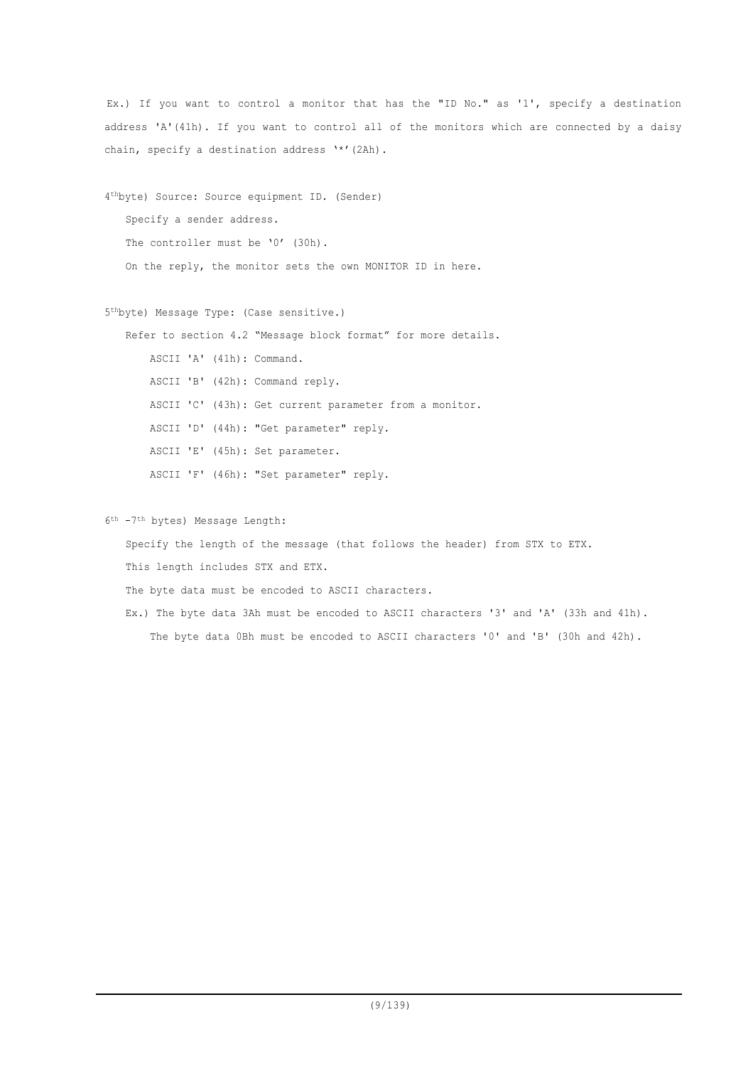Ex.) If you want to control a monitor that has the "ID No." as '1', specify a destination address 'A'(41h). If you want to control all of the monitors which are connected by a daisy chain, specify a destination address '*'(2Ah).

4th byte) Source: Source equipment ID. (Sender)

Specify a sender address.

The controller must be '0' (30h).

On the reply, the monitor sets the own MONITOR ID in here.

5th byte) Message Type: (Case sensitive.)

Refer to section 4.2 "Message block format" for more details.

- ASCII 'A' (41h): Command.
- ASCII 'B' (42h): Command reply.
- ASCII 'C' (43h): Get current parameter from a monitor.
- ASCII 'D' (44h): "Get parameter" reply.
- ASCII 'E' (45h): Set parameter.
- ASCII 'F' (46h): "Set parameter" reply.

6th -7th bytes) Message Length:

Specify the length of the message (that follows the header) from STX to ETX.

This length includes STX and ETX.

The byte data must be encoded to ASCII characters.

Ex.) The byte data 3Ah must be encoded to ASCII characters '3' and 'A' (33h and 41h).

The byte data 0Bh must be encoded to ASCII characters '0' and 'B' (30h and 42h).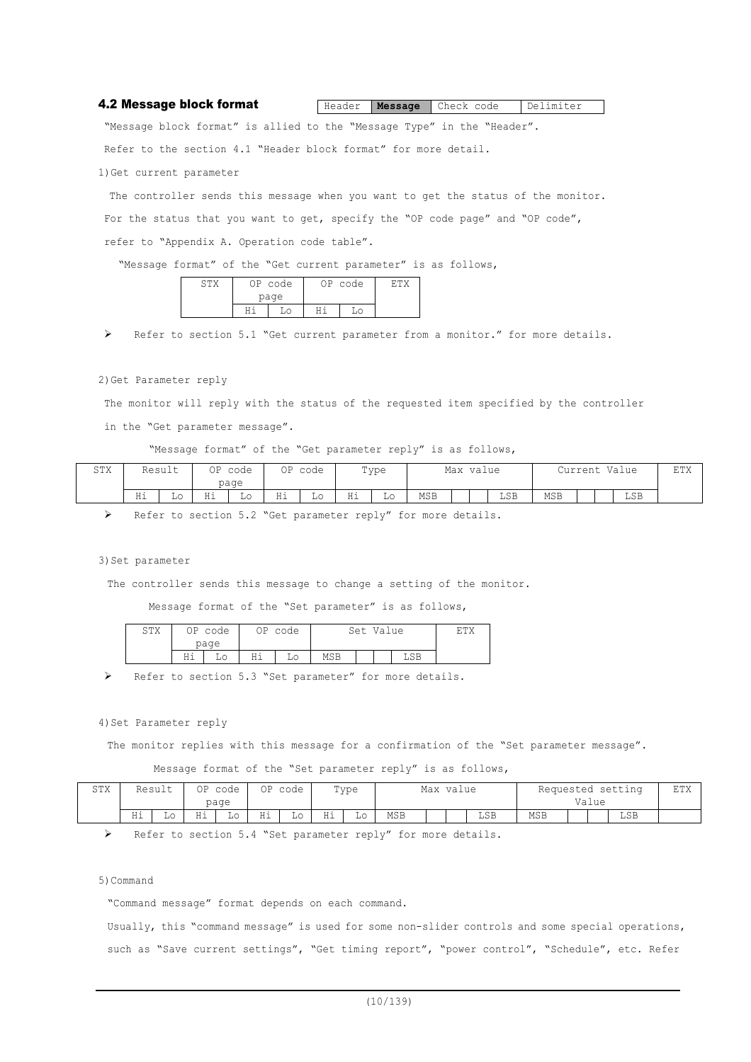## 4.2 Message block format

| Header | **Message** | Check code | Delimiter |
|---|---|---|---|

"Message block format" is allied to the "Message Type" in the "Header".

Refer to the section 4.1 "Header block format" for more detail.

1)Get current parameter

The controller sends this message when you want to get the status of the monitor.

For the status that you want to get, specify the "OP code page" and "OP code",

refer to "Appendix A. Operation code table".

"Message format" of the "Get current parameter" is as follows,

| STX | OP code page | | OP code | | ETX |
|---|---|---|---|---|---|
| | Hi | Lo | Hi | Lo | |

➢ Refer to section 5.1 "Get current parameter from a monitor." for more details.

2)Get Parameter reply

The monitor will reply with the status of the requested item specified by the controller

in the "Get parameter message".

"Message format" of the "Get parameter reply" is as follows,

| STX | Result | | OP code page | | OP code | | Type | | Max value | | | | Current Value | | | | ETX |
|---|---|---|---|---|---|---|---|---|---|---|---|---|---|---|---|---|---|
| | Hi | Lo | Hi | Lo | Hi | Lo | Hi | Lo | MSB | | | LSB | MSB | | | LSB | |

➢ Refer to section 5.2 "Get parameter reply" for more details.

3)Set parameter

The controller sends this message to change a setting of the monitor.

Message format of the "Set parameter" is as follows,

| STX | OP code page | | OP code | | Set Value | | | | ETX |
|---|---|---|---|---|---|---|---|---|---|
| | Hi | Lo | Hi | Lo | MSB | | | LSB | |

➢ Refer to section 5.3 "Set parameter" for more details.

4)Set Parameter reply

The monitor replies with this message for a confirmation of the "Set parameter message".

Message format of the "Set parameter reply" is as follows,

| STX | Result | | OP code page | | OP code | | Type | | Max value | | | | Requested setting Value | | | | ETX |
|---|---|---|---|---|---|---|---|---|---|---|---|---|---|---|---|---|---|
| | Hi | Lo | Hi | Lo | Hi | Lo | Hi | Lo | MSB | | | LSB | MSB | | | LSB | |

➢ Refer to section 5.4 "Set parameter reply" for more details.

5)Command

"Command message" format depends on each command.

Usually, this "command message" is used for some non-slider controls and some special operations, such as "Save current settings", "Get timing report", "power control", "Schedule", etc. Refer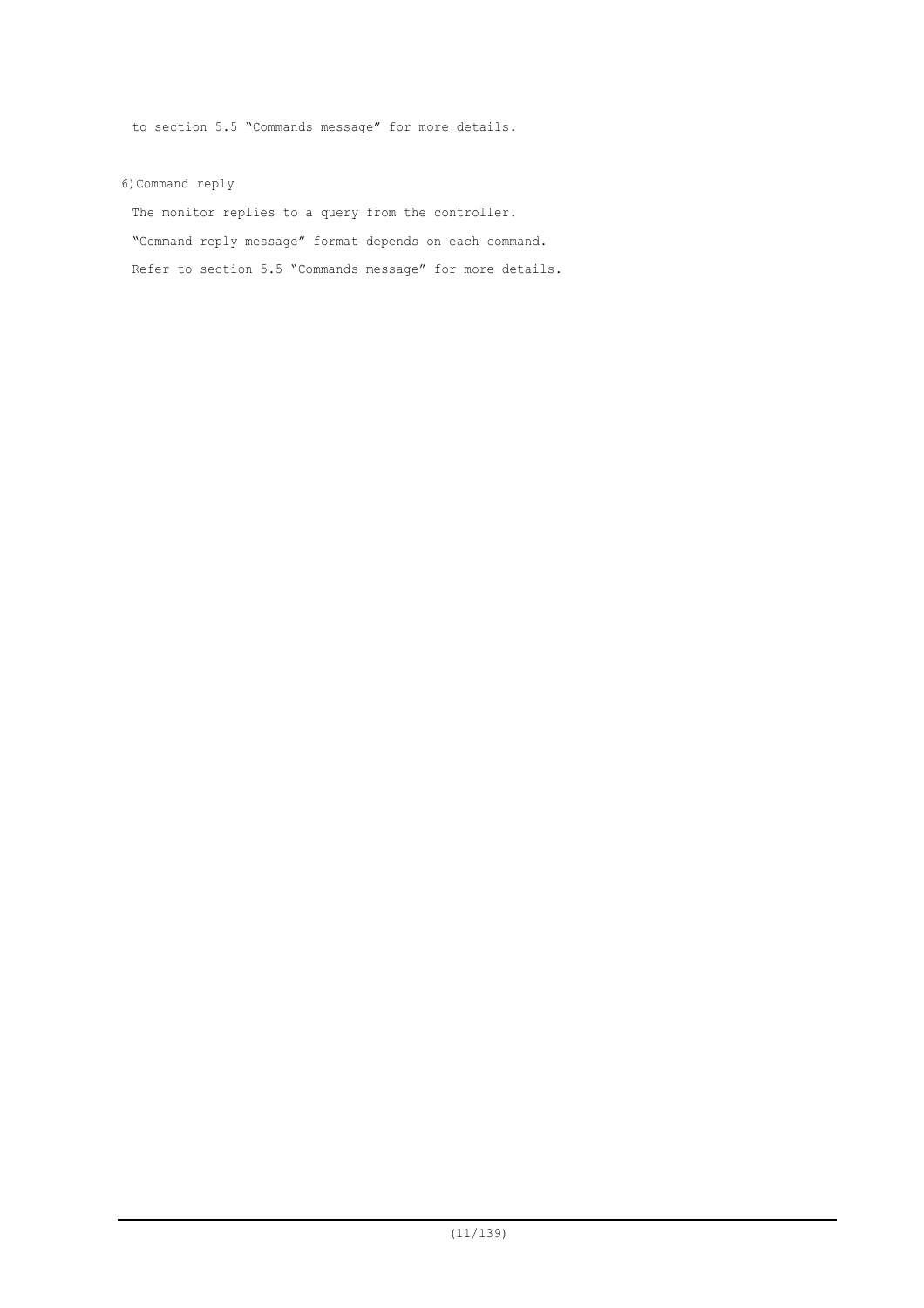to section 5.5 “Commands message” for more details.

6) Command reply

The monitor replies to a query from the controller.

“Command reply message” format depends on each command.

Refer to section 5.5 “Commands message” for more details.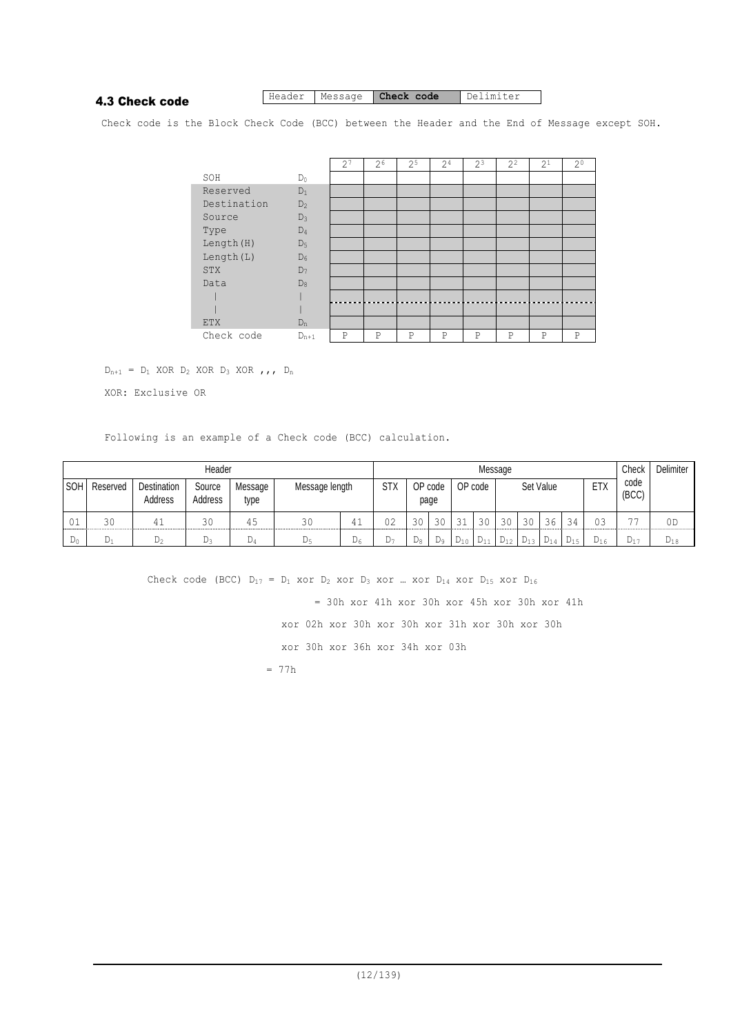## 4.3 Check code

| Header | Message | **Check code** | Delimiter |
|---|---|---|---|

Check code is the Block Check Code (BCC) between the Header and the End of Message except SOH.

| | | $2^7$ | $2^6$ | $2^5$ | $2^4$ | $2^3$ | $2^2$ | $2^1$ | $2^0$ |
|---|---|---|---|---|---|---|---|---|---|
| SOH | $D_0$ | | | | | | | | |
| Reserved | $D_1$ | | | | | | | | |
| Destination | $D_2$ | | | | | | | | |
| Source | $D_3$ | | | | | | | | |
| Type | $D_4$ | | | | | | | | |
| Length(H) | $D_5$ | | | | | | | | |
| Length(L) | $D_6$ | | | | | | | | |
| STX | $D_7$ | | | | | | | | |
| Data | $D_8$ | | | | | | | | |
| \| | \| | | | | | | | | |
| \| | \| | | | | | | | | |
| ETX | $D_n$ | | | | | | | | |
| Check code | $D_{n+1}$ | P | P | P | P | P | P | P | P |

$D_{n+1}$ = $D_1$ XOR $D_2$ XOR $D_3$ XOR ,,, $D_n$

XOR: Exclusive OR

Following is an example of a Check code (BCC) calculation.

| Header | | | | | | | Message | | | | | | | | | | Check code (BCC) | Delimiter |
|---|---|---|---|---|---|---|---|---|---|---|---|---|---|---|---|---|---|---|
| SOH | Reserved | Destination Address | Source Address | Message type | Message length | | STX | OP code page | | OP code | | Set Value | | | | ETX | | |
| 01 | 30 | 41 | 30 | 45 | 30 | 41 | 02 | 30 | 30 | 31 | 30 | 30 | 30 | 36 | 34 | 03 | 77 | 0D |
| $D_0$ | $D_1$ | $D_2$ | $D_3$ | $D_4$ | $D_5$ | $D_6$ | $D_7$ | $D_8$ | $D_9$ | $D_{10}$ | $D_{11}$ | $D_{12}$ | $D_{13}$ | $D_{14}$ | $D_{15}$ | $D_{16}$ | $D_{17}$ | $D_{18}$ |

Check code (BCC) $D_{17}$ = $D_1$ xor $D_2$ xor $D_3$ xor … xor $D_{14}$ xor $D_{15}$ xor $D_{16}$

= 30h xor 41h xor 30h xor 45h xor 30h xor 41h

xor 02h xor 30h xor 30h xor 31h xor 30h xor 30h

xor 30h xor 36h xor 34h xor 03h

= 77h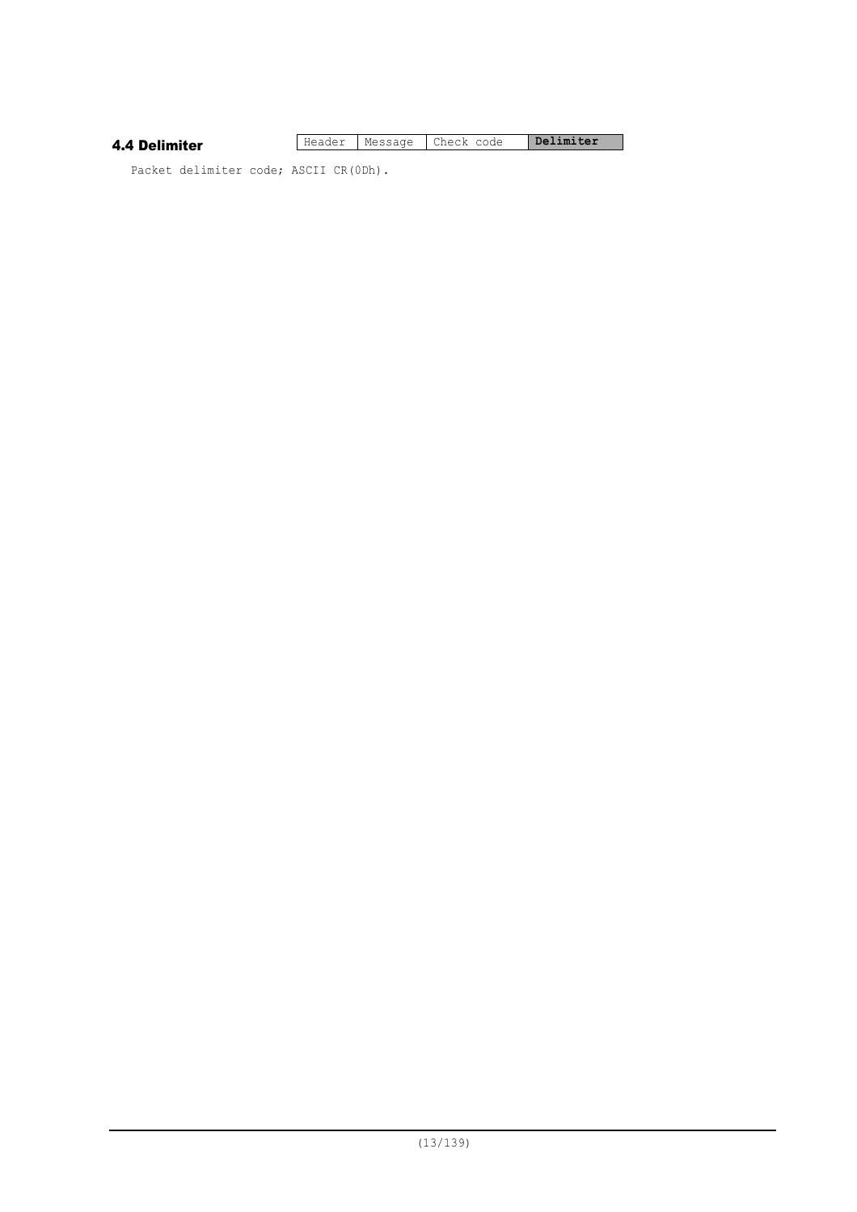## 4.4 Delimiter

| Header | Message | Check code | **Delimiter** |
|---|---|---|---|

Packet delimiter code; ASCII CR(0Dh).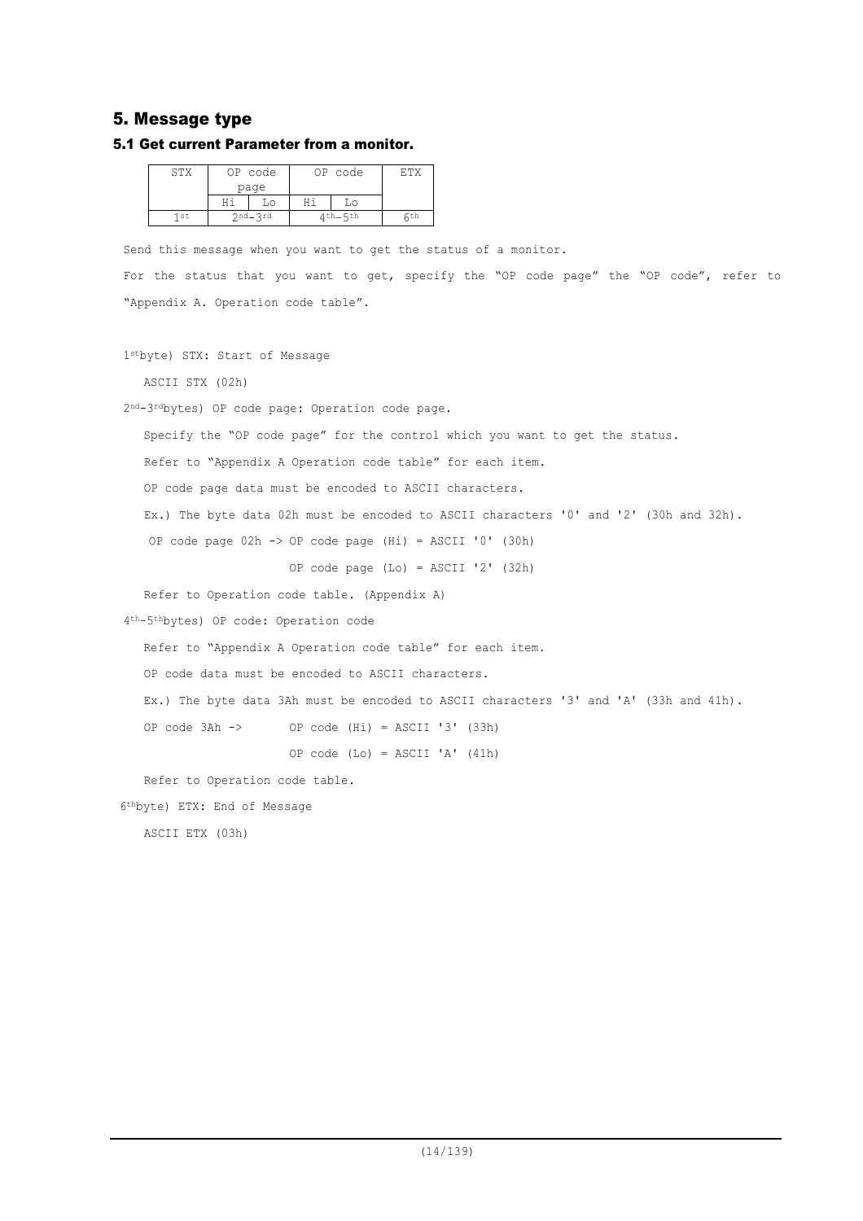## 5. Message type

### 5.1 Get current Parameter from a monitor.

| STX | OP code page | | OP code | | ETX |
|---|---|---|---|---|---|
| | Hi | Lo | Hi | Lo | |
| 1st | 2nd–3rd | | 4th–5th | | 6th |

Send this message when you want to get the status of a monitor.

For the status that you want to get, specify the "OP code page" the "OP code", refer to "Appendix A. Operation code table".

1st byte) STX: Start of Message

ASCII STX (02h)

2nd–3rd bytes) OP code page: Operation code page.

Specify the "OP code page" for the control which you want to get the status.

Refer to "Appendix A Operation code table" for each item.

OP code page data must be encoded to ASCII characters.

Ex.) The byte data 02h must be encoded to ASCII characters '0' and '2' (30h and 32h).

OP code page 02h -> OP code page (Hi) = ASCII '0' (30h)

OP code page (Lo) = ASCII '2' (32h)

Refer to Operation code table. (Appendix A)

4th–5th bytes) OP code: Operation code

Refer to "Appendix A Operation code table" for each item.

OP code data must be encoded to ASCII characters.

Ex.) The byte data 3Ah must be encoded to ASCII characters '3' and 'A' (33h and 41h).

OP code 3Ah -> OP code (Hi) = ASCII '3' (33h)

OP code (Lo) = ASCII 'A' (41h)

Refer to Operation code table.

6th byte) ETX: End of Message

ASCII ETX (03h)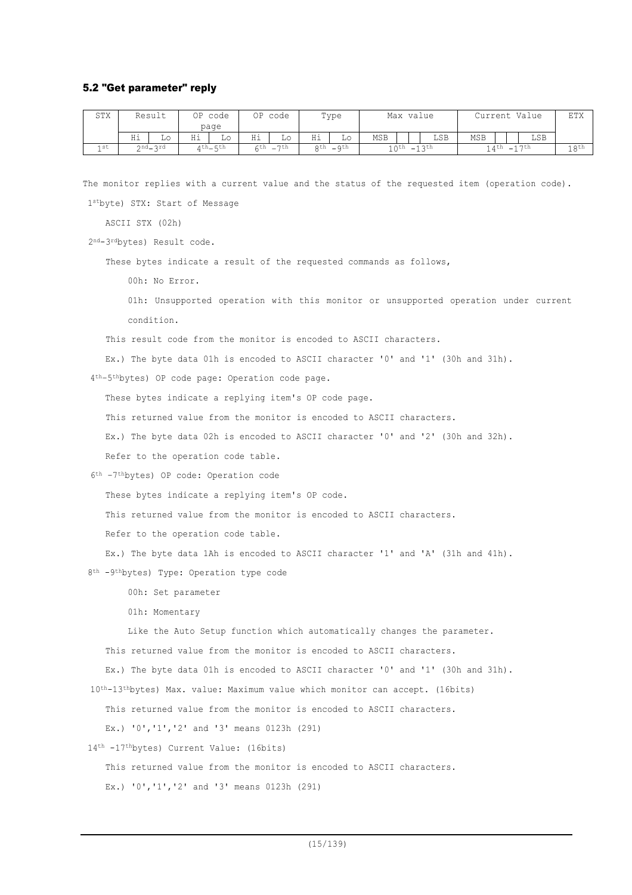### 5.2 "Get parameter" reply

| STX | Result | | OP code page | | OP code | | Type | | Max value | | | | Current Value | | | | ETX |
|---|---|---|---|---|---|---|---|---|---|---|---|---|---|---|---|---|---|
| | Hi | Lo | Hi | Lo | Hi | Lo | Hi | Lo | MSB | | | LSB | MSB | | | LSB | |
| 1st | 2nd-3rd | | 4th-5th | | 6th -7th | | 8th -9th | | 10th -13th | | | | 14th -17th | | | | 18th |

The monitor replies with a current value and the status of the requested item (operation code).

1st byte) STX: Start of Message

ASCII STX (02h)

2nd-3rd bytes) Result code.

These bytes indicate a result of the requested commands as follows,

00h: No Error.

01h: Unsupported operation with this monitor or unsupported operation under current condition.

This result code from the monitor is encoded to ASCII characters.

Ex.) The byte data 01h is encoded to ASCII character '0' and '1' (30h and 31h).

4th-5th bytes) OP code page: Operation code page.

These bytes indicate a replying item's OP code page.

This returned value from the monitor is encoded to ASCII characters.

Ex.) The byte data 02h is encoded to ASCII character '0' and '2' (30h and 32h).

Refer to the operation code table.

6th -7th bytes) OP code: Operation code

These bytes indicate a replying item's OP code.

This returned value from the monitor is encoded to ASCII characters.

Refer to the operation code table.

Ex.) The byte data 1Ah is encoded to ASCII character '1' and 'A' (31h and 41h).

8th -9th bytes) Type: Operation type code

00h: Set parameter

01h: Momentary

Like the Auto Setup function which automatically changes the parameter.

This returned value from the monitor is encoded to ASCII characters.

Ex.) The byte data 01h is encoded to ASCII character '0' and '1' (30h and 31h).

10th-13th bytes) Max. value: Maximum value which monitor can accept. (16bits)

This returned value from the monitor is encoded to ASCII characters.

Ex.) '0','1','2' and '3' means 0123h (291)

14th -17th bytes) Current Value: (16bits)

This returned value from the monitor is encoded to ASCII characters.

Ex.) '0','1','2' and '3' means 0123h (291)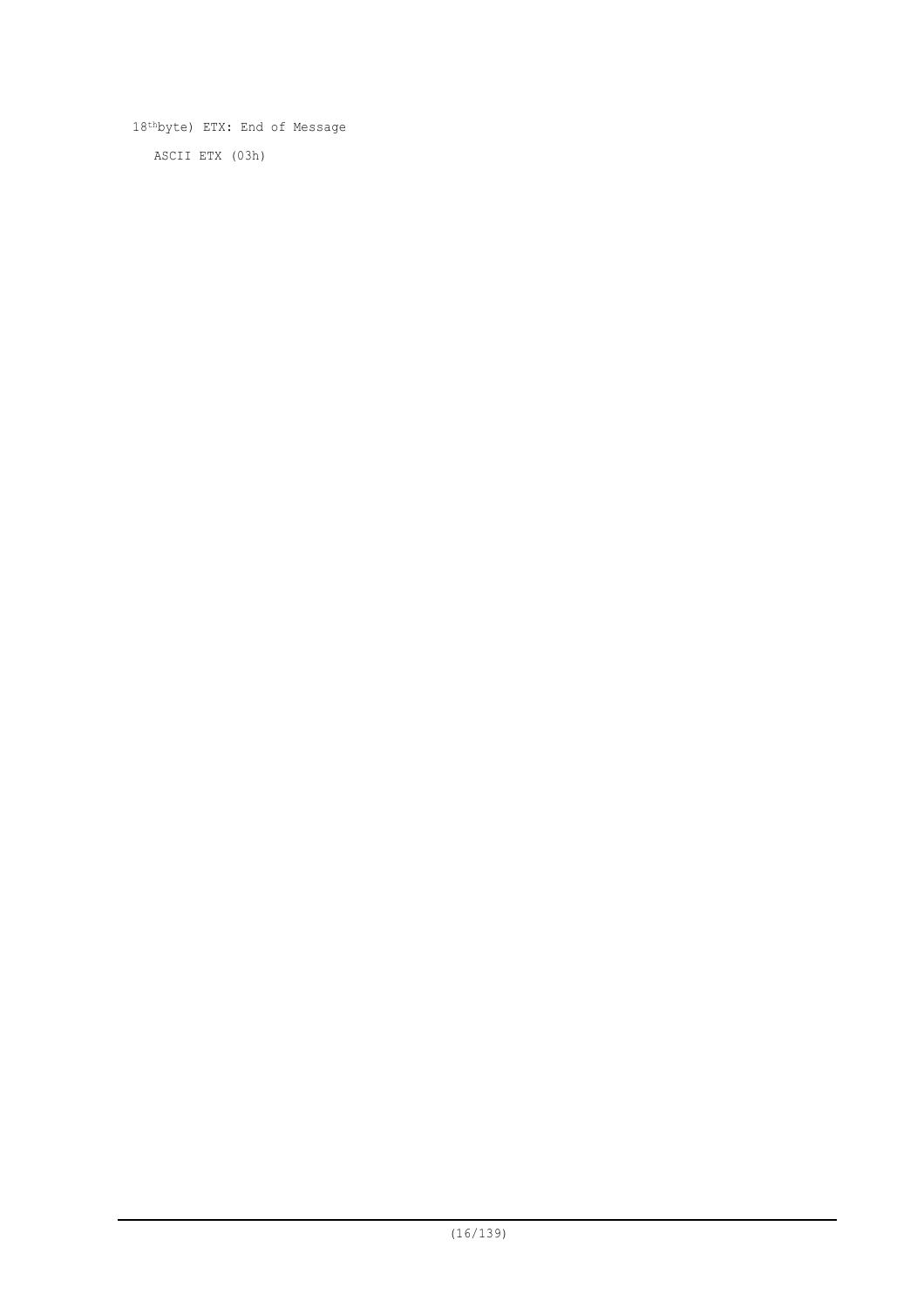18th byte) ETX: End of Message

ASCII ETX (03h)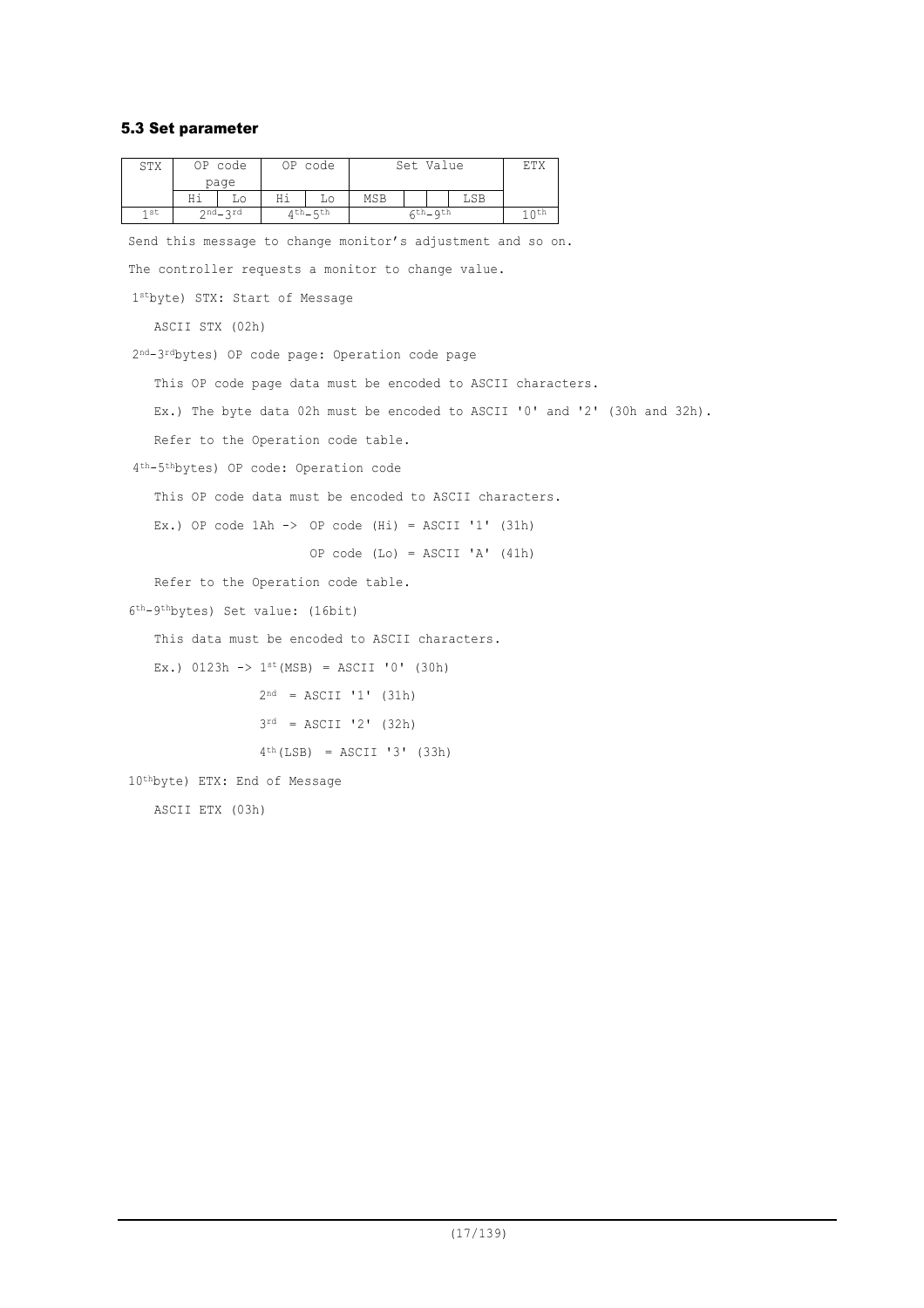## 5.3 Set parameter

| STX | OP code page | | OP code | | Set Value | | | | ETX |
|---|---|---|---|---|---|---|---|---|---|
| | Hi | Lo | Hi | Lo | MSB | | | LSB | |
| 1st | 2nd-3rd | | 4th-5th | | 6th-9th | | | | 10th |

Send this message to change monitor's adjustment and so on.

The controller requests a monitor to change value.

1st byte) STX: Start of Message

ASCII STX (02h)

2nd-3rd bytes) OP code page: Operation code page

This OP code page data must be encoded to ASCII characters.

Ex.) The byte data 02h must be encoded to ASCII '0' and '2' (30h and 32h).

Refer to the Operation code table.

4th-5th bytes) OP code: Operation code

This OP code data must be encoded to ASCII characters.

Ex.) OP code 1Ah -> OP code (Hi) = ASCII '1' (31h)

OP code (Lo) = ASCII 'A' (41h)

Refer to the Operation code table.

6th-9th bytes) Set value: (16bit)

This data must be encoded to ASCII characters.

Ex.) 0123h -> 1st (MSB) = ASCII '0' (30h)

2nd = ASCII '1' (31h)

3rd = ASCII '2' (32h)

4th (LSB) = ASCII '3' (33h)

10th byte) ETX: End of Message

ASCII ETX (03h)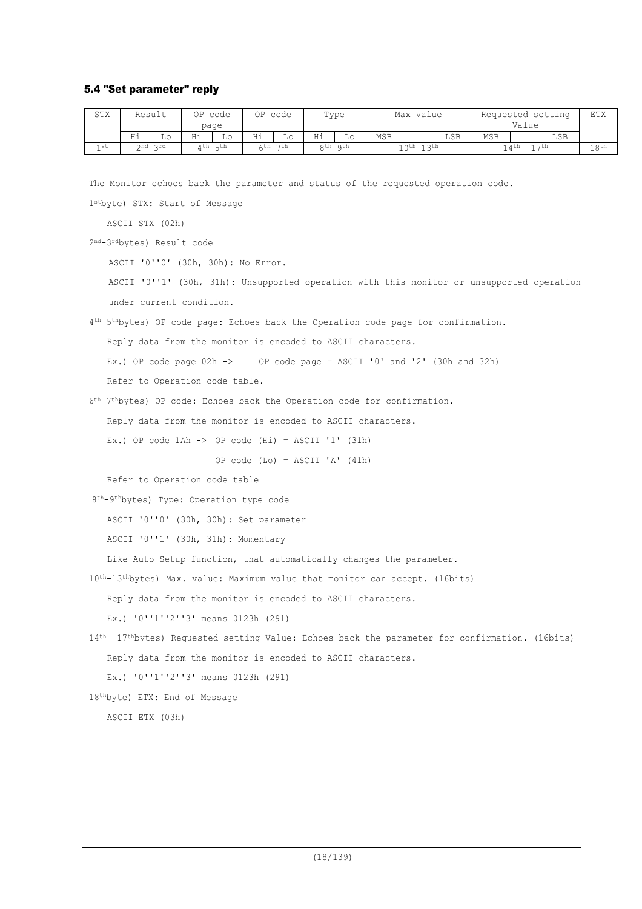### 5.4 "Set parameter" reply

| STX | Result | | OP code page | | OP code | | Type | | Max value | | | | Requested setting Value | | | | ETX |
|---|---|---|---|---|---|---|---|---|---|---|---|---|---|---|---|---|---|
| | Hi | Lo | Hi | Lo | Hi | Lo | Hi | Lo | MSB | | | LSB | MSB | | | LSB | |
| 1st | 2nd-3rd | | 4th-5th | | 6th-7th | | 8th-9th | | 10th-13th | | | | 14th -17th | | | | 18th |

The Monitor echoes back the parameter and status of the requested operation code.

1st byte) STX: Start of Message

ASCII STX (02h)

2nd-3rd bytes) Result code

ASCII '0''0' (30h, 30h): No Error.

ASCII '0''1' (30h, 31h): Unsupported operation with this monitor or unsupported operation under current condition.

4th-5th bytes) OP code page: Echoes back the Operation code page for confirmation.

Reply data from the monitor is encoded to ASCII characters.

Ex.) OP code page 02h -> OP code page = ASCII '0' and '2' (30h and 32h)

Refer to Operation code table.

6th-7th bytes) OP code: Echoes back the Operation code for confirmation.

Reply data from the monitor is encoded to ASCII characters.

Ex.) OP code 1Ah -> OP code (Hi) = ASCII '1' (31h)

OP code (Lo) = ASCII 'A' (41h)

Refer to Operation code table

8th-9th bytes) Type: Operation type code

ASCII '0''0' (30h, 30h): Set parameter

ASCII '0''1' (30h, 31h): Momentary

Like Auto Setup function, that automatically changes the parameter.

10th-13th bytes) Max. value: Maximum value that monitor can accept. (16bits)

Reply data from the monitor is encoded to ASCII characters.

Ex.) '0''1''2''3' means 0123h (291)

14th -17th bytes) Requested setting Value: Echoes back the parameter for confirmation. (16bits)

Reply data from the monitor is encoded to ASCII characters.

Ex.) '0''1''2''3' means 0123h (291)

18th byte) ETX: End of Message

ASCII ETX (03h)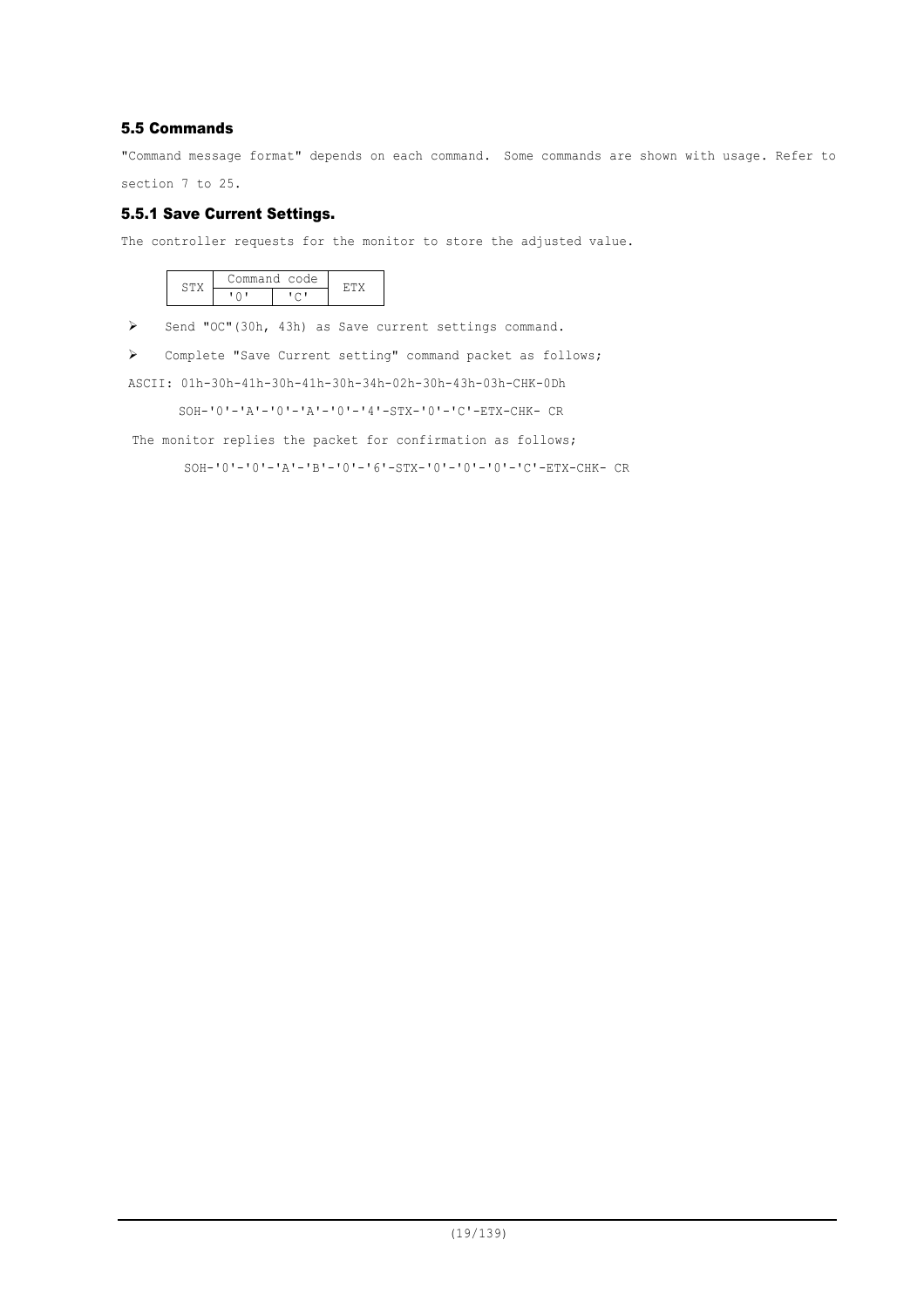## 5.5 Commands

"Command message format" depends on each command. Some commands are shown with usage. Refer to section 7 to 25.

### 5.5.1 Save Current Settings.

The controller requests for the monitor to store the adjusted value.

| STX | Command code | | ETX |
|---|---|---|---|
| | '0' | 'C' | |

- Send "OC"(30h, 43h) as Save current settings command.
- Complete "Save Current setting" command packet as follows;

ASCII: 01h-30h-41h-30h-41h-30h-34h-02h-30h-43h-03h-CHK-0Dh

SOH-'0'-'A'-'0'-'A'-'0'-'4'-STX-'0'-'C'-ETX-CHK- CR

The monitor replies the packet for confirmation as follows;

SOH-'0'-'0'-'A'-'B'-'0'-'6'-STX-'0'-'0'-'0'-'C'-ETX-CHK- CR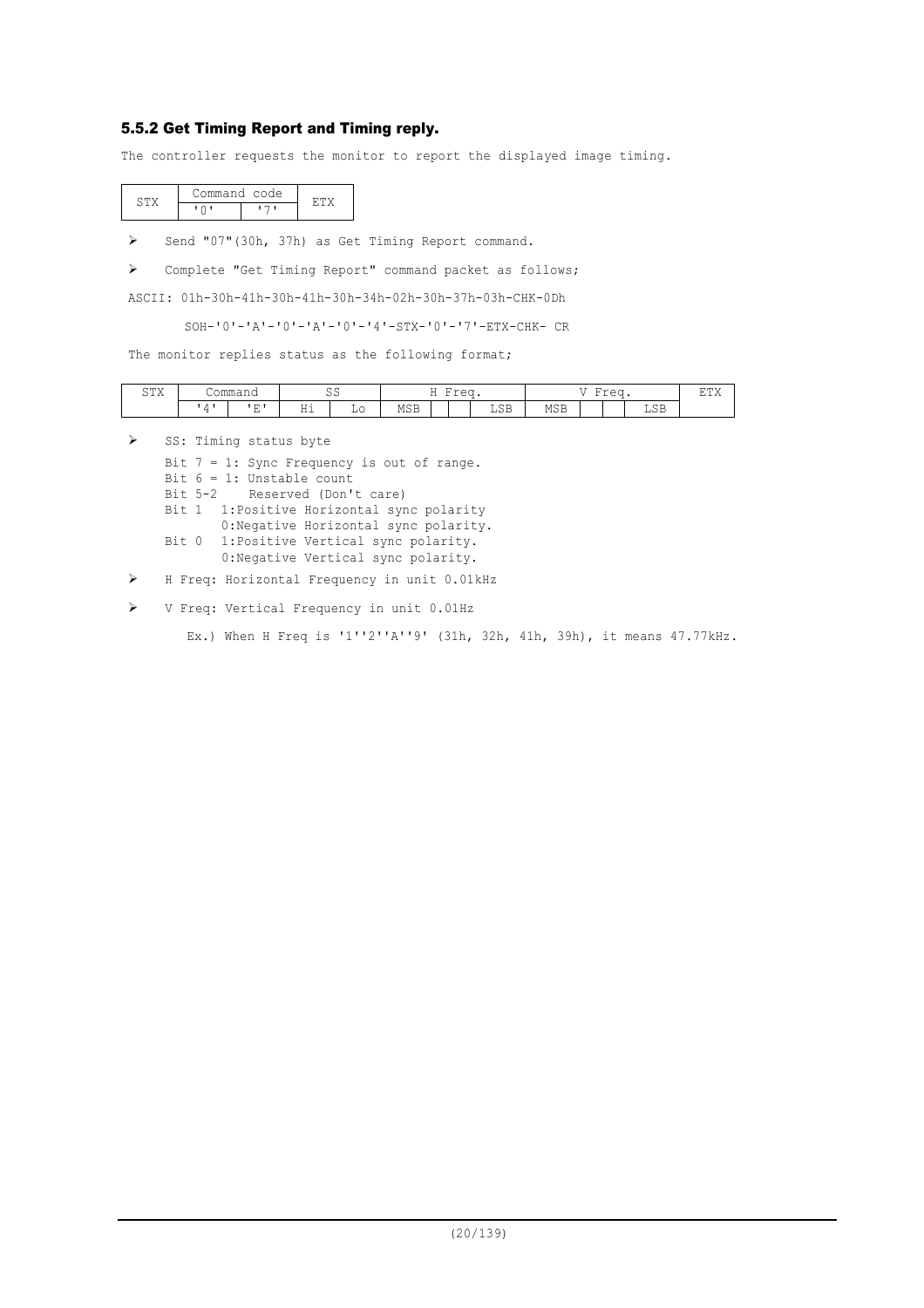### 5.5.2 Get Timing Report and Timing reply.

The controller requests the monitor to report the displayed image timing.

| STX | Command code | | ETX |
|---|---|---|---|
| | '0' | '7' | |

- Send "07"(30h, 37h) as Get Timing Report command.
- Complete "Get Timing Report" command packet as follows;

ASCII: 01h-30h-41h-30h-41h-30h-34h-02h-30h-37h-03h-CHK-0Dh

SOH-'0'-'A'-'0'-'A'-'0'-'4'-STX-'0'-'7'-ETX-CHK- CR

The monitor replies status as the following format;

| STX | Command | | SS | | H Freq. | | | | V Freq. | | | | ETX |
|---|---|---|---|---|---|---|---|---|---|---|---|---|---|
| | '4' | 'E' | Hi | Lo | MSB | | | LSB | MSB | | | LSB | |

- SS: Timing status byte

```
Bit 7 = 1: Sync Frequency is out of range.
Bit 6 = 1: Unstable count
Bit 5-2    Reserved (Don't care)
Bit 1  1:Positive Horizontal sync polarity
       0:Negative Horizontal sync polarity.
Bit 0  1:Positive Vertical sync polarity.
       0:Negative Vertical sync polarity.
```

- H Freq: Horizontal Frequency in unit 0.01kHz
- V Freq: Vertical Frequency in unit 0.01Hz

Ex.) When H Freq is '1''2''A''9' (31h, 32h, 41h, 39h), it means 47.77kHz.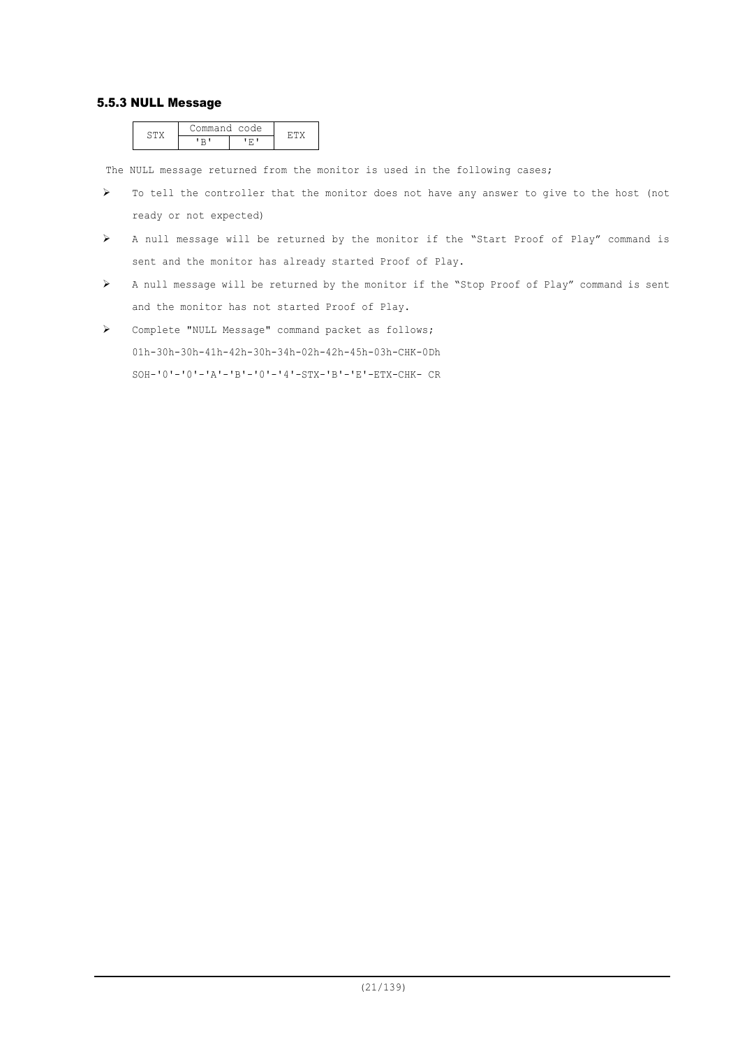### 5.5.3 NULL Message

| STX | Command code | | ETX |
|---|---|---|---|
| | 'B' | 'E' | |

The NULL message returned from the monitor is used in the following cases;

- To tell the controller that the monitor does not have any answer to give to the host (not ready or not expected)
- A null message will be returned by the monitor if the “Start Proof of Play” command is sent and the monitor has already started Proof of Play.
- A null message will be returned by the monitor if the “Stop Proof of Play” command is sent and the monitor has not started Proof of Play.
- Complete "NULL Message" command packet as follows;

  01h-30h-30h-41h-42h-30h-34h-02h-42h-45h-03h-CHK-0Dh

  SOH-'0'-'0'-'A'-'B'-'0'-'4'-STX-'B'-'E'-ETX-CHK- CR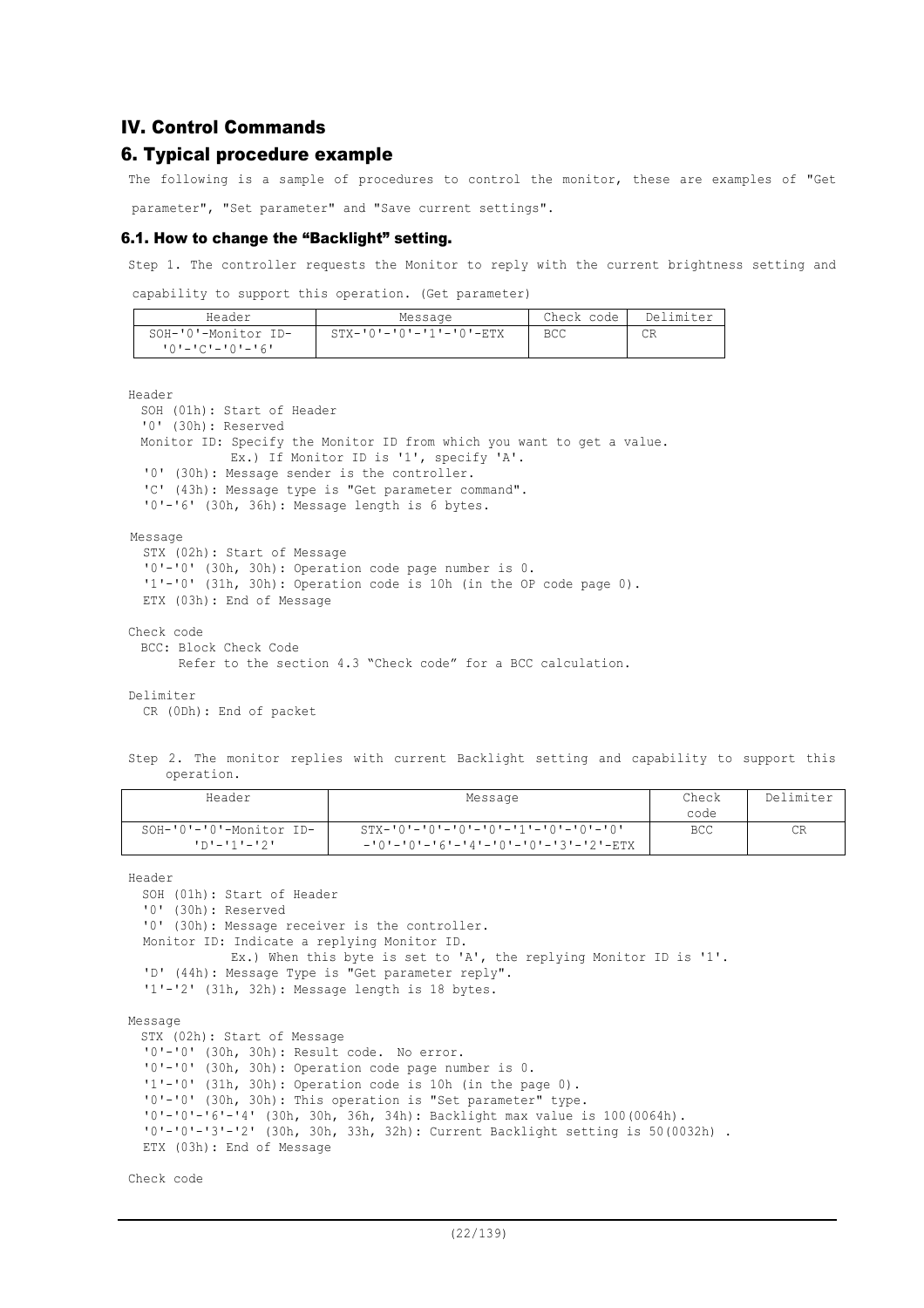## IV. Control Commands

## 6. Typical procedure example

The following is a sample of procedures to control the monitor, these are examples of "Get parameter", "Set parameter" and "Save current settings".

### 6.1. How to change the “Backlight” setting.

Step 1. The controller requests the Monitor to reply with the current brightness setting and capability to support this operation. (Get parameter)

| Header | Message | Check code | Delimiter |
|---|---|---|---|
| SOH-'0'-Monitor ID-'0'-'C'-'0'-'6' | STX-'0'-'0'-'1'-'0'-ETX | BCC | CR |

Header
- SOH (01h): Start of Header
- '0' (30h): Reserved
- Monitor ID: Specify the Monitor ID from which you want to get a value.
  Ex.) If Monitor ID is '1', specify 'A'.
- '0' (30h): Message sender is the controller.
- 'C' (43h): Message type is "Get parameter command".
- '0'-'6' (30h, 36h): Message length is 6 bytes.

Message
- STX (02h): Start of Message
- '0'-'0' (30h, 30h): Operation code page number is 0.
- '1'-'0' (31h, 30h): Operation code is 10h (in the OP code page 0).
- ETX (03h): End of Message

Check code
- BCC: Block Check Code
  Refer to the section 4.3 “Check code” for a BCC calculation.

Delimiter
- CR (0Dh): End of packet

Step 2. The monitor replies with current Backlight setting and capability to support this operation.

| Header | Message | Check code | Delimiter |
|---|---|---|---|
| SOH-'0'-'0'-Monitor ID-'D'-'1'-'2' | STX-'0'-'0'-'0'-'0'-'1'-'0'-'0'-'0'-'0'-'0'-'6'-'4'-'0'-'0'-'3'-'2'-ETX | BCC | CR |

Header
- SOH (01h): Start of Header
- '0' (30h): Reserved
- '0' (30h): Message receiver is the controller.
- Monitor ID: Indicate a replying Monitor ID.
  Ex.) When this byte is set to 'A', the replying Monitor ID is '1'.
- 'D' (44h): Message Type is "Get parameter reply".
- '1'-'2' (31h, 32h): Message length is 18 bytes.

Message
- STX (02h): Start of Message
- '0'-'0' (30h, 30h): Result code. No error.
- '0'-'0' (30h, 30h): Operation code page number is 0.
- '1'-'0' (31h, 30h): Operation code is 10h (in the page 0).
- '0'-'0' (30h, 30h): This operation is "Set parameter" type.
- '0'-'0'-'6'-'4' (30h, 30h, 36h, 34h): Backlight max value is 100(0064h).
- '0'-'0'-'3'-'2' (30h, 30h, 33h, 32h): Current Backlight setting is 50(0032h) .
- ETX (03h): End of Message

Check code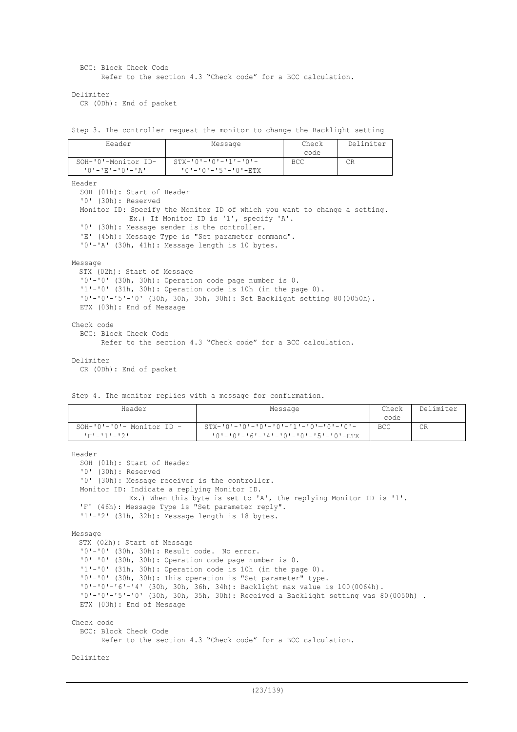BCC: Block Check Code
    Refer to the section 4.3 “Check code” for a BCC calculation.

Delimiter
  CR (0Dh): End of packet

Step 3. The controller request the monitor to change the Backlight setting

| Header | Message | Check code | Delimiter |
|---|---|---|---|
| SOH-'0'-Monitor ID-'0'-'E'-'0'-'A' | STX-'0'-'0'-'1'-'0'-'0'-'0'-'5'-'0'-ETX | BCC | CR |

Header
  SOH (01h): Start of Header
  '0' (30h): Reserved
  Monitor ID: Specify the Monitor ID of which you want to change a setting.
      Ex.) If Monitor ID is '1', specify 'A'.
  '0' (30h): Message sender is the controller.
  'E' (45h): Message Type is "Set parameter command".
  '0'-'A' (30h, 41h): Message length is 10 bytes.

Message
  STX (02h): Start of Message
  '0'-'0' (30h, 30h): Operation code page number is 0.
  '1'-'0' (31h, 30h): Operation code is 10h (in the page 0).
  '0'-'0'-'5'-'0' (30h, 30h, 35h, 30h): Set Backlight setting 80(0050h).
  ETX (03h): End of Message

Check code
  BCC: Block Check Code
    Refer to the section 4.3 “Check code” for a BCC calculation.

Delimiter
  CR (0Dh): End of packet

Step 4. The monitor replies with a message for confirmation.

| Header | Message | Check code | Delimiter |
|---|---|---|---|
| SOH-'0'-'0'- Monitor ID -'F'-'1'-'2' | STX-'0'-'0'-'0'-'0'-'1'-'0'-'0'-'0'-'0'-'0'-'6'-'4'-'0'-'0'-'5'-'0'-ETX | BCC | CR |

Header
  SOH (01h): Start of Header
  '0' (30h): Reserved
  '0' (30h): Message receiver is the controller.
  Monitor ID: Indicate a replying Monitor ID.
      Ex.) When this byte is set to 'A', the replying Monitor ID is '1'.
  'F' (46h): Message Type is "Set parameter reply".
  '1'-'2' (31h, 32h): Message length is 18 bytes.

Message
  STX (02h): Start of Message
  '0'-'0' (30h, 30h): Result code. No error.
  '0'-'0' (30h, 30h): Operation code page number is 0.
  '1'-'0' (31h, 30h): Operation code is 10h (in the page 0).
  '0'-'0' (30h, 30h): This operation is "Set parameter" type.
  '0'-'0'-'6'-'4' (30h, 30h, 36h, 34h): Backlight max value is 100(0064h).
  '0'-'0'-'5'-'0' (30h, 30h, 35h, 30h): Received a Backlight setting was 80(0050h) .
  ETX (03h): End of Message

Check code
  BCC: Block Check Code
    Refer to the section 4.3 “Check code” for a BCC calculation.

Delimiter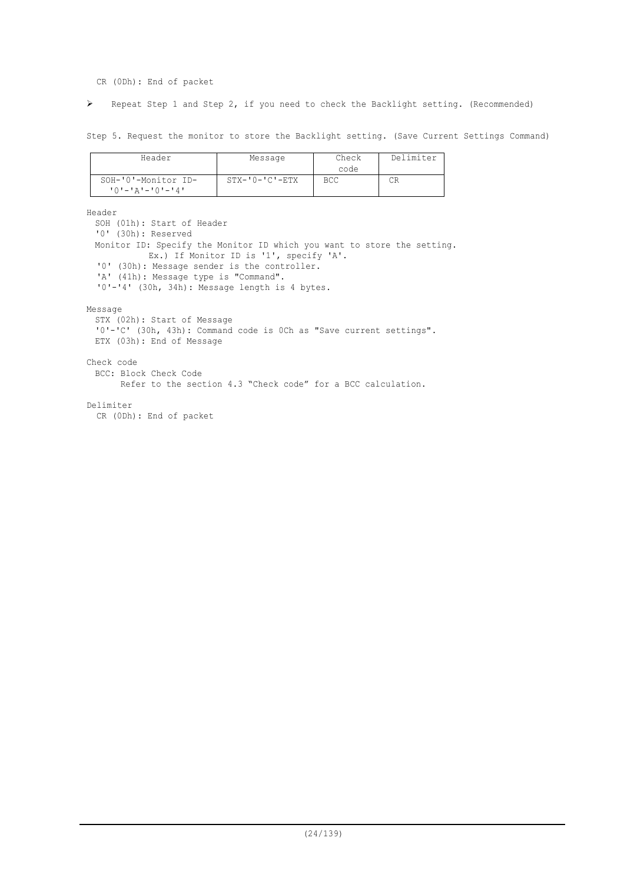CR (0Dh): End of packet

- Repeat Step 1 and Step 2, if you need to check the Backlight setting. (Recommended)

Step 5. Request the monitor to store the Backlight setting. (Save Current Settings Command)

| Header | Message | Check code | Delimiter |
|---|---|---|---|
| SOH-'0'-Monitor ID-'0'-'A'-'0'-'4' | STX-'0-'C'-ETX | BCC | CR |

Header
  SOH (01h): Start of Header
  '0' (30h): Reserved
  Monitor ID: Specify the Monitor ID which you want to store the setting.
    Ex.) If Monitor ID is '1', specify 'A'.
  '0' (30h): Message sender is the controller.
  'A' (41h): Message type is "Command".
  '0'-'4' (30h, 34h): Message length is 4 bytes.

Message
  STX (02h): Start of Message
  '0'-'C' (30h, 43h): Command code is 0Ch as "Save current settings".
  ETX (03h): End of Message

Check code
  BCC: Block Check Code
    Refer to the section 4.3 “Check code” for a BCC calculation.

Delimiter
  CR (0Dh): End of packet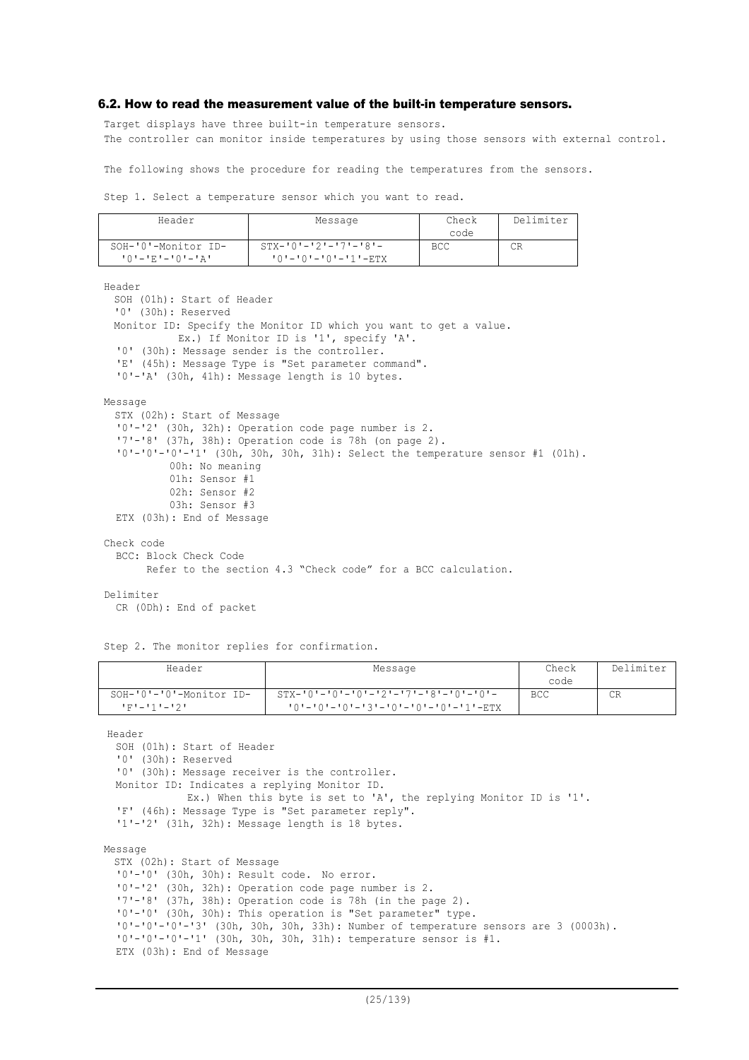### 6.2. How to read the measurement value of the built-in temperature sensors.

Target displays have three built-in temperature sensors.
The controller can monitor inside temperatures by using those sensors with external control.

The following shows the procedure for reading the temperatures from the sensors.

Step 1. Select a temperature sensor which you want to read.

| Header | Message | Check code | Delimiter |
|---|---|---|---|
| SOH-'0'-Monitor ID-'0'-'E'-'0'-'A' | STX-'0'-'2'-'7'-'8'-'0'-'0'-'0'-'1'-ETX | BCC | CR |

Header
- SOH (01h): Start of Header
- '0' (30h): Reserved
- Monitor ID: Specify the Monitor ID which you want to get a value.
  Ex.) If Monitor ID is '1', specify 'A'.
- '0' (30h): Message sender is the controller.
- 'E' (45h): Message Type is "Set parameter command".
- '0'-'A' (30h, 41h): Message length is 10 bytes.

Message
- STX (02h): Start of Message
- '0'-'2' (30h, 32h): Operation code page number is 2.
- '7'-'8' (37h, 38h): Operation code is 78h (on page 2).
- '0'-'0'-'0'-'1' (30h, 30h, 30h, 31h): Select the temperature sensor #1 (01h).
  - 00h: No meaning
  - 01h: Sensor #1
  - 02h: Sensor #2
  - 03h: Sensor #3
- ETX (03h): End of Message

Check code
- BCC: Block Check Code
  Refer to the section 4.3 "Check code" for a BCC calculation.

Delimiter
- CR (0Dh): End of packet

Step 2. The monitor replies for confirmation.

| Header | Message | Check code | Delimiter |
|---|---|---|---|
| SOH-'0'-'0'-Monitor ID-'F'-'1'-'2' | STX-'0'-'0'-'0'-'2'-'7'-'8'-'0'-'0'-'0'-'0'-'0'-'3'-'0'-'0'-'0'-'1'-ETX | BCC | CR |

Header
- SOH (01h): Start of Header
- '0' (30h): Reserved
- '0' (30h): Message receiver is the controller.
- Monitor ID: Indicates a replying Monitor ID.
  Ex.) When this byte is set to 'A', the replying Monitor ID is '1'.
- 'F' (46h): Message Type is "Set parameter reply".
- '1'-'2' (31h, 32h): Message length is 18 bytes.

Message
- STX (02h): Start of Message
- '0'-'0' (30h, 30h): Result code. No error.
- '0'-'2' (30h, 32h): Operation code page number is 2.
- '7'-'8' (37h, 38h): Operation code is 78h (in the page 2).
- '0'-'0' (30h, 30h): This operation is "Set parameter" type.
- '0'-'0'-'0'-'3' (30h, 30h, 30h, 33h): Number of temperature sensors are 3 (0003h).
- '0'-'0'-'0'-'1' (30h, 30h, 30h, 31h): temperature sensor is #1.
- ETX (03h): End of Message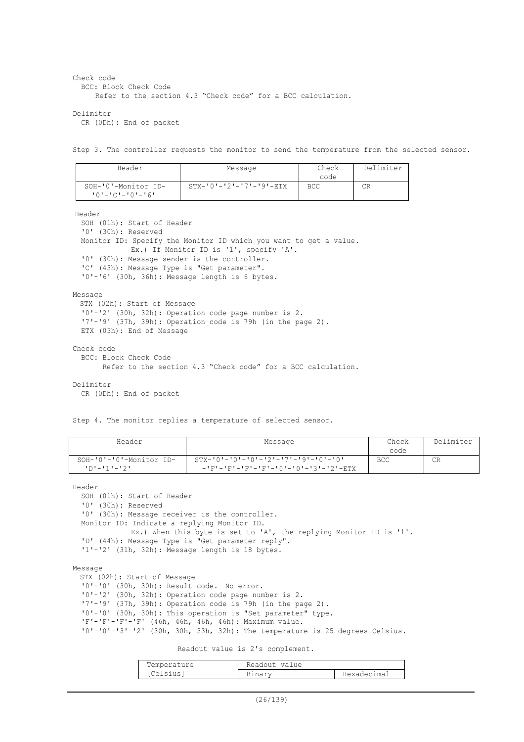Check code

BCC: Block Check Code

Refer to the section 4.3 “Check code” for a BCC calculation.

Delimiter

CR (0Dh): End of packet

Step 3. The controller requests the monitor to send the temperature from the selected sensor.

| Header | Message | Check code | Delimiter |
|---|---|---|---|
| SOH-'0'-Monitor ID-'0'-'C'-'0'-'6' | STX-'0'-'2'-'7'-'9'-ETX | BCC | CR |

Header

SOH (01h): Start of Header

'0' (30h): Reserved

Monitor ID: Specify the Monitor ID which you want to get a value.
Ex.) If Monitor ID is '1', specify 'A'.

'0' (30h): Message sender is the controller.

'C' (43h): Message Type is "Get parameter".

'0'-'6' (30h, 36h): Message length is 6 bytes.

Message

STX (02h): Start of Message

'0'-'2' (30h, 32h): Operation code page number is 2.

'7'-'9' (37h, 39h): Operation code is 79h (in the page 2).

ETX (03h): End of Message

Check code

BCC: Block Check Code

Refer to the section 4.3 “Check code” for a BCC calculation.

Delimiter

CR (0Dh): End of packet

Step 4. The monitor replies a temperature of selected sensor.

| Header | Message | Check code | Delimiter |
|---|---|---|---|
| SOH-'0'-'0'-Monitor ID-'D'-'1'-'2' | STX-'0'-'0'-'0'-'2'-'7'-'9'-'0'-'0'-'F'-'F'-'F'-'F'-'0'-'0'-'3'-'2'-ETX | BCC | CR |

Header

SOH (01h): Start of Header

'0' (30h): Reserved

'0' (30h): Message receiver is the controller.

Monitor ID: Indicate a replying Monitor ID.
Ex.) When this byte is set to 'A', the replying Monitor ID is '1'.

'D' (44h): Message Type is "Get parameter reply".

'1'-'2' (31h, 32h): Message length is 18 bytes.

Message

STX (02h): Start of Message

'0'-'0' (30h, 30h): Result code. No error.

'0'-'2' (30h, 32h): Operation code page number is 2.

'7'-'9' (37h, 39h): Operation code is 79h (in the page 2).

'0'-'0' (30h, 30h): This operation is "Set parameter" type.

'F'-'F'-'F'-'F' (46h, 46h, 46h, 46h): Maximum value.

'0'-'0'-'3'-'2' (30h, 30h, 33h, 32h): The temperature is 25 degrees Celsius.

Readout value is 2's complement.

| Temperature [Celsius] | Readout value | |
|---|---|---|
| | Binary | Hexadecimal |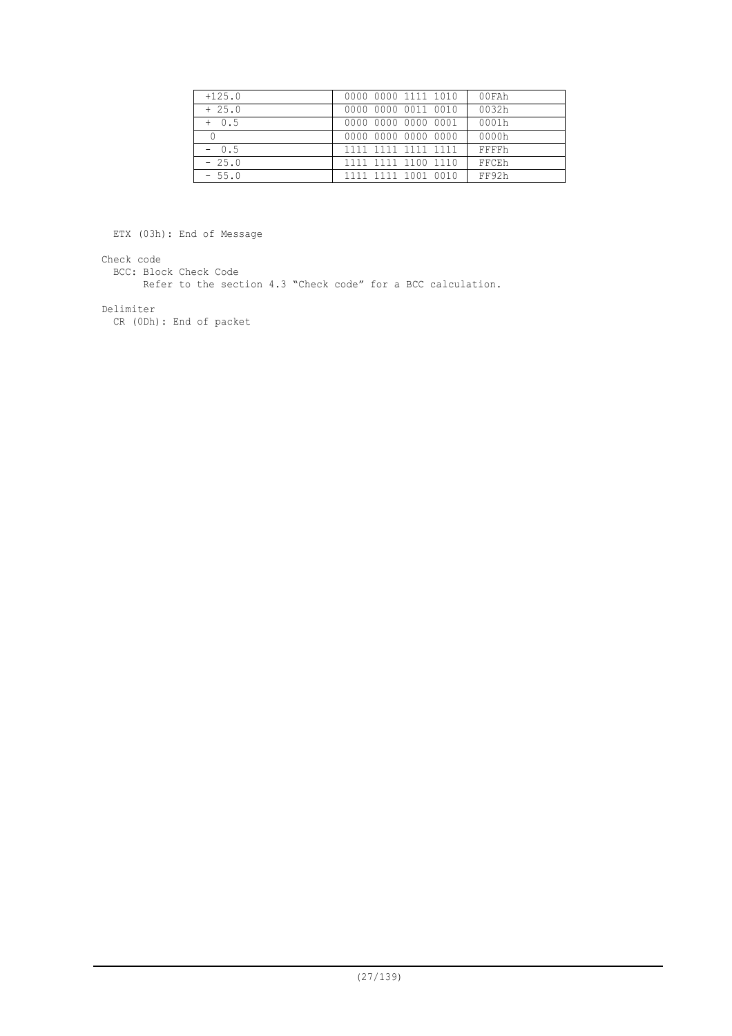| +125.0 | 0000 0000 1111 1010 | 00FAh |
|---|---|---|
| + 25.0 | 0000 0000 0011 0010 | 0032h |
| + 0.5 | 0000 0000 0000 0001 | 0001h |
| 0 | 0000 0000 0000 0000 | 0000h |
| − 0.5 | 1111 1111 1111 1111 | FFFFh |
| − 25.0 | 1111 1111 1100 1110 | FFCEh |
| − 55.0 | 1111 1111 1001 0010 | FF92h |

ETX (03h): End of Message

Check code

BCC: Block Check Code

Refer to the section 4.3 “Check code” for a BCC calculation.

Delimiter

CR (0Dh): End of packet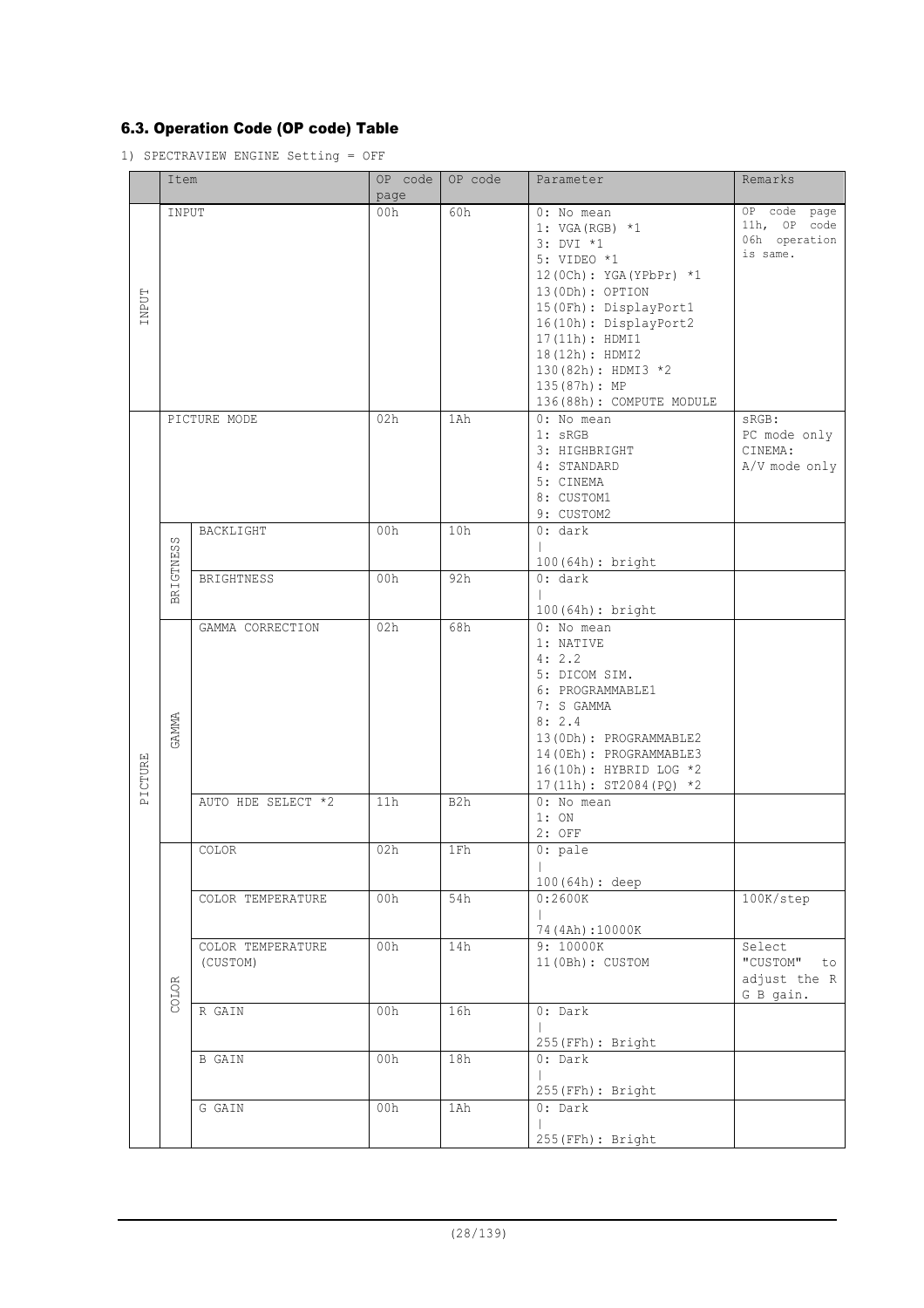### 6.3. Operation Code (OP code) Table

1) SPECTRAVIEW ENGINE Setting = OFF

| | Item | | OP code page | OP code | Parameter | Remarks |
|---|---|---|---|---|---|---|
| INPUT | INPUT | | 00h | 60h | 0: No mean<br>1: VGA(RGB) *1<br>3: DVI *1<br>5: VIDEO *1<br>12(0Ch): YGA(YPbPr) *1<br>13(0Dh): OPTION<br>15(0Fh): DisplayPort1<br>16(10h): DisplayPort2<br>17(11h): HDMI1<br>18(12h): HDMI2<br>130(82h): HDMI3 *2<br>135(87h): MP<br>136(88h): COMPUTE MODULE | OP code page 11h, OP code 06h operation is same. |
| PICTURE | PICTURE MODE | | 02h | 1Ah | 0: No mean<br>1: sRGB<br>3: HIGHBRIGHT<br>4: STANDARD<br>5: CINEMA<br>8: CUSTOM1<br>9: CUSTOM2 | sRGB:<br>PC mode only<br>CINEMA:<br>A/V mode only |
| | BRIGTNESS | BACKLIGHT | 00h | 10h | 0: dark<br>\|<br>100(64h): bright | |
| | | BRIGHTNESS | 00h | 92h | 0: dark<br>\|<br>100(64h): bright | |
| | GAMMA | GAMMA CORRECTION | 02h | 68h | 0: No mean<br>1: NATIVE<br>4: 2.2<br>5: DICOM SIM.<br>6: PROGRAMMABLE1<br>7: S GAMMA<br>8: 2.4<br>13(0Dh): PROGRAMMABLE2<br>14(0Eh): PROGRAMMABLE3<br>16(10h): HYBRID LOG *2<br>17(11h): ST2084(PQ) *2 | |
| | | AUTO HDE SELECT *2 | 11h | B2h | 0: No mean<br>1: ON<br>2: OFF | |
| | COLOR | COLOR | 02h | 1Fh | 0: pale<br>\|<br>100(64h): deep | |
| | | COLOR TEMPERATURE | 00h | 54h | 0:2600K<br>\|<br>74(4Ah):10000K | 100K/step |
| | | COLOR TEMPERATURE (CUSTOM) | 00h | 14h | 9: 10000K<br>11(0Bh): CUSTOM | Select "CUSTOM" to adjust the R G B gain. |
| | | R GAIN | 00h | 16h | 0: Dark<br>\|<br>255(FFh): Bright | |
| | | B GAIN | 00h | 18h | 0: Dark<br>\|<br>255(FFh): Bright | |
| | | G GAIN | 00h | 1Ah | 0: Dark<br>\|<br>255(FFh): Bright | |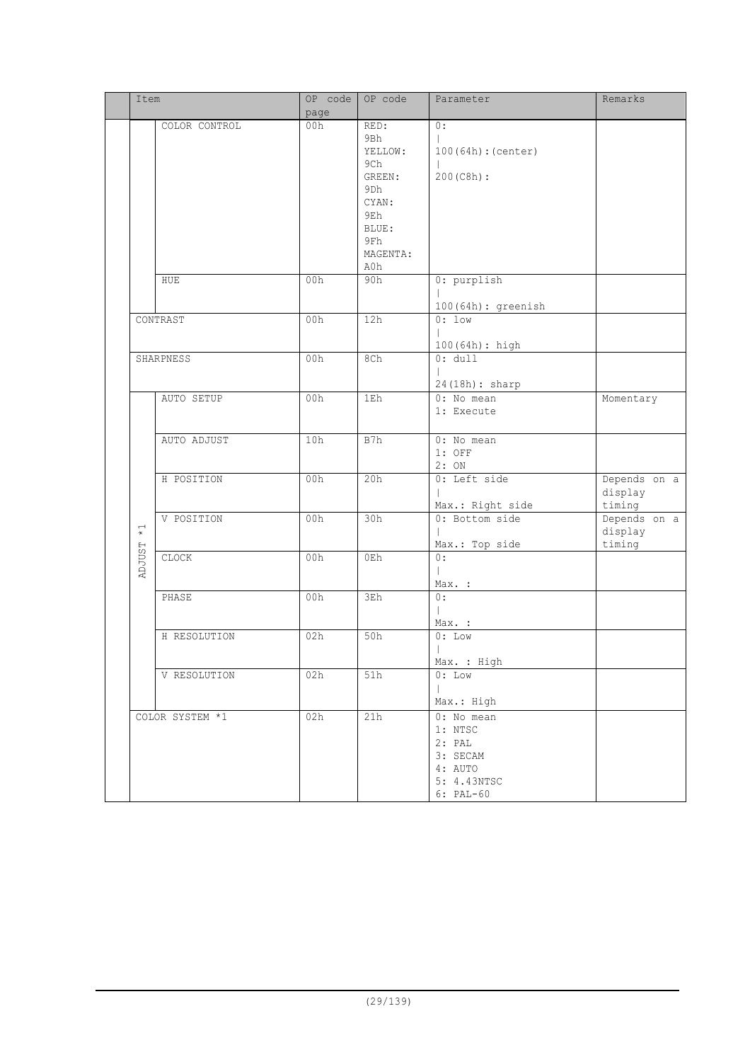| | Item | | OP code page | OP code | Parameter | Remarks |
|---|---|---|---|---|---|---|
| | | COLOR CONTROL | 00h | RED: 9Bh<br>YELLOW: 9Ch<br>GREEN: 9Dh<br>CYAN: 9Eh<br>BLUE: 9Fh<br>MAGENTA: A0h | 0:<br>\|<br>100(64h):(center)<br>\|<br>200(C8h): | |
| | | HUE | 00h | 90h | 0: purplish<br>\|<br>100(64h): greenish | |
| | CONTRAST | | 00h | 12h | 0: low<br>\|<br>100(64h): high | |
| | SHARPNESS | | 00h | 8Ch | 0: dull<br>\|<br>24(18h): sharp | |
| | ADJUST *1 | AUTO SETUP | 00h | 1Eh | 0: No mean<br>1: Execute | Momentary |
| | | AUTO ADJUST | 10h | B7h | 0: No mean<br>1: OFF<br>2: ON | |
| | | H POSITION | 00h | 20h | 0: Left side<br>\|<br>Max.: Right side | Depends on a display timing |
| | | V POSITION | 00h | 30h | 0: Bottom side<br>\|<br>Max.: Top side | Depends on a display timing |
| | | CLOCK | 00h | 0Eh | 0:<br>\|<br>Max. : | |
| | | PHASE | 00h | 3Eh | 0:<br>\|<br>Max. : | |
| | | H RESOLUTION | 02h | 50h | 0: Low<br>\|<br>Max. : High | |
| | | V RESOLUTION | 02h | 51h | 0: Low<br>\|<br>Max.: High | |
| | COLOR SYSTEM *1 | | 02h | 21h | 0: No mean<br>1: NTSC<br>2: PAL<br>3: SECAM<br>4: AUTO<br>5: 4.43NTSC<br>6: PAL-60 | |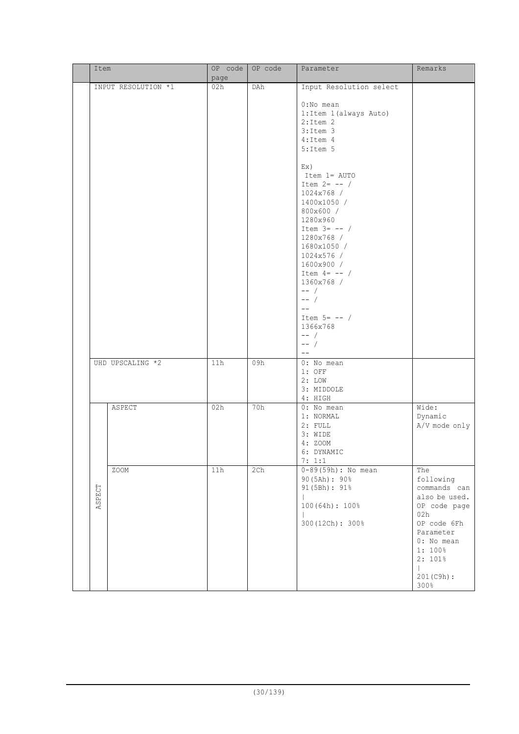| | Item | | OP code page | OP code | Parameter | Remarks |
|---|---|---|---|---|---|---|
| | INPUT RESOLUTION *1 | | 02h | DAh | Input Resolution select<br><br>0:No mean<br>1:Item 1(always Auto)<br>2:Item 2<br>3:Item 3<br>4:Item 4<br>5:Item 5<br><br>Ex)<br>Item 1= AUTO<br>Item 2= -- /<br>1024x768 /<br>1400x1050 /<br>800x600 /<br>1280x960<br>Item 3= -- /<br>1280x768 /<br>1680x1050 /<br>1024x576 /<br>1600x900 /<br>Item 4= -- /<br>1360x768 /<br>-- /<br>-- /<br>--<br>Item 5= -- /<br>1366x768<br>-- /<br>-- /<br>-- | |
| | UHD UPSCALING *2 | | 11h | 09h | 0: No mean<br>1: OFF<br>2: LOW<br>3: MIDDOLE<br>4: HIGH | |
| | ASPECT | ASPECT | 02h | 70h | 0: No mean<br>1: NORMAL<br>2: FULL<br>3: WIDE<br>4: ZOOM<br>6: DYNAMIC<br>7: 1:1 | Wide:<br>Dynamic<br>A/V mode only |
| | | ZOOM | 11h | 2Ch | 0-89(59h): No mean<br>90(5Ah): 90%<br>91(5Bh): 91%<br>\|<br>100(64h): 100%<br>\|<br>300(12Ch): 300% | The following commands can also be used.<br>OP code page 02h<br>OP code 6Fh<br>Parameter<br>0: No mean<br>1: 100%<br>2: 101%<br>\|<br>201(C9h): 300% |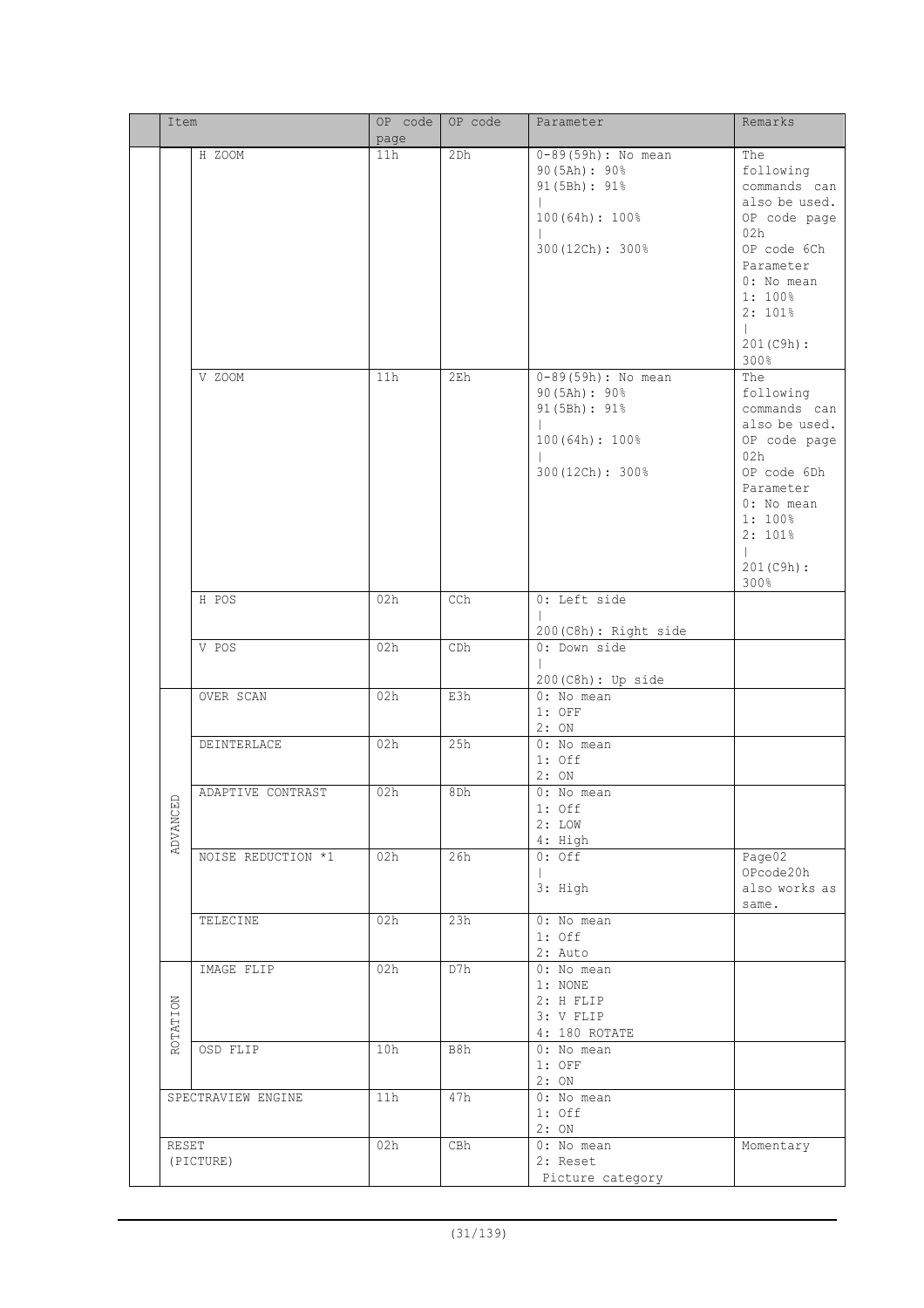| | Item | | OP code page | OP code | Parameter | Remarks |
|---|---|---|---|---|---|---|
| | | H ZOOM | 11h | 2Dh | 0-89(59h): No mean<br>90(5Ah): 90%<br>91(5Bh): 91%<br>\|<br>100(64h): 100%<br>\|<br>300(12Ch): 300% | The following commands can also be used.<br>OP code page 02h<br>OP code 6Ch<br>Parameter<br>0: No mean<br>1: 100%<br>2: 101%<br>\|<br>201(C9h): 300% |
| | | V ZOOM | 11h | 2Eh | 0-89(59h): No mean<br>90(5Ah): 90%<br>91(5Bh): 91%<br>\|<br>100(64h): 100%<br>\|<br>300(12Ch): 300% | The following commands can also be used.<br>OP code page 02h<br>OP code 6Dh<br>Parameter<br>0: No mean<br>1: 100%<br>2: 101%<br>\|<br>201(C9h): 300% |
| | | H POS | 02h | CCh | 0: Left side<br>\|<br>200(C8h): Right side | |
| | | V POS | 02h | CDh | 0: Down side<br>\|<br>200(C8h): Up side | |
| | ADVANCED | OVER SCAN | 02h | E3h | 0: No mean<br>1: OFF<br>2: ON | |
| | ADVANCED | DEINTERLACE | 02h | 25h | 0: No mean<br>1: Off<br>2: ON | |
| | ADVANCED | ADAPTIVE CONTRAST | 02h | 8Dh | 0: No mean<br>1: Off<br>2: LOW<br>4: High | |
| | ADVANCED | NOISE REDUCTION *1 | 02h | 26h | 0: Off<br>\|<br>3: High | Page02 OPcode20h also works as same. |
| | ADVANCED | TELECINE | 02h | 23h | 0: No mean<br>1: Off<br>2: Auto | |
| | ROTATION | IMAGE FLIP | 02h | D7h | 0: No mean<br>1: NONE<br>2: H FLIP<br>3: V FLIP<br>4: 180 ROTATE | |
| | ROTATION | OSD FLIP | 10h | B8h | 0: No mean<br>1: OFF<br>2: ON | |
| | SPECTRAVIEW ENGINE | | 11h | 47h | 0: No mean<br>1: Off<br>2: ON | |
| | RESET (PICTURE) | | 02h | CBh | 0: No mean<br>2: Reset<br>Picture category | Momentary |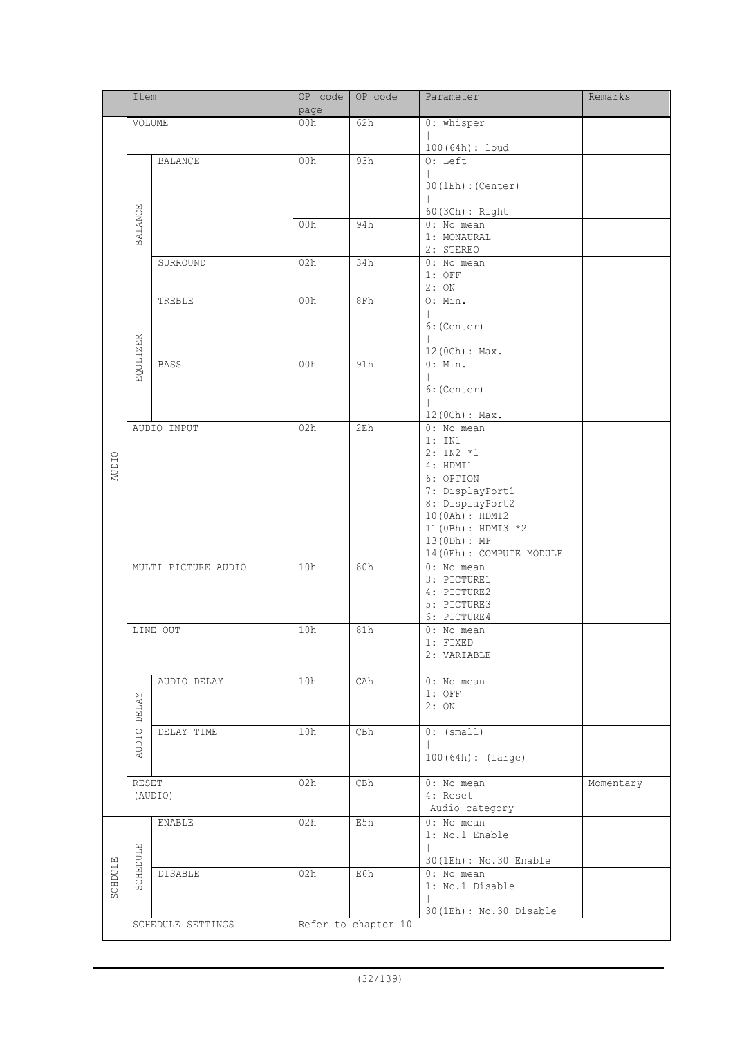| | Item | | OP code page | OP code | Parameter | Remarks |
|---|---|---|---|---|---|---|
| AUDIO | VOLUME | | 00h | 62h | 0: whisper<br>\|<br>100(64h): loud | |
| | BALANCE | BALANCE | 00h | 93h | 0: Left<br>\|<br>30(1Eh):(Center)<br>\|<br>60(3Ch): Right | |
| | | | 00h | 94h | 0: No mean<br>1: MONAURAL<br>2: STEREO | |
| | | SURROUND | 02h | 34h | 0: No mean<br>1: OFF<br>2: ON | |
| | EQULIZER | TREBLE | 00h | 8Fh | 0: Min.<br>\|<br>6:(Center)<br>\|<br>12(0Ch): Max. | |
| | | BASS | 00h | 91h | 0: Min.<br>\|<br>6:(Center)<br>\|<br>12(0Ch): Max. | |
| | AUDIO INPUT | | 02h | 2Eh | 0: No mean<br>1: IN1<br>2: IN2 *1<br>4: HDMI1<br>6: OPTION<br>7: DisplayPort1<br>8: DisplayPort2<br>10(0Ah): HDMI2<br>11(0Bh): HDMI3 *2<br>13(0Dh): MP<br>14(0Eh): COMPUTE MODULE | |
| | MULTI PICTURE AUDIO | | 10h | 80h | 0: No mean<br>3: PICTURE1<br>4: PICTURE2<br>5: PICTURE3<br>6: PICTURE4 | |
| | LINE OUT | | 10h | 81h | 0: No mean<br>1: FIXED<br>2: VARIABLE | |
| | AUDIO DELAY | AUDIO DELAY | 10h | CAh | 0: No mean<br>1: OFF<br>2: ON | |
| | | DELAY TIME | 10h | CBh | 0: (small)<br>\|<br>100(64h): (large) | |
| | RESET (AUDIO) | | 02h | CBh | 0: No mean<br>4: Reset<br>Audio category | Momentary |
| SCHDULE | SCHEDULE | ENABLE | 02h | E5h | 0: No mean<br>1: No.1 Enable<br>\|<br>30(1Eh): No.30 Enable | |
| | | DISABLE | 02h | E6h | 0: No mean<br>1: No.1 Disable<br>\|<br>30(1Eh): No.30 Disable | |
| | SCHEDULE SETTINGS | | Refer to chapter 10 | | | |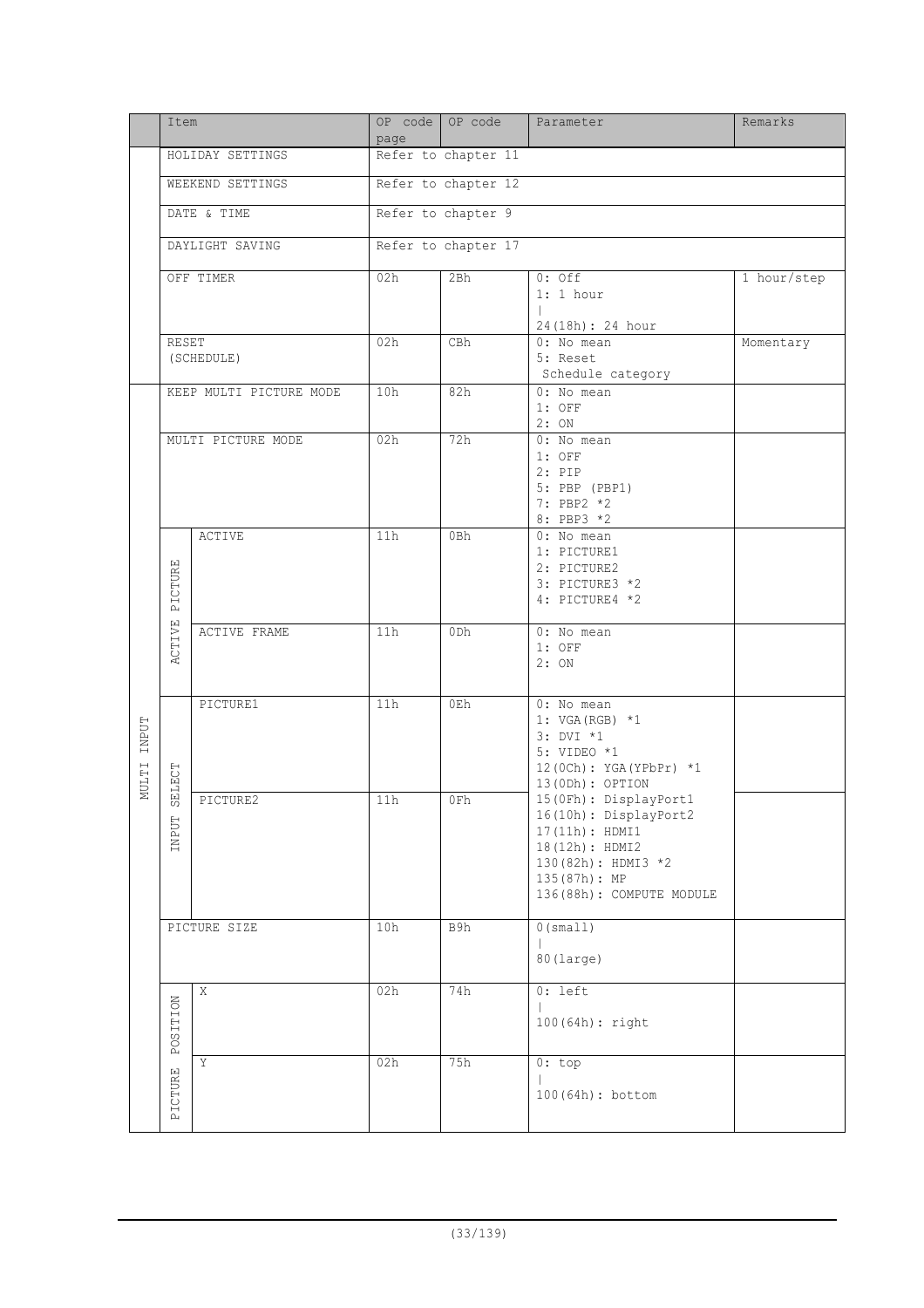|  | Item |  | OP code page | OP code | Parameter | Remarks |
|---|---|---|---|---|---|---|
|  | HOLIDAY SETTINGS |  | Refer to chapter 11 |  |  |  |
|  | WEEKEND SETTINGS |  | Refer to chapter 12 |  |  |  |
|  | DATE & TIME |  | Refer to chapter 9 |  |  |  |
|  | DAYLIGHT SAVING |  | Refer to chapter 17 |  |  |  |
|  | OFF TIMER |  | 02h | 2Bh | 0: Off<br>1: 1 hour<br>\|<br>24(18h): 24 hour | 1 hour/step |
|  | RESET (SCHEDULE) |  | 02h | CBh | 0: No mean<br>5: Reset Schedule category | Momentary |
| MULTI INPUT | KEEP MULTI PICTURE MODE |  | 10h | 82h | 0: No mean<br>1: OFF<br>2: ON |  |
| MULTI INPUT | MULTI PICTURE MODE |  | 02h | 72h | 0: No mean<br>1: OFF<br>2: PIP<br>5: PBP (PBP1)<br>7: PBP2 *2<br>8: PBP3 *2 |  |
| MULTI INPUT | ACTIVE PICTURE | ACTIVE | 11h | 0Bh | 0: No mean<br>1: PICTURE1<br>2: PICTURE2<br>3: PICTURE3 *2<br>4: PICTURE4 *2 |  |
| MULTI INPUT | ACTIVE PICTURE | ACTIVE FRAME | 11h | 0Dh | 0: No mean<br>1: OFF<br>2: ON |  |
| MULTI INPUT | INPUT SELECT | PICTURE1 | 11h | 0Eh | 0: No mean<br>1: VGA(RGB) *1<br>3: DVI *1<br>5: VIDEO *1<br>12(0Ch): YGA(YPbPr) *1<br>13(0Dh): OPTION<br>15(0Fh): DisplayPort1<br>16(10h): DisplayPort2<br>17(11h): HDMI1<br>18(12h): HDMI2<br>130(82h): HDMI3 *2<br>135(87h): MP<br>136(88h): COMPUTE MODULE |  |
| MULTI INPUT | INPUT SELECT | PICTURE2 | 11h | 0Fh |  |  |
| MULTI INPUT | PICTURE SIZE |  | 10h | B9h | 0(small)<br>\|<br>80(large) |  |
| MULTI INPUT | PICTURE POSITION | X | 02h | 74h | 0: left<br>\|<br>100(64h): right |  |
| MULTI INPUT | PICTURE POSITION | Y | 02h | 75h | 0: top<br>\|<br>100(64h): bottom |  |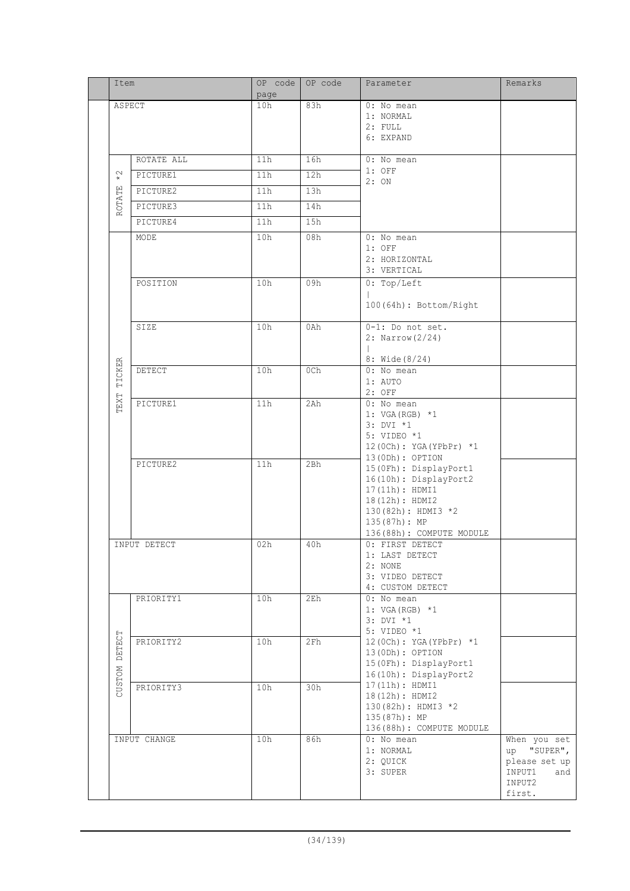| Item | | OP code page | OP code | Parameter | Remarks |
|---|---|---|---|---|---|
| ASPECT | | 10h | 83h | 0: No mean<br>1: NORMAL<br>2: FULL<br>6: EXPAND | |
| ROTATE *2 | ROTATE ALL | 11h | 16h | 0: No mean<br>1: OFF<br>2: ON | |
| | PICTURE1 | 11h | 12h | | |
| | PICTURE2 | 11h | 13h | | |
| | PICTURE3 | 11h | 14h | | |
| | PICTURE4 | 11h | 15h | | |
| TEXT TICKER | MODE | 10h | 08h | 0: No mean<br>1: OFF<br>2: HORIZONTAL<br>3: VERTICAL | |
| | POSITION | 10h | 09h | 0: Top/Left<br>\|<br>100(64h): Bottom/Right | |
| | SIZE | 10h | 0Ah | 0-1: Do not set.<br>2: Narrow(2/24)<br>\|<br>8: Wide(8/24) | |
| | DETECT | 10h | 0Ch | 0: No mean<br>1: AUTO<br>2: OFF | |
| | PICTURE1 | 11h | 2Ah | 0: No mean<br>1: VGA(RGB) *1<br>3: DVI *1<br>5: VIDEO *1<br>12(0Ch): YGA(YPbPr) *1<br>13(0Dh): OPTION<br>15(0Fh): DisplayPort1<br>16(10h): DisplayPort2<br>17(11h): HDMI1<br>18(12h): HDMI2<br>130(82h): HDMI3 *2<br>135(87h): MP<br>136(88h): COMPUTE MODULE | |
| | PICTURE2 | 11h | 2Bh | | |
| INPUT DETECT | | 02h | 40h | 0: FIRST DETECT<br>1: LAST DETECT<br>2: NONE<br>3: VIDEO DETECT<br>4: CUSTOM DETECT | |
| CUSTOM DETECT | PRIORITY1 | 10h | 2Eh | 0: No mean<br>1: VGA(RGB) *1<br>3: DVI *1<br>5: VIDEO *1<br>12(0Ch): YGA(YPbPr) *1<br>13(0Dh): OPTION<br>15(0Fh): DisplayPort1<br>16(10h): DisplayPort2<br>17(11h): HDMI1<br>18(12h): HDMI2<br>130(82h): HDMI3 *2<br>135(87h): MP<br>136(88h): COMPUTE MODULE | |
| | PRIORITY2 | 10h | 2Fh | | |
| | PRIORITY3 | 10h | 30h | | |
| INPUT CHANGE | | 10h | 86h | 0: No mean<br>1: NORMAL<br>2: QUICK<br>3: SUPER | When you set up "SUPER", please set up INPUT1 and INPUT2 first. |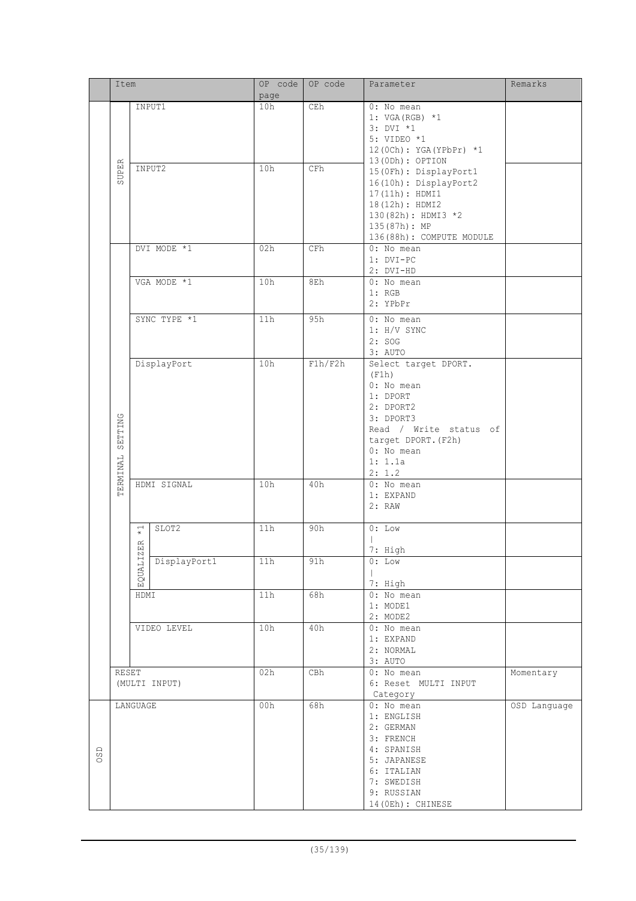| | Item | | | OP code page | OP code | Parameter | Remarks |
|---|---|---|---|---|---|---|---|
| | SUPER | INPUT1 | | 10h | CEh | 0: No mean<br>1: VGA(RGB) *1<br>3: DVI *1<br>5: VIDEO *1<br>12(0Ch): YGA(YPbPr) *1<br>13(0Dh): OPTION<br>15(0Fh): DisplayPort1<br>16(10h): DisplayPort2<br>17(11h): HDMI1<br>18(12h): HDMI2<br>130(82h): HDMI3 *2<br>135(87h): MP<br>136(88h): COMPUTE MODULE | |
| | | INPUT2 | | 10h | CFh | | |
| | TERMINAL SETTING | DVI MODE *1 | | 02h | CFh | 0: No mean<br>1: DVI-PC<br>2: DVI-HD | |
| | | VGA MODE *1 | | 10h | 8Eh | 0: No mean<br>1: RGB<br>2: YPbPr | |
| | | SYNC TYPE *1 | | 11h | 95h | 0: No mean<br>1: H/V SYNC<br>2: SOG<br>3: AUTO | |
| | | DisplayPort | | 10h | F1h/F2h | Select target DPORT.(F1h)<br>0: No mean<br>1: DPORT<br>2: DPORT2<br>3: DPORT3<br>Read / Write status of target DPORT.(F2h)<br>0: No mean<br>1: 1.1a<br>2: 1.2 | |
| | | HDMI SIGNAL | | 10h | 40h | 0: No mean<br>1: EXPAND<br>2: RAW | |
| | | EQUALIZER *1 | SLOT2 | 11h | 90h | 0: Low<br>\|<br>7: High | |
| | | | DisplayPort1 | 11h | 91h | 0: Low<br>\|<br>7: High | |
| | | HDMI | | 11h | 68h | 0: No mean<br>1: MODE1<br>2: MODE2 | |
| | | VIDEO LEVEL | | 10h | 40h | 0: No mean<br>1: EXPAND<br>2: NORMAL<br>3: AUTO | |
| | RESET (MULTI INPUT) | | | 02h | CBh | 0: No mean<br>6: Reset MULTI INPUT Category | Momentary |
| OSD | LANGUAGE | | | 00h | 68h | 0: No mean<br>1: ENGLISH<br>2: GERMAN<br>3: FRENCH<br>4: SPANISH<br>5: JAPANESE<br>6: ITALIAN<br>7: SWEDISH<br>9: RUSSIAN<br>14(0Eh): CHINESE | OSD Language |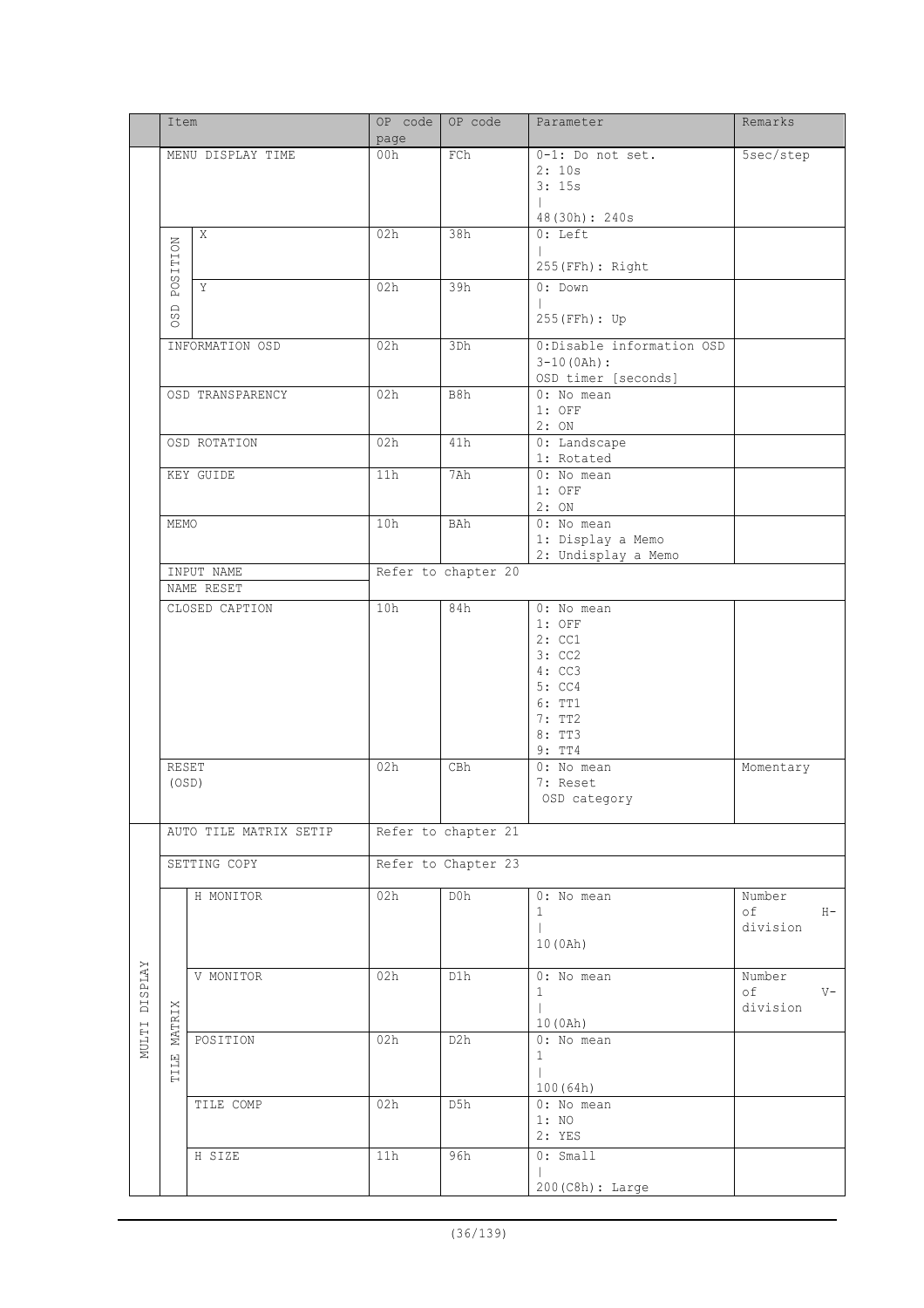| | Item | | OP code page | OP code | Parameter | Remarks |
|---|---|---|---|---|---|---|
| | MENU DISPLAY TIME | | 00h | FCh | 0-1: Do not set.<br>2: 10s<br>3: 15s<br>\|<br>48(30h): 240s | 5sec/step |
| | OSD POSITION | X | 02h | 38h | 0: Left<br>\|<br>255(FFh): Right | |
| | | Y | 02h | 39h | 0: Down<br>\|<br>255(FFh): Up | |
| | INFORMATION OSD | | 02h | 3Dh | 0:Disable information OSD<br>3-10(0Ah):<br>OSD timer [seconds] | |
| | OSD TRANSPARENCY | | 02h | B8h | 0: No mean<br>1: OFF<br>2: ON | |
| | OSD ROTATION | | 02h | 41h | 0: Landscape<br>1: Rotated | |
| | KEY GUIDE | | 11h | 7Ah | 0: No mean<br>1: OFF<br>2: ON | |
| | MEMO | | 10h | BAh | 0: No mean<br>1: Display a Memo<br>2: Undisplay a Memo | |
| | INPUT NAME | | Refer to chapter 20 | | | |
| | NAME RESET | | | | | |
| | CLOSED CAPTION | | 10h | 84h | 0: No mean<br>1: OFF<br>2: CC1<br>3: CC2<br>4: CC3<br>5: CC4<br>6: TT1<br>7: TT2<br>8: TT3<br>9: TT4 | |
| | RESET (OSD) | | 02h | CBh | 0: No mean<br>7: Reset OSD category | Momentary |
| MULTI DISPLAY | AUTO TILE MATRIX SETIP | | Refer to chapter 21 | | | |
| | SETTING COPY | | Refer to Chapter 23 | | | |
| | TILE MATRIX | H MONITOR | 02h | D0h | 0: No mean<br>1<br>\|<br>10(0Ah) | Number of H-division |
| | | V MONITOR | 02h | D1h | 0: No mean<br>1<br>\|<br>10(0Ah) | Number of V-division |
| | | POSITION | 02h | D2h | 0: No mean<br>1<br>\|<br>100(64h) | |
| | | TILE COMP | 02h | D5h | 0: No mean<br>1: NO<br>2: YES | |
| | | H SIZE | 11h | 96h | 0: Small<br>\|<br>200(C8h): Large | |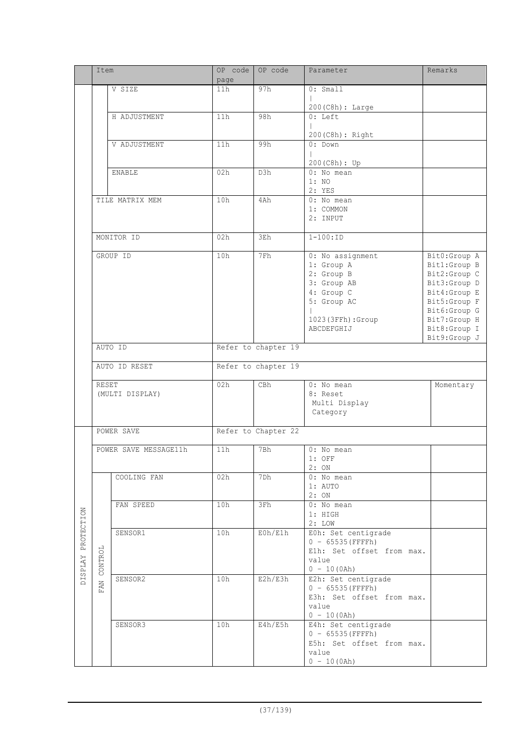| | Item | | OP code page | OP code | Parameter | Remarks |
|---|---|---|---|---|---|---|
| | | V SIZE | 11h | 97h | 0: Small<br>\|<br>200(C8h): Large | |
| | | H ADJUSTMENT | 11h | 98h | 0: Left<br>\|<br>200(C8h): Right | |
| | | V ADJUSTMENT | 11h | 99h | 0: Down<br>\|<br>200(C8h): Up | |
| | | ENABLE | 02h | D3h | 0: No mean<br>1: NO<br>2: YES | |
| | TILE MATRIX MEM | | 10h | 4Ah | 0: No mean<br>1: COMMON<br>2: INPUT | |
| | MONITOR ID | | 02h | 3Eh | 1-100:ID | |
| | GROUP ID | | 10h | 7Fh | 0: No assignment<br>1: Group A<br>2: Group B<br>3: Group AB<br>4: Group C<br>5: Group AC<br>\|<br>1023(3FFh):Group ABCDEFGHIJ | Bit0:Group A<br>Bit1:Group B<br>Bit2:Group C<br>Bit3:Group D<br>Bit4:Group E<br>Bit5:Group F<br>Bit6:Group G<br>Bit7:Group H<br>Bit8:Group I<br>Bit9:Group J |
| | AUTO ID | | Refer to chapter 19 | | | |
| | AUTO ID RESET | | Refer to chapter 19 | | | |
| | RESET (MULTI DISPLAY) | | 02h | CBh | 0: No mean<br>8: Reset Multi Display Category | Momentary |
| DISPLAY PROTECTION | POWER SAVE | | Refer to Chapter 22 | | | |
| | POWER SAVE MESSAGE11h | | 11h | 7Bh | 0: No mean<br>1: OFF<br>2: ON | |
| | FAN CONTROL | COOLING FAN | 02h | 7Dh | 0: No mean<br>1: AUTO<br>2: ON | |
| | | FAN SPEED | 10h | 3Fh | 0: No mean<br>1: HIGH<br>2: LOW | |
| | | SENSOR1 | 10h | E0h/E1h | E0h: Set centigrade<br>0 - 65535(FFFFh)<br>E1h: Set offset from max. value<br>0 - 10(0Ah) | |
| | | SENSOR2 | 10h | E2h/E3h | E2h: Set centigrade<br>0 - 65535(FFFFh)<br>E3h: Set offset from max. value<br>0 - 10(0Ah) | |
| | | SENSOR3 | 10h | E4h/E5h | E4h: Set centigrade<br>0 - 65535(FFFFh)<br>E5h: Set offset from max. value<br>0 - 10(0Ah) | |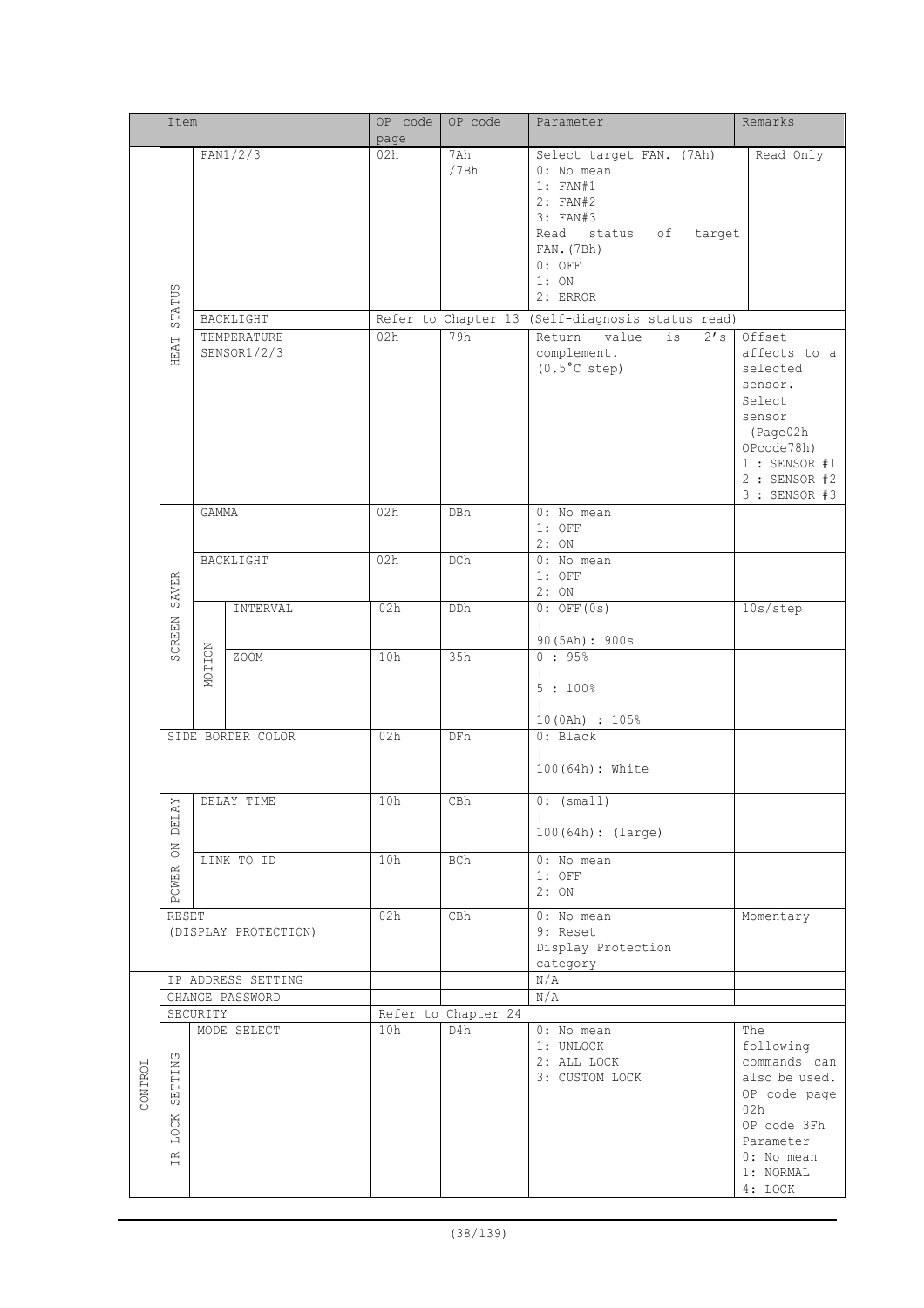| | Item | | | OP code page | OP code | Parameter | Remarks |
|---|---|---|---|---|---|---|---|
| | HEAT STATUS | FAN1/2/3 | | 02h | 7Ah /7Bh | Select target FAN. (7Ah)<br>0: No mean<br>1: FAN#1<br>2: FAN#2<br>3: FAN#3<br>Read status of target FAN.(7Bh)<br>0: OFF<br>1: ON<br>2: ERROR | Read Only |
| | | BACKLIGHT | | Refer to Chapter 13 (Self-diagnosis status read) | | | |
| | | TEMPERATURE SENSOR1/2/3 | | 02h | 79h | Return value is 2's complement.<br>(0.5°C step) | Offset affects to a selected sensor.<br>Select sensor (Page02h OPcode78h)<br>1 : SENSOR #1<br>2 : SENSOR #2<br>3 : SENSOR #3 |
| | SCREEN SAVER | GAMMA | | 02h | DBh | 0: No mean<br>1: OFF<br>2: ON | |
| | | BACKLIGHT | | 02h | DCh | 0: No mean<br>1: OFF<br>2: ON | |
| | | MOTION | INTERVAL | 02h | DDh | 0: OFF(0s)<br>\|<br>90(5Ah): 900s | 10s/step |
| | | | ZOOM | 10h | 35h | 0 : 95%<br>\|<br>5 : 100%<br>\|<br>10(0Ah) : 105% | |
| | SIDE BORDER COLOR | | | 02h | DFh | 0: Black<br>\|<br>100(64h): White | |
| | POWER ON DELAY | DELAY TIME | | 10h | CBh | 0: (small)<br>\|<br>100(64h): (large) | |
| | | LINK TO ID | | 10h | BCh | 0: No mean<br>1: OFF<br>2: ON | |
| | RESET (DISPLAY PROTECTION) | | | 02h | CBh | 0: No mean<br>9: Reset Display Protection category | Momentary |
| CONTROL | IP ADDRESS SETTING | | | | | N/A | |
| | CHANGE PASSWORD | | | | | N/A | |
| | SECURITY | | | Refer to Chapter 24 | | | |
| | IR LOCK SETTING | MODE SELECT | | 10h | D4h | 0: No mean<br>1: UNLOCK<br>2: ALL LOCK<br>3: CUSTOM LOCK | The following commands can also be used.<br>OP code page 02h<br>OP code 3Fh<br>Parameter<br>0: No mean<br>1: NORMAL<br>4: LOCK |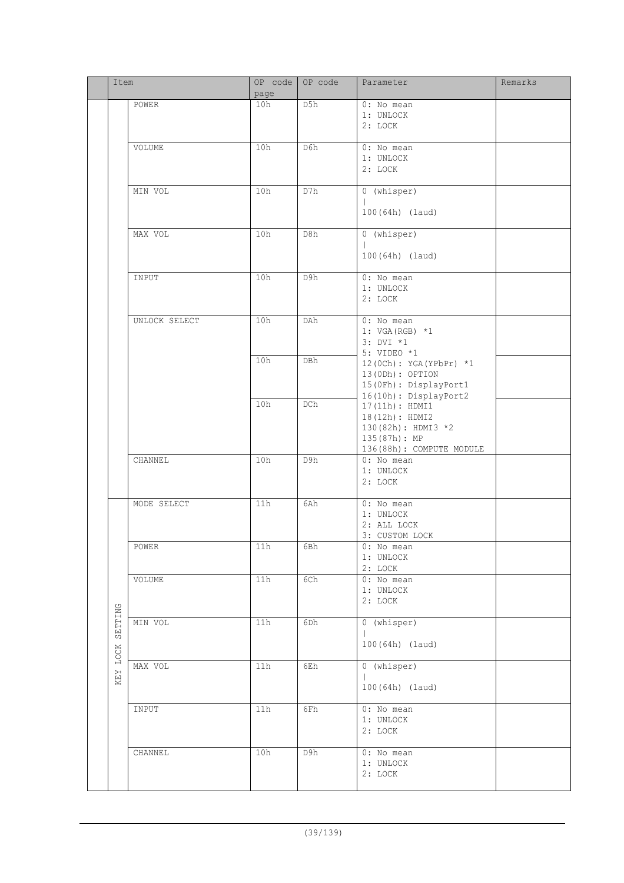| | Item | | OP code page | OP code | Parameter | Remarks |
|---|---|---|---|---|---|---|
| | | POWER | 10h | D5h | 0: No mean<br>1: UNLOCK<br>2: LOCK | |
| | | VOLUME | 10h | D6h | 0: No mean<br>1: UNLOCK<br>2: LOCK | |
| | | MIN VOL | 10h | D7h | 0 (whisper)<br>\|<br>100(64h) (laud) | |
| | | MAX VOL | 10h | D8h | 0 (whisper)<br>\|<br>100(64h) (laud) | |
| | | INPUT | 10h | D9h | 0: No mean<br>1: UNLOCK<br>2: LOCK | |
| | | UNLOCK SELECT | 10h | DAh | 0: No mean<br>1: VGA(RGB) *1<br>3: DVI *1<br>5: VIDEO *1<br>12(0Ch): YGA(YPbPr) *1<br>13(0Dh): OPTION<br>15(0Fh): DisplayPort1<br>16(10h): DisplayPort2<br>17(11h): HDMI1<br>18(12h): HDMI2<br>130(82h): HDMI3 *2<br>135(87h): MP<br>136(88h): COMPUTE MODULE | |
| | | | 10h | DBh | | |
| | | | 10h | DCh | | |
| | | CHANNEL | 10h | D9h | 0: No mean<br>1: UNLOCK<br>2: LOCK | |
| | KEY LOCK SETTING | MODE SELECT | 11h | 6Ah | 0: No mean<br>1: UNLOCK<br>2: ALL LOCK<br>3: CUSTOM LOCK | |
| | | POWER | 11h | 6Bh | 0: No mean<br>1: UNLOCK<br>2: LOCK | |
| | | VOLUME | 11h | 6Ch | 0: No mean<br>1: UNLOCK<br>2: LOCK | |
| | | MIN VOL | 11h | 6Dh | 0 (whisper)<br>\|<br>100(64h) (laud) | |
| | | MAX VOL | 11h | 6Eh | 0 (whisper)<br>\|<br>100(64h) (laud) | |
| | | INPUT | 11h | 6Fh | 0: No mean<br>1: UNLOCK<br>2: LOCK | |
| | | CHANNEL | 10h | D9h | 0: No mean<br>1: UNLOCK<br>2: LOCK | |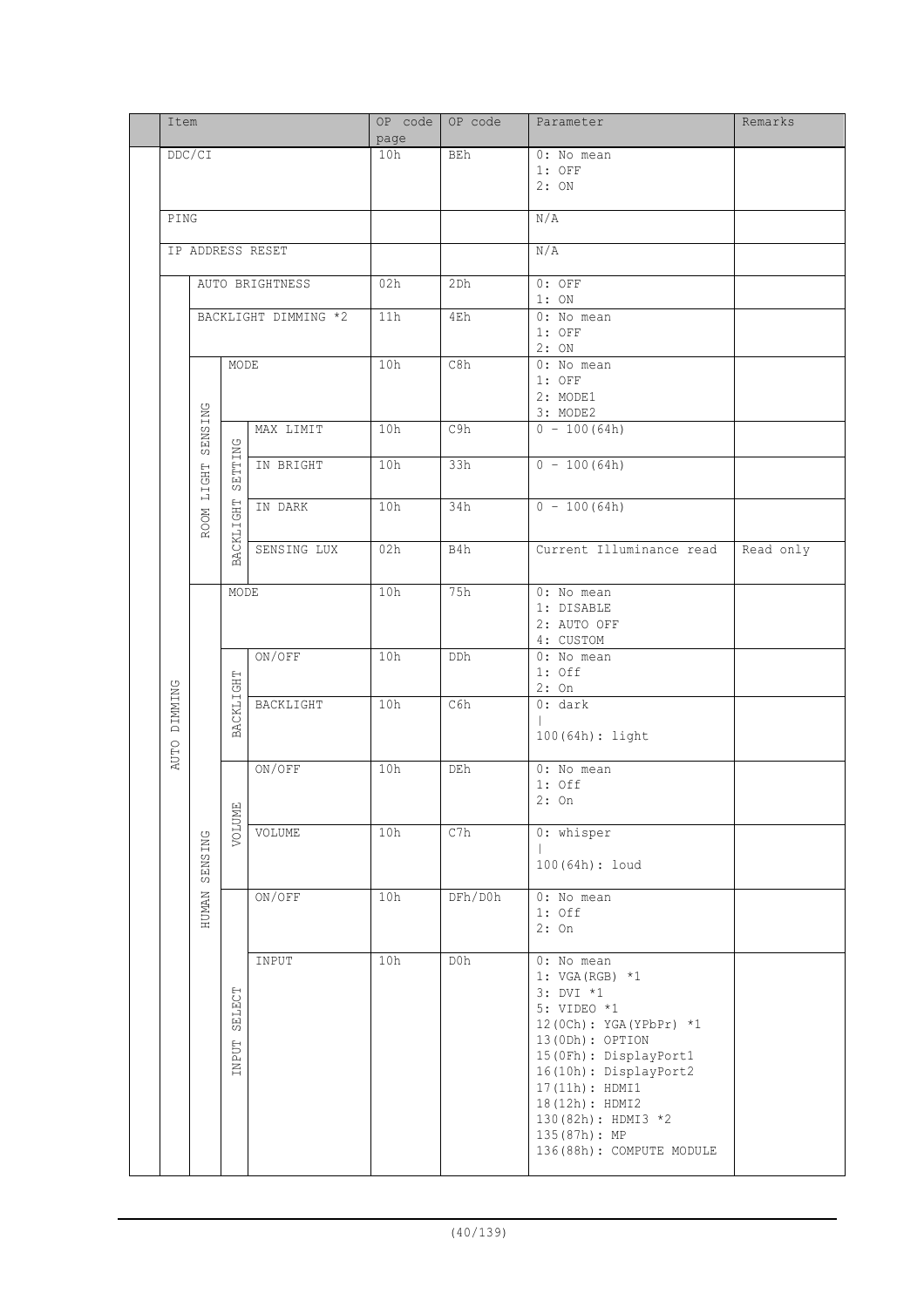| | Item | | | | OP code page | OP code | Parameter | Remarks |
|---|---|---|---|---|---|---|---|---|
| | DDC/CI | | | | 10h | BEh | 0: No mean<br>1: OFF<br>2: ON | |
| | PING | | | | | | N/A | |
| | IP ADDRESS RESET | | | | | | N/A | |
| | AUTO DIMMING | AUTO BRIGHTNESS | | | 02h | 2Dh | 0: OFF<br>1: ON | |
| | AUTO DIMMING | BACKLIGHT DIMMING *2 | | | 11h | 4Eh | 0: No mean<br>1: OFF<br>2: ON | |
| | AUTO DIMMING | ROOM LIGHT SENSING | MODE | | 10h | C8h | 0: No mean<br>1: OFF<br>2: MODE1<br>3: MODE2 | |
| | AUTO DIMMING | ROOM LIGHT SENSING | BACKLIGHT SETTING | MAX LIMIT | 10h | C9h | 0 - 100(64h) | |
| | AUTO DIMMING | ROOM LIGHT SENSING | BACKLIGHT SETTING | IN BRIGHT | 10h | 33h | 0 - 100(64h) | |
| | AUTO DIMMING | ROOM LIGHT SENSING | BACKLIGHT SETTING | IN DARK | 10h | 34h | 0 - 100(64h) | |
| | AUTO DIMMING | ROOM LIGHT SENSING | BACKLIGHT SETTING | SENSING LUX | 02h | B4h | Current Illuminance read | Read only |
| | AUTO DIMMING | HUMAN SENSING | MODE | | 10h | 75h | 0: No mean<br>1: DISABLE<br>2: AUTO OFF<br>4: CUSTOM | |
| | AUTO DIMMING | HUMAN SENSING | BACKLIGHT | ON/OFF | 10h | DDh | 0: No mean<br>1: Off<br>2: On | |
| | AUTO DIMMING | HUMAN SENSING | BACKLIGHT | BACKLIGHT | 10h | C6h | 0: dark<br>\|<br>100(64h): light | |
| | AUTO DIMMING | HUMAN SENSING | VOLUME | ON/OFF | 10h | DEh | 0: No mean<br>1: Off<br>2: On | |
| | AUTO DIMMING | HUMAN SENSING | VOLUME | VOLUME | 10h | C7h | 0: whisper<br>\|<br>100(64h): loud | |
| | AUTO DIMMING | HUMAN SENSING | INPUT SELECT | ON/OFF | 10h | DFh/D0h | 0: No mean<br>1: Off<br>2: On | |
| | AUTO DIMMING | HUMAN SENSING | INPUT SELECT | INPUT | 10h | D0h | 0: No mean<br>1: VGA(RGB) *1<br>3: DVI *1<br>5: VIDEO *1<br>12(0Ch): YGA(YPbPr) *1<br>13(0Dh): OPTION<br>15(0Fh): DisplayPort1<br>16(10h): DisplayPort2<br>17(11h): HDMI1<br>18(12h): HDMI2<br>130(82h): HDMI3 *2<br>135(87h): MP<br>136(88h): COMPUTE MODULE | |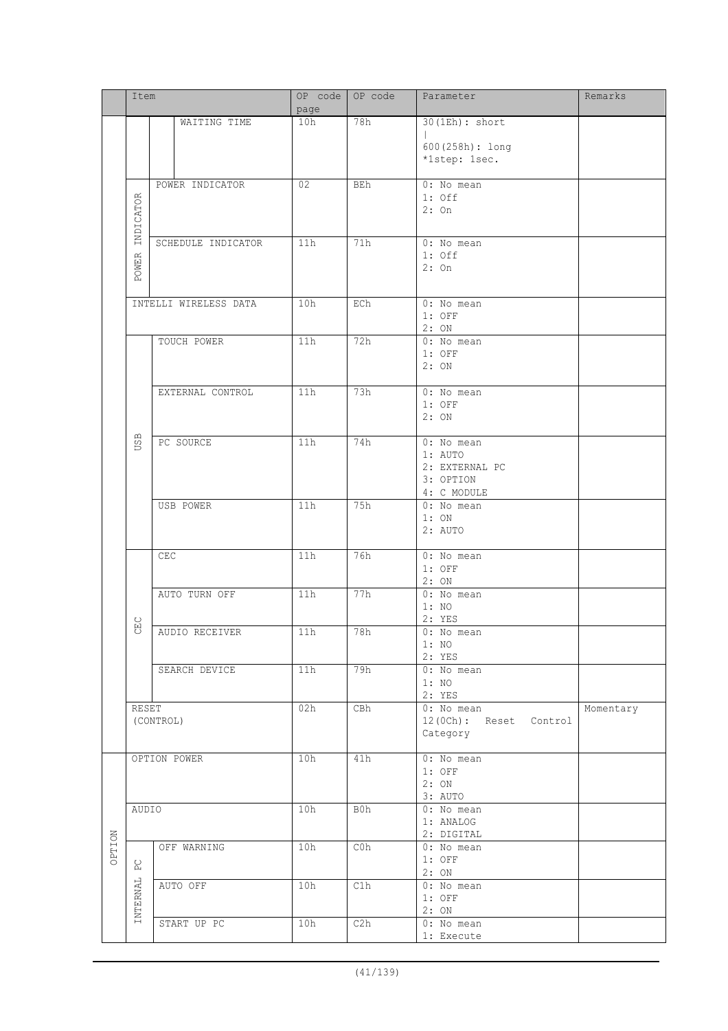| | Item | | | OP code page | OP code | Parameter | Remarks |
|---|---|---|---|---|---|---|---|
| | | | WAITING TIME | 10h | 78h | 30(1Eh): short<br>\|<br>600(258h): long<br>*1step: 1sec. | |
| | POWER INDICATOR | POWER INDICATOR | | 02 | BEh | 0: No mean<br>1: Off<br>2: On | |
| | | SCHEDULE INDICATOR | | 11h | 71h | 0: No mean<br>1: Off<br>2: On | |
| | INTELLI WIRELESS DATA | | | 10h | ECh | 0: No mean<br>1: OFF<br>2: ON | |
| | USB | TOUCH POWER | | 11h | 72h | 0: No mean<br>1: OFF<br>2: ON | |
| | | EXTERNAL CONTROL | | 11h | 73h | 0: No mean<br>1: OFF<br>2: ON | |
| | | PC SOURCE | | 11h | 74h | 0: No mean<br>1: AUTO<br>2: EXTERNAL PC<br>3: OPTION<br>4: C MODULE | |
| | | USB POWER | | 11h | 75h | 0: No mean<br>1: ON<br>2: AUTO | |
| | CEC | CEC | | 11h | 76h | 0: No mean<br>1: OFF<br>2: ON | |
| | | AUTO TURN OFF | | 11h | 77h | 0: No mean<br>1: NO<br>2: YES | |
| | | AUDIO RECEIVER | | 11h | 78h | 0: No mean<br>1: NO<br>2: YES | |
| | | SEARCH DEVICE | | 11h | 79h | 0: No mean<br>1: NO<br>2: YES | |
| | RESET (CONTROL) | | | 02h | CBh | 0: No mean<br>12(0Ch): Reset Control Category | Momentary |
| OPTION | OPTION POWER | | | 10h | 41h | 0: No mean<br>1: OFF<br>2: ON<br>3: AUTO | |
| | AUDIO | | | 10h | B0h | 0: No mean<br>1: ANALOG<br>2: DIGITAL | |
| | INTERNAL PC | OFF WARNING | | 10h | C0h | 0: No mean<br>1: OFF<br>2: ON | |
| | | AUTO OFF | | 10h | C1h | 0: No mean<br>1: OFF<br>2: ON | |
| | | START UP PC | | 10h | C2h | 0: No mean<br>1: Execute | |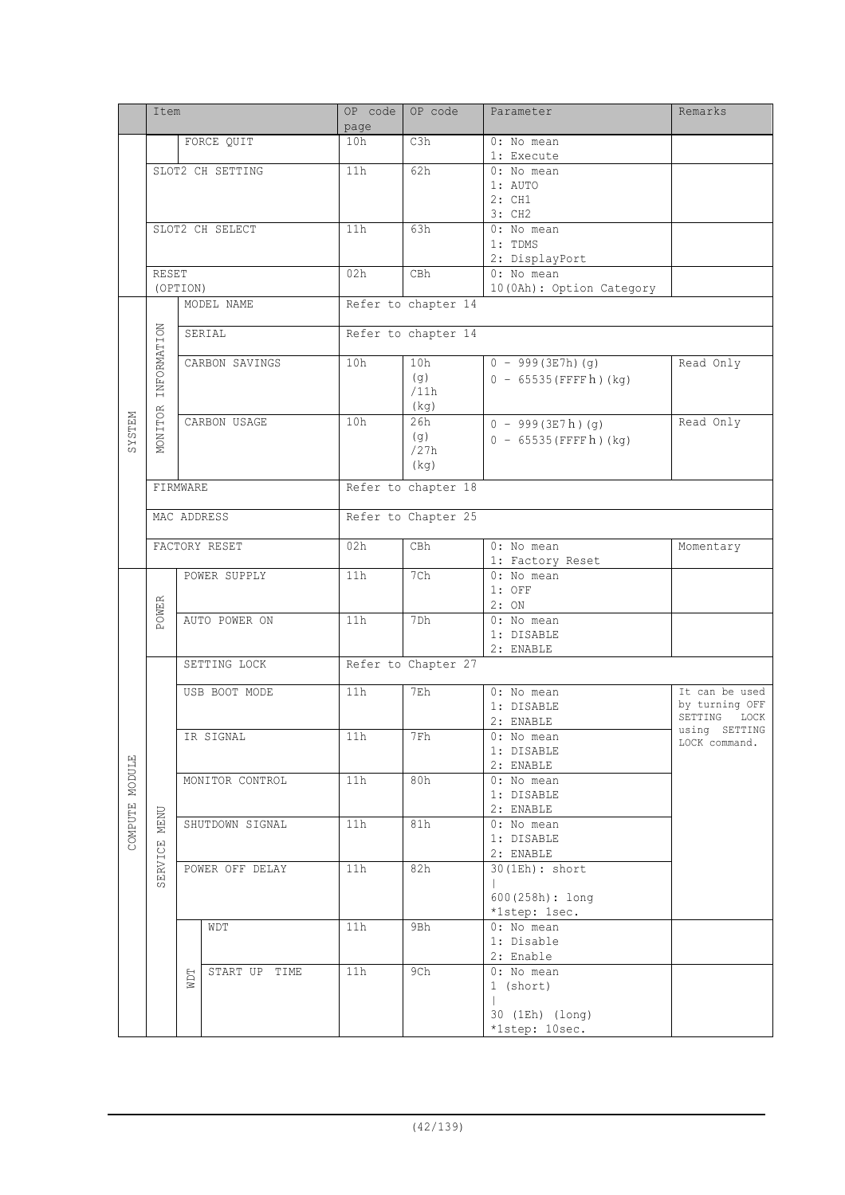| | Item | | | OP code page | OP code | Parameter | Remarks |
|---|---|---|---|---|---|---|---|
| | | FORCE QUIT | | 10h | C3h | 0: No mean<br>1: Execute | |
| | SLOT2 CH SETTING | | | 11h | 62h | 0: No mean<br>1: AUTO<br>2: CH1<br>3: CH2 | |
| | SLOT2 CH SELECT | | | 11h | 63h | 0: No mean<br>1: TDMS<br>2: DisplayPort | |
| | RESET (OPTION) | | | 02h | CBh | 0: No mean<br>10(0Ah): Option Category | |
| SYSTEM | MONITOR INFORMATION | MODEL NAME | | Refer to chapter 14 | | | |
| | | SERIAL | | Refer to chapter 14 | | | |
| | | CARBON SAVINGS | | 10h | 10h (g) /11h (kg) | 0 - 999(3E7h)(g)<br>0 - 65535(FFFFh)(kg) | Read Only |
| | | CARBON USAGE | | 10h | 26h (g) /27h (kg) | 0 - 999(3E7h)(g)<br>0 - 65535(FFFFh)(kg) | Read Only |
| | FIRMWARE | | | Refer to chapter 18 | | | |
| | MAC ADDRESS | | | Refer to Chapter 25 | | | |
| | FACTORY RESET | | | 02h | CBh | 0: No mean<br>1: Factory Reset | Momentary |
| COMPUTE MODULE | POWER | POWER SUPPLY | | 11h | 7Ch | 0: No mean<br>1: OFF<br>2: ON | |
| | | AUTO POWER ON | | 11h | 7Dh | 0: No mean<br>1: DISABLE<br>2: ENABLE | |
| | SERVICE MENU | SETTING LOCK | | Refer to Chapter 27 | | | |
| | | USB BOOT MODE | | 11h | 7Eh | 0: No mean<br>1: DISABLE<br>2: ENABLE | It can be used by turning OFF SETTING LOCK using SETTING LOCK command. |
| | | IR SIGNAL | | 11h | 7Fh | 0: No mean<br>1: DISABLE<br>2: ENABLE | |
| | | MONITOR CONTROL | | 11h | 80h | 0: No mean<br>1: DISABLE<br>2: ENABLE | |
| | | SHUTDOWN SIGNAL | | 11h | 81h | 0: No mean<br>1: DISABLE<br>2: ENABLE | |
| | | POWER OFF DELAY | | 11h | 82h | 30(1Eh): short<br>\|<br>600(258h): long<br>*1step: 1sec. | |
| | | WDT | WDT | 11h | 9Bh | 0: No mean<br>1: Disable<br>2: Enable | |
| | | | START UP TIME | 11h | 9Ch | 0: No mean<br>1 (short)<br>\|<br>30 (1Eh) (long)<br>*1step: 10sec. | |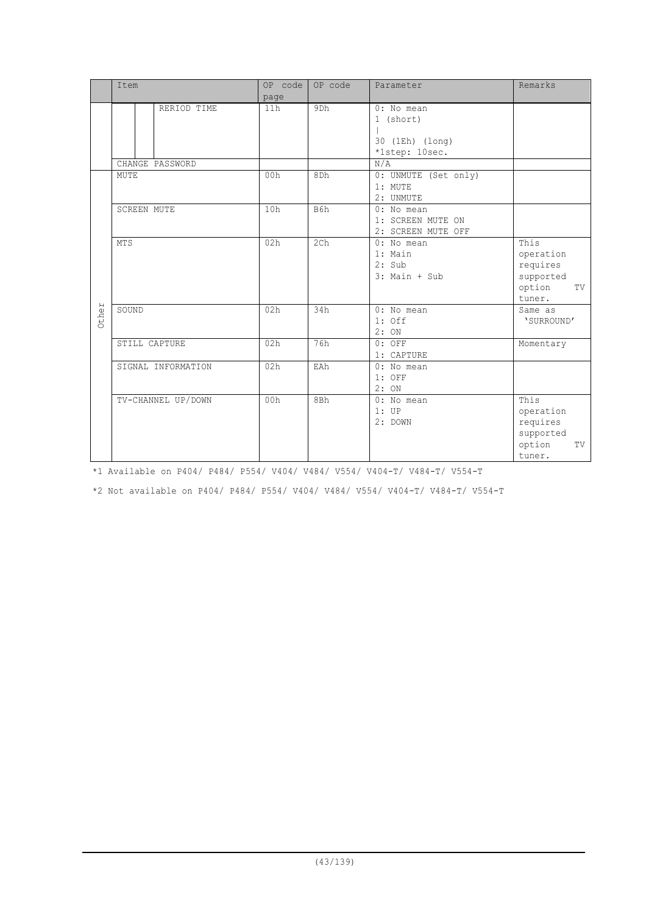| | Item | | | OP code page | OP code | Parameter | Remarks |
|---|---|---|---|---|---|---|---|
| | | | RERIOD TIME | 11h | 9Dh | 0: No mean<br>1 (short)<br>\|<br>30 (1Eh) (long)<br>*1step: 10sec. | |
| | CHANGE PASSWORD | | | | | N/A | |
| Other | MUTE | | | 00h | 8Dh | 0: UNMUTE (Set only)<br>1: MUTE<br>2: UNMUTE | |
| | SCREEN MUTE | | | 10h | B6h | 0: No mean<br>1: SCREEN MUTE ON<br>2: SCREEN MUTE OFF | |
| | MTS | | | 02h | 2Ch | 0: No mean<br>1: Main<br>2: Sub<br>3: Main + Sub | This operation requires supported option TV tuner. |
| | SOUND | | | 02h | 34h | 0: No mean<br>1: Off<br>2: ON | Same as 'SURROUND' |
| | STILL CAPTURE | | | 02h | 76h | 0: OFF<br>1: CAPTURE | Momentary |
| | SIGNAL INFORMATION | | | 02h | EAh | 0: No mean<br>1: OFF<br>2: ON | |
| | TV-CHANNEL UP/DOWN | | | 00h | 8Bh | 0: No mean<br>1: UP<br>2: DOWN | This operation requires supported option TV tuner. |

*1 Available on P404/ P484/ P554/ V404/ V484/ V554/ V404-T/ V484-T/ V554-T

*2 Not available on P404/ P484/ P554/ V404/ V484/ V554/ V404-T/ V484-T/ V554-T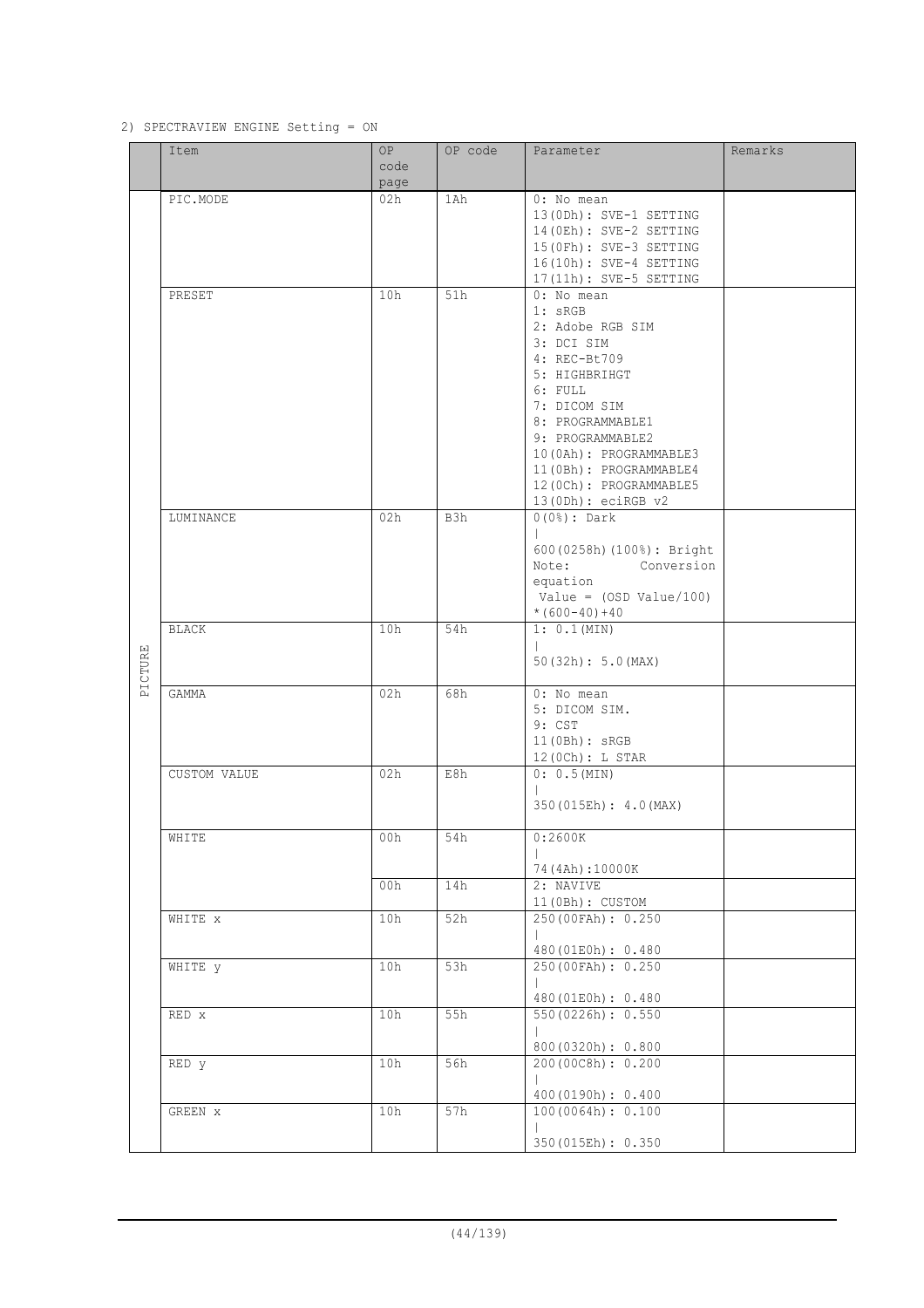2) SPECTRAVIEW ENGINE Setting = ON

| | Item | OP code page | OP code | Parameter | Remarks |
|---|---|---|---|---|---|
| PICTURE | PIC.MODE | 02h | 1Ah | 0: No mean<br>13(0Dh): SVE-1 SETTING<br>14(0Eh): SVE-2 SETTING<br>15(0Fh): SVE-3 SETTING<br>16(10h): SVE-4 SETTING<br>17(11h): SVE-5 SETTING | |
| | PRESET | 10h | 51h | 0: No mean<br>1: sRGB<br>2: Adobe RGB SIM<br>3: DCI SIM<br>4: REC-Bt709<br>5: HIGHBRIHGT<br>6: FULL<br>7: DICOM SIM<br>8: PROGRAMMABLE1<br>9: PROGRAMMABLE2<br>10(0Ah): PROGRAMMABLE3<br>11(0Bh): PROGRAMMABLE4<br>12(0Ch): PROGRAMMABLE5<br>13(0Dh): eciRGB v2 | |
| | LUMINANCE | 02h | B3h | 0(0%): Dark<br>\|<br>600(0258h)(100%): Bright<br>Note: Conversion equation<br>Value = (OSD Value/100) *(600-40)+40 | |
| | BLACK | 10h | 54h | 1: 0.1(MIN)<br>\|<br>50(32h): 5.0(MAX) | |
| | GAMMA | 02h | 68h | 0: No mean<br>5: DICOM SIM.<br>9: CST<br>11(0Bh): sRGB<br>12(0Ch): L STAR | |
| | CUSTOM VALUE | 02h | E8h | 0: 0.5(MIN)<br>\|<br>350(015Eh): 4.0(MAX) | |
| | WHITE | 00h | 54h | 0:2600K<br>\|<br>74(4Ah):10000K | |
| | | 00h | 14h | 2: NAVIVE<br>11(0Bh): CUSTOM | |
| | WHITE x | 10h | 52h | 250(00FAh): 0.250<br>\|<br>480(01E0h): 0.480 | |
| | WHITE y | 10h | 53h | 250(00FAh): 0.250<br>\|<br>480(01E0h): 0.480 | |
| | RED x | 10h | 55h | 550(0226h): 0.550<br>\|<br>800(0320h): 0.800 | |
| | RED y | 10h | 56h | 200(00C8h): 0.200<br>\|<br>400(0190h): 0.400 | |
| | GREEN x | 10h | 57h | 100(0064h): 0.100<br>\|<br>350(015Eh): 0.350 | |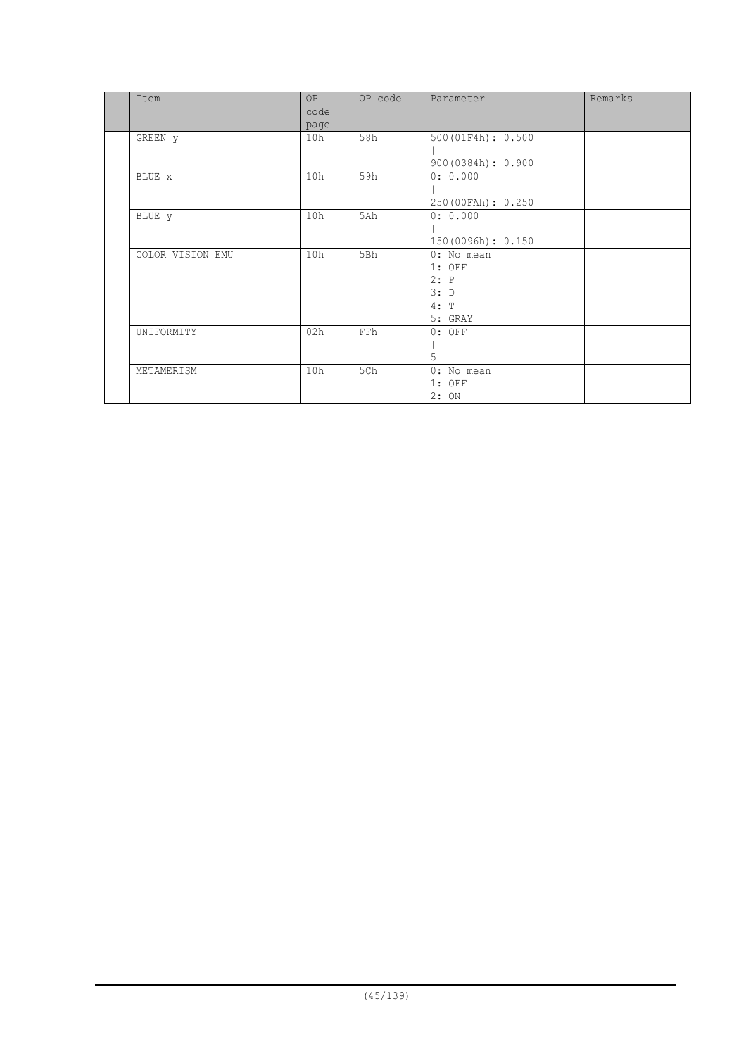| | Item | OP code page | OP code | Parameter | Remarks |
|---|---|---|---|---|---|
| | GREEN y | 10h | 58h | 500(01F4h): 0.500<br>\|<br>900(0384h): 0.900 | |
| | BLUE x | 10h | 59h | 0: 0.000<br>\|<br>250(00FAh): 0.250 | |
| | BLUE y | 10h | 5Ah | 0: 0.000<br>\|<br>150(0096h): 0.150 | |
| | COLOR VISION EMU | 10h | 5Bh | 0: No mean<br>1: OFF<br>2: P<br>3: D<br>4: T<br>5: GRAY | |
| | UNIFORMITY | 02h | FFh | 0: OFF<br>\|<br>5 | |
| | METAMERISM | 10h | 5Ch | 0: No mean<br>1: OFF<br>2: ON | |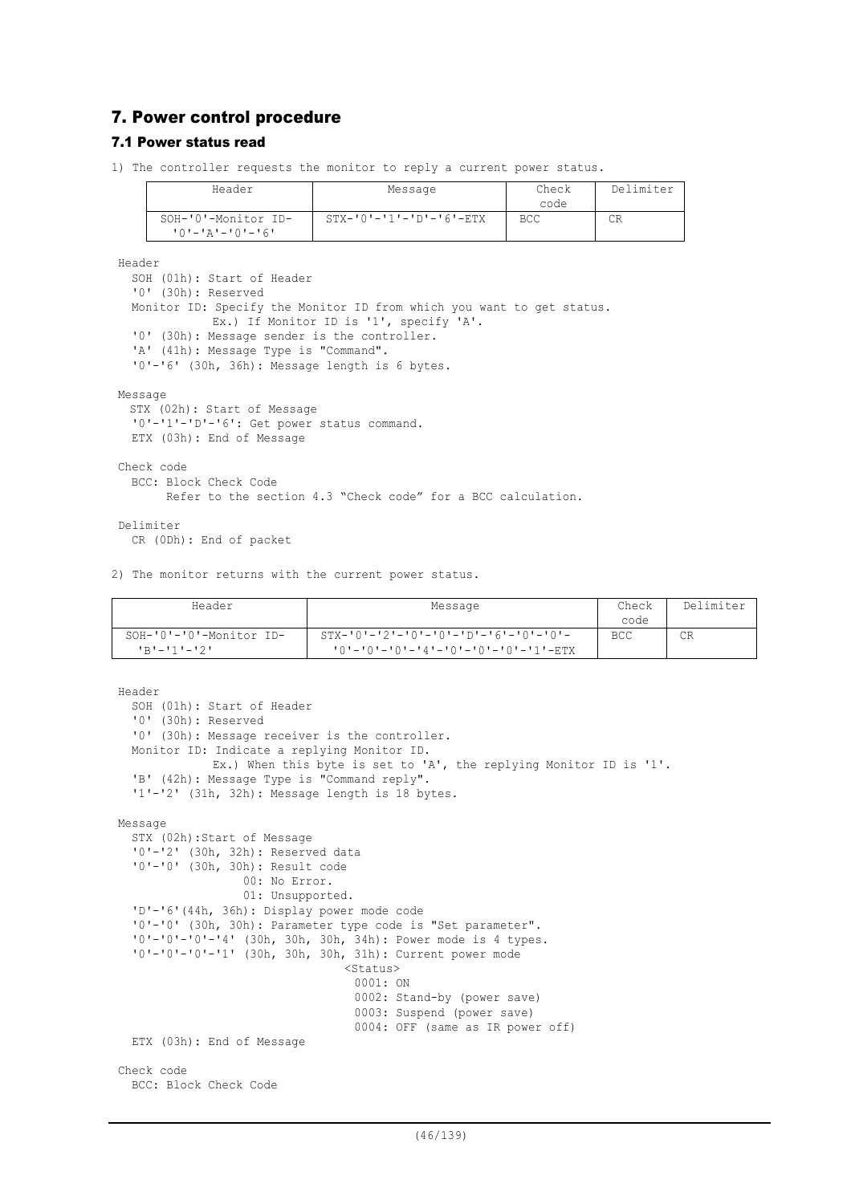## 7. Power control procedure

### 7.1 Power status read

1) The controller requests the monitor to reply a current power status.

| Header | Message | Check code | Delimiter |
|---|---|---|---|
| SOH-'0'-Monitor ID-'0'-'A'-'0'-'6' | STX-'0'-'1'-'D'-'6'-ETX | BCC | CR |

Header
  SOH (01h): Start of Header
  '0' (30h): Reserved
  Monitor ID: Specify the Monitor ID from which you want to get status.
    Ex.) If Monitor ID is '1', specify 'A'.
  '0' (30h): Message sender is the controller.
  'A' (41h): Message Type is "Command".
  '0'-'6' (30h, 36h): Message length is 6 bytes.

Message
  STX (02h): Start of Message
  '0'-'1'-'D'-'6': Get power status command.
  ETX (03h): End of Message

Check code
  BCC: Block Check Code
    Refer to the section 4.3 "Check code" for a BCC calculation.

Delimiter
  CR (0Dh): End of packet

2) The monitor returns with the current power status.

| Header | Message | Check code | Delimiter |
|---|---|---|---|
| SOH-'0'-'0'-Monitor ID-'B'-'1'-'2' | STX-'0'-'2'-'0'-'0'-'D'-'6'-'0'-'0'-'0'-'0'-'0'-'4'-'0'-'0'-'0'-'1'-ETX | BCC | CR |

Header
  SOH (01h): Start of Header
  '0' (30h): Reserved
  '0' (30h): Message receiver is the controller.
  Monitor ID: Indicate a replying Monitor ID.
    Ex.) When this byte is set to 'A', the replying Monitor ID is '1'.
  'B' (42h): Message Type is "Command reply".
  '1'-'2' (31h, 32h): Message length is 18 bytes.

Message
  STX (02h):Start of Message
  '0'-'2' (30h, 32h): Reserved data
  '0'-'0' (30h, 30h): Result code
    00: No Error.
    01: Unsupported.
  'D'-'6'(44h, 36h): Display power mode code
  '0'-'0' (30h, 30h): Parameter type code is "Set parameter".
  '0'-'0'-'0'-'4' (30h, 30h, 30h, 34h): Power mode is 4 types.
  '0'-'0'-'0'-'1' (30h, 30h, 30h, 31h): Current power mode
    <Status>
    0001: ON
    0002: Stand-by (power save)
    0003: Suspend (power save)
    0004: OFF (same as IR power off)
  ETX (03h): End of Message

Check code
  BCC: Block Check Code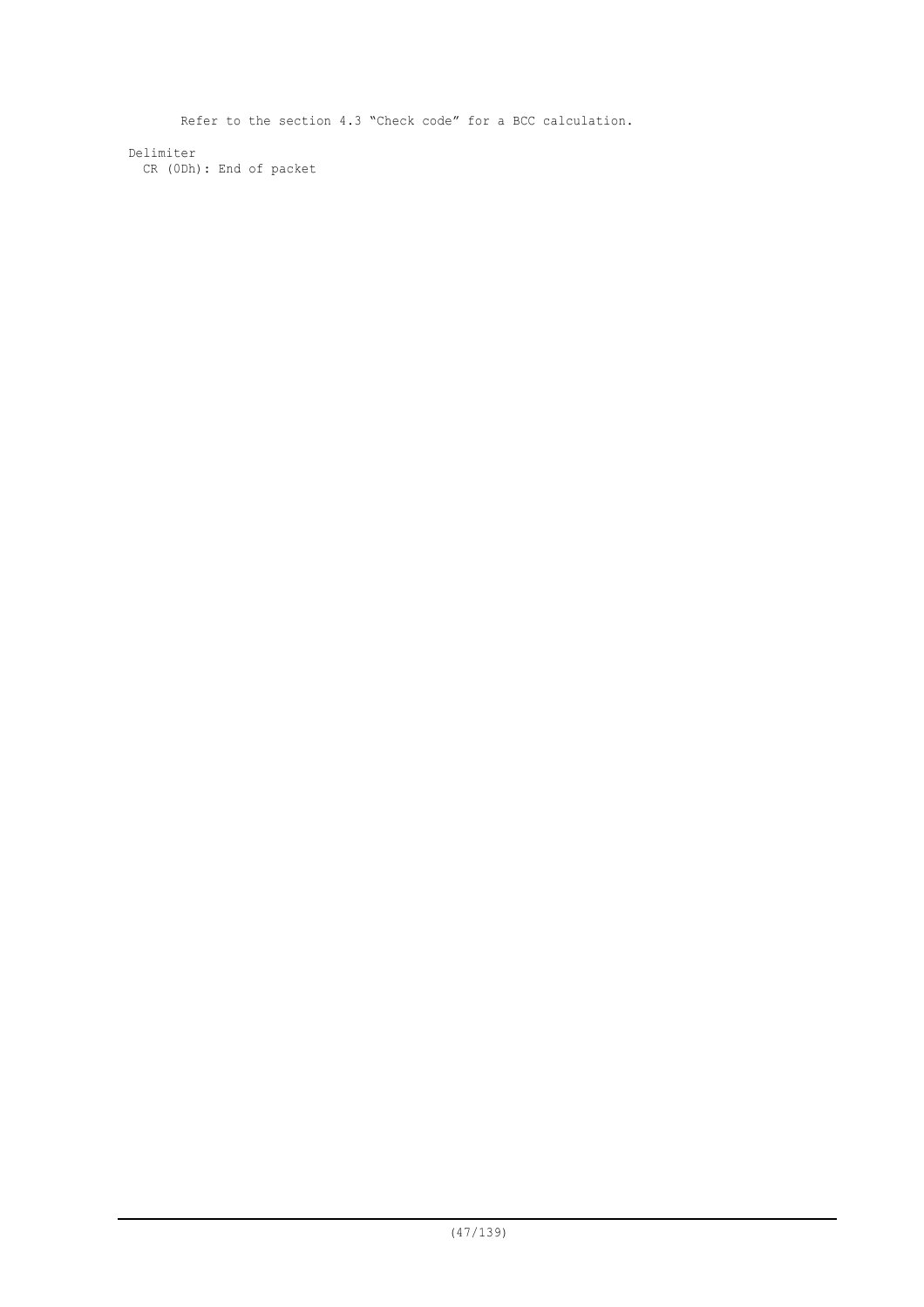Refer to the section 4.3 “Check code” for a BCC calculation.

Delimiter

CR (0Dh): End of packet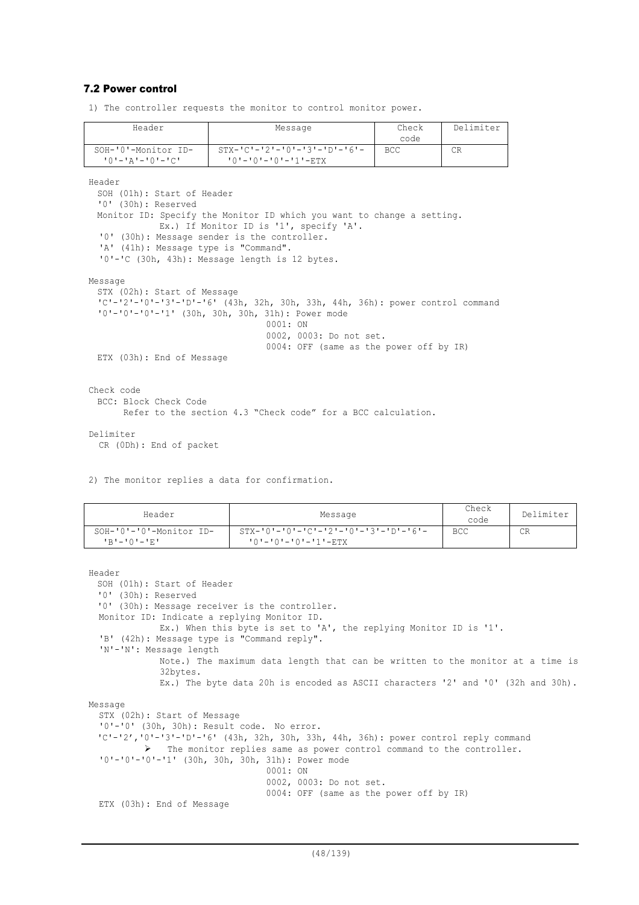### 7.2 Power control

1) The controller requests the monitor to control monitor power.

| Header | Message | Check code | Delimiter |
|---|---|---|---|
| SOH-'0'-Monitor ID-'0'-'A'-'0'-'C' | STX-'C'-'2'-'0'-'3'-'D'-'6'-'0'-'0'-'0'-'1'-ETX | BCC | CR |

Header
  SOH (01h): Start of Header
  '0' (30h): Reserved
  Monitor ID: Specify the Monitor ID which you want to change a setting.
            Ex.) If Monitor ID is '1', specify 'A'.
  '0' (30h): Message sender is the controller.
  'A' (41h): Message type is "Command".
  '0'-'C (30h, 43h): Message length is 12 bytes.

Message
  STX (02h): Start of Message
  'C'-'2'-'0'-'3'-'D'-'6' (43h, 32h, 30h, 33h, 44h, 36h): power control command
  '0'-'0'-'0'-'1' (30h, 30h, 30h, 31h): Power mode
                                  0001: ON
                                  0002, 0003: Do not set.
                                  0004: OFF (same as the power off by IR)
  ETX (03h): End of Message

Check code
  BCC: Block Check Code
      Refer to the section 4.3 "Check code" for a BCC calculation.

Delimiter
  CR (0Dh): End of packet

2) The monitor replies a data for confirmation.

| Header | Message | Check code | Delimiter |
|---|---|---|---|
| SOH-'0'-'0'-Monitor ID-'B'-'0'-'E' | STX-'0'-'0'-'C'-'2'-'0'-'3'-'D'-'6'-'0'-'0'-'0'-'1'-ETX | BCC | CR |

Header
  SOH (01h): Start of Header
  '0' (30h): Reserved
  '0' (30h): Message receiver is the controller.
  Monitor ID: Indicate a replying Monitor ID.
            Ex.) When this byte is set to 'A', the replying Monitor ID is '1'.
  'B' (42h): Message type is "Command reply".
  'N'-'N': Message length
            Note.) The maximum data length that can be written to the monitor at a time is 32bytes.
            Ex.) The byte data 20h is encoded as ASCII characters '2' and '0' (32h and 30h).

Message
  STX (02h): Start of Message
  '0'-'0' (30h, 30h): Result code. No error.
  'C'-'2','0'-'3'-'D'-'6' (43h, 32h, 30h, 33h, 44h, 36h): power control reply command
  - The monitor replies same as power control command to the controller.
  '0'-'0'-'0'-'1' (30h, 30h, 30h, 31h): Power mode
                                  0001: ON
                                  0002, 0003: Do not set.
                                  0004: OFF (same as the power off by IR)
  ETX (03h): End of Message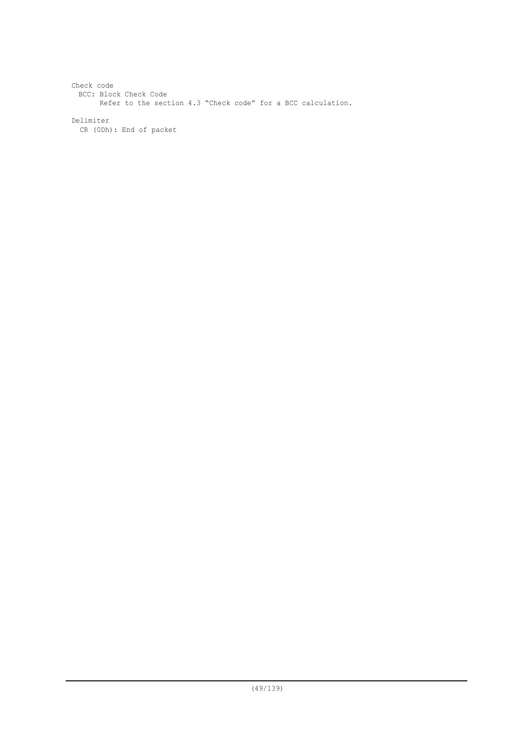Check code

BCC: Block Check Code

Refer to the section 4.3 “Check code” for a BCC calculation.

Delimiter

CR (0Dh): End of packet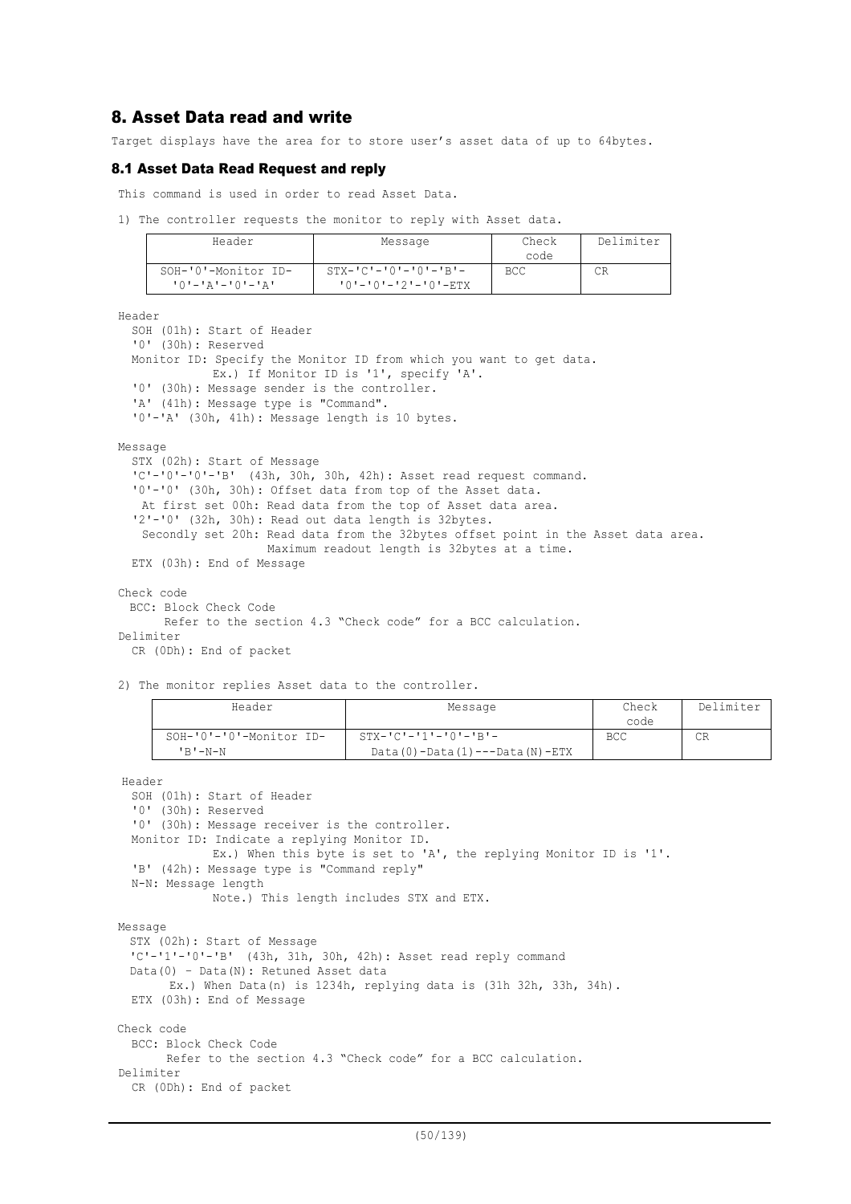## 8. Asset Data read and write

Target displays have the area for to store user's asset data of up to 64bytes.

### 8.1 Asset Data Read Request and reply

This command is used in order to read Asset Data.

1) The controller requests the monitor to reply with Asset data.

| Header | Message | Check code | Delimiter |
|---|---|---|---|
| SOH-'0'-Monitor ID-'0'-'A'-'0'-'A' | STX-'C'-'0'-'0'-'B'-'0'-'0'-'2'-'0'-ETX | BCC | CR |

Header
  SOH (01h): Start of Header
  '0' (30h): Reserved
  Monitor ID: Specify the Monitor ID from which you want to get data.
  Ex.) If Monitor ID is '1', specify 'A'.
  '0' (30h): Message sender is the controller.
  'A' (41h): Message type is "Command".
  '0'-'A' (30h, 41h): Message length is 10 bytes.

Message
  STX (02h): Start of Message
  'C'-'0'-'0'-'B' (43h, 30h, 30h, 42h): Asset read request command.
  '0'-'0' (30h, 30h): Offset data from top of the Asset data.
  At first set 00h: Read data from the top of Asset data area.
  '2'-'0' (32h, 30h): Read out data length is 32bytes.
  Secondly set 20h: Read data from the 32bytes offset point in the Asset data area.
  Maximum readout length is 32bytes at a time.
  ETX (03h): End of Message

Check code
  BCC: Block Check Code
  Refer to the section 4.3 "Check code" for a BCC calculation.
Delimiter
  CR (0Dh): End of packet

2) The monitor replies Asset data to the controller.

| Header | Message | Check code | Delimiter |
|---|---|---|---|
| SOH-'0'-'0'-Monitor ID-'B'-N-N | STX-'C'-'1'-'0'-'B'-Data(0)-Data(1)---Data(N)-ETX | BCC | CR |

Header
  SOH (01h): Start of Header
  '0' (30h): Reserved
  '0' (30h): Message receiver is the controller.
  Monitor ID: Indicate a replying Monitor ID.
  Ex.) When this byte is set to 'A', the replying Monitor ID is '1'.
  'B' (42h): Message type is "Command reply"
  N-N: Message length
  Note.) This length includes STX and ETX.

Message
  STX (02h): Start of Message
  'C'-'1'-'0'-'B' (43h, 31h, 30h, 42h): Asset read reply command
  Data(0) - Data(N): Retuned Asset data
  Ex.) When Data(n) is 1234h, replying data is (31h 32h, 33h, 34h).
  ETX (03h): End of Message

Check code
  BCC: Block Check Code
  Refer to the section 4.3 "Check code" for a BCC calculation.
Delimiter
  CR (0Dh): End of packet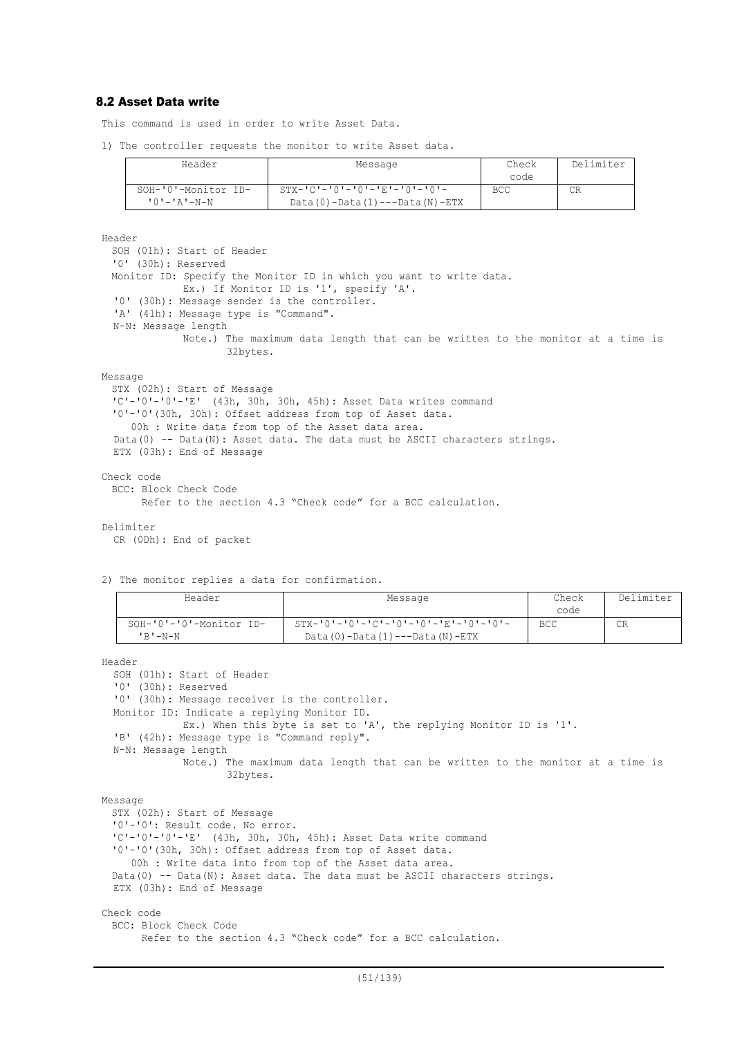## 8.2 Asset Data write

This command is used in order to write Asset Data.

1) The controller requests the monitor to write Asset data.

| Header | Message | Check code | Delimiter |
|---|---|---|---|
| SOH-'0'-Monitor ID-'0'-'A'-N-N | STX-'C'-'0'-'0'-'E'-'0'-'0'-Data(0)-Data(1)---Data(N)-ETX | BCC | CR |

Header
  SOH (01h): Start of Header
  '0' (30h): Reserved
  Monitor ID: Specify the Monitor ID in which you want to write data.
   Ex.) If Monitor ID is '1', specify 'A'.
  '0' (30h): Message sender is the controller.
  'A' (41h): Message type is "Command".
  N-N: Message length
   Note.) The maximum data length that can be written to the monitor at a time is 32bytes.

Message
  STX (02h): Start of Message
  'C'-'0'-'0'-'E' (43h, 30h, 30h, 45h): Asset Data writes command
  '0'-'0'(30h, 30h): Offset address from top of Asset data.
   00h : Write data from top of the Asset data area.
  Data(0) -- Data(N): Asset data. The data must be ASCII characters strings.
  ETX (03h): End of Message

Check code
  BCC: Block Check Code
   Refer to the section 4.3 "Check code" for a BCC calculation.

Delimiter
  CR (0Dh): End of packet

2) The monitor replies a data for confirmation.

| Header | Message | Check code | Delimiter |
|---|---|---|---|
| SOH-'0'-'0'-Monitor ID-'B'-N-N | STX-'0'-'0'-'C'-'0'-'0'-'E'-'0'-'0'-Data(0)-Data(1)---Data(N)-ETX | BCC | CR |

Header
  SOH (01h): Start of Header
  '0' (30h): Reserved
  '0' (30h): Message receiver is the controller.
  Monitor ID: Indicate a replying Monitor ID.
   Ex.) When this byte is set to 'A', the replying Monitor ID is '1'.
  'B' (42h): Message type is "Command reply".
  N-N: Message length
   Note.) The maximum data length that can be written to the monitor at a time is 32bytes.

Message
  STX (02h): Start of Message
  '0'-'0': Result code. No error.
  'C'-'0'-'0'-'E' (43h, 30h, 30h, 45h): Asset Data write command
  '0'-'0'(30h, 30h): Offset address from top of Asset data.
   00h : Write data into from top of the Asset data area.
  Data(0) -- Data(N): Asset data. The data must be ASCII characters strings.
  ETX (03h): End of Message

Check code
  BCC: Block Check Code
   Refer to the section 4.3 "Check code" for a BCC calculation.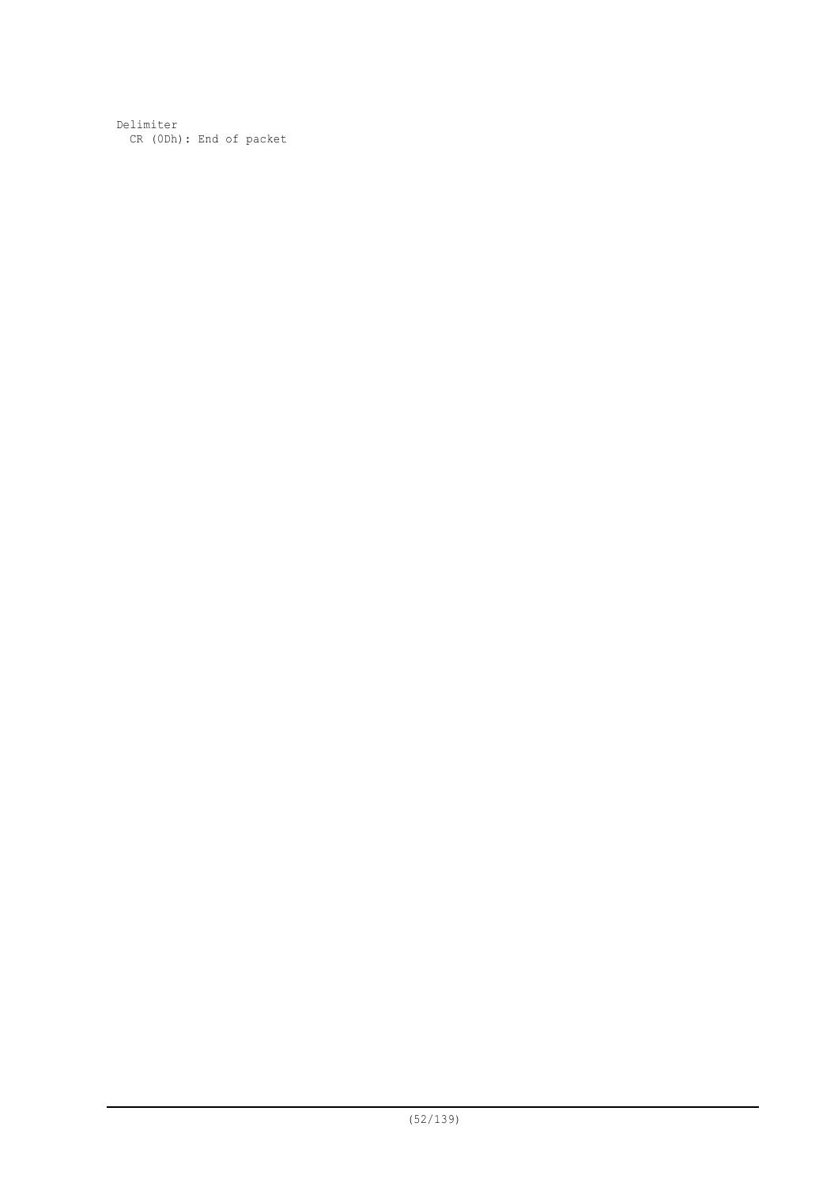Delimiter
  CR (0Dh): End of packet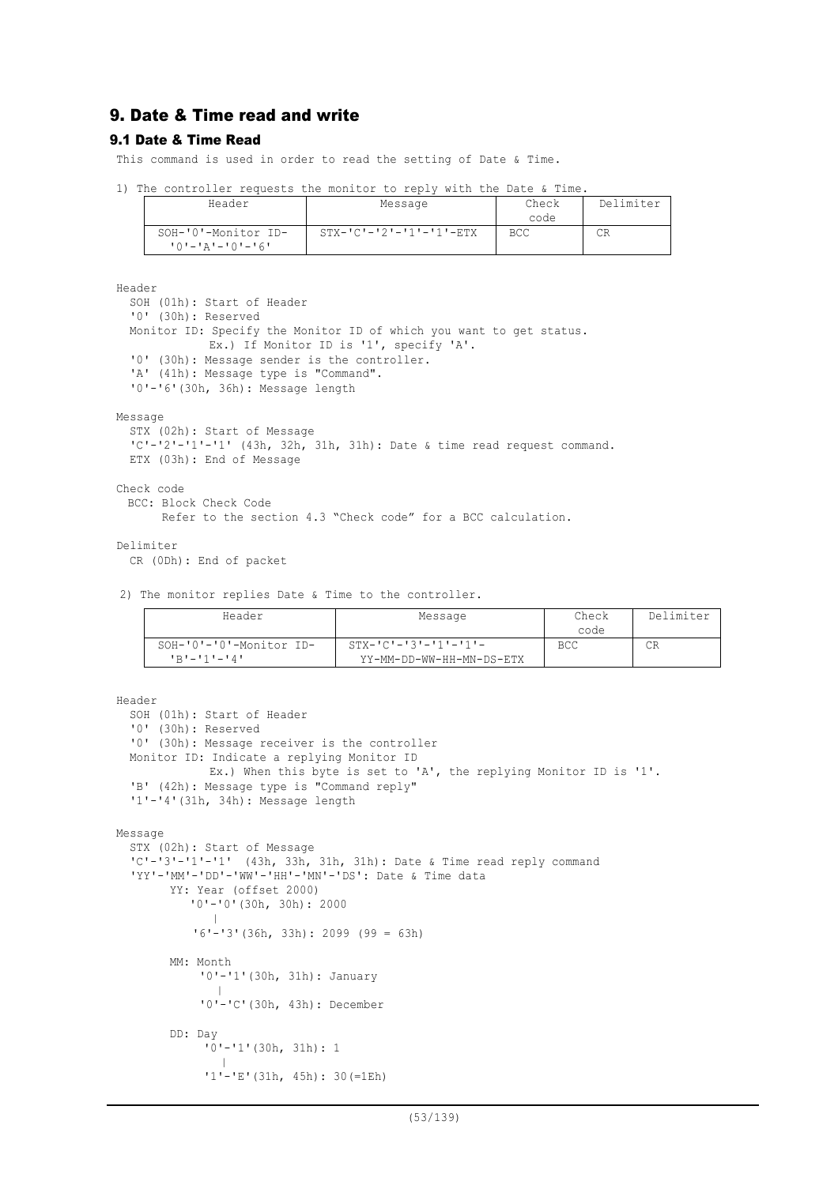## 9. Date & Time read and write

### 9.1 Date & Time Read

This command is used in order to read the setting of Date & Time.

1) The controller requests the monitor to reply with the Date & Time.

| Header | Message | Check code | Delimiter |
|---|---|---|---|
| SOH-'0'-Monitor ID-'0'-'A'-'0'-'6' | STX-'C'-'2'-'1'-'1'-ETX | BCC | CR |

Header
  SOH (01h): Start of Header
  '0' (30h): Reserved
  Monitor ID: Specify the Monitor ID of which you want to get status.
    Ex.) If Monitor ID is '1', specify 'A'.
  '0' (30h): Message sender is the controller.
  'A' (41h): Message type is "Command".
  '0'-'6'(30h, 36h): Message length

Message
  STX (02h): Start of Message
  'C'-'2'-'1'-'1' (43h, 32h, 31h, 31h): Date & time read request command.
  ETX (03h): End of Message

Check code
  BCC: Block Check Code
    Refer to the section 4.3 "Check code" for a BCC calculation.

Delimiter
  CR (0Dh): End of packet

2) The monitor replies Date & Time to the controller.

| Header | Message | Check code | Delimiter |
|---|---|---|---|
| SOH-'0'-'0'-Monitor ID-'B'-'1'-'4' | STX-'C'-'3'-'1'-'1'-YY-MM-DD-WW-HH-MN-DS-ETX | BCC | CR |

Header
  SOH (01h): Start of Header
  '0' (30h): Reserved
  '0' (30h): Message receiver is the controller
  Monitor ID: Indicate a replying Monitor ID
    Ex.) When this byte is set to 'A', the replying Monitor ID is '1'.
  'B' (42h): Message type is "Command reply"
  '1'-'4'(31h, 34h): Message length

Message
  STX (02h): Start of Message
  'C'-'3'-'1'-'1' (43h, 33h, 31h, 31h): Date & Time read reply command
  'YY'-'MM'-'DD'-'WW'-'HH'-'MN'-'DS': Date & Time data
    YY: Year (offset 2000)
      '0'-'0'(30h, 30h): 2000
        |
      '6'-'3'(36h, 33h): 2099 (99 = 63h)

    MM: Month
      '0'-'1'(30h, 31h): January
        |
      '0'-'C'(30h, 43h): December

    DD: Day
      '0'-'1'(30h, 31h): 1
        |
      '1'-'E'(31h, 45h): 30(=1Eh)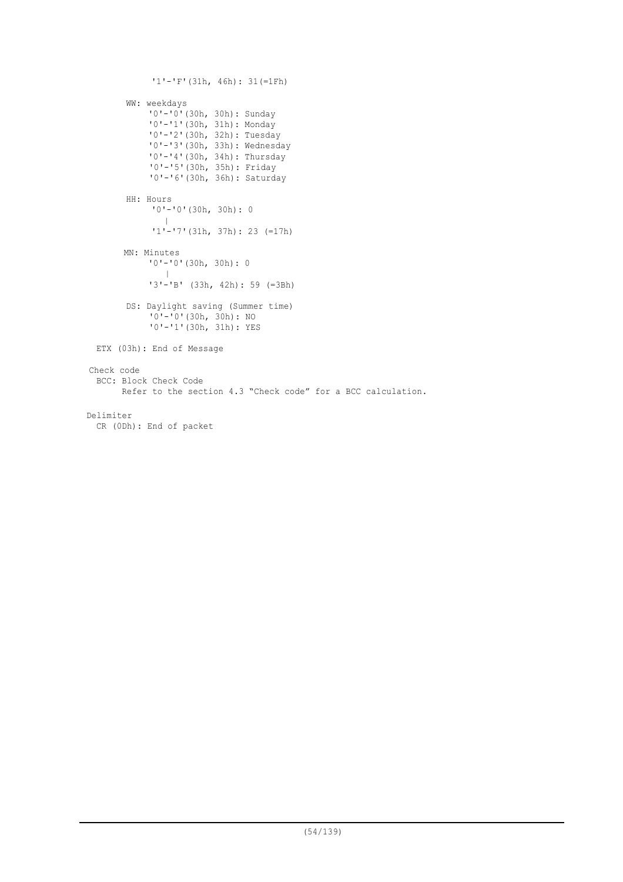```
            '1'-'F'(31h, 46h): 31(=1Fh)

       WW: weekdays
            '0'-'0'(30h, 30h): Sunday
            '0'-'1'(30h, 31h): Monday
            '0'-'2'(30h, 32h): Tuesday
            '0'-'3'(30h, 33h): Wednesday
            '0'-'4'(30h, 34h): Thursday
            '0'-'5'(30h, 35h): Friday
            '0'-'6'(30h, 36h): Saturday

       HH: Hours
            '0'-'0'(30h, 30h): 0
               |
            '1'-'7'(31h, 37h): 23 (=17h)

       MN: Minutes
            '0'-'0'(30h, 30h): 0
               |
            '3'-'B' (33h, 42h): 59 (=3Bh)

       DS: Daylight saving (Summer time)
            '0'-'0'(30h, 30h): NO
            '0'-'1'(30h, 31h): YES

  ETX (03h): End of Message

 Check code
  BCC: Block Check Code
       Refer to the section 4.3 "Check code" for a BCC calculation.

Delimiter
  CR (0Dh): End of packet
```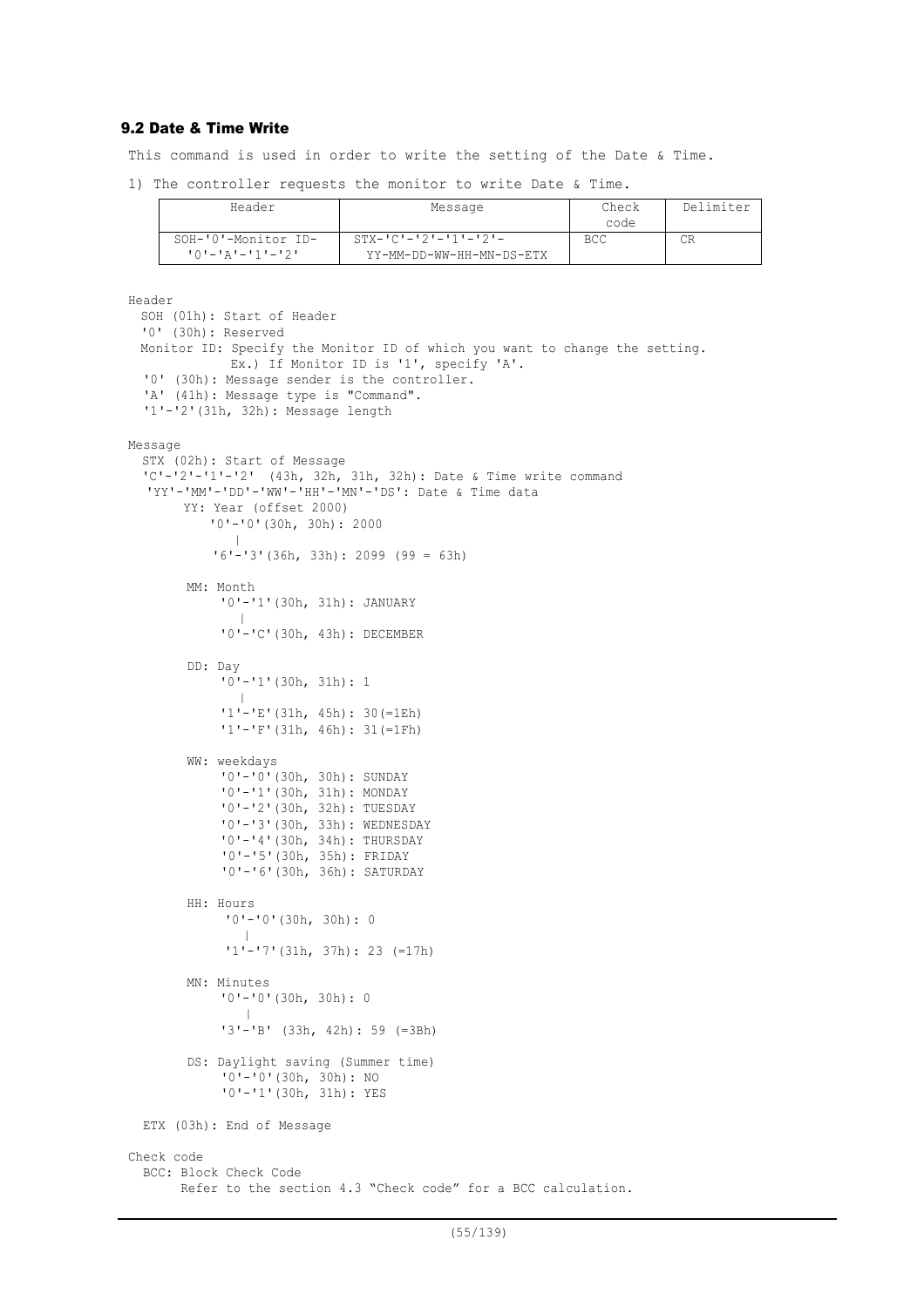## 9.2 Date & Time Write

This command is used in order to write the setting of the Date & Time.

1) The controller requests the monitor to write Date & Time.

| Header | Message | Check code | Delimiter |
|---|---|---|---|
| SOH-'0'-Monitor ID-'0'-'A'-'1'-'2' | STX-'C'-'2'-'1'-'2'-YY-MM-DD-WW-HH-MN-DS-ETX | BCC | CR |

```
Header
  SOH (01h): Start of Header
  '0' (30h): Reserved
  Monitor ID: Specify the Monitor ID of which you want to change the setting.
             Ex.) If Monitor ID is '1', specify 'A'.
  '0' (30h): Message sender is the controller.
  'A' (41h): Message type is "Command".
  '1'-'2'(31h, 32h): Message length

Message
  STX (02h): Start of Message
  'C'-'2'-'1'-'2'  (43h, 32h, 31h, 32h): Date & Time write command
  'YY'-'MM'-'DD'-'WW'-'HH'-'MN'-'DS': Date & Time data
       YY: Year (offset 2000)
           '0'-'0'(30h, 30h): 2000
              |
           '6'-'3'(36h, 33h): 2099 (99 = 63h)

       MM: Month
            '0'-'1'(30h, 31h): JANUARY
               |
            '0'-'C'(30h, 43h): DECEMBER

       DD: Day
            '0'-'1'(30h, 31h): 1
               |
            '1'-'E'(31h, 45h): 30(=1Eh)
            '1'-'F'(31h, 46h): 31(=1Fh)

       WW: weekdays
            '0'-'0'(30h, 30h): SUNDAY
            '0'-'1'(30h, 31h): MONDAY
            '0'-'2'(30h, 32h): TUESDAY
            '0'-'3'(30h, 33h): WEDNESDAY
            '0'-'4'(30h, 34h): THURSDAY
            '0'-'5'(30h, 35h): FRIDAY
            '0'-'6'(30h, 36h): SATURDAY

       HH: Hours
            '0'-'0'(30h, 30h): 0
               |
            '1'-'7'(31h, 37h): 23 (=17h)

       MN: Minutes
            '0'-'0'(30h, 30h): 0
               |
            '3'-'B' (33h, 42h): 59 (=3Bh)

       DS: Daylight saving (Summer time)
            '0'-'0'(30h, 30h): NO
            '0'-'1'(30h, 31h): YES

  ETX (03h): End of Message

Check code
  BCC: Block Check Code
       Refer to the section 4.3 "Check code" for a BCC calculation.
```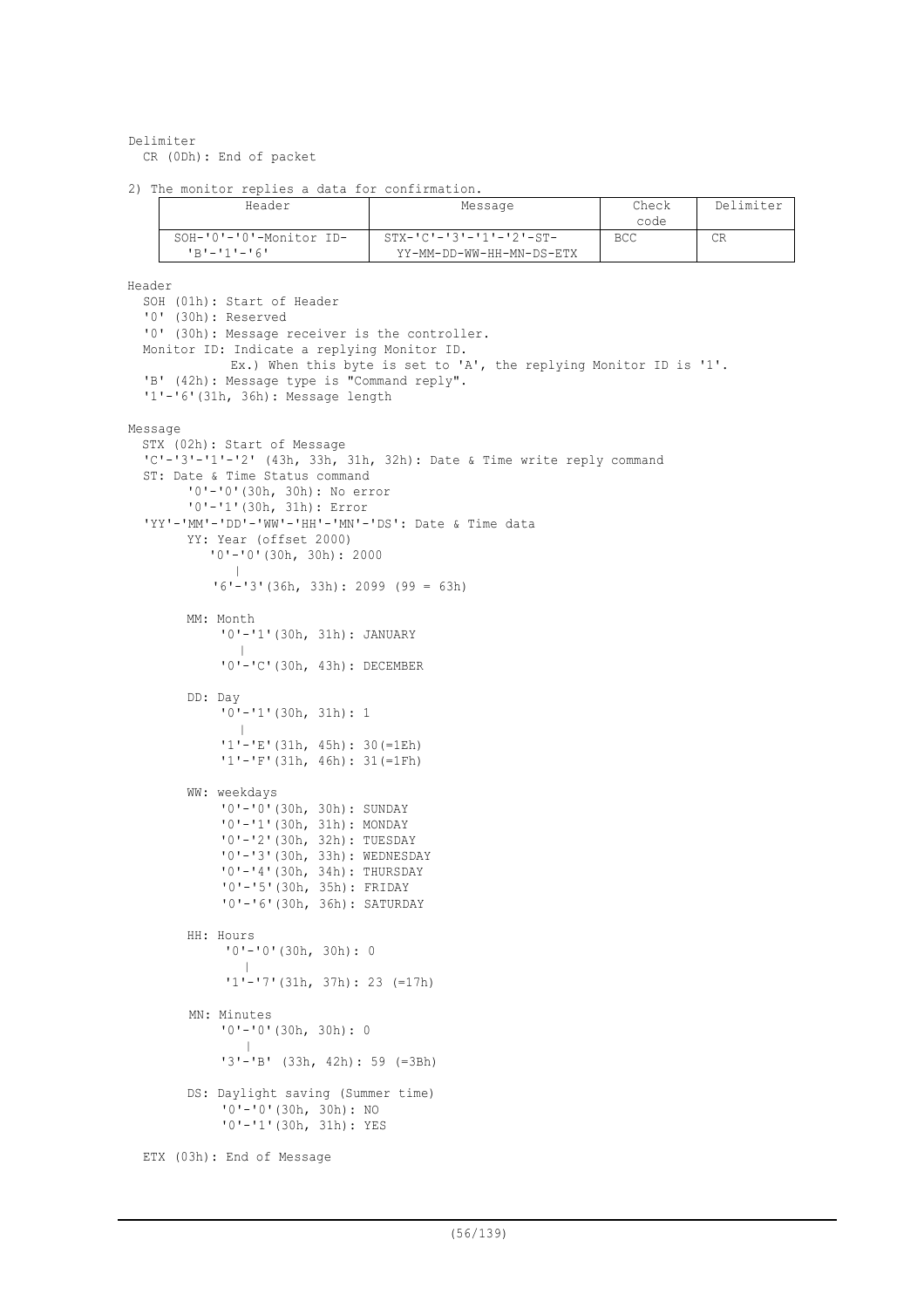Delimiter
  CR (0Dh): End of packet

2) The monitor replies a data for confirmation.

| Header | Message | Check code | Delimiter |
|---|---|---|---|
| SOH-'0'-'0'-Monitor ID-'B'-'1'-'6' | STX-'C'-'3'-'1'-'2'-ST-YY-MM-DD-WW-HH-MN-DS-ETX | BCC | CR |

Header
  SOH (01h): Start of Header
  '0' (30h): Reserved
  '0' (30h): Message receiver is the controller.
  Monitor ID: Indicate a replying Monitor ID.
    Ex.) When this byte is set to 'A', the replying Monitor ID is '1'.
  'B' (42h): Message type is "Command reply".
  '1'-'6'(31h, 36h): Message length

Message
  STX (02h): Start of Message
  'C'-'3'-'1'-'2' (43h, 33h, 31h, 32h): Date & Time write reply command
  ST: Date & Time Status command
    '0'-'0'(30h, 30h): No error
    '0'-'1'(30h, 31h): Error
  'YY'-'MM'-'DD'-'WW'-'HH'-'MN'-'DS': Date & Time data
    YY: Year (offset 2000)
      '0'-'0'(30h, 30h): 2000
        |
      '6'-'3'(36h, 33h): 2099 (99 = 63h)

    MM: Month
      '0'-'1'(30h, 31h): JANUARY
        |
      '0'-'C'(30h, 43h): DECEMBER

    DD: Day
      '0'-'1'(30h, 31h): 1
        |
      '1'-'E'(31h, 45h): 30(=1Eh)
      '1'-'F'(31h, 46h): 31(=1Fh)

    WW: weekdays
      '0'-'0'(30h, 30h): SUNDAY
      '0'-'1'(30h, 31h): MONDAY
      '0'-'2'(30h, 32h): TUESDAY
      '0'-'3'(30h, 33h): WEDNESDAY
      '0'-'4'(30h, 34h): THURSDAY
      '0'-'5'(30h, 35h): FRIDAY
      '0'-'6'(30h, 36h): SATURDAY

    HH: Hours
      '0'-'0'(30h, 30h): 0
        |
      '1'-'7'(31h, 37h): 23 (=17h)

    MN: Minutes
      '0'-'0'(30h, 30h): 0
        |
      '3'-'B' (33h, 42h): 59 (=3Bh)

    DS: Daylight saving (Summer time)
      '0'-'0'(30h, 30h): NO
      '0'-'1'(30h, 31h): YES

  ETX (03h): End of Message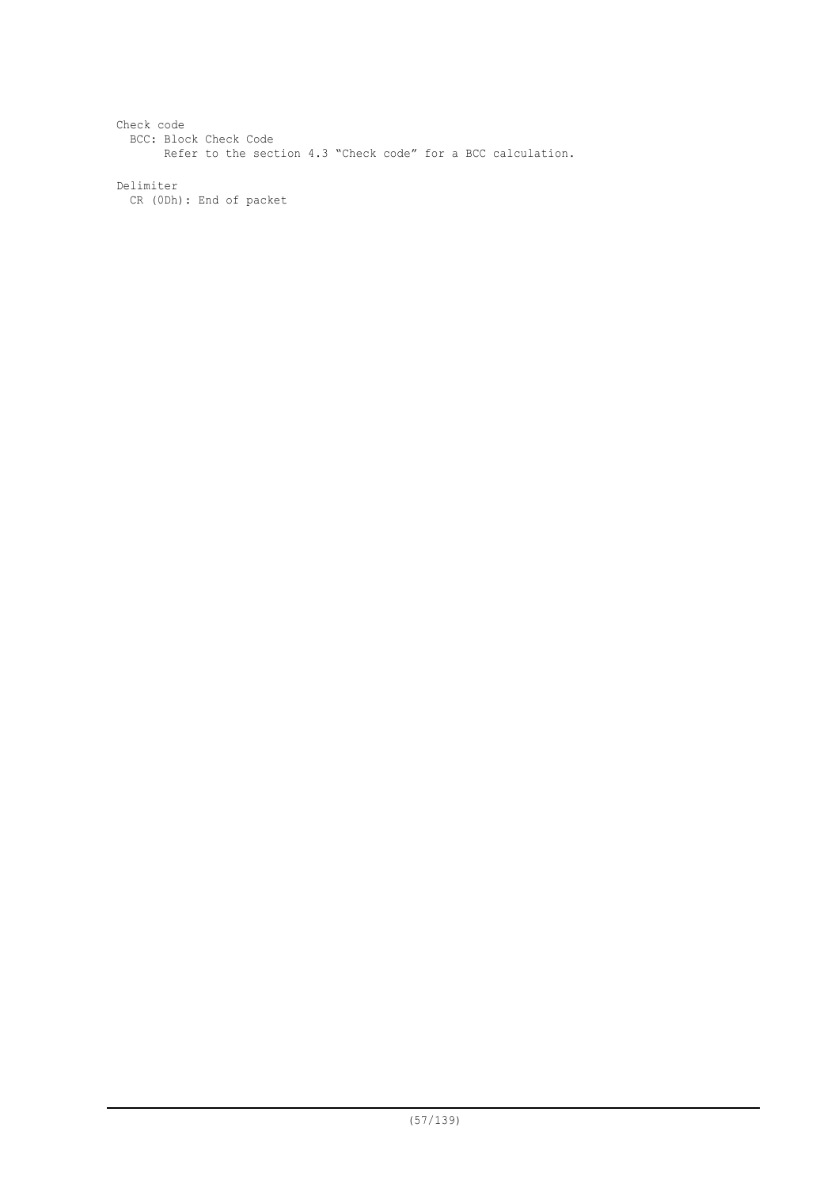Check code

  BCC: Block Check Code

    Refer to the section 4.3 "Check code" for a BCC calculation.

Delimiter

  CR (0Dh): End of packet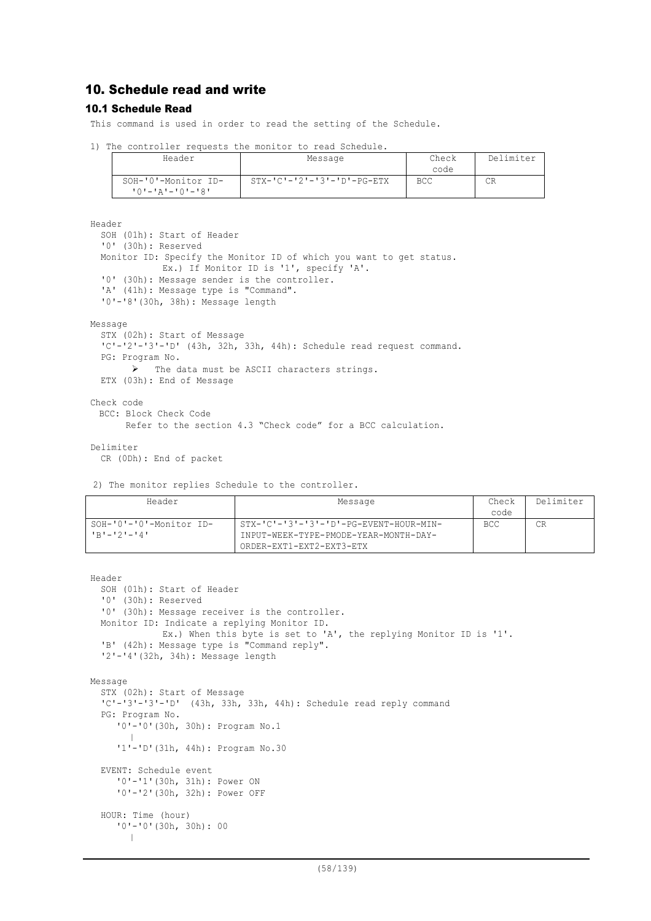## 10. Schedule read and write

### 10.1 Schedule Read

This command is used in order to read the setting of the Schedule.

1) The controller requests the monitor to read Schedule.

| Header | Message | Check code | Delimiter |
|---|---|---|---|
| SOH-'0'-Monitor ID-'0'-'A'-'0'-'8' | STX-'C'-'2'-'3'-'D'-PG-ETX | BCC | CR |

Header
  SOH (01h): Start of Header
  '0' (30h): Reserved
  Monitor ID: Specify the Monitor ID of which you want to get status.
            Ex.) If Monitor ID is '1', specify 'A'.
  '0' (30h): Message sender is the controller.
  'A' (41h): Message type is "Command".
  '0'-'8'(30h, 38h): Message length

Message
  STX (02h): Start of Message
  'C'-'2'-'3'-'D' (43h, 32h, 33h, 44h): Schedule read request command.
  PG: Program No.
  - The data must be ASCII characters strings.

  ETX (03h): End of Message

Check code
  BCC: Block Check Code
      Refer to the section 4.3 "Check code" for a BCC calculation.

Delimiter
  CR (0Dh): End of packet

2) The monitor replies Schedule to the controller.

| Header | Message | Check code | Delimiter |
|---|---|---|---|
| SOH-'0'-'0'-Monitor ID-'B'-'2'-'4' | STX-'C'-'3'-'3'-'D'-PG-EVENT-HOUR-MIN-INPUT-WEEK-TYPE-PMODE-YEAR-MONTH-DAY-ORDER-EXT1-EXT2-EXT3-ETX | BCC | CR |

Header
  SOH (01h): Start of Header
  '0' (30h): Reserved
  '0' (30h): Message receiver is the controller.
  Monitor ID: Indicate a replying Monitor ID.
            Ex.) When this byte is set to 'A', the replying Monitor ID is '1'.
  'B' (42h): Message type is "Command reply".
  '2'-'4'(32h, 34h): Message length

Message
  STX (02h): Start of Message
  'C'-'3'-'3'-'D'  (43h, 33h, 33h, 44h): Schedule read reply command
  PG: Program No.
    '0'-'0'(30h, 30h): Program No.1
      |
    '1'-'D'(31h, 44h): Program No.30

  EVENT: Schedule event
    '0'-'1'(30h, 31h): Power ON
    '0'-'2'(30h, 32h): Power OFF

  HOUR: Time (hour)
    '0'-'0'(30h, 30h): 00
      |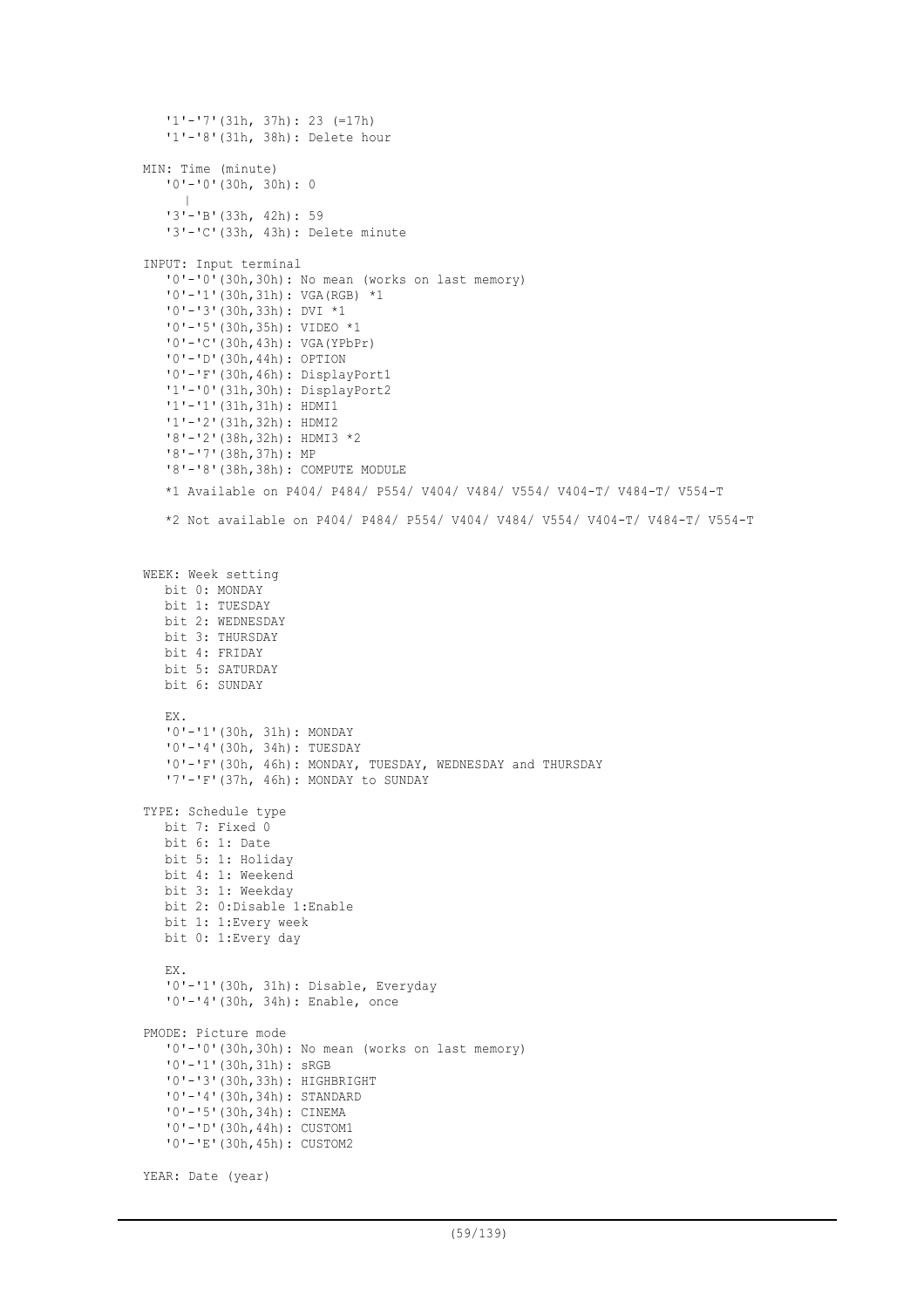```
   '1'-'7'(31h, 37h): 23 (=17h)
   '1'-'8'(31h, 38h): Delete hour

MIN: Time (minute)
   '0'-'0'(30h, 30h): 0
     |
   '3'-'B'(33h, 42h): 59
   '3'-'C'(33h, 43h): Delete minute

INPUT: Input terminal
   '0'-'0'(30h,30h): No mean (works on last memory)
   '0'-'1'(30h,31h): VGA(RGB) *1
   '0'-'3'(30h,33h): DVI *1
   '0'-'5'(30h,35h): VIDEO *1
   '0'-'C'(30h,43h): VGA(YPbPr)
   '0'-'D'(30h,44h): OPTION
   '0'-'F'(30h,46h): DisplayPort1
   '1'-'0'(31h,30h): DisplayPort2
   '1'-'1'(31h,31h): HDMI1
   '1'-'2'(31h,32h): HDMI2
   '8'-'2'(38h,32h): HDMI3 *2
   '8'-'7'(38h,37h): MP
   '8'-'8'(38h,38h): COMPUTE MODULE

   *1 Available on P404/ P484/ P554/ V404/ V484/ V554/ V404-T/ V484-T/ V554-T

   *2 Not available on P404/ P484/ P554/ V404/ V484/ V554/ V404-T/ V484-T/ V554-T


WEEK: Week setting
   bit 0: MONDAY
   bit 1: TUESDAY
   bit 2: WEDNESDAY
   bit 3: THURSDAY
   bit 4: FRIDAY
   bit 5: SATURDAY
   bit 6: SUNDAY

   EX.
   '0'-'1'(30h, 31h): MONDAY
   '0'-'4'(30h, 34h): TUESDAY
   '0'-'F'(30h, 46h): MONDAY, TUESDAY, WEDNESDAY and THURSDAY
   '7'-'F'(37h, 46h): MONDAY to SUNDAY

TYPE: Schedule type
   bit 7: Fixed 0
   bit 6: 1: Date
   bit 5: 1: Holiday
   bit 4: 1: Weekend
   bit 3: 1: Weekday
   bit 2: 0:Disable 1:Enable
   bit 1: 1:Every week
   bit 0: 1:Every day

   EX.
   '0'-'1'(30h, 31h): Disable, Everyday
   '0'-'4'(30h, 34h): Enable, once

PMODE: Picture mode
   '0'-'0'(30h,30h): No mean (works on last memory)
   '0'-'1'(30h,31h): sRGB
   '0'-'3'(30h,33h): HIGHBRIGHT
   '0'-'4'(30h,34h): STANDARD
   '0'-'5'(30h,34h): CINEMA
   '0'-'D'(30h,44h): CUSTOM1
   '0'-'E'(30h,45h): CUSTOM2

YEAR: Date (year)
```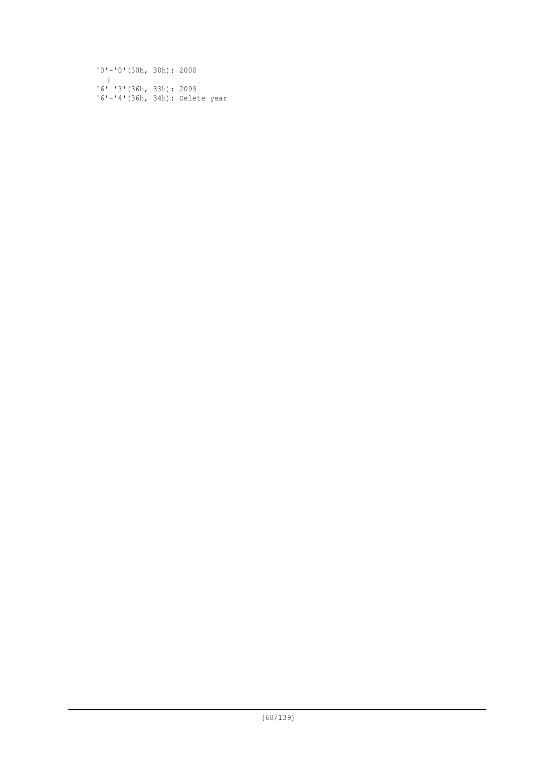```
'0'-'0'(30h, 30h): 2000
   |
'6'-'3'(36h, 33h): 2099
'6'-'4'(36h, 34h): Delete year
```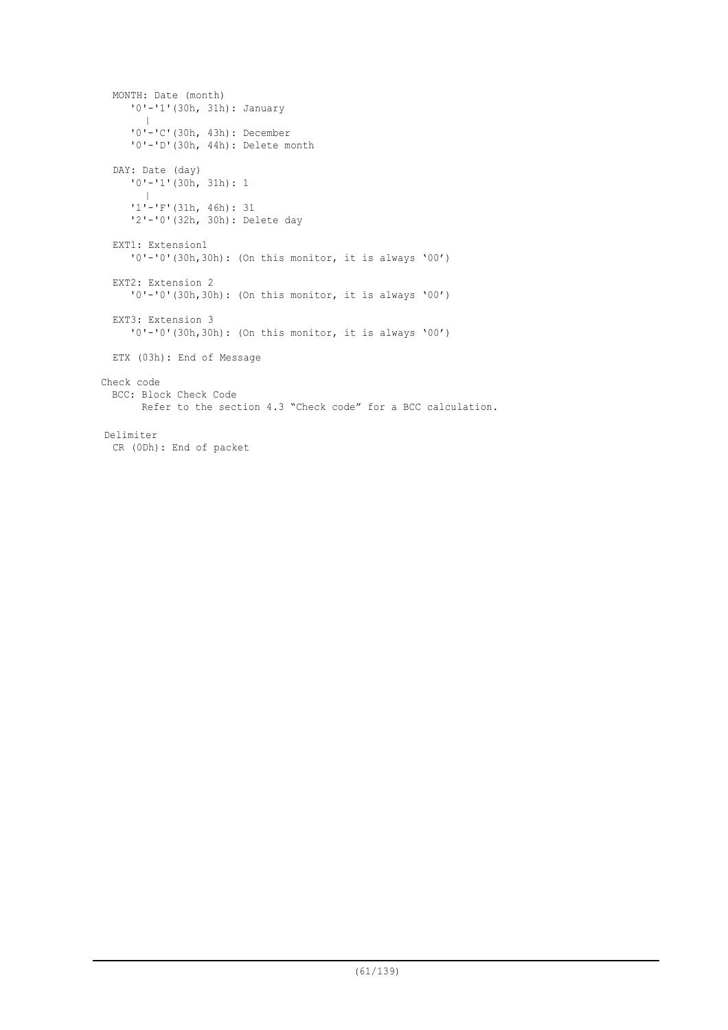MONTH: Date (month)
  '0'-'1'(30h, 31h): January
  |
  '0'-'C'(30h, 43h): December
  '0'-'D'(30h, 44h): Delete month

DAY: Date (day)
  '0'-'1'(30h, 31h): 1
  |
  '1'-'F'(31h, 46h): 31
  '2'-'0'(32h, 30h): Delete day

EXT1: Extension1
  '0'-'0'(30h,30h): (On this monitor, it is always '00')

EXT2: Extension 2
  '0'-'0'(30h,30h): (On this monitor, it is always '00')

EXT3: Extension 3
  '0'-'0'(30h,30h): (On this monitor, it is always '00')

ETX (03h): End of Message

Check code

BCC: Block Check Code
  Refer to the section 4.3 "Check code" for a BCC calculation.

Delimiter

CR (0Dh): End of packet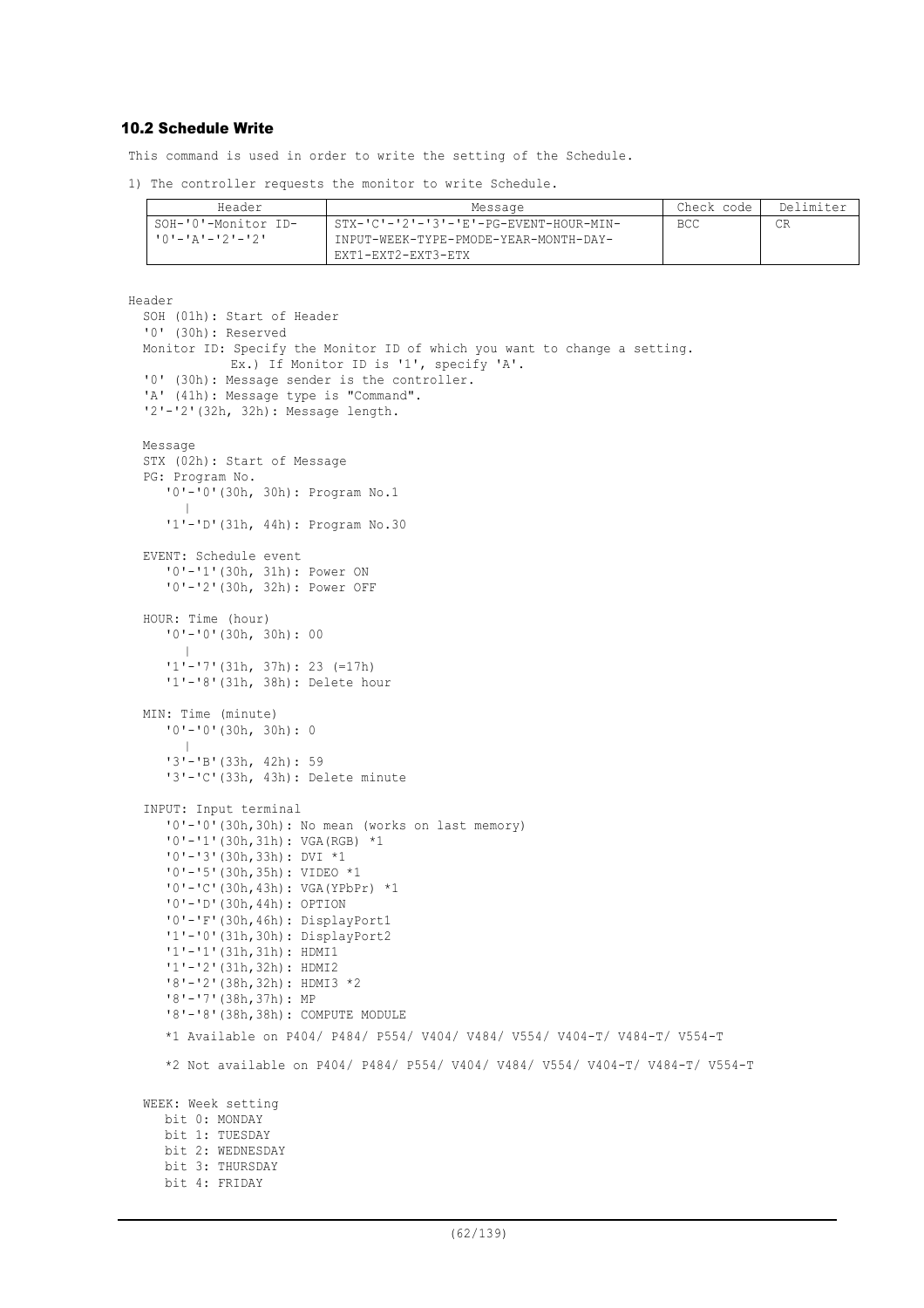### 10.2 Schedule Write

This command is used in order to write the setting of the Schedule.

1) The controller requests the monitor to write Schedule.

| Header | Message | Check code | Delimiter |
|---|---|---|---|
| SOH-'0'-Monitor ID-'0'-'A'-'2'-'2' | STX-'C'-'2'-'3'-'E'-PG-EVENT-HOUR-MIN-INPUT-WEEK-TYPE-PMODE-YEAR-MONTH-DAY-EXT1-EXT2-EXT3-ETX | BCC | CR |

Header
  SOH (01h): Start of Header
  '0' (30h): Reserved
  Monitor ID: Specify the Monitor ID of which you want to change a setting.
    Ex.) If Monitor ID is '1', specify 'A'.
  '0' (30h): Message sender is the controller.
  'A' (41h): Message type is "Command".
  '2'-'2'(32h, 32h): Message length.

Message
  STX (02h): Start of Message
  PG: Program No.
    '0'-'0'(30h, 30h): Program No.1
      |
    '1'-'D'(31h, 44h): Program No.30

EVENT: Schedule event
    '0'-'1'(30h, 31h): Power ON
    '0'-'2'(30h, 32h): Power OFF

HOUR: Time (hour)
    '0'-'0'(30h, 30h): 00
      |
    '1'-'7'(31h, 37h): 23 (=17h)
    '1'-'8'(31h, 38h): Delete hour

MIN: Time (minute)
    '0'-'0'(30h, 30h): 0
      |
    '3'-'B'(33h, 42h): 59
    '3'-'C'(33h, 43h): Delete minute

INPUT: Input terminal
    '0'-'0'(30h,30h): No mean (works on last memory)
    '0'-'1'(30h,31h): VGA(RGB) *1
    '0'-'3'(30h,33h): DVI *1
    '0'-'5'(30h,35h): VIDEO *1
    '0'-'C'(30h,43h): VGA(YPbPr) *1
    '0'-'D'(30h,44h): OPTION
    '0'-'F'(30h,46h): DisplayPort1
    '1'-'0'(31h,30h): DisplayPort2
    '1'-'1'(31h,31h): HDMI1
    '1'-'2'(31h,32h): HDMI2
    '8'-'2'(38h,32h): HDMI3 *2
    '8'-'7'(38h,37h): MP
    '8'-'8'(38h,38h): COMPUTE MODULE

    *1 Available on P404/ P484/ P554/ V404/ V484/ V554/ V404-T/ V484-T/ V554-T

    *2 Not available on P404/ P484/ P554/ V404/ V484/ V554/ V404-T/ V484-T/ V554-T

WEEK: Week setting
    bit 0: MONDAY
    bit 1: TUESDAY
    bit 2: WEDNESDAY
    bit 3: THURSDAY
    bit 4: FRIDAY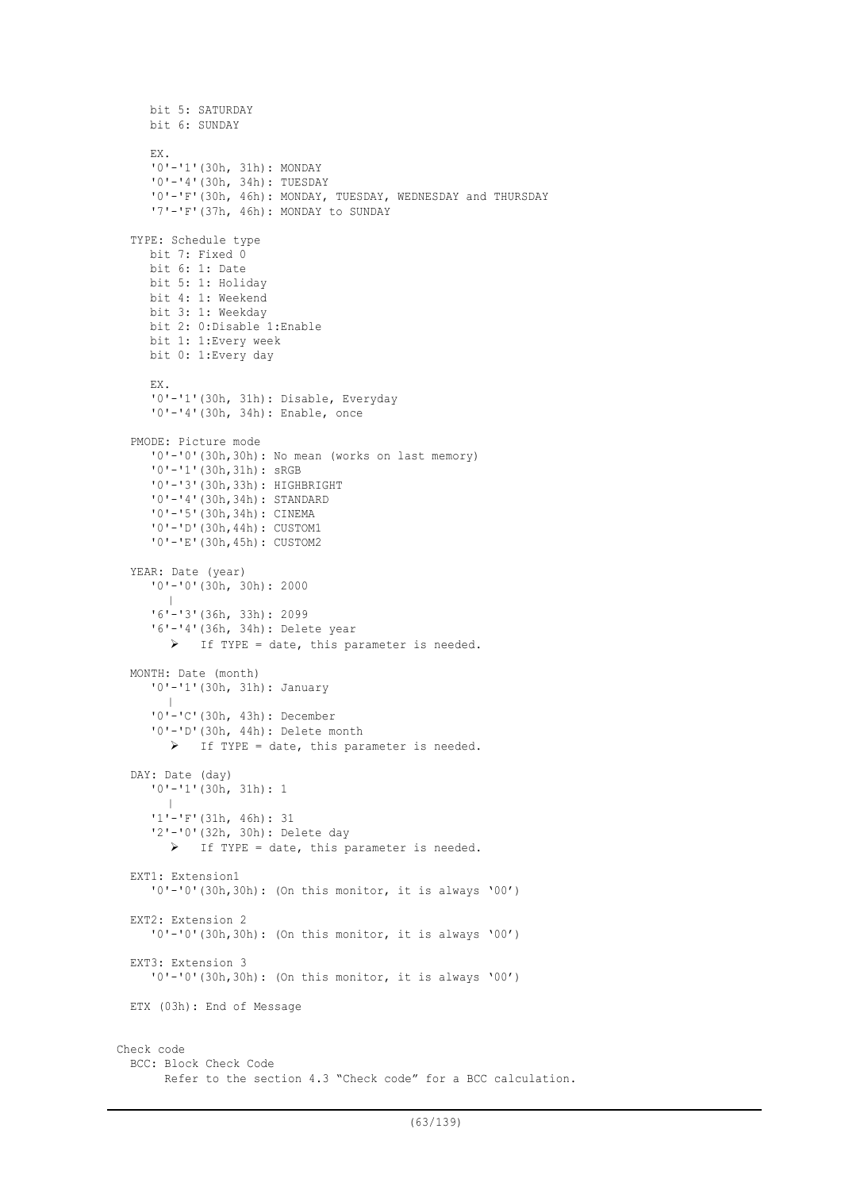bit 5: SATURDAY
bit 6: SUNDAY

EX.
'0'-'1'(30h, 31h): MONDAY
'0'-'4'(30h, 34h): TUESDAY
'0'-'F'(30h, 46h): MONDAY, TUESDAY, WEDNESDAY and THURSDAY
'7'-'F'(37h, 46h): MONDAY to SUNDAY

TYPE: Schedule type
bit 7: Fixed 0
bit 6: 1: Date
bit 5: 1: Holiday
bit 4: 1: Weekend
bit 3: 1: Weekday
bit 2: 0:Disable 1:Enable
bit 1: 1:Every week
bit 0: 1:Every day

EX.
'0'-'1'(30h, 31h): Disable, Everyday
'0'-'4'(30h, 34h): Enable, once

PMODE: Picture mode
'0'-'0'(30h,30h): No mean (works on last memory)
'0'-'1'(30h,31h): sRGB
'0'-'3'(30h,33h): HIGHBRIGHT
'0'-'4'(30h,34h): STANDARD
'0'-'5'(30h,34h): CINEMA
'0'-'D'(30h,44h): CUSTOM1
'0'-'E'(30h,45h): CUSTOM2

YEAR: Date (year)
'0'-'0'(30h, 30h): 2000
|
'6'-'3'(36h, 33h): 2099
'6'-'4'(36h, 34h): Delete year

- If TYPE = date, this parameter is needed.

MONTH: Date (month)
'0'-'1'(30h, 31h): January
|
'0'-'C'(30h, 43h): December
'0'-'D'(30h, 44h): Delete month

- If TYPE = date, this parameter is needed.

DAY: Date (day)
'0'-'1'(30h, 31h): 1
|
'1'-'F'(31h, 46h): 31
'2'-'0'(32h, 30h): Delete day

- If TYPE = date, this parameter is needed.

EXT1: Extension1
'0'-'0'(30h,30h): (On this monitor, it is always '00')

EXT2: Extension 2
'0'-'0'(30h,30h): (On this monitor, it is always '00')

EXT3: Extension 3
'0'-'0'(30h,30h): (On this monitor, it is always '00')

ETX (03h): End of Message

Check code
BCC: Block Check Code
Refer to the section 4.3 "Check code" for a BCC calculation.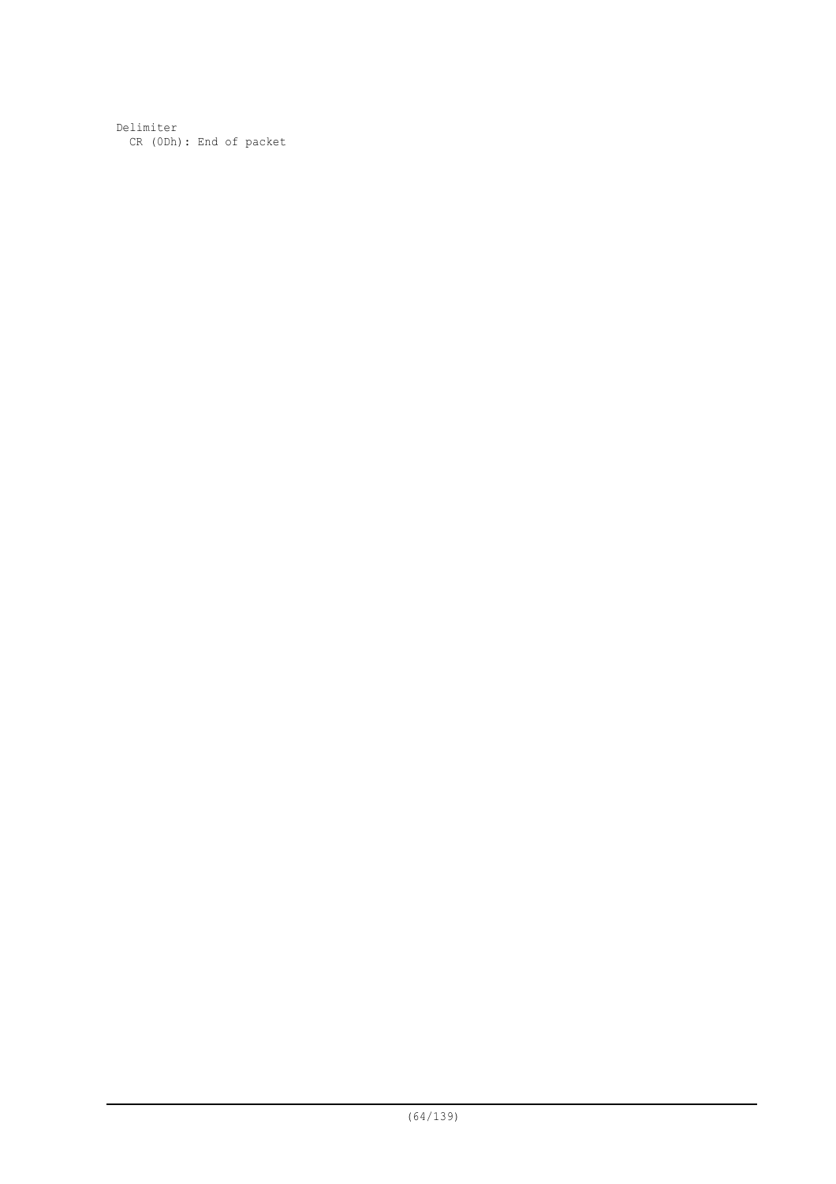Delimiter
  CR (0Dh): End of packet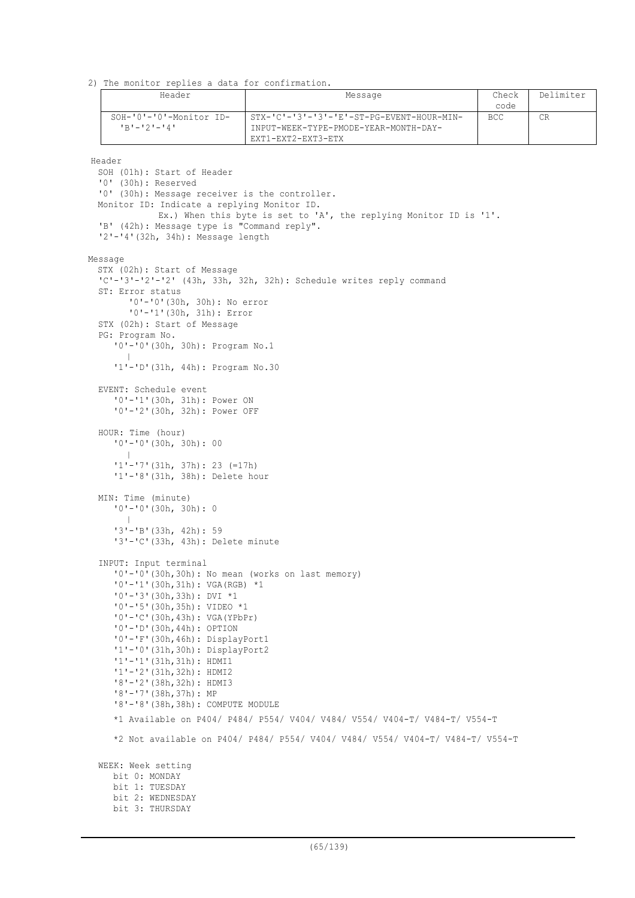2) The monitor replies a data for confirmation.

| Header | Message | Check code | Delimiter |
|---|---|---|---|
| SOH-'0'-'0'-Monitor ID-'B'-'2'-'4' | STX-'C'-'3'-'3'-'E'-ST-PG-EVENT-HOUR-MIN-INPUT-WEEK-TYPE-PMODE-YEAR-MONTH-DAY-EXT1-EXT2-EXT3-ETX | BCC | CR |

Header

SOH (01h): Start of Header
'0' (30h): Reserved
'0' (30h): Message receiver is the controller.
Monitor ID: Indicate a replying Monitor ID.
Ex.) When this byte is set to 'A', the replying Monitor ID is '1'.
'B' (42h): Message type is "Command reply".
'2'-'4'(32h, 34h): Message length

Message

STX (02h): Start of Message
'C'-'3'-'2'-'2' (43h, 33h, 32h, 32h): Schedule writes reply command
ST: Error status
'0'-'0'(30h, 30h): No error
'0'-'1'(30h, 31h): Error
STX (02h): Start of Message
PG: Program No.
'0'-'0'(30h, 30h): Program No.1
|
'1'-'D'(31h, 44h): Program No.30

EVENT: Schedule event
'0'-'1'(30h, 31h): Power ON
'0'-'2'(30h, 32h): Power OFF

HOUR: Time (hour)
'0'-'0'(30h, 30h): 00
|
'1'-'7'(31h, 37h): 23 (=17h)
'1'-'8'(31h, 38h): Delete hour

MIN: Time (minute)
'0'-'0'(30h, 30h): 0
|
'3'-'B'(33h, 42h): 59
'3'-'C'(33h, 43h): Delete minute

INPUT: Input terminal
'0'-'0'(30h,30h): No mean (works on last memory)
'0'-'1'(30h,31h): VGA(RGB) *1
'0'-'3'(30h,33h): DVI *1
'0'-'5'(30h,35h): VIDEO *1
'0'-'C'(30h,43h): VGA(YPbPr)
'0'-'D'(30h,44h): OPTION
'0'-'F'(30h,46h): DisplayPort1
'1'-'0'(31h,30h): DisplayPort2
'1'-'1'(31h,31h): HDMI1
'1'-'2'(31h,32h): HDMI2
'8'-'2'(38h,32h): HDMI3
'8'-'7'(38h,37h): MP
'8'-'8'(38h,38h): COMPUTE MODULE

*1 Available on P404/ P484/ P554/ V404/ V484/ V554/ V404-T/ V484-T/ V554-T

*2 Not available on P404/ P484/ P554/ V404/ V484/ V554/ V404-T/ V484-T/ V554-T

WEEK: Week setting
bit 0: MONDAY
bit 1: TUESDAY
bit 2: WEDNESDAY
bit 3: THURSDAY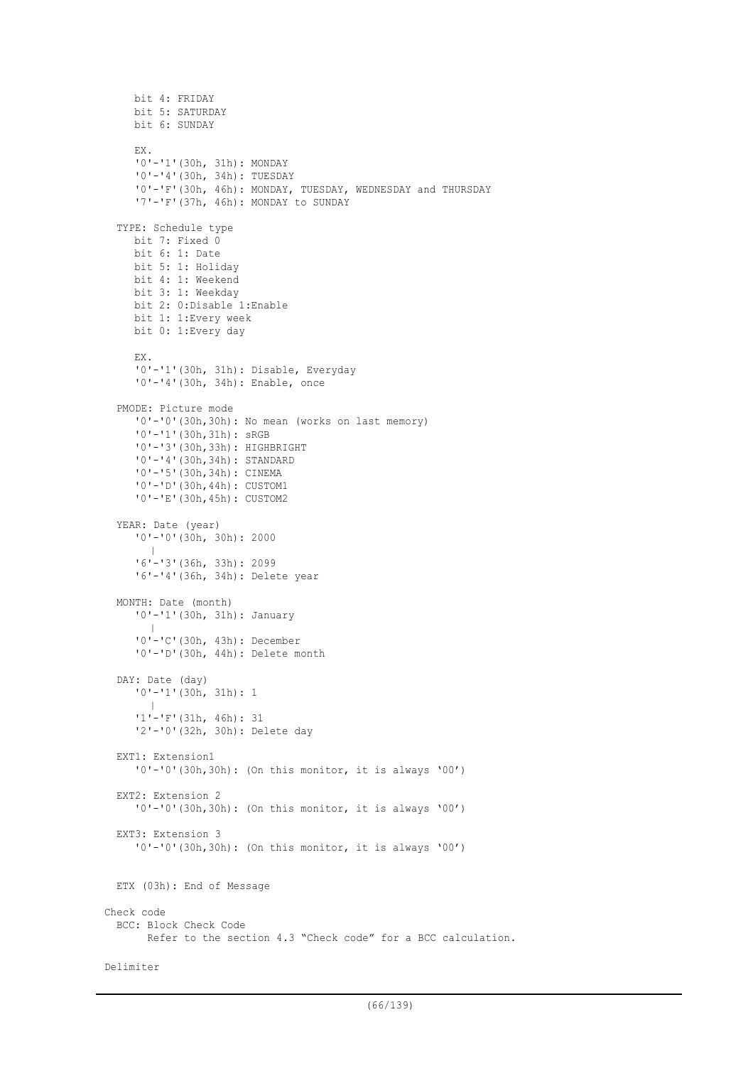bit 4: FRIDAY
bit 5: SATURDAY
bit 6: SUNDAY

EX.
'0'-'1'(30h, 31h): MONDAY
'0'-'4'(30h, 34h): TUESDAY
'0'-'F'(30h, 46h): MONDAY, TUESDAY, WEDNESDAY and THURSDAY
'7'-'F'(37h, 46h): MONDAY to SUNDAY

TYPE: Schedule type
bit 7: Fixed 0
bit 6: 1: Date
bit 5: 1: Holiday
bit 4: 1: Weekend
bit 3: 1: Weekday
bit 2: 0:Disable 1:Enable
bit 1: 1:Every week
bit 0: 1:Every day

EX.
'0'-'1'(30h, 31h): Disable, Everyday
'0'-'4'(30h, 34h): Enable, once

PMODE: Picture mode
'0'-'0'(30h,30h): No mean (works on last memory)
'0'-'1'(30h,31h): sRGB
'0'-'3'(30h,33h): HIGHBRIGHT
'0'-'4'(30h,34h): STANDARD
'0'-'5'(30h,34h): CINEMA
'0'-'D'(30h,44h): CUSTOM1
'0'-'E'(30h,45h): CUSTOM2

YEAR: Date (year)
'0'-'0'(30h, 30h): 2000
|
'6'-'3'(36h, 33h): 2099
'6'-'4'(36h, 34h): Delete year

MONTH: Date (month)
'0'-'1'(30h, 31h): January
|
'0'-'C'(30h, 43h): December
'0'-'D'(30h, 44h): Delete month

DAY: Date (day)
'0'-'1'(30h, 31h): 1
|
'1'-'F'(31h, 46h): 31
'2'-'0'(32h, 30h): Delete day

EXT1: Extension1
'0'-'0'(30h,30h): (On this monitor, it is always '00')

EXT2: Extension 2
'0'-'0'(30h,30h): (On this monitor, it is always '00')

EXT3: Extension 3
'0'-'0'(30h,30h): (On this monitor, it is always '00')

ETX (03h): End of Message

Check code
BCC: Block Check Code
Refer to the section 4.3 "Check code" for a BCC calculation.

Delimiter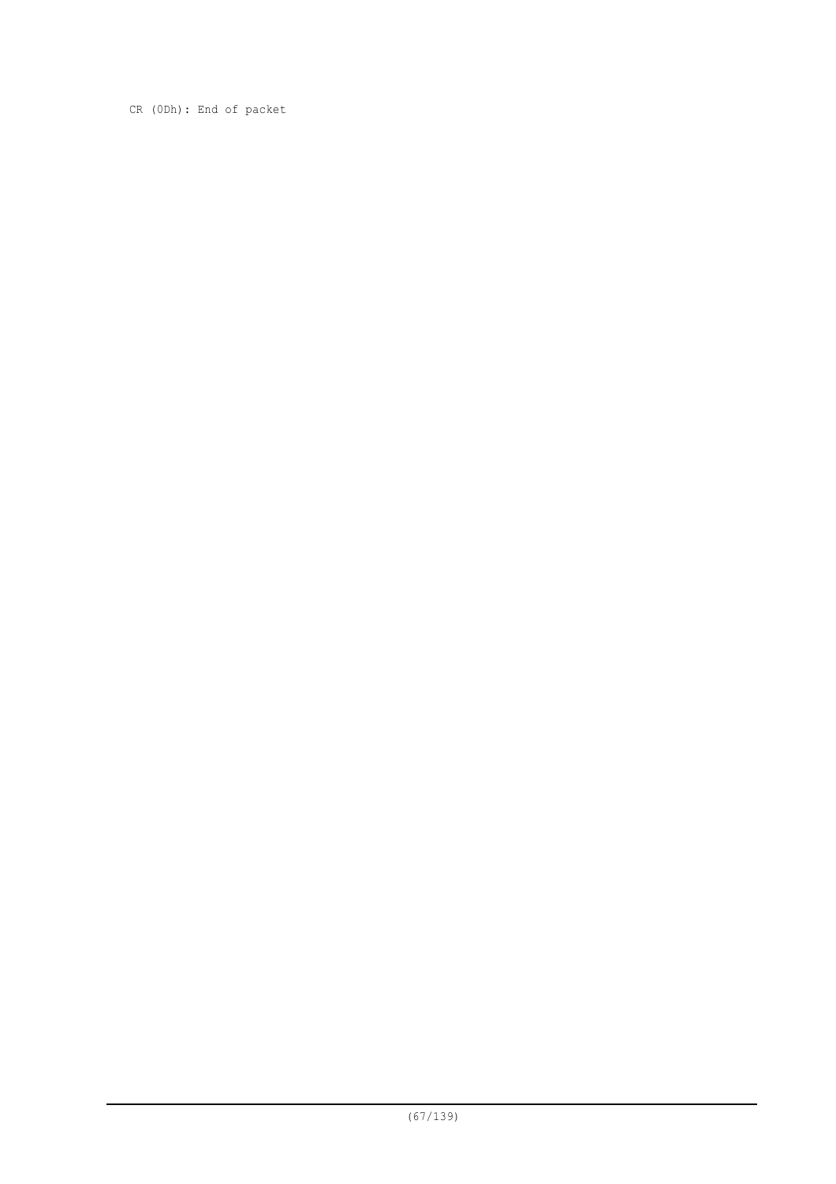CR (0Dh): End of packet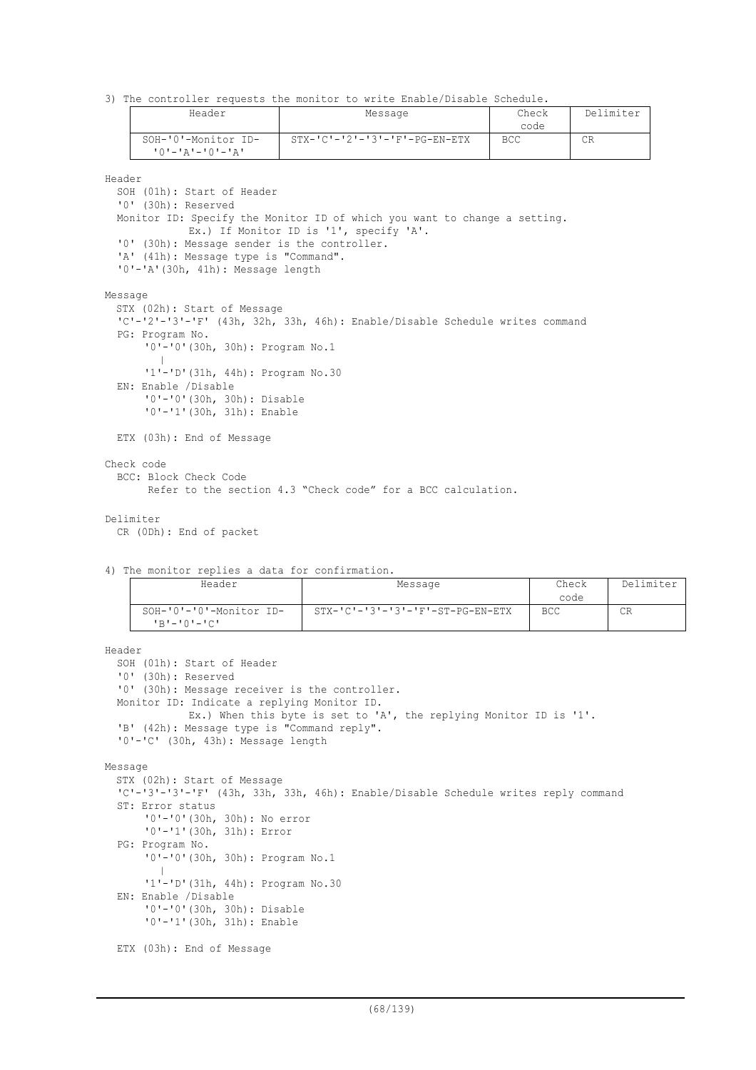3) The controller requests the monitor to write Enable/Disable Schedule.

| Header | Message | Check code | Delimiter |
|---|---|---|---|
| SOH-'0'-Monitor ID-'0'-'A'-'0'-'A' | STX-'C'-'2'-'3'-'F'-PG-EN-ETX | BCC | CR |

Header
  SOH (01h): Start of Header
  '0' (30h): Reserved
  Monitor ID: Specify the Monitor ID of which you want to change a setting.
    Ex.) If Monitor ID is '1', specify 'A'.
  '0' (30h): Message sender is the controller.
  'A' (41h): Message type is "Command".
  '0'-'A'(30h, 41h): Message length

Message
  STX (02h): Start of Message
  'C'-'2'-'3'-'F' (43h, 32h, 33h, 46h): Enable/Disable Schedule writes command
  PG: Program No.
    '0'-'0'(30h, 30h): Program No.1
    |
    '1'-'D'(31h, 44h): Program No.30
  EN: Enable /Disable
    '0'-'0'(30h, 30h): Disable
    '0'-'1'(30h, 31h): Enable

  ETX (03h): End of Message

Check code
  BCC: Block Check Code
    Refer to the section 4.3 "Check code" for a BCC calculation.

Delimiter
  CR (0Dh): End of packet

4) The monitor replies a data for confirmation.

| Header | Message | Check code | Delimiter |
|---|---|---|---|
| SOH-'0'-'0'-Monitor ID-'B'-'0'-'C' | STX-'C'-'3'-'3'-'F'-ST-PG-EN-ETX | BCC | CR |

Header
  SOH (01h): Start of Header
  '0' (30h): Reserved
  '0' (30h): Message receiver is the controller.
  Monitor ID: Indicate a replying Monitor ID.
    Ex.) When this byte is set to 'A', the replying Monitor ID is '1'.
  'B' (42h): Message type is "Command reply".
  '0'-'C' (30h, 43h): Message length

Message
  STX (02h): Start of Message
  'C'-'3'-'3'-'F' (43h, 33h, 33h, 46h): Enable/Disable Schedule writes reply command
  ST: Error status
    '0'-'0'(30h, 30h): No error
    '0'-'1'(30h, 31h): Error
  PG: Program No.
    '0'-'0'(30h, 30h): Program No.1
    |
    '1'-'D'(31h, 44h): Program No.30
  EN: Enable /Disable
    '0'-'0'(30h, 30h): Disable
    '0'-'1'(30h, 31h): Enable

  ETX (03h): End of Message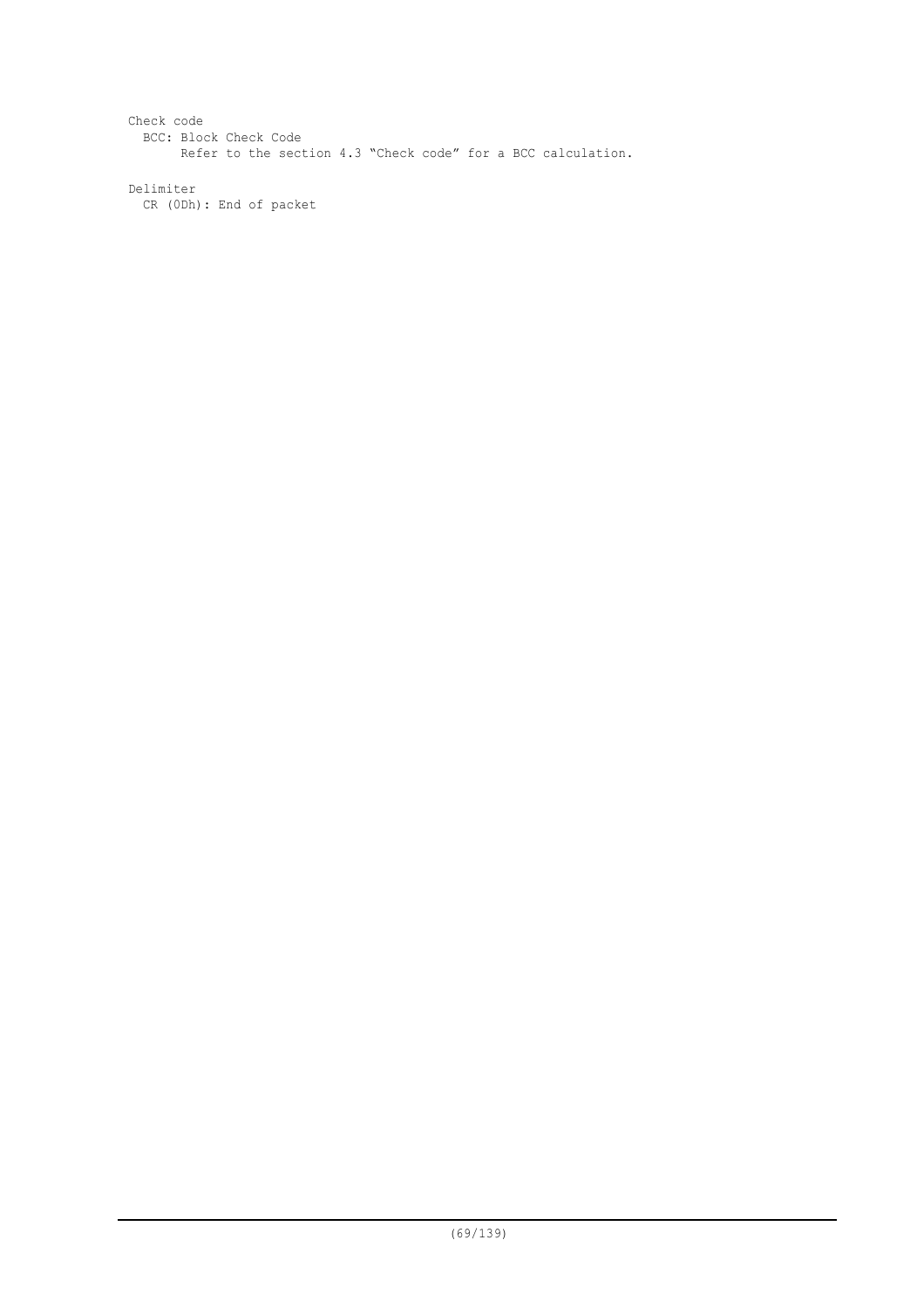Check code

BCC: Block Check Code

Refer to the section 4.3 “Check code” for a BCC calculation.

Delimiter

CR (0Dh): End of packet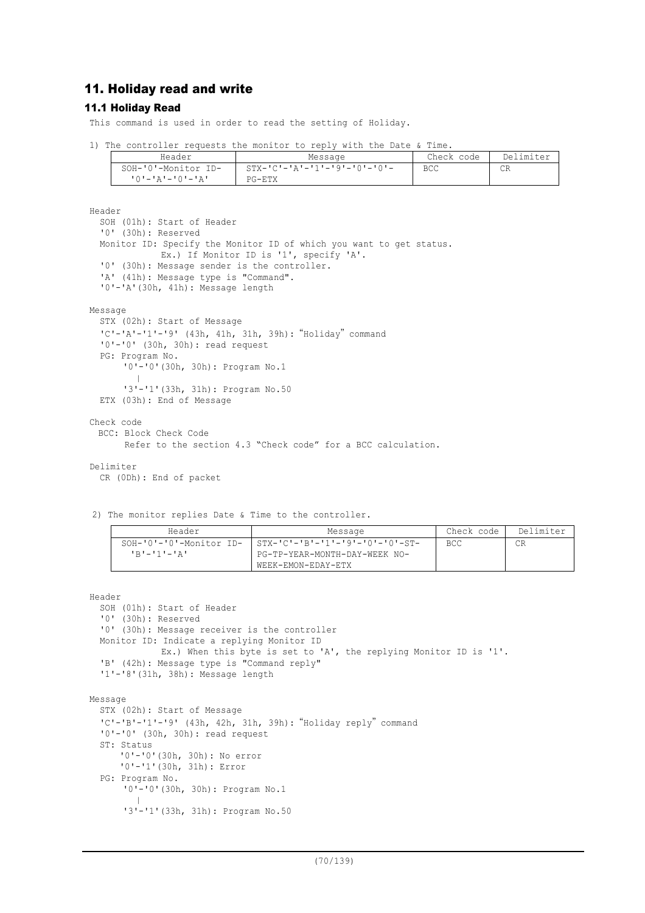## 11. Holiday read and write

### 11.1 Holiday Read

This command is used in order to read the setting of Holiday.

1) The controller requests the monitor to reply with the Date & Time.

| Header | Message | Check code | Delimiter |
|---|---|---|---|
| SOH-'0'-Monitor ID-'0'-'A'-'0'-'A' | STX-'C'-'A'-'1'-'9'-'0'-'0'-PG-ETX | BCC | CR |

Header
  SOH (01h): Start of Header
  '0' (30h): Reserved
  Monitor ID: Specify the Monitor ID of which you want to get status.
      Ex.) If Monitor ID is '1', specify 'A'.
  '0' (30h): Message sender is the controller.
  'A' (41h): Message type is "Command".
  '0'-'A'(30h, 41h): Message length

Message
  STX (02h): Start of Message
  'C'-'A'-'1'-'9' (43h, 41h, 31h, 39h): "Holiday" command
  '0'-'0' (30h, 30h): read request
  PG: Program No.
      '0'-'0'(30h, 30h): Program No.1
        |
      '3'-'1'(33h, 31h): Program No.50
  ETX (03h): End of Message

Check code
  BCC: Block Check Code
      Refer to the section 4.3 "Check code" for a BCC calculation.

Delimiter
  CR (0Dh): End of packet

2) The monitor replies Date & Time to the controller.

| Header | Message | Check code | Delimiter |
|---|---|---|---|
| SOH-'0'-'0'-Monitor ID-'B'-'1'-'A' | STX-'C'-'B'-'1'-'9'-'0'-'0'-ST-PG-TP-YEAR-MONTH-DAY-WEEK NO-WEEK-EMON-EDAY-ETX | BCC | CR |

Header
  SOH (01h): Start of Header
  '0' (30h): Reserved
  '0' (30h): Message receiver is the controller
  Monitor ID: Indicate a replying Monitor ID
      Ex.) When this byte is set to 'A', the replying Monitor ID is '1'.
  'B' (42h): Message type is "Command reply"
  '1'-'8'(31h, 38h): Message length

Message
  STX (02h): Start of Message
  'C'-'B'-'1'-'9' (43h, 42h, 31h, 39h): "Holiday reply" command
  '0'-'0' (30h, 30h): read request
  ST: Status
      '0'-'0'(30h, 30h): No error
      '0'-'1'(30h, 31h): Error
  PG: Program No.
      '0'-'0'(30h, 30h): Program No.1
        |
      '3'-'1'(33h, 31h): Program No.50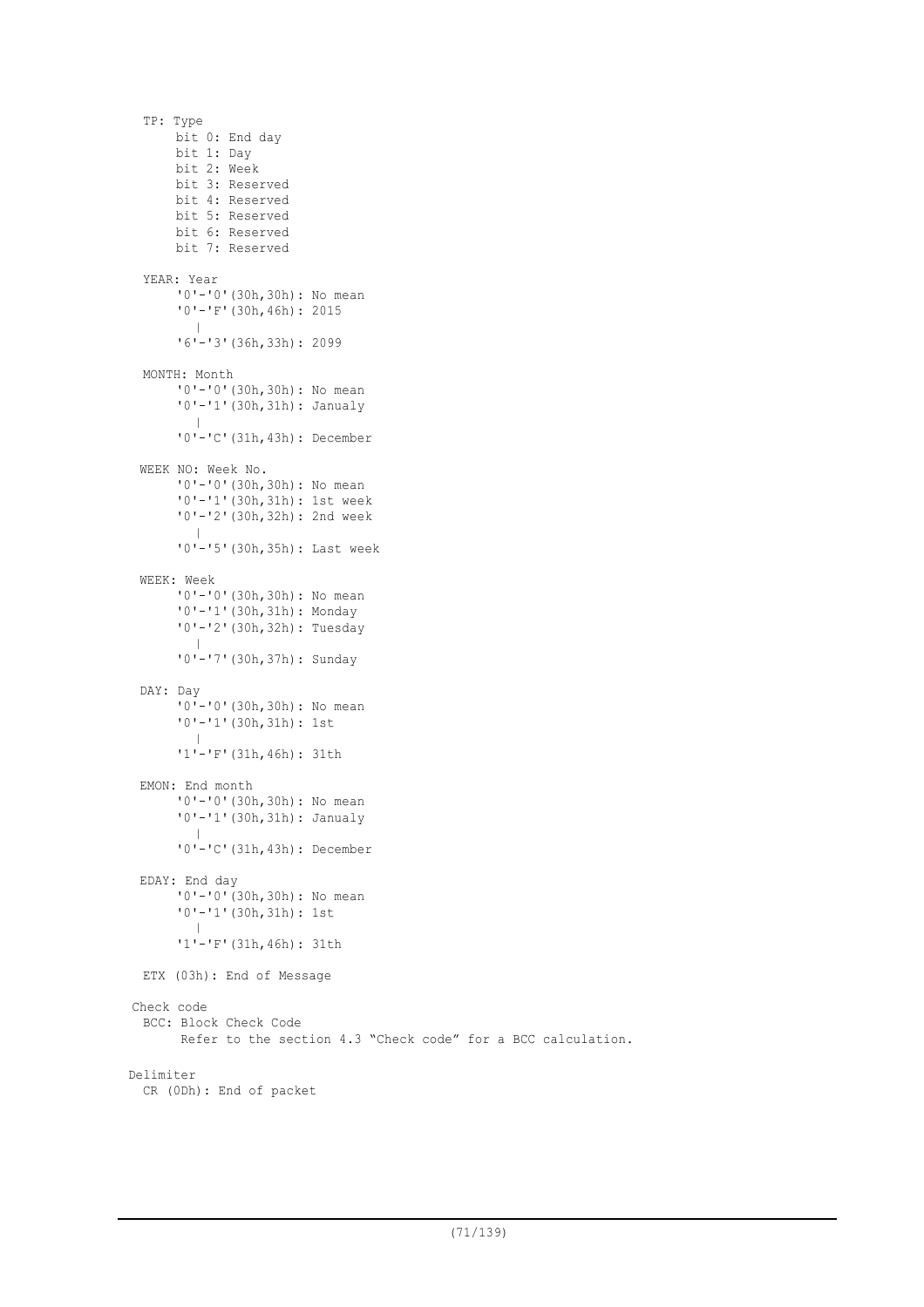TP: Type

- bit 0: End day
- bit 1: Day
- bit 2: Week
- bit 3: Reserved
- bit 4: Reserved
- bit 5: Reserved
- bit 6: Reserved
- bit 7: Reserved

YEAR: Year

```
'0'-'0'(30h,30h): No mean
'0'-'F'(30h,46h): 2015
   |
'6'-'3'(36h,33h): 2099
```

MONTH: Month

```
'0'-'0'(30h,30h): No mean
'0'-'1'(30h,31h): Janualy
   |
'0'-'C'(31h,43h): December
```

WEEK NO: Week No.

```
'0'-'0'(30h,30h): No mean
'0'-'1'(30h,31h): 1st week
'0'-'2'(30h,32h): 2nd week
   |
'0'-'5'(30h,35h): Last week
```

WEEK: Week

```
'0'-'0'(30h,30h): No mean
'0'-'1'(30h,31h): Monday
'0'-'2'(30h,32h): Tuesday
   |
'0'-'7'(30h,37h): Sunday
```

DAY: Day

```
'0'-'0'(30h,30h): No mean
'0'-'1'(30h,31h): 1st
   |
'1'-'F'(31h,46h): 31th
```

EMON: End month

```
'0'-'0'(30h,30h): No mean
'0'-'1'(30h,31h): Janualy
   |
'0'-'C'(31h,43h): December
```

EDAY: End day

```
'0'-'0'(30h,30h): No mean
'0'-'1'(30h,31h): 1st
   |
'1'-'F'(31h,46h): 31th
```

ETX (03h): End of Message

Check code

BCC: Block Check Code

Refer to the section 4.3 “Check code” for a BCC calculation.

Delimiter

CR (0Dh): End of packet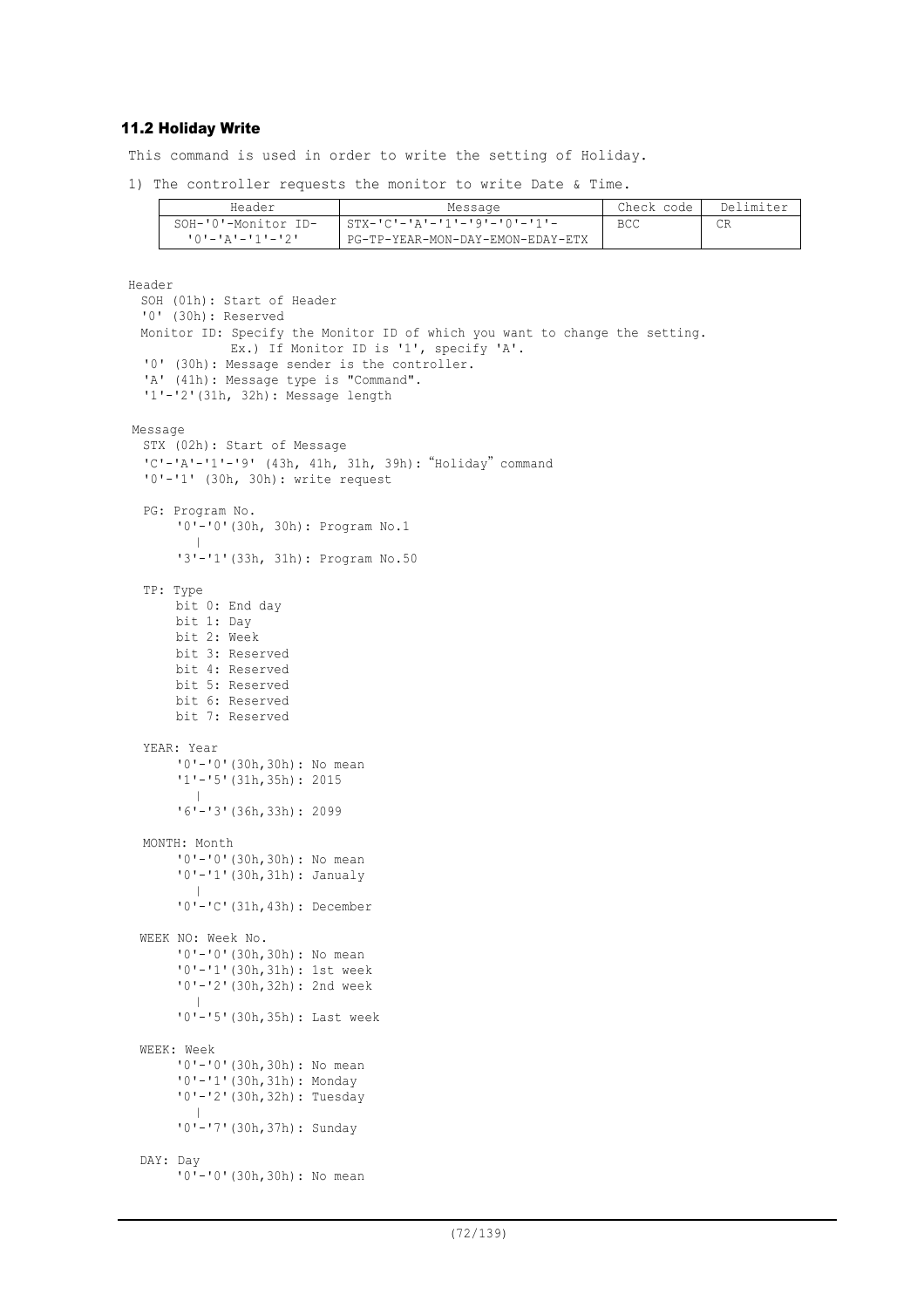### 11.2 Holiday Write

This command is used in order to write the setting of Holiday.

1) The controller requests the monitor to write Date & Time.

| Header | Message | Check code | Delimiter |
|---|---|---|---|
| SOH-'0'-Monitor ID-'0'-'A'-'1'-'2' | STX-'C'-'A'-'1'-'9'-'0'-'1'-PG-TP-YEAR-MON-DAY-EMON-EDAY-ETX | BCC | CR |

Header
- SOH (01h): Start of Header
- '0' (30h): Reserved
- Monitor ID: Specify the Monitor ID of which you want to change the setting.
  Ex.) If Monitor ID is '1', specify 'A'.
- '0' (30h): Message sender is the controller.
- 'A' (41h): Message type is "Command".
- '1'-'2'(31h, 32h): Message length

Message
- STX (02h): Start of Message
- 'C'-'A'-'1'-'9' (43h, 41h, 31h, 39h): "Holiday" command
- '0'-'1' (30h, 30h): write request

PG: Program No.
- '0'-'0'(30h, 30h): Program No.1
  |
- '3'-'1'(33h, 31h): Program No.50

TP: Type
- bit 0: End day
- bit 1: Day
- bit 2: Week
- bit 3: Reserved
- bit 4: Reserved
- bit 5: Reserved
- bit 6: Reserved
- bit 7: Reserved

YEAR: Year
- '0'-'0'(30h,30h): No mean
- '1'-'5'(31h,35h): 2015
  |
- '6'-'3'(36h,33h): 2099

MONTH: Month
- '0'-'0'(30h,30h): No mean
- '0'-'1'(30h,31h): Janualy
  |
- '0'-'C'(31h,43h): December

WEEK NO: Week No.
- '0'-'0'(30h,30h): No mean
- '0'-'1'(30h,31h): 1st week
- '0'-'2'(30h,32h): 2nd week
  |
- '0'-'5'(30h,35h): Last week

WEEK: Week
- '0'-'0'(30h,30h): No mean
- '0'-'1'(30h,31h): Monday
- '0'-'2'(30h,32h): Tuesday
  |
- '0'-'7'(30h,37h): Sunday

DAY: Day
- '0'-'0'(30h,30h): No mean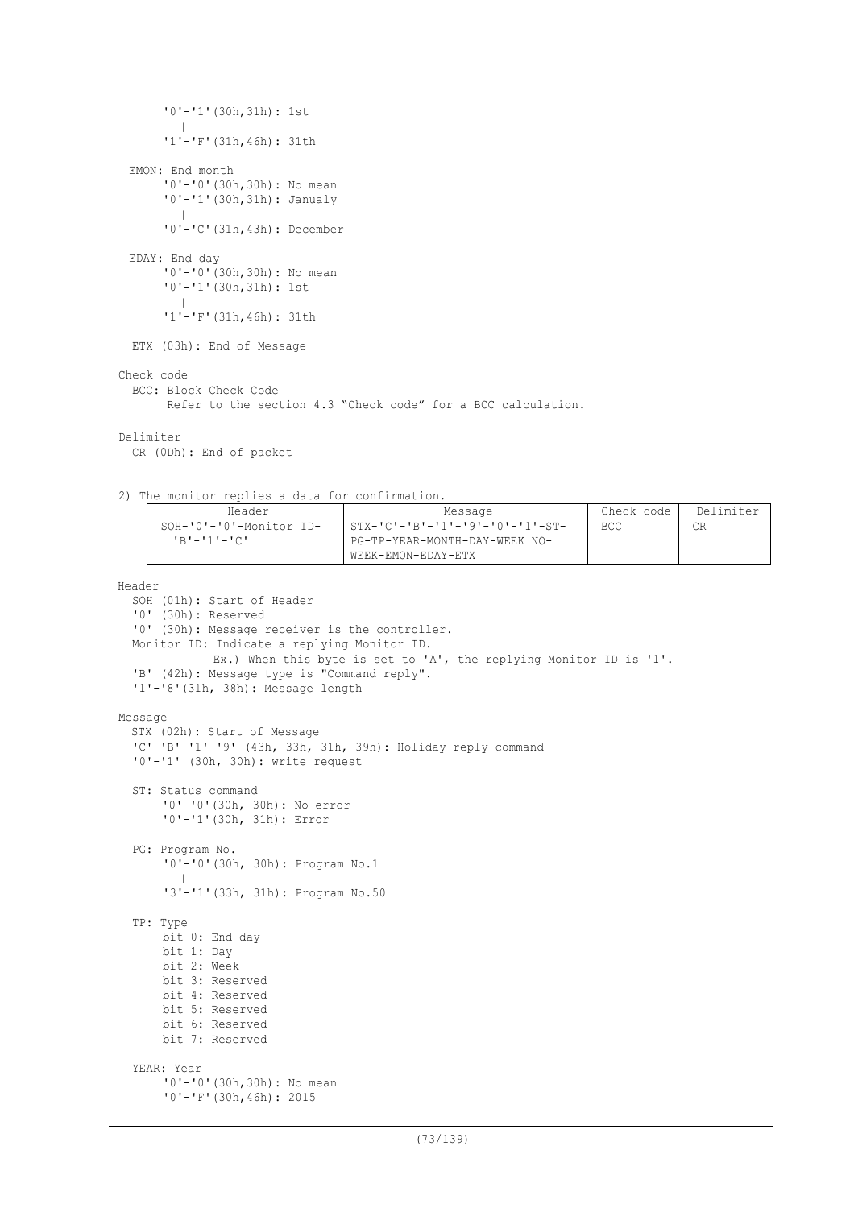'0'-'1'(30h,31h): 1st
|
'1'-'F'(31h,46h): 31th

EMON: End month
'0'-'0'(30h,30h): No mean
'0'-'1'(30h,31h): Janualy
|
'0'-'C'(31h,43h): December

EDAY: End day
'0'-'0'(30h,30h): No mean
'0'-'1'(30h,31h): 1st
|
'1'-'F'(31h,46h): 31th

ETX (03h): End of Message

Check code
BCC: Block Check Code
Refer to the section 4.3 “Check code” for a BCC calculation.

Delimiter
CR (0Dh): End of packet

2) The monitor replies a data for confirmation.

| Header | Message | Check code | Delimiter |
|---|---|---|---|
| SOH-'0'-'0'-Monitor ID-'B'-'1'-'C' | STX-'C'-'B'-'1'-'9'-'0'-'1'-ST-PG-TP-YEAR-MONTH-DAY-WEEK NO-WEEK-EMON-EDAY-ETX | BCC | CR |

Header
SOH (01h): Start of Header
'0' (30h): Reserved
'0' (30h): Message receiver is the controller.
Monitor ID: Indicate a replying Monitor ID.
Ex.) When this byte is set to 'A', the replying Monitor ID is '1'.
'B' (42h): Message type is "Command reply".
'1'-'8'(31h, 38h): Message length

Message
STX (02h): Start of Message
'C'-'B'-'1'-'9' (43h, 33h, 31h, 39h): Holiday reply command
'0'-'1' (30h, 30h): write request

ST: Status command
'0'-'0'(30h, 30h): No error
'0'-'1'(30h, 31h): Error

PG: Program No.
'0'-'0'(30h, 30h): Program No.1
|
'3'-'1'(33h, 31h): Program No.50

TP: Type
bit 0: End day
bit 1: Day
bit 2: Week
bit 3: Reserved
bit 4: Reserved
bit 5: Reserved
bit 6: Reserved
bit 7: Reserved

YEAR: Year
'0'-'0'(30h,30h): No mean
'0'-'F'(30h,46h): 2015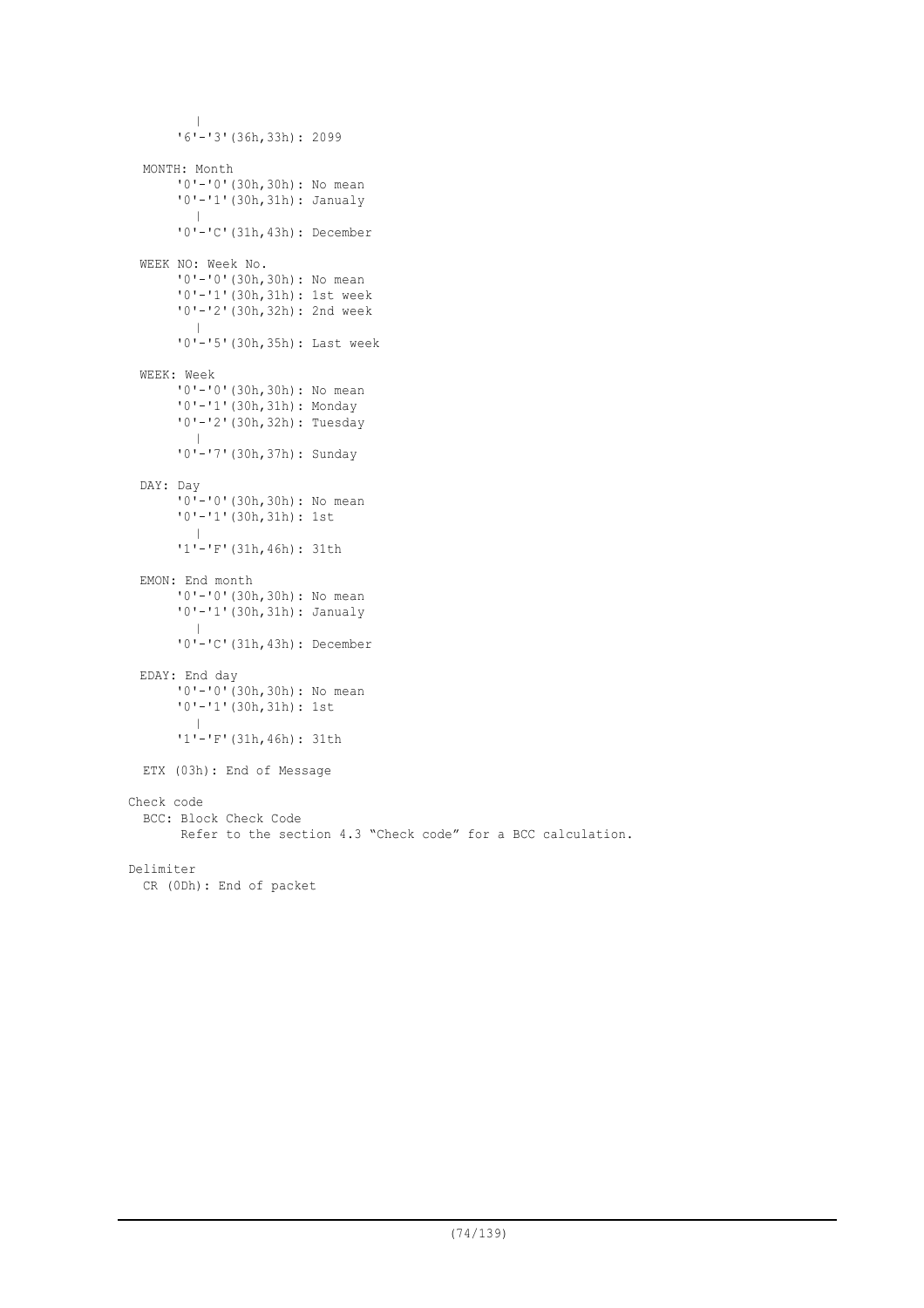```
        |
      '6'-'3'(36h,33h): 2099

  MONTH: Month
      '0'-'0'(30h,30h): No mean
      '0'-'1'(30h,31h): Janualy
        |
      '0'-'C'(31h,43h): December

  WEEK NO: Week No.
      '0'-'0'(30h,30h): No mean
      '0'-'1'(30h,31h): 1st week
      '0'-'2'(30h,32h): 2nd week
        |
      '0'-'5'(30h,35h): Last week

  WEEK: Week
      '0'-'0'(30h,30h): No mean
      '0'-'1'(30h,31h): Monday
      '0'-'2'(30h,32h): Tuesday
        |
      '0'-'7'(30h,37h): Sunday

  DAY: Day
      '0'-'0'(30h,30h): No mean
      '0'-'1'(30h,31h): 1st
        |
      '1'-'F'(31h,46h): 31th

  EMON: End month
      '0'-'0'(30h,30h): No mean
      '0'-'1'(30h,31h): Janualy
        |
      '0'-'C'(31h,43h): December

  EDAY: End day
      '0'-'0'(30h,30h): No mean
      '0'-'1'(30h,31h): 1st
        |
      '1'-'F'(31h,46h): 31th

  ETX (03h): End of Message
```

Check code

BCC: Block Check Code

Refer to the section 4.3 "Check code" for a BCC calculation.

Delimiter

CR (0Dh): End of packet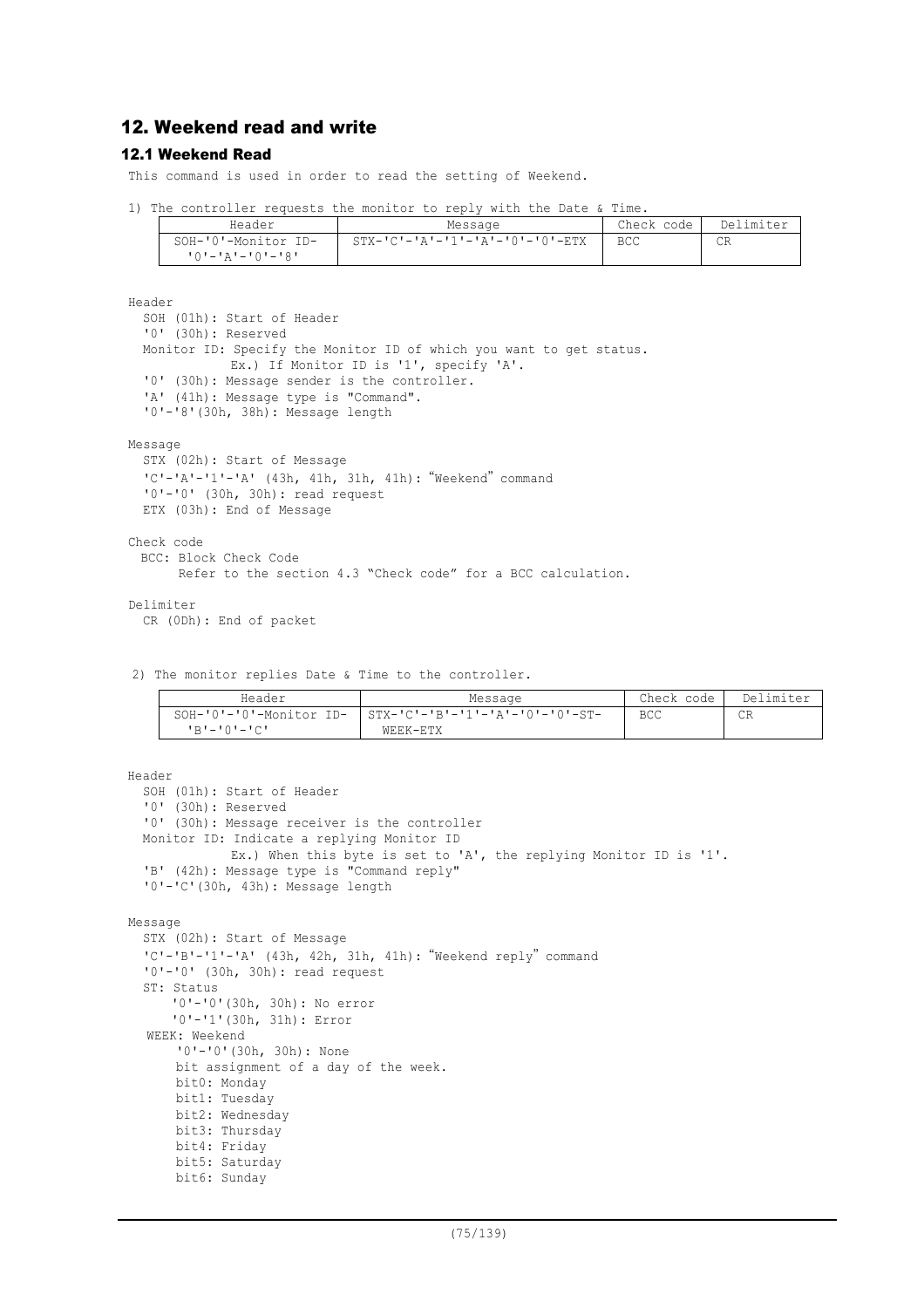## 12. Weekend read and write

### 12.1 Weekend Read

This command is used in order to read the setting of Weekend.

1) The controller requests the monitor to reply with the Date & Time.

| Header | Message | Check code | Delimiter |
|---|---|---|---|
| SOH-'0'-Monitor ID-'0'-'A'-'0'-'8' | STX-'C'-'A'-'1'-'A'-'0'-'0'-ETX | BCC | CR |

Header
  SOH (01h): Start of Header
  '0' (30h): Reserved
  Monitor ID: Specify the Monitor ID of which you want to get status.
      Ex.) If Monitor ID is '1', specify 'A'.
  '0' (30h): Message sender is the controller.
  'A' (41h): Message type is "Command".
  '0'-'8'(30h, 38h): Message length

Message
  STX (02h): Start of Message
  'C'-'A'-'1'-'A' (43h, 41h, 31h, 41h): "Weekend" command
  '0'-'0' (30h, 30h): read request
  ETX (03h): End of Message

Check code
  BCC: Block Check Code
    Refer to the section 4.3 "Check code" for a BCC calculation.

Delimiter
  CR (0Dh): End of packet

2) The monitor replies Date & Time to the controller.

| Header | Message | Check code | Delimiter |
|---|---|---|---|
| SOH-'0'-'0'-Monitor ID-'B'-'0'-'C' | STX-'C'-'B'-'1'-'A'-'0'-'0'-ST-WEEK-ETX | BCC | CR |

Header
  SOH (01h): Start of Header
  '0' (30h): Reserved
  '0' (30h): Message receiver is the controller
  Monitor ID: Indicate a replying Monitor ID
      Ex.) When this byte is set to 'A', the replying Monitor ID is '1'.
  'B' (42h): Message type is "Command reply"
  '0'-'C'(30h, 43h): Message length

Message
  STX (02h): Start of Message
  'C'-'B'-'1'-'A' (43h, 42h, 31h, 41h): "Weekend reply" command
  '0'-'0' (30h, 30h): read request
  ST: Status
    '0'-'0'(30h, 30h): No error
    '0'-'1'(30h, 31h): Error
  WEEK: Weekend
    '0'-'0'(30h, 30h): None
    bit assignment of a day of the week.
    bit0: Monday
    bit1: Tuesday
    bit2: Wednesday
    bit3: Thursday
    bit4: Friday
    bit5: Saturday
    bit6: Sunday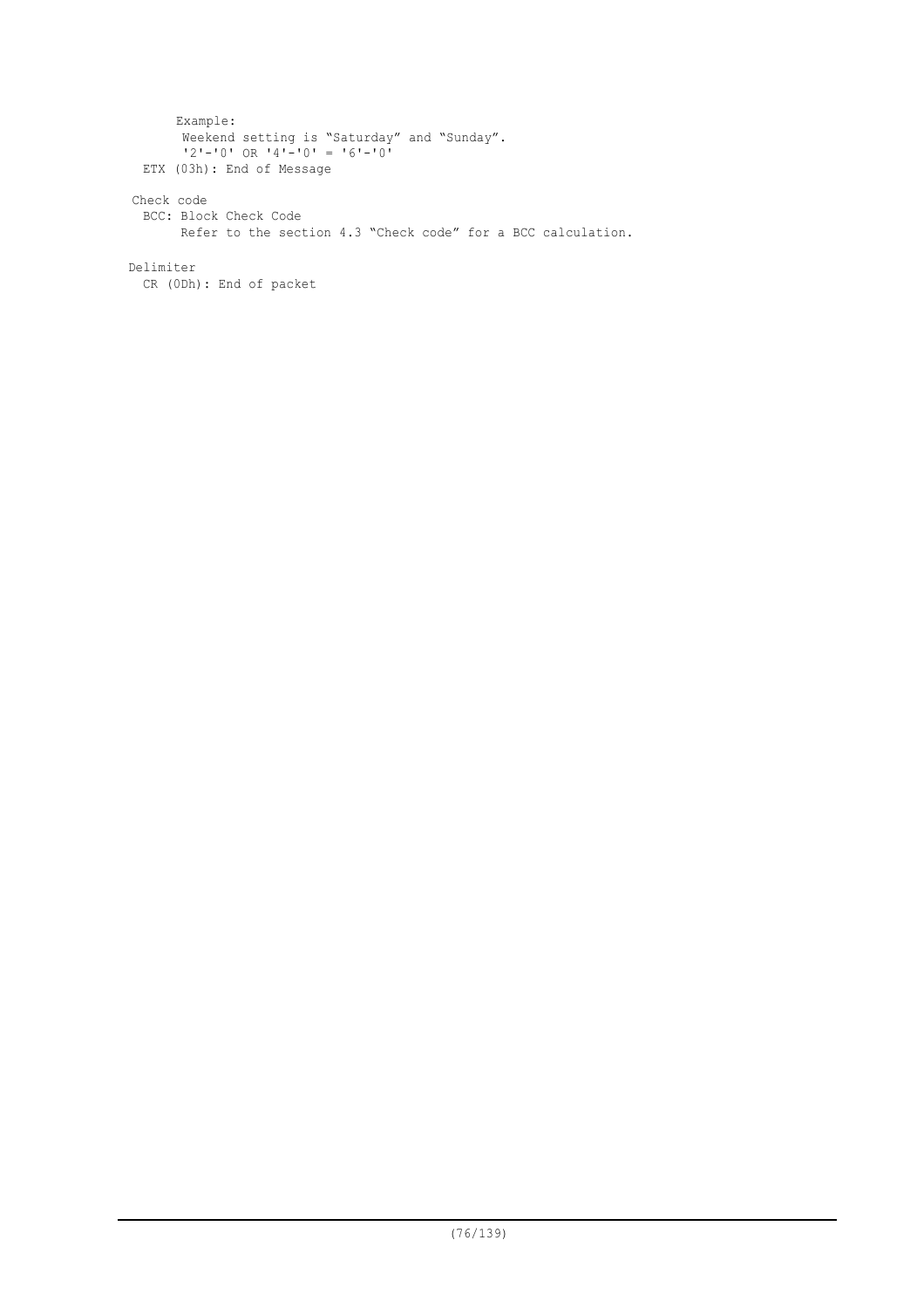Example:
Weekend setting is “Saturday” and “Sunday”.
'2'-'0' OR '4'-'0' = '6'-'0'

ETX (03h): End of Message

Check code

BCC: Block Check Code
Refer to the section 4.3 “Check code” for a BCC calculation.

Delimiter

CR (0Dh): End of packet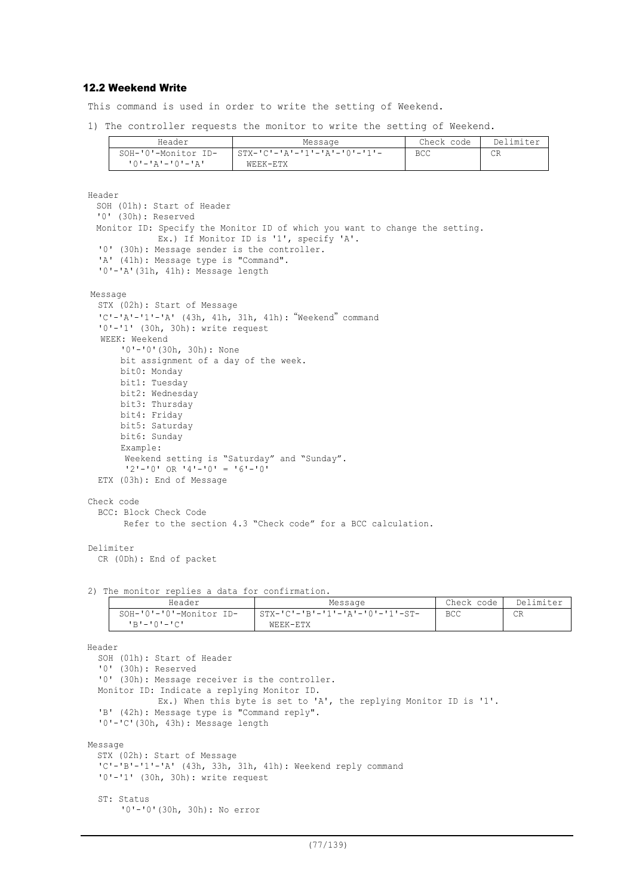### 12.2 Weekend Write

This command is used in order to write the setting of Weekend.

1) The controller requests the monitor to write the setting of Weekend.

| Header | Message | Check code | Delimiter |
|---|---|---|---|
| SOH-'0'-Monitor ID-'0'-'A'-'0'-'A' | STX-'C'-'A'-'1'-'A'-'0'-'1'-WEEK-ETX | BCC | CR |

Header
  SOH (01h): Start of Header
  '0' (30h): Reserved
  Monitor ID: Specify the Monitor ID of which you want to change the setting.
    Ex.) If Monitor ID is '1', specify 'A'.
  '0' (30h): Message sender is the controller.
  'A' (41h): Message type is "Command".
  '0'-'A'(31h, 41h): Message length

Message
  STX (02h): Start of Message
  'C'-'A'-'1'-'A' (43h, 41h, 31h, 41h): "Weekend" command
  '0'-'1' (30h, 30h): write request
  WEEK: Weekend
    '0'-'0'(30h, 30h): None
    bit assignment of a day of the week.
    bit0: Monday
    bit1: Tuesday
    bit2: Wednesday
    bit3: Thursday
    bit4: Friday
    bit5: Saturday
    bit6: Sunday
    Example:
     Weekend setting is "Saturday" and "Sunday".
     '2'-'0' OR '4'-'0' = '6'-'0'
  ETX (03h): End of Message

Check code
  BCC: Block Check Code
    Refer to the section 4.3 "Check code" for a BCC calculation.

Delimiter
  CR (0Dh): End of packet

2) The monitor replies a data for confirmation.

| Header | Message | Check code | Delimiter |
|---|---|---|---|
| SOH-'0'-'0'-Monitor ID-'B'-'0'-'C' | STX-'C'-'B'-'1'-'A'-'0'-'1'-ST-WEEK-ETX | BCC | CR |

Header
  SOH (01h): Start of Header
  '0' (30h): Reserved
  '0' (30h): Message receiver is the controller.
  Monitor ID: Indicate a replying Monitor ID.
    Ex.) When this byte is set to 'A', the replying Monitor ID is '1'.
  'B' (42h): Message type is "Command reply".
  '0'-'C'(30h, 43h): Message length

Message
  STX (02h): Start of Message
  'C'-'B'-'1'-'A' (43h, 33h, 31h, 41h): Weekend reply command
  '0'-'1' (30h, 30h): write request

  ST: Status
    '0'-'0'(30h, 30h): No error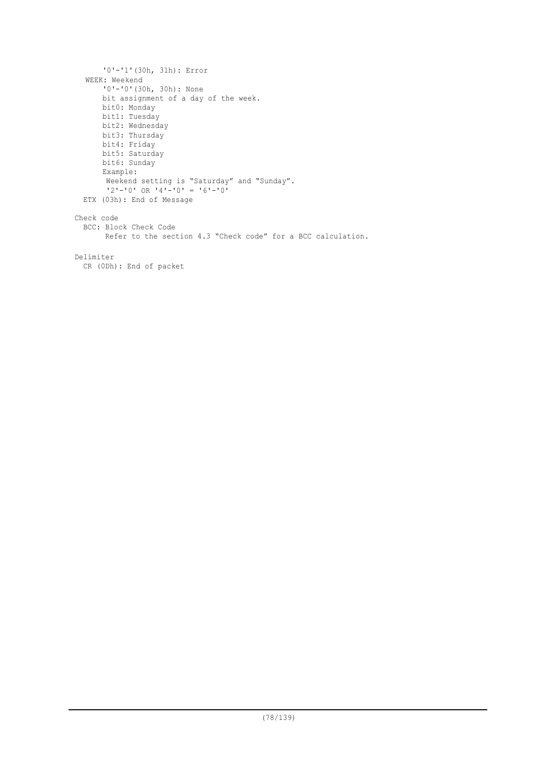'0'-'1'(30h, 31h): Error

WEEK: Weekend

'0'-'0'(30h, 30h): None

bit assignment of a day of the week.

- bit0: Monday
- bit1: Tuesday
- bit2: Wednesday
- bit3: Thursday
- bit4: Friday
- bit5: Saturday
- bit6: Sunday

Example:

Weekend setting is "Saturday" and "Sunday".

'2'-'0' OR '4'-'0' = '6'-'0'

ETX (03h): End of Message

Check code

BCC: Block Check Code

Refer to the section 4.3 "Check code" for a BCC calculation.

Delimiter

CR (0Dh): End of packet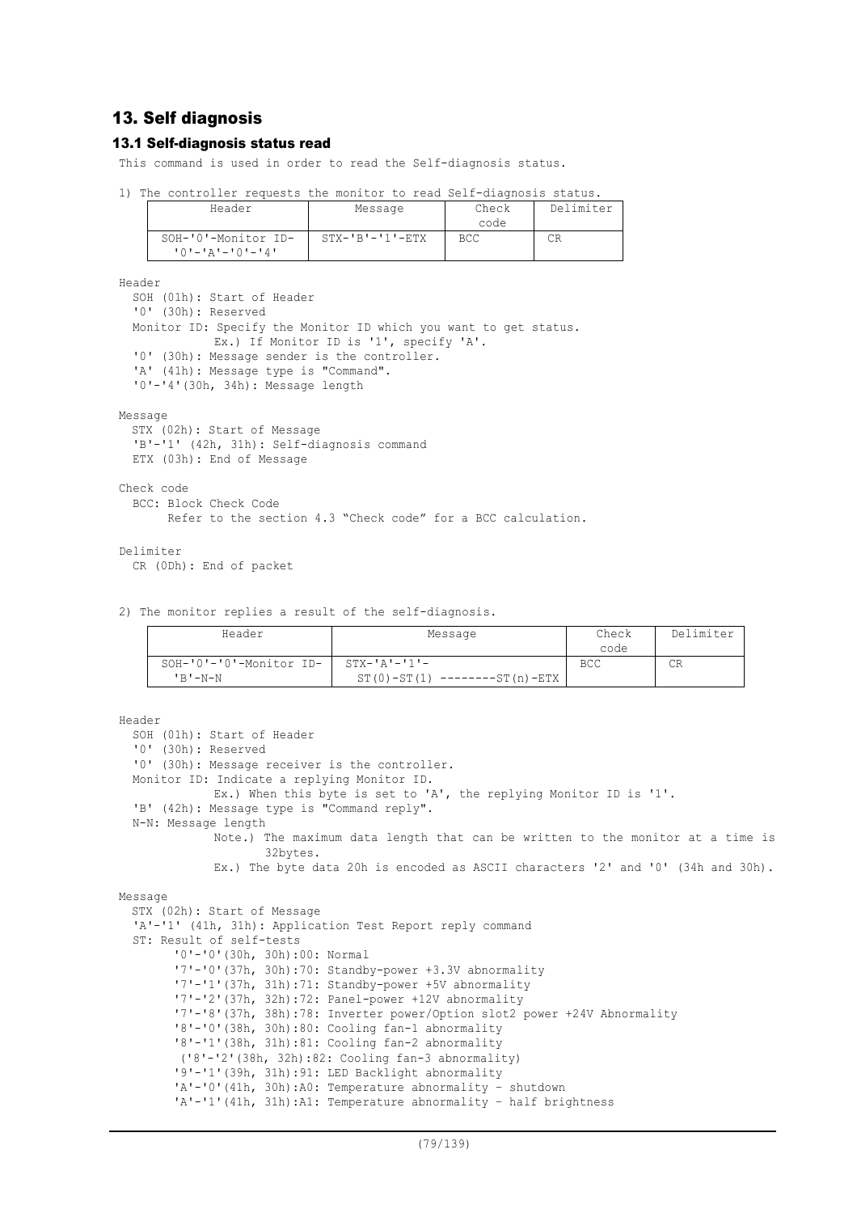# 13. Self diagnosis

## 13.1 Self-diagnosis status read

This command is used in order to read the Self-diagnosis status.

1) The controller requests the monitor to read Self-diagnosis status.

| Header | Message | Check code | Delimiter |
|---|---|---|---|
| SOH-'0'-Monitor ID-'0'-'A'-'0'-'4' | STX-'B'-'1'-ETX | BCC | CR |

Header
  SOH (01h): Start of Header
  '0' (30h): Reserved
  Monitor ID: Specify the Monitor ID which you want to get status.
    Ex.) If Monitor ID is '1', specify 'A'.
  '0' (30h): Message sender is the controller.
  'A' (41h): Message type is "Command".
  '0'-'4'(30h, 34h): Message length

Message
  STX (02h): Start of Message
  'B'-'1' (42h, 31h): Self-diagnosis command
  ETX (03h): End of Message

Check code
  BCC: Block Check Code
    Refer to the section 4.3 "Check code" for a BCC calculation.

Delimiter
  CR (0Dh): End of packet

2) The monitor replies a result of the self-diagnosis.

| Header | Message | Check code | Delimiter |
|---|---|---|---|
| SOH-'0'-'0'-Monitor ID-'B'-N-N | STX-'A'-'1'-ST(0)-ST(1) --------ST(n)-ETX | BCC | CR |

Header
  SOH (01h): Start of Header
  '0' (30h): Reserved
  '0' (30h): Message receiver is the controller.
  Monitor ID: Indicate a replying Monitor ID.
    Ex.) When this byte is set to 'A', the replying Monitor ID is '1'.
  'B' (42h): Message type is "Command reply".
  N-N: Message length
    Note.) The maximum data length that can be written to the monitor at a time is 32bytes.
    Ex.) The byte data 20h is encoded as ASCII characters '2' and '0' (34h and 30h).

Message
  STX (02h): Start of Message
  'A'-'1' (41h, 31h): Application Test Report reply command
  ST: Result of self-tests
    '0'-'0'(30h, 30h):00: Normal
    '7'-'0'(37h, 30h):70: Standby-power +3.3V abnormality
    '7'-'1'(37h, 31h):71: Standby-power +5V abnormality
    '7'-'2'(37h, 32h):72: Panel-power +12V abnormality
    '7'-'8'(37h, 38h):78: Inverter power/Option slot2 power +24V Abnormality
    '8'-'0'(38h, 30h):80: Cooling fan-1 abnormality
    '8'-'1'(38h, 31h):81: Cooling fan-2 abnormality
    ('8'-'2'(38h, 32h):82: Cooling fan-3 abnormality)
    '9'-'1'(39h, 31h):91: LED Backlight abnormality
    'A'-'0'(41h, 30h):A0: Temperature abnormality - shutdown
    'A'-'1'(41h, 31h):A1: Temperature abnormality - half brightness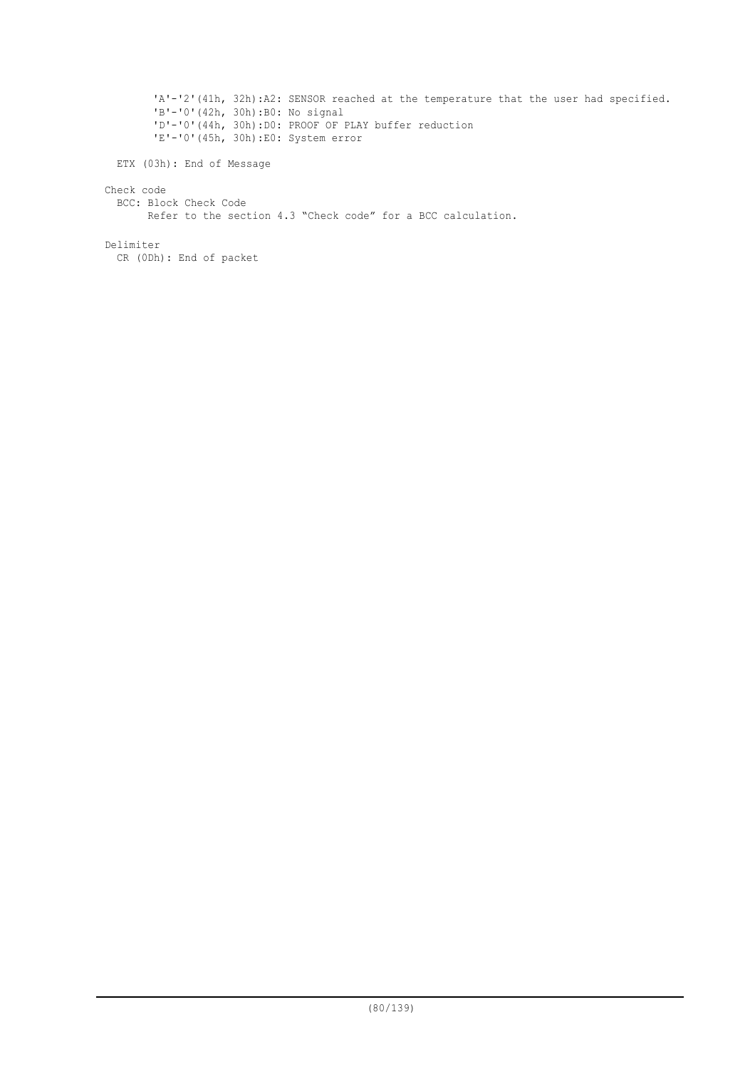'A'-'2'(41h, 32h):A2: SENSOR reached at the temperature that the user had specified.
'B'-'0'(42h, 30h):B0: No signal
'D'-'0'(44h, 30h):D0: PROOF OF PLAY buffer reduction
'E'-'0'(45h, 30h):E0: System error

ETX (03h): End of Message

Check code

BCC: Block Check Code

Refer to the section 4.3 “Check code” for a BCC calculation.

Delimiter

CR (0Dh): End of packet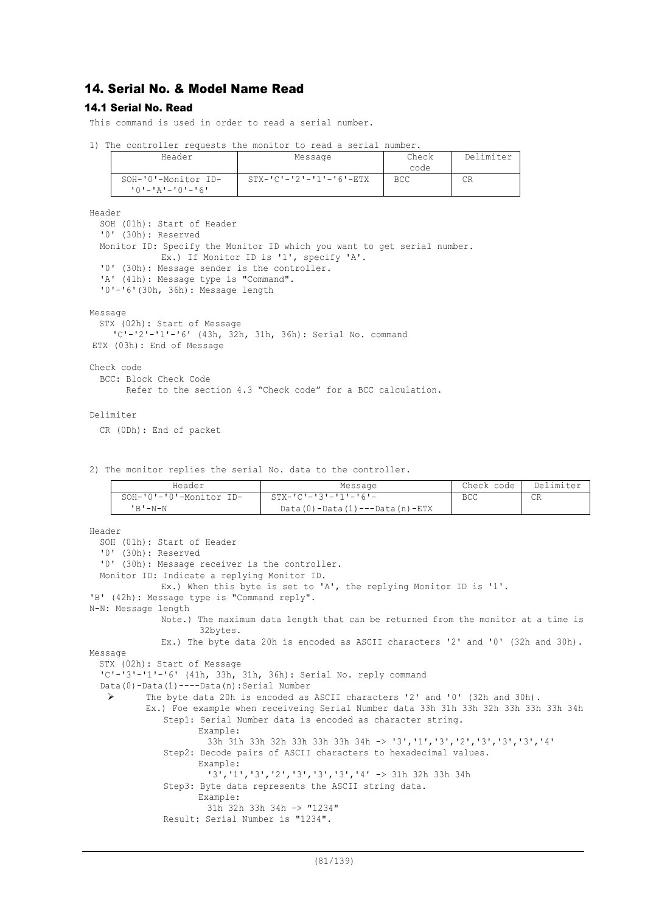## 14. Serial No. & Model Name Read

### 14.1 Serial No. Read

This command is used in order to read a serial number.

1) The controller requests the monitor to read a serial number.

| Header | Message | Check code | Delimiter |
|---|---|---|---|
| SOH-'0'-Monitor ID-'0'-'A'-'0'-'6' | STX-'C'-'2'-'1'-'6'-ETX | BCC | CR |

Header
  SOH (01h): Start of Header
  '0' (30h): Reserved
  Monitor ID: Specify the Monitor ID which you want to get serial number.
      Ex.) If Monitor ID is '1', specify 'A'.
  '0' (30h): Message sender is the controller.
  'A' (41h): Message type is "Command".
  '0'-'6'(30h, 36h): Message length

Message
  STX (02h): Start of Message
  'C'-'2'-'1'-'6' (43h, 32h, 31h, 36h): Serial No. command
  ETX (03h): End of Message

Check code
  BCC: Block Check Code
    Refer to the section 4.3 "Check code" for a BCC calculation.

Delimiter
  CR (0Dh): End of packet

2) The monitor replies the serial No. data to the controller.

| Header | Message | Check code | Delimiter |
|---|---|---|---|
| SOH-'0'-'0'-Monitor ID-'B'-N-N | STX-'C'-'3'-'1'-'6'-Data(0)-Data(1)---Data(n)-ETX | BCC | CR |

Header
  SOH (01h): Start of Header
  '0' (30h): Reserved
  '0' (30h): Message receiver is the controller.
  Monitor ID: Indicate a replying Monitor ID.
      Ex.) When this byte is set to 'A', the replying Monitor ID is '1'.
  'B' (42h): Message type is "Command reply".
  N-N: Message length
      Note.) The maximum data length that can be returned from the monitor at a time is 32bytes.
      Ex.) The byte data 20h is encoded as ASCII characters '2' and '0' (32h and 30h).

Message
  STX (02h): Start of Message
  'C'-'3'-'1'-'6' (41h, 33h, 31h, 36h): Serial No. reply command
  Data(0)-Data(1)----Data(n):Serial Number

- The byte data 20h is encoded as ASCII characters '2' and '0' (32h and 30h).
  Ex.) Foe example when receiveing Serial Number data 33h 31h 33h 32h 33h 33h 33h 34h
    Step1: Serial Number data is encoded as character string.
      Example:
        33h 31h 33h 32h 33h 33h 33h 34h -> '3','1','3','2','3','3','3','4'
    Step2: Decode pairs of ASCII characters to hexadecimal values.
      Example:
        '3','1','3','2','3','3','3','4' -> 31h 32h 33h 34h
    Step3: Byte data represents the ASCII string data.
      Example:
        31h 32h 33h 34h -> "1234"
    Result: Serial Number is "1234".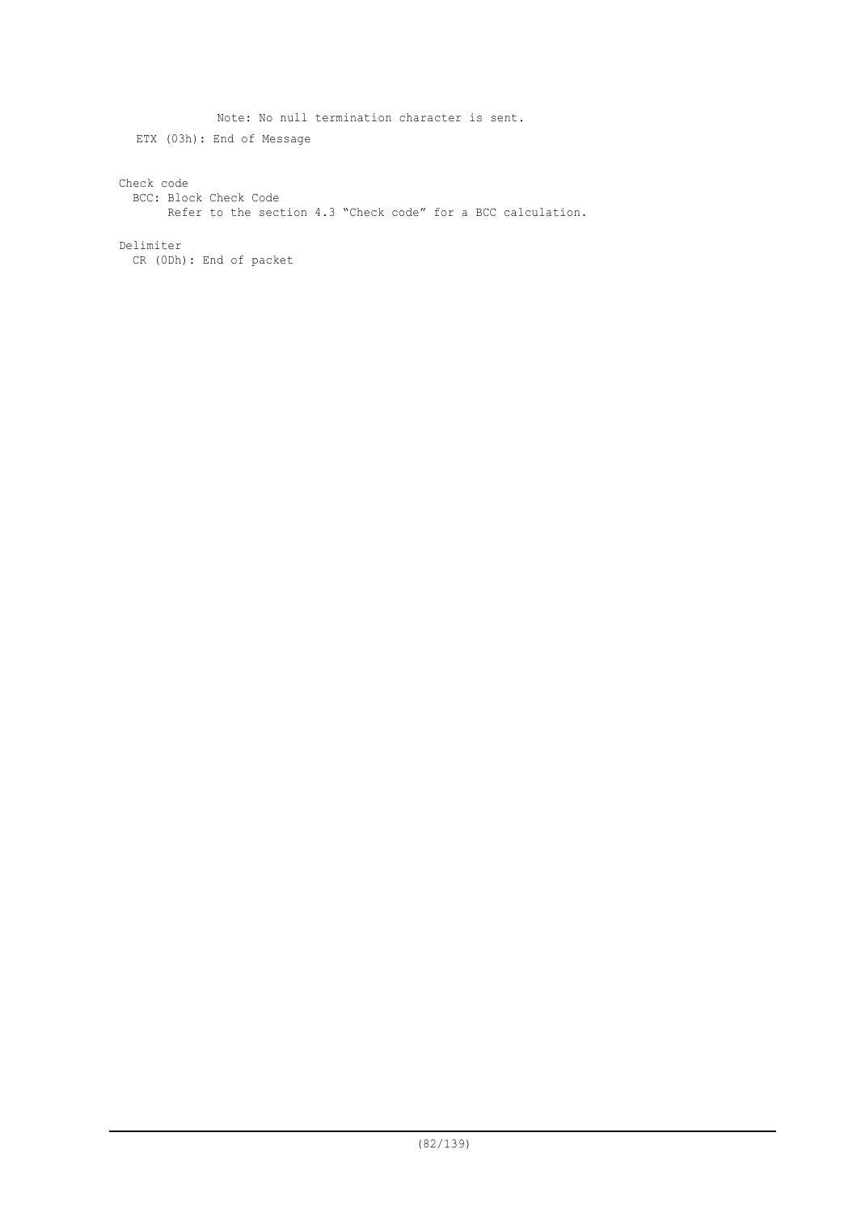Note: No null termination character is sent.

ETX (03h): End of Message

Check code

BCC: Block Check Code

Refer to the section 4.3 “Check code” for a BCC calculation.

Delimiter

CR (0Dh): End of packet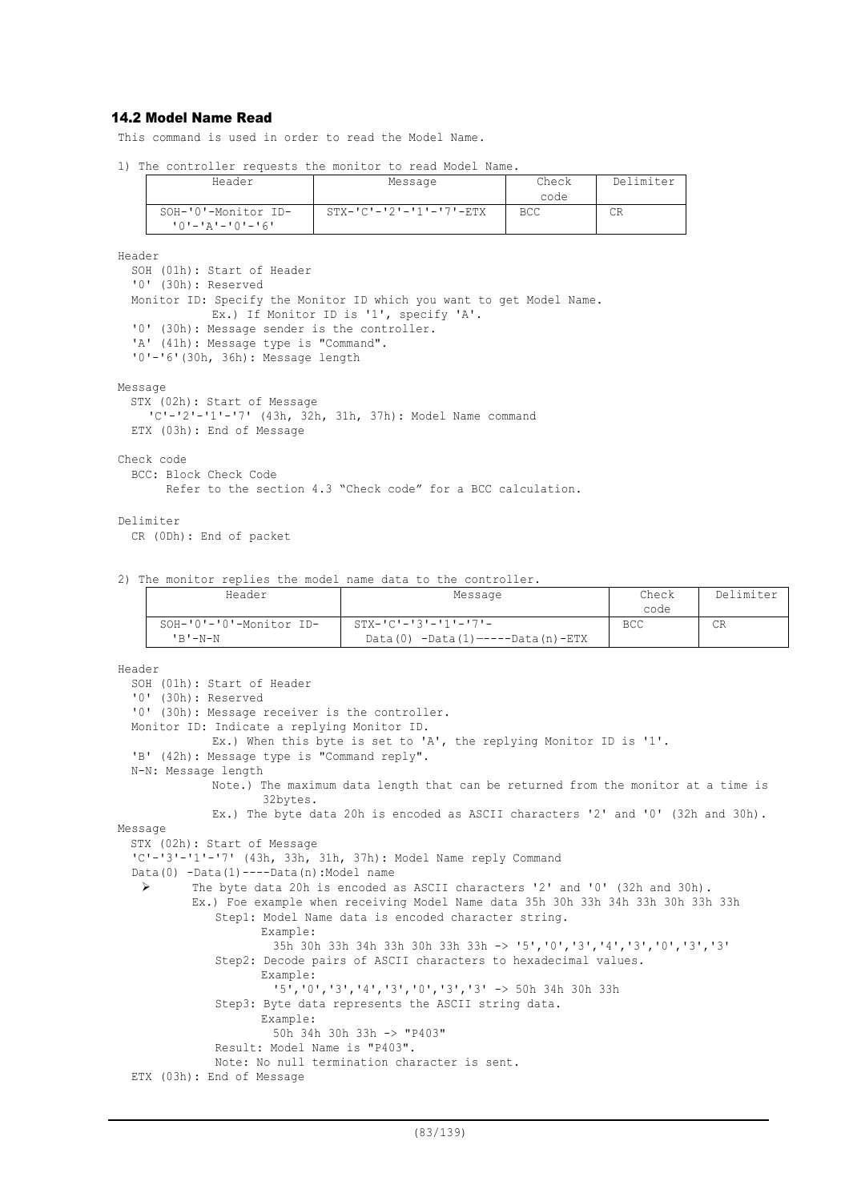### 14.2 Model Name Read

This command is used in order to read the Model Name.

1) The controller requests the monitor to read Model Name.

| Header | Message | Check code | Delimiter |
|---|---|---|---|
| SOH-'0'-Monitor ID-'0'-'A'-'0'-'6' | STX-'C'-'2'-'1'-'7'-ETX | BCC | CR |

Header
- SOH (01h): Start of Header
- '0' (30h): Reserved
- Monitor ID: Specify the Monitor ID which you want to get Model Name.
  Ex.) If Monitor ID is '1', specify 'A'.
- '0' (30h): Message sender is the controller.
- 'A' (41h): Message type is "Command".
- '0'-'6'(30h, 36h): Message length

Message
- STX (02h): Start of Message
  'C'-'2'-'1'-'7' (43h, 32h, 31h, 37h): Model Name command
- ETX (03h): End of Message

Check code
- BCC: Block Check Code
  Refer to the section 4.3 "Check code" for a BCC calculation.

Delimiter
- CR (0Dh): End of packet

2) The monitor replies the model name data to the controller.

| Header | Message | Check code | Delimiter |
|---|---|---|---|
| SOH-'0'-'0'-Monitor ID-'B'-N-N | STX-'C'-'3'-'1'-'7'-Data(0) -Data(1)-----Data(n)-ETX | BCC | CR |

Header
- SOH (01h): Start of Header
- '0' (30h): Reserved
- '0' (30h): Message receiver is the controller.
- Monitor ID: Indicate a replying Monitor ID.
  Ex.) When this byte is set to 'A', the replying Monitor ID is '1'.
- 'B' (42h): Message type is "Command reply".
- N-N: Message length
  Note.) The maximum data length that can be returned from the monitor at a time is 32bytes.
  Ex.) The byte data 20h is encoded as ASCII characters '2' and '0' (32h and 30h).

Message
- STX (02h): Start of Message
- 'C'-'3'-'1'-'7' (43h, 33h, 31h, 37h): Model Name reply Command
- Data(0) -Data(1)----Data(n):Model name
  - The byte data 20h is encoded as ASCII characters '2' and '0' (32h and 30h).
    Ex.) Foe example when receiving Model Name data 35h 30h 33h 34h 33h 30h 33h 33h
    - Step1: Model Name data is encoded character string.
      Example:
      35h 30h 33h 34h 33h 30h 33h 33h -> '5','0','3','4','3','0','3','3'
    - Step2: Decode pairs of ASCII characters to hexadecimal values.
      Example:
      '5','0','3','4','3','0','3','3' -> 50h 34h 30h 33h
    - Step3: Byte data represents the ASCII string data.
      Example:
      50h 34h 30h 33h -> "P403"
    - Result: Model Name is "P403".
    - Note: No null termination character is sent.
- ETX (03h): End of Message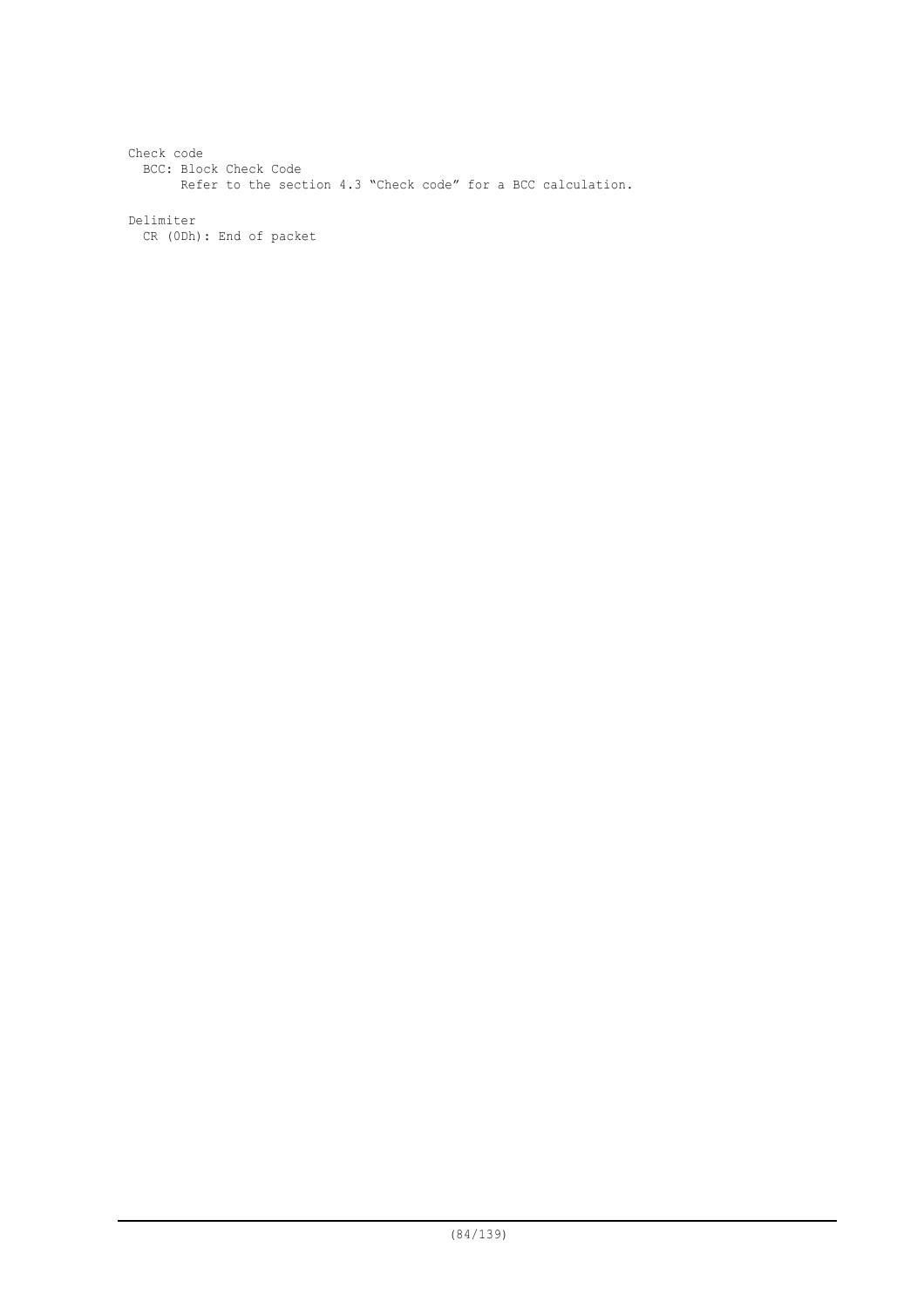Check code

  BCC: Block Check Code

    Refer to the section 4.3 “Check code” for a BCC calculation.

Delimiter

  CR (0Dh): End of packet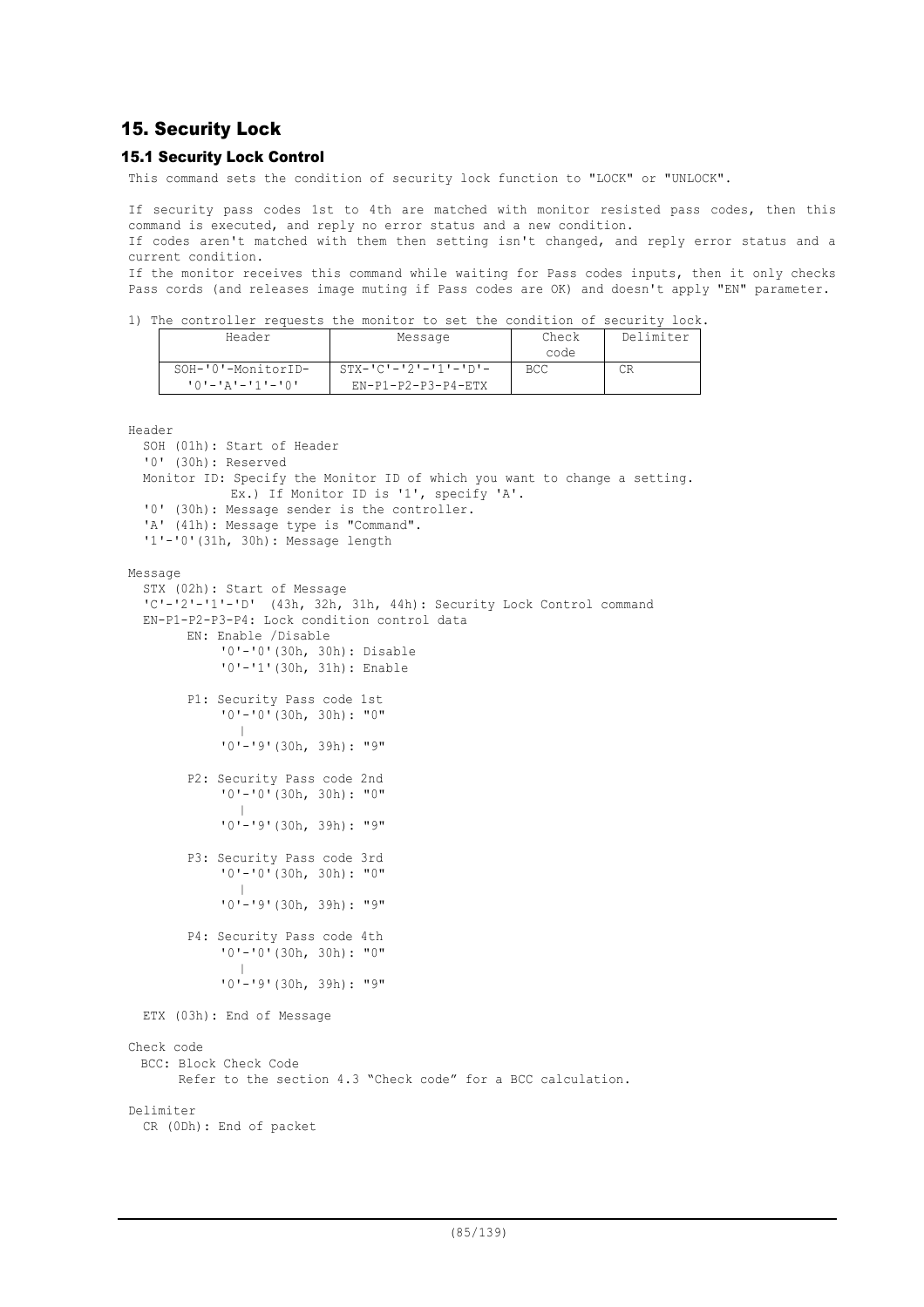## 15. Security Lock

### 15.1 Security Lock Control

This command sets the condition of security lock function to "LOCK" or "UNLOCK".

If security pass codes 1st to 4th are matched with monitor resisted pass codes, then this command is executed, and reply no error status and a new condition.
If codes aren't matched with them then setting isn't changed, and reply error status and a current condition.
If the monitor receives this command while waiting for Pass codes inputs, then it only checks Pass cords (and releases image muting if Pass codes are OK) and doesn't apply "EN" parameter.

1) The controller requests the monitor to set the condition of security lock.

| Header | Message | Check code | Delimiter |
|---|---|---|---|
| SOH-'0'-MonitorID-'0'-'A'-'1'-'0' | STX-'C'-'2'-'1'-'D'-EN-P1-P2-P3-P4-ETX | BCC | CR |

Header
  SOH (01h): Start of Header
  '0' (30h): Reserved
  Monitor ID: Specify the Monitor ID of which you want to change a setting.
    Ex.) If Monitor ID is '1', specify 'A'.
  '0' (30h): Message sender is the controller.
  'A' (41h): Message type is "Command".
  '1'-'0'(31h, 30h): Message length

Message
  STX (02h): Start of Message
  'C'-'2'-'1'-'D' (43h, 32h, 31h, 44h): Security Lock Control command
  EN-P1-P2-P3-P4: Lock condition control data
    EN: Enable /Disable
      '0'-'0'(30h, 30h): Disable
      '0'-'1'(30h, 31h): Enable

    P1: Security Pass code 1st
      '0'-'0'(30h, 30h): "0"
        |
      '0'-'9'(30h, 39h): "9"

    P2: Security Pass code 2nd
      '0'-'0'(30h, 30h): "0"
        |
      '0'-'9'(30h, 39h): "9"

    P3: Security Pass code 3rd
      '0'-'0'(30h, 30h): "0"
        |
      '0'-'9'(30h, 39h): "9"

    P4: Security Pass code 4th
      '0'-'0'(30h, 30h): "0"
        |
      '0'-'9'(30h, 39h): "9"

  ETX (03h): End of Message

Check code
  BCC: Block Check Code
    Refer to the section 4.3 "Check code" for a BCC calculation.

Delimiter
  CR (0Dh): End of packet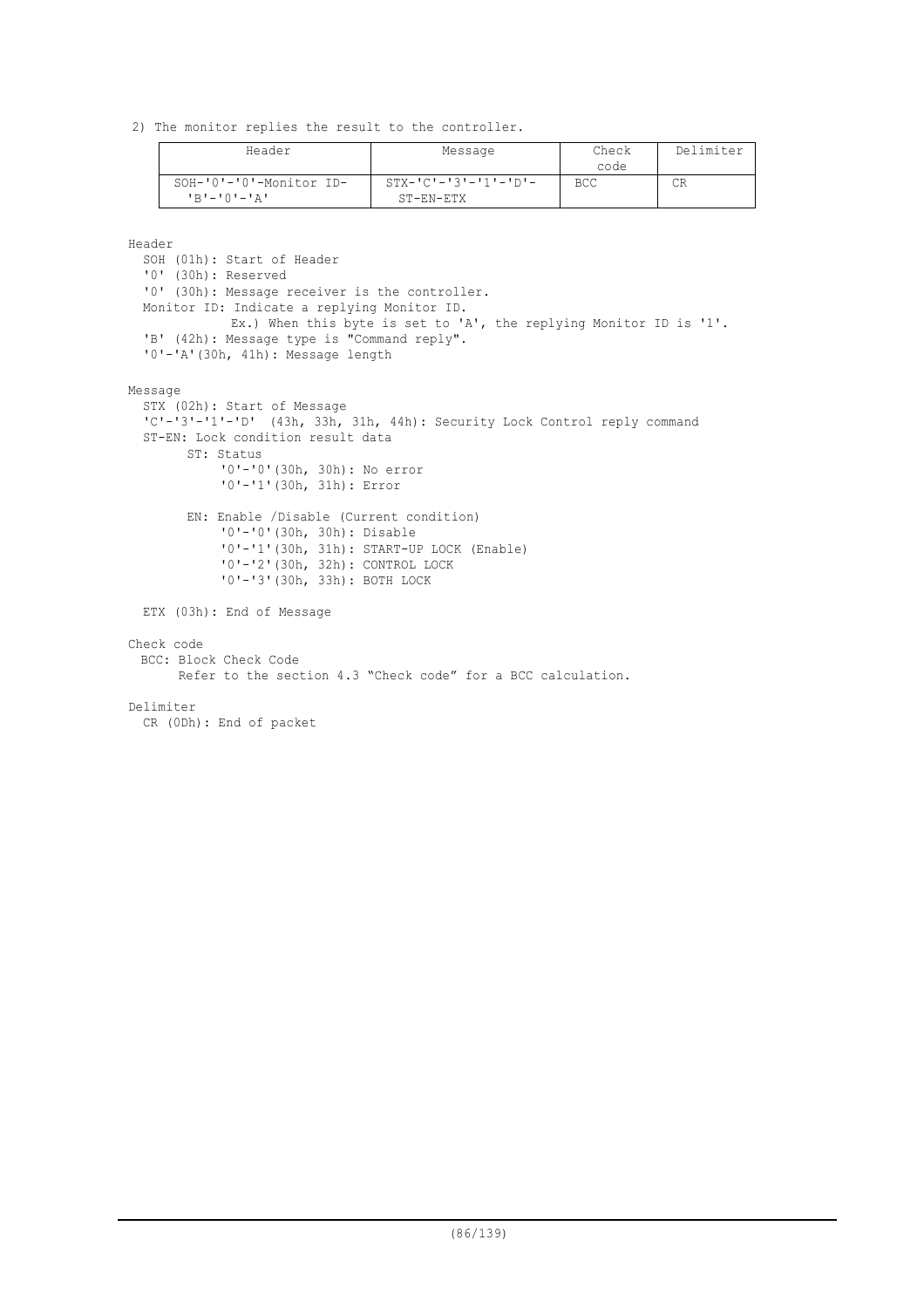2) The monitor replies the result to the controller.

| Header | Message | Check code | Delimiter |
|---|---|---|---|
| SOH-'0'-'0'-Monitor ID-'B'-'0'-'A' | STX-'C'-'3'-'1'-'D'-ST-EN-ETX | BCC | CR |

Header
  SOH (01h): Start of Header
  '0' (30h): Reserved
  '0' (30h): Message receiver is the controller.
  Monitor ID: Indicate a replying Monitor ID.
    Ex.) When this byte is set to 'A', the replying Monitor ID is '1'.
  'B' (42h): Message type is "Command reply".
  '0'-'A'(30h, 41h): Message length

Message
  STX (02h): Start of Message
  'C'-'3'-'1'-'D' (43h, 33h, 31h, 44h): Security Lock Control reply command
  ST-EN: Lock condition result data
    ST: Status
      '0'-'0'(30h, 30h): No error
      '0'-'1'(30h, 31h): Error

    EN: Enable /Disable (Current condition)
      '0'-'0'(30h, 30h): Disable
      '0'-'1'(30h, 31h): START-UP LOCK (Enable)
      '0'-'2'(30h, 32h): CONTROL LOCK
      '0'-'3'(30h, 33h): BOTH LOCK

  ETX (03h): End of Message

Check code
  BCC: Block Check Code
    Refer to the section 4.3 "Check code" for a BCC calculation.

Delimiter
  CR (0Dh): End of packet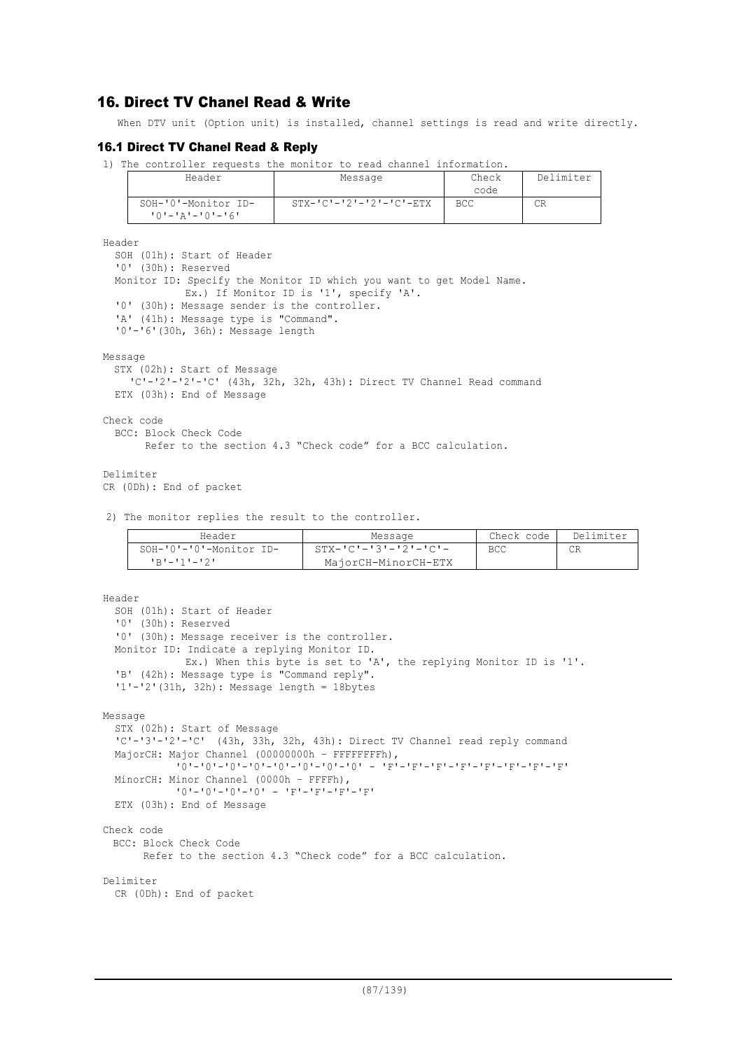## 16. Direct TV Chanel Read & Write

When DTV unit (Option unit) is installed, channel settings is read and write directly.

### 16.1 Direct TV Chanel Read & Reply

1) The controller requests the monitor to read channel information.

| Header | Message | Check code | Delimiter |
|---|---|---|---|
| SOH-'0'-Monitor ID-'0'-'A'-'0'-'6' | STX-'C'-'2'-'2'-'C'-ETX | BCC | CR |

Header
- SOH (01h): Start of Header
- '0' (30h): Reserved
- Monitor ID: Specify the Monitor ID which you want to get Model Name.
  Ex.) If Monitor ID is '1', specify 'A'.
- '0' (30h): Message sender is the controller.
- 'A' (41h): Message type is "Command".
- '0'-'6'(30h, 36h): Message length

Message
- STX (02h): Start of Message
  - 'C'-'2'-'2'-'C' (43h, 32h, 32h, 43h): Direct TV Channel Read command
- ETX (03h): End of Message

Check code
- BCC: Block Check Code
  Refer to the section 4.3 "Check code" for a BCC calculation.

Delimiter
CR (0Dh): End of packet

2) The monitor replies the result to the controller.

| Header | Message | Check code | Delimiter |
|---|---|---|---|
| SOH-'0'-'0'-Monitor ID-'B'-'1'-'2' | STX-'C'-'3'-'2'-'C'-MajorCH-MinorCH-ETX | BCC | CR |

Header
- SOH (01h): Start of Header
- '0' (30h): Reserved
- '0' (30h): Message receiver is the controller.
- Monitor ID: Indicate a replying Monitor ID.
  Ex.) When this byte is set to 'A', the replying Monitor ID is '1'.
- 'B' (42h): Message type is "Command reply".
- '1'-'2'(31h, 32h): Message length = 18bytes

Message
- STX (02h): Start of Message
- 'C'-'3'-'2'-'C' (43h, 33h, 32h, 43h): Direct TV Channel read reply command
- MajorCH: Major Channel (00000000h – FFFFFFFFh),
  '0'-'0'-'0'-'0'-'0'-'0'-'0'-'0' - 'F'-'F'-'F'-'F'-'F'-'F'-'F'-'F'
- MinorCH: Minor Channel (0000h – FFFFh),
  '0'-'0'-'0'-'0' - 'F'-'F'-'F'-'F'
- ETX (03h): End of Message

Check code
- BCC: Block Check Code
  Refer to the section 4.3 "Check code" for a BCC calculation.

Delimiter
- CR (0Dh): End of packet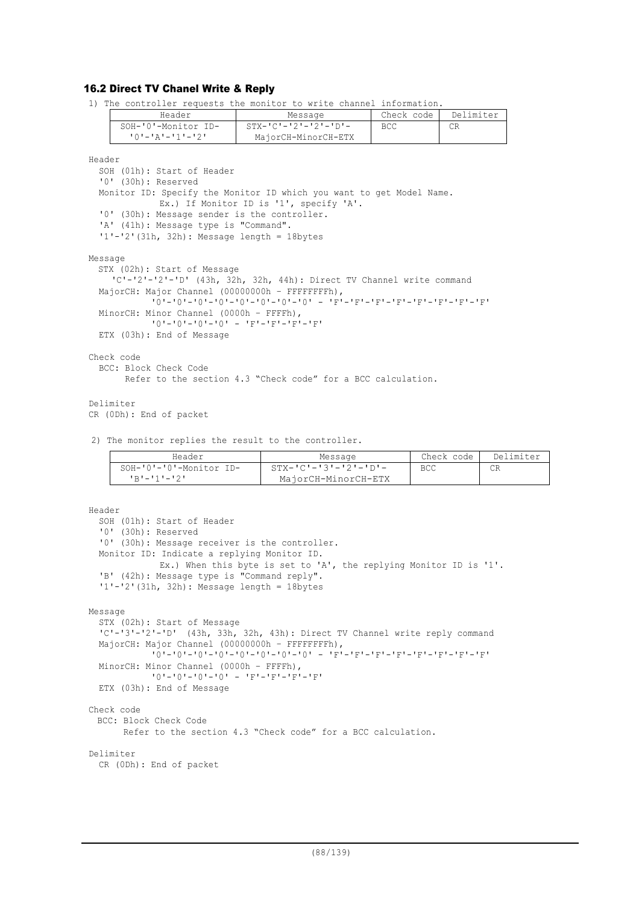### 16.2 Direct TV Chanel Write & Reply

1) The controller requests the monitor to write channel information.

| Header | Message | Check code | Delimiter |
|---|---|---|---|
| SOH-'0'-Monitor ID-'0'-'A'-'1'-'2' | STX-'C'-'2'-'2'-'D'-MajorCH-MinorCH-ETX | BCC | CR |

Header
  SOH (01h): Start of Header
  '0' (30h): Reserved
  Monitor ID: Specify the Monitor ID which you want to get Model Name.
            Ex.) If Monitor ID is '1', specify 'A'.
  '0' (30h): Message sender is the controller.
  'A' (41h): Message type is "Command".
  '1'-'2'(31h, 32h): Message length = 18bytes

Message
  STX (02h): Start of Message
    'C'-'2'-'2'-'D' (43h, 32h, 32h, 44h): Direct TV Channel write command
  MajorCH: Major Channel (00000000h - FFFFFFFFh),
            '0'-'0'-'0'-'0'-'0'-'0'-'0'-'0' - 'F'-'F'-'F'-'F'-'F'-'F'-'F'-'F'
  MinorCH: Minor Channel (0000h - FFFFh),
            '0'-'0'-'0'-'0' - 'F'-'F'-'F'-'F'
  ETX (03h): End of Message

Check code
  BCC: Block Check Code
       Refer to the section 4.3 "Check code" for a BCC calculation.

Delimiter
CR (0Dh): End of packet

2) The monitor replies the result to the controller.

| Header | Message | Check code | Delimiter |
|---|---|---|---|
| SOH-'0'-'0'-Monitor ID-'B'-'1'-'2' | STX-'C'-'3'-'2'-'D'-MajorCH-MinorCH-ETX | BCC | CR |

Header
  SOH (01h): Start of Header
  '0' (30h): Reserved
  '0' (30h): Message receiver is the controller.
  Monitor ID: Indicate a replying Monitor ID.
            Ex.) When this byte is set to 'A', the replying Monitor ID is '1'.
  'B' (42h): Message type is "Command reply".
  '1'-'2'(31h, 32h): Message length = 18bytes

Message
  STX (02h): Start of Message
  'C'-'3'-'2'-'D' (43h, 33h, 32h, 43h): Direct TV Channel write reply command
  MajorCH: Major Channel (00000000h - FFFFFFFFh),
            '0'-'0'-'0'-'0'-'0'-'0'-'0'-'0' - 'F'-'F'-'F'-'F'-'F'-'F'-'F'-'F'
  MinorCH: Minor Channel (0000h - FFFFh),
            '0'-'0'-'0'-'0' - 'F'-'F'-'F'-'F'
  ETX (03h): End of Message

Check code
  BCC: Block Check Code
       Refer to the section 4.3 "Check code" for a BCC calculation.

Delimiter
  CR (0Dh): End of packet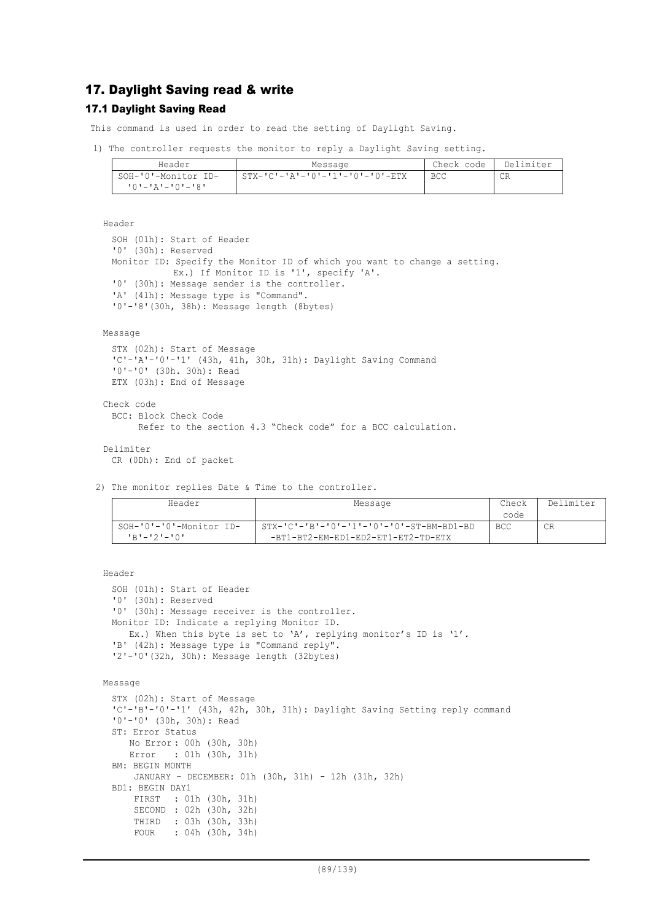# 17. Daylight Saving read & write

## 17.1 Daylight Saving Read

This command is used in order to read the setting of Daylight Saving.

1) The controller requests the monitor to reply a Daylight Saving setting.

| Header | Message | Check code | Delimiter |
|---|---|---|---|
| SOH-'0'-Monitor ID-'0'-'A'-'0'-'8' | STX-'C'-'A'-'0'-'1'-'0'-'0'-ETX | BCC | CR |

Header

SOH (01h): Start of Header
'0' (30h): Reserved
Monitor ID: Specify the Monitor ID of which you want to change a setting.
Ex.) If Monitor ID is '1', specify 'A'.
'0' (30h): Message sender is the controller.
'A' (41h): Message type is "Command".
'0'-'8'(30h, 38h): Message length (8bytes)

Message

STX (02h): Start of Message
'C'-'A'-'0'-'1' (43h, 41h, 30h, 31h): Daylight Saving Command
'0'-'0' (30h. 30h): Read
ETX (03h): End of Message

Check code

BCC: Block Check Code
Refer to the section 4.3 "Check code" for a BCC calculation.

Delimiter

CR (0Dh): End of packet

2) The monitor replies Date & Time to the controller.

| Header | Message | Check code | Delimiter |
|---|---|---|---|
| SOH-'0'-'0'-Monitor ID-'B'-'2'-'0' | STX-'C'-'B'-'0'-'1'-'0'-'0'-ST-BM-BD1-BD-BT1-BT2-EM-ED1-ED2-ET1-ET2-TD-ETX | BCC | CR |

Header

SOH (01h): Start of Header
'0' (30h): Reserved
'0' (30h): Message receiver is the controller.
Monitor ID: Indicate a replying Monitor ID.
Ex.) When this byte is set to 'A', replying monitor's ID is '1'.
'B' (42h): Message type is "Command reply".
'2'-'0'(32h, 30h): Message length (32bytes)

Message

STX (02h): Start of Message
'C'-'B'-'0'-'1' (43h, 42h, 30h, 31h): Daylight Saving Setting reply command
'0'-'0' (30h, 30h): Read
ST: Error Status
No Error : 00h (30h, 30h)
Error : 01h (30h, 31h)
BM: BEGIN MONTH
JANUARY – DECEMBER: 01h (30h, 31h) - 12h (31h, 32h)
BD1: BEGIN DAY1
FIRST : 01h (30h, 31h)
SECOND : 02h (30h, 32h)
THIRD : 03h (30h, 33h)
FOUR : 04h (30h, 34h)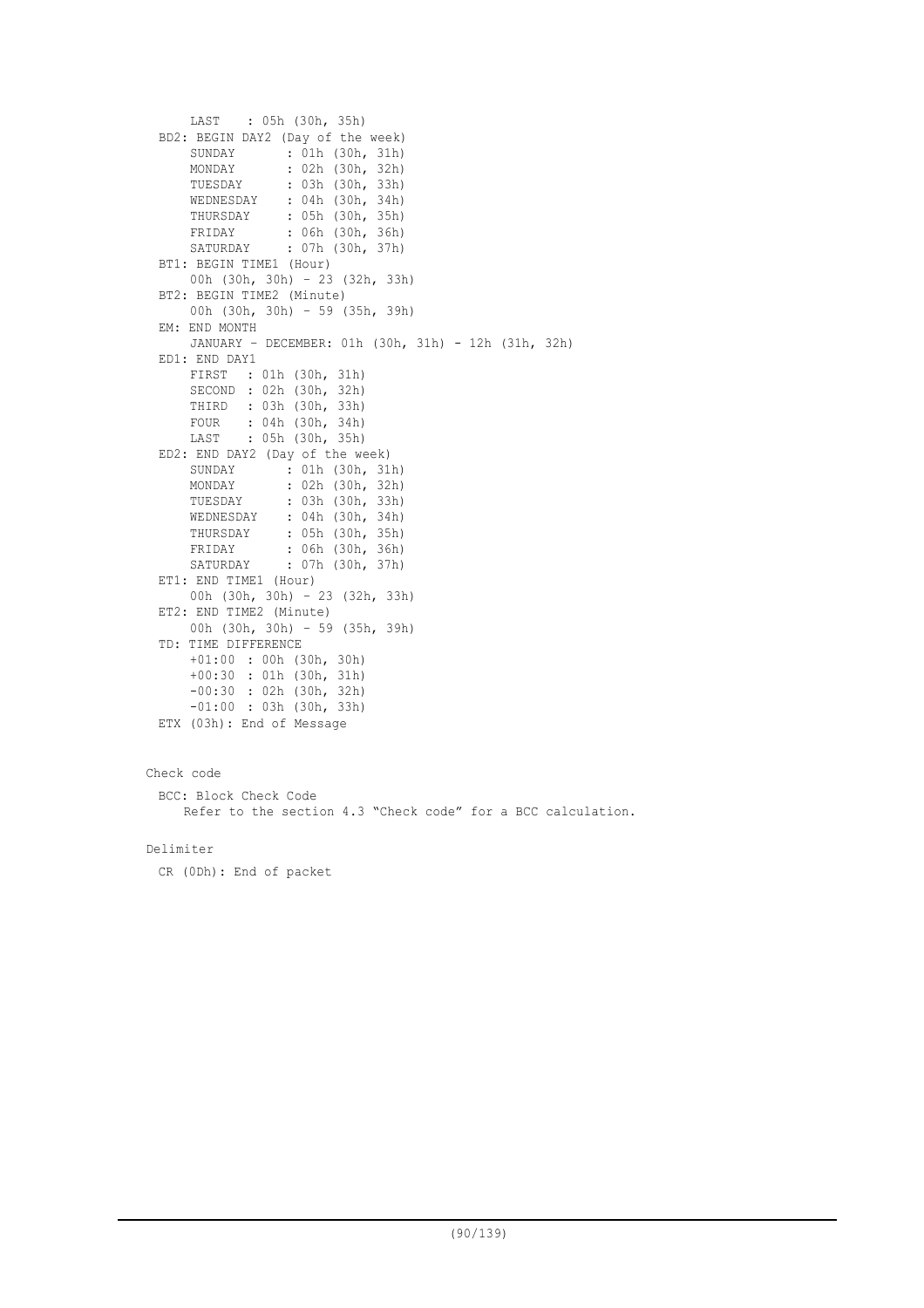```
    LAST   : 05h (30h, 35h)
BD2: BEGIN DAY2 (Day of the week)
    SUNDAY      : 01h (30h, 31h)
    MONDAY      : 02h (30h, 32h)
    TUESDAY     : 03h (30h, 33h)
    WEDNESDAY   : 04h (30h, 34h)
    THURSDAY    : 05h (30h, 35h)
    FRIDAY      : 06h (30h, 36h)
    SATURDAY    : 07h (30h, 37h)
BT1: BEGIN TIME1 (Hour)
    00h (30h, 30h) – 23 (32h, 33h)
BT2: BEGIN TIME2 (Minute)
    00h (30h, 30h) – 59 (35h, 39h)
EM: END MONTH
    JANUARY – DECEMBER: 01h (30h, 31h) - 12h (31h, 32h)
ED1: END DAY1
    FIRST  : 01h (30h, 31h)
    SECOND : 02h (30h, 32h)
    THIRD  : 03h (30h, 33h)
    FOUR   : 04h (30h, 34h)
    LAST   : 05h (30h, 35h)
ED2: END DAY2 (Day of the week)
    SUNDAY      : 01h (30h, 31h)
    MONDAY      : 02h (30h, 32h)
    TUESDAY     : 03h (30h, 33h)
    WEDNESDAY   : 04h (30h, 34h)
    THURSDAY    : 05h (30h, 35h)
    FRIDAY      : 06h (30h, 36h)
    SATURDAY    : 07h (30h, 37h)
ET1: END TIME1 (Hour)
    00h (30h, 30h) – 23 (32h, 33h)
ET2: END TIME2 (Minute)
    00h (30h, 30h) – 59 (35h, 39h)
TD: TIME DIFFERENCE
    +01:00  : 00h (30h, 30h)
    +00:30  : 01h (30h, 31h)
    -00:30  : 02h (30h, 32h)
    -01:00  : 03h (30h, 33h)
ETX (03h): End of Message
```

Check code

```
BCC: Block Check Code
   Refer to the section 4.3 “Check code” for a BCC calculation.
```

Delimiter

```
CR (0Dh): End of packet
```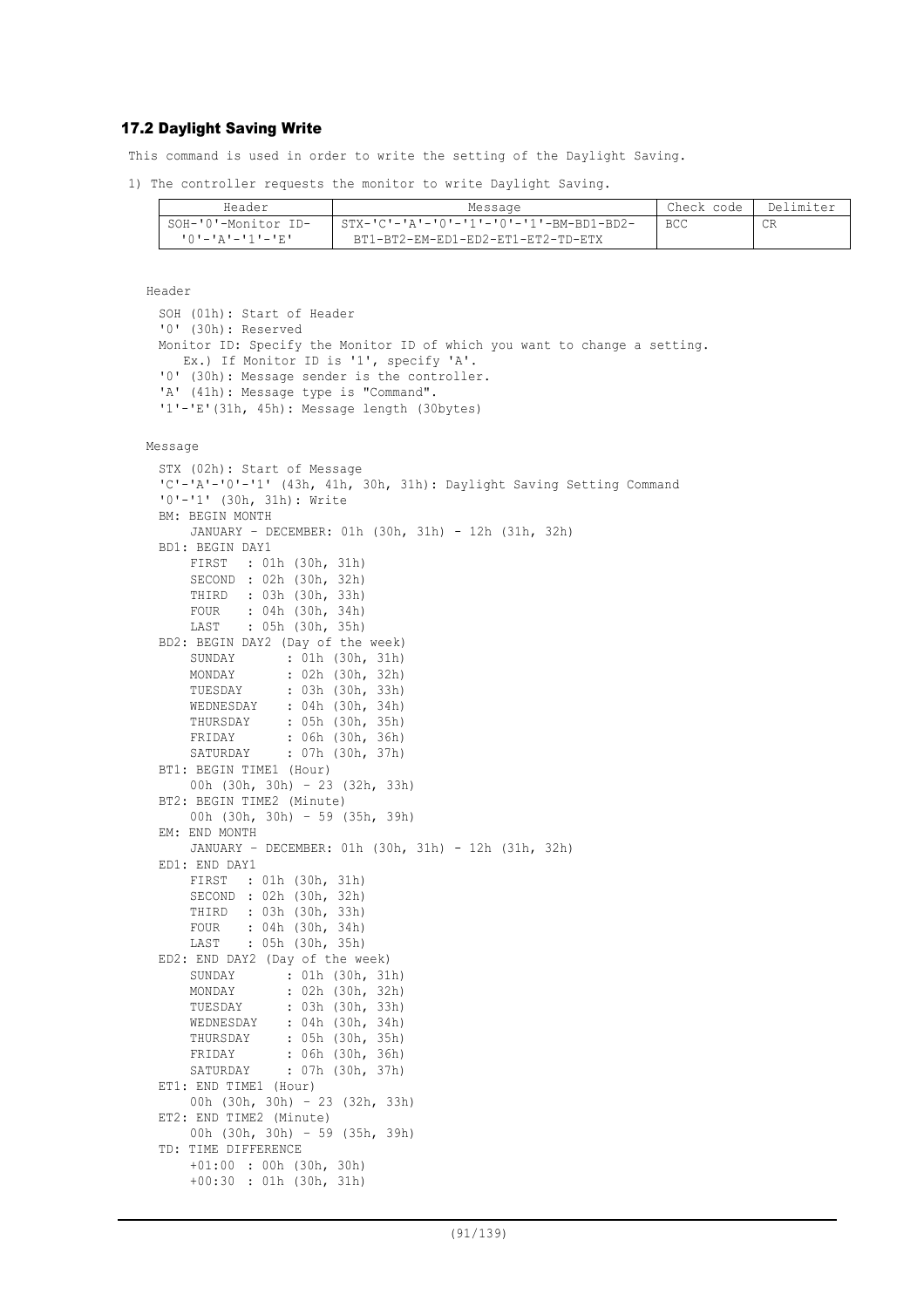## 17.2 Daylight Saving Write

This command is used in order to write the setting of the Daylight Saving.

1) The controller requests the monitor to write Daylight Saving.

| Header | Message | Check code | Delimiter |
|---|---|---|---|
| SOH-'0'-Monitor ID-'0'-'A'-'1'-'E' | STX-'C'-'A'-'0'-'1'-'0'-'1'-BM-BD1-BD2-BT1-BT2-EM-ED1-ED2-ET1-ET2-TD-ETX | BCC | CR |

Header

SOH (01h): Start of Header
'0' (30h): Reserved
Monitor ID: Specify the Monitor ID of which you want to change a setting.
  Ex.) If Monitor ID is '1', specify 'A'.
'0' (30h): Message sender is the controller.
'A' (41h): Message type is "Command".
'1'-'E'(31h, 45h): Message length (30bytes)

Message

STX (02h): Start of Message
'C'-'A'-'0'-'1' (43h, 41h, 30h, 31h): Daylight Saving Setting Command
'0'-'1' (30h, 31h): Write
BM: BEGIN MONTH
  JANUARY - DECEMBER: 01h (30h, 31h) - 12h (31h, 32h)
BD1: BEGIN DAY1
  FIRST : 01h (30h, 31h)
  SECOND : 02h (30h, 32h)
  THIRD : 03h (30h, 33h)
  FOUR : 04h (30h, 34h)
  LAST : 05h (30h, 35h)
BD2: BEGIN DAY2 (Day of the week)
  SUNDAY : 01h (30h, 31h)
  MONDAY : 02h (30h, 32h)
  TUESDAY : 03h (30h, 33h)
  WEDNESDAY : 04h (30h, 34h)
  THURSDAY : 05h (30h, 35h)
  FRIDAY : 06h (30h, 36h)
  SATURDAY : 07h (30h, 37h)
BT1: BEGIN TIME1 (Hour)
  00h (30h, 30h) - 23 (32h, 33h)
BT2: BEGIN TIME2 (Minute)
  00h (30h, 30h) - 59 (35h, 39h)
EM: END MONTH
  JANUARY - DECEMBER: 01h (30h, 31h) - 12h (31h, 32h)
ED1: END DAY1
  FIRST : 01h (30h, 31h)
  SECOND : 02h (30h, 32h)
  THIRD : 03h (30h, 33h)
  FOUR : 04h (30h, 34h)
  LAST : 05h (30h, 35h)
ED2: END DAY2 (Day of the week)
  SUNDAY : 01h (30h, 31h)
  MONDAY : 02h (30h, 32h)
  TUESDAY : 03h (30h, 33h)
  WEDNESDAY : 04h (30h, 34h)
  THURSDAY : 05h (30h, 35h)
  FRIDAY : 06h (30h, 36h)
  SATURDAY : 07h (30h, 37h)
ET1: END TIME1 (Hour)
  00h (30h, 30h) - 23 (32h, 33h)
ET2: END TIME2 (Minute)
  00h (30h, 30h) - 59 (35h, 39h)
TD: TIME DIFFERENCE
  +01:00 : 00h (30h, 30h)
  +00:30 : 01h (30h, 31h)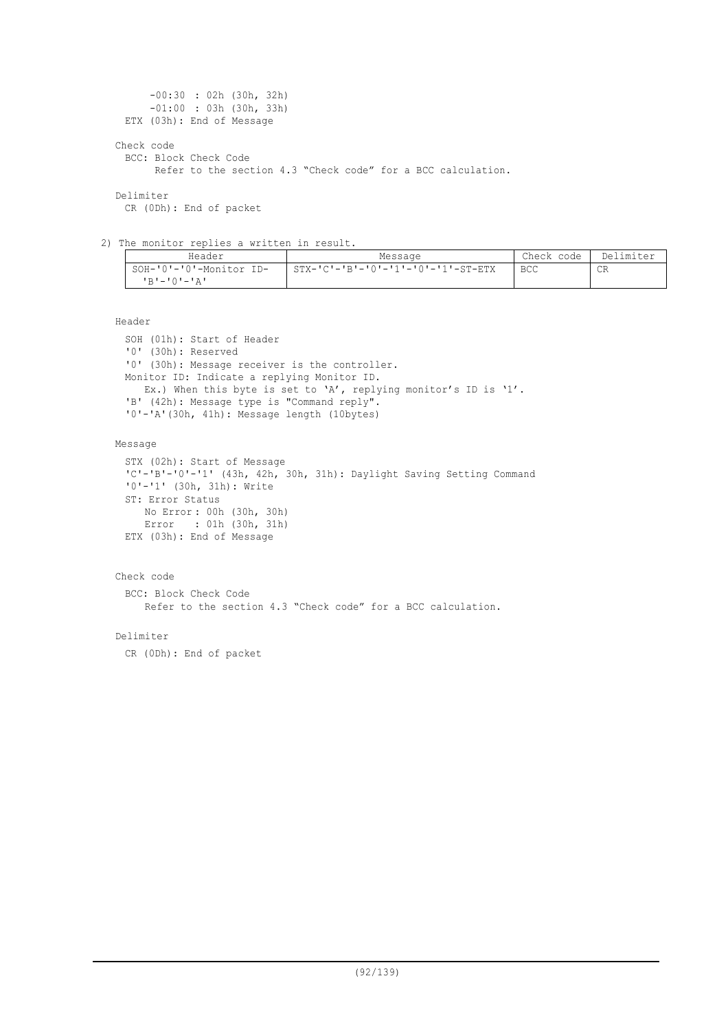-00:30 : 02h (30h, 32h)
-01:00 : 03h (30h, 33h)

ETX (03h): End of Message

Check code

BCC: Block Check Code

Refer to the section 4.3 "Check code" for a BCC calculation.

Delimiter

CR (0Dh): End of packet

2) The monitor replies a written in result.

| Header | Message | Check code | Delimiter |
|---|---|---|---|
| SOH-'0'-'0'-Monitor ID-'B'-'0'-'A' | STX-'C'-'B'-'0'-'1'-'0'-'1'-ST-ETX | BCC | CR |

Header

SOH (01h): Start of Header
'0' (30h): Reserved
'0' (30h): Message receiver is the controller.
Monitor ID: Indicate a replying Monitor ID.
Ex.) When this byte is set to 'A', replying monitor's ID is '1'.
'B' (42h): Message type is "Command reply".
'0'-'A'(30h, 41h): Message length (10bytes)

Message

STX (02h): Start of Message
'C'-'B'-'0'-'1' (43h, 42h, 30h, 31h): Daylight Saving Setting Command
'0'-'1' (30h, 31h): Write
ST: Error Status
No Error : 00h (30h, 30h)
Error : 01h (30h, 31h)
ETX (03h): End of Message

Check code

BCC: Block Check Code
Refer to the section 4.3 "Check code" for a BCC calculation.

Delimiter

CR (0Dh): End of packet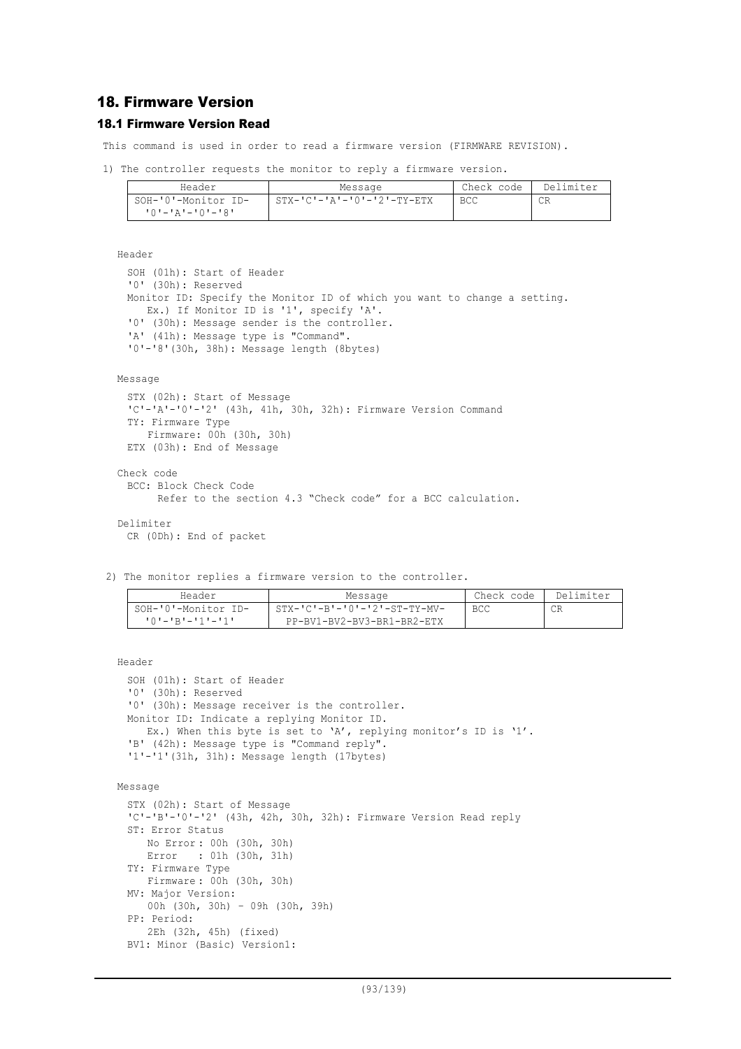## 18. Firmware Version

### 18.1 Firmware Version Read

This command is used in order to read a firmware version (FIRMWARE REVISION).

1) The controller requests the monitor to reply a firmware version.

| Header | Message | Check code | Delimiter |
|---|---|---|---|
| SOH-'0'-Monitor ID-'0'-'A'-'0'-'8' | STX-'C'-'A'-'0'-'2'-TY-ETX | BCC | CR |

Header

SOH (01h): Start of Header
'0' (30h): Reserved
Monitor ID: Specify the Monitor ID of which you want to change a setting.
  Ex.) If Monitor ID is '1', specify 'A'.
'0' (30h): Message sender is the controller.
'A' (41h): Message type is "Command".
'0'-'8'(30h, 38h): Message length (8bytes)

Message

STX (02h): Start of Message
'C'-'A'-'0'-'2' (43h, 41h, 30h, 32h): Firmware Version Command
TY: Firmware Type
  Firmware: 00h (30h, 30h)
ETX (03h): End of Message

Check code

BCC: Block Check Code
  Refer to the section 4.3 "Check code" for a BCC calculation.

Delimiter

CR (0Dh): End of packet

2) The monitor replies a firmware version to the controller.

| Header | Message | Check code | Delimiter |
|---|---|---|---|
| SOH-'0'-Monitor ID-'0'-'B'-'1'-'1' | STX-'C'-'B'-'0'-'2'-ST-TY-MV-PP-BV1-BV2-BV3-BR1-BR2-ETX | BCC | CR |

Header

SOH (01h): Start of Header
'0' (30h): Reserved
'0' (30h): Message receiver is the controller.
Monitor ID: Indicate a replying Monitor ID.
  Ex.) When this byte is set to 'A', replying monitor's ID is '1'.
'B' (42h): Message type is "Command reply".
'1'-'1'(31h, 31h): Message length (17bytes)

Message

STX (02h): Start of Message
'C'-'B'-'0'-'2' (43h, 42h, 30h, 32h): Firmware Version Read reply
ST: Error Status
  No Error : 00h (30h, 30h)
  Error : 01h (30h, 31h)
TY: Firmware Type
  Firmware : 00h (30h, 30h)
MV: Major Version:
  00h (30h, 30h) – 09h (30h, 39h)
PP: Period:
  2Eh (32h, 45h) (fixed)
BV1: Minor (Basic) Version1: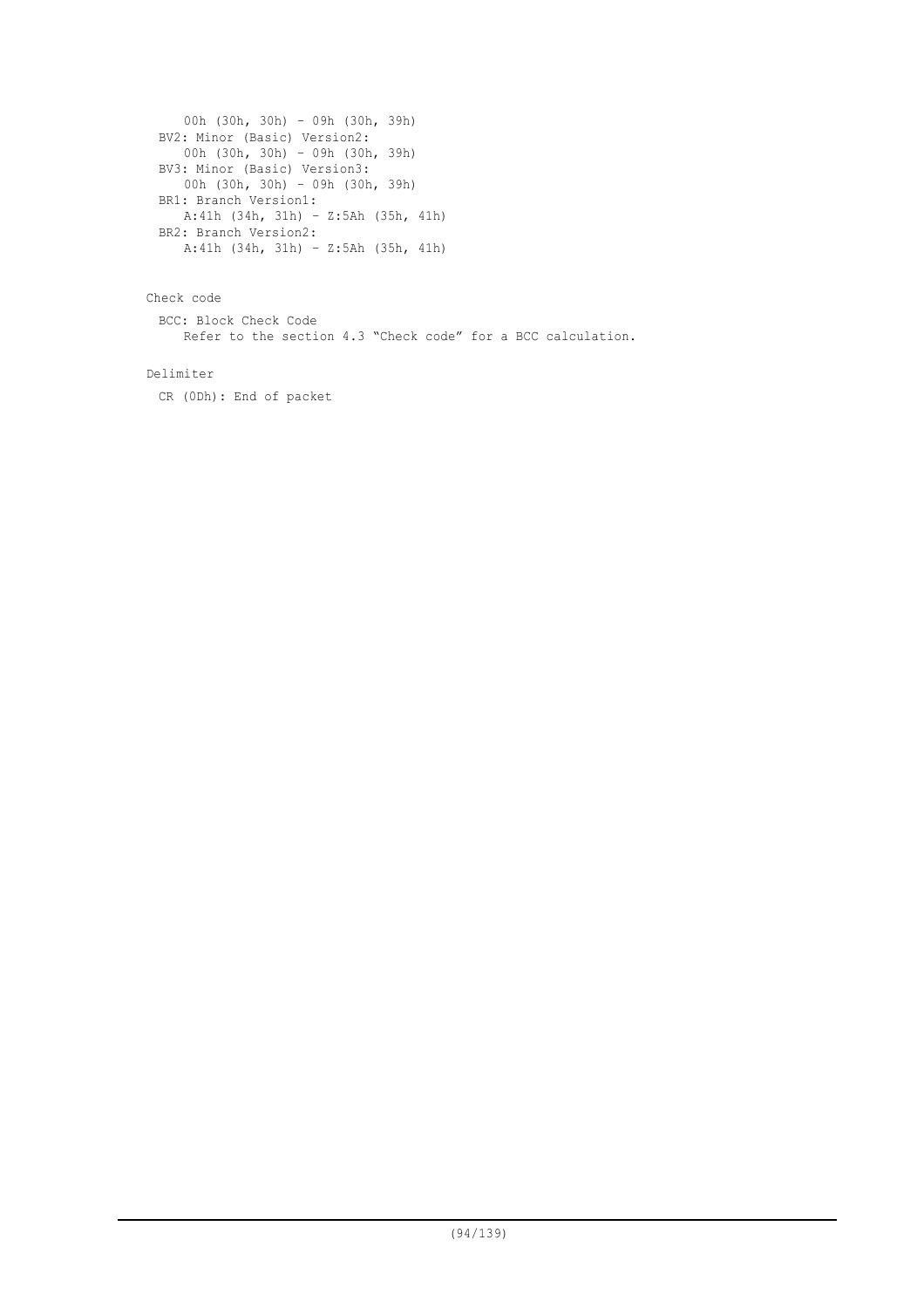00h (30h, 30h) - 09h (30h, 39h)

BV2: Minor (Basic) Version2:
  00h (30h, 30h) - 09h (30h, 39h)

BV3: Minor (Basic) Version3:
  00h (30h, 30h) - 09h (30h, 39h)

BR1: Branch Version1:
  A:41h (34h, 31h) - Z:5Ah (35h, 41h)

BR2: Branch Version2:
  A:41h (34h, 31h) - Z:5Ah (35h, 41h)

Check code

BCC: Block Check Code
  Refer to the section 4.3 “Check code” for a BCC calculation.

Delimiter

CR (0Dh): End of packet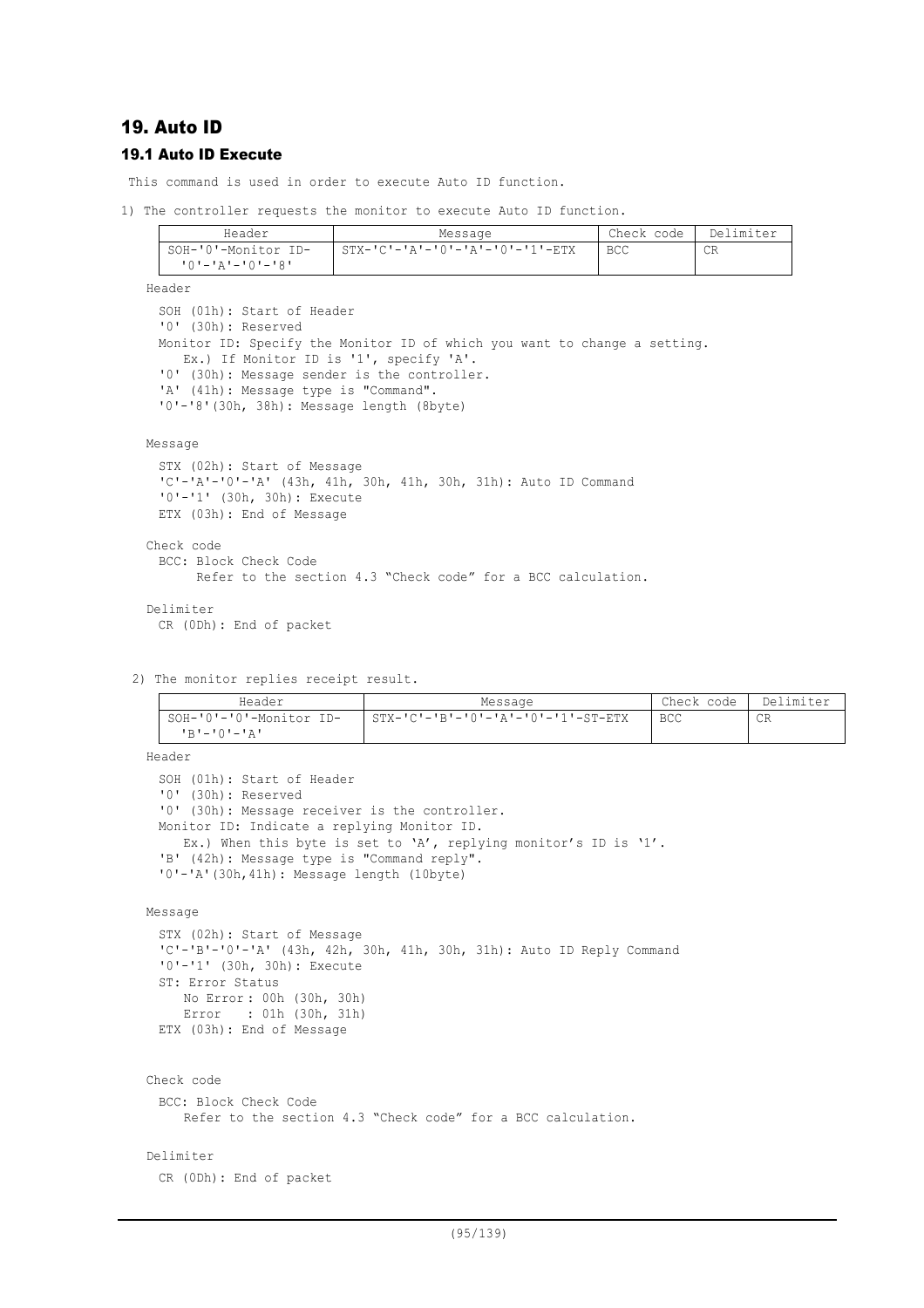# 19. Auto ID

## 19.1 Auto ID Execute

This command is used in order to execute Auto ID function.

1) The controller requests the monitor to execute Auto ID function.

| Header | Message | Check code | Delimiter |
|---|---|---|---|
| SOH-'0'-Monitor ID- '0'-'A'-'0'-'8' | STX-'C'-'A'-'0'-'A'-'0'-'1'-ETX | BCC | CR |

Header

SOH (01h): Start of Header
'0' (30h): Reserved
Monitor ID: Specify the Monitor ID of which you want to change a setting.
  Ex.) If Monitor ID is '1', specify 'A'.
'0' (30h): Message sender is the controller.
'A' (41h): Message type is "Command".
'0'-'8'(30h, 38h): Message length (8byte)

Message

STX (02h): Start of Message
'C'-'A'-'0'-'A' (43h, 41h, 30h, 41h, 30h, 31h): Auto ID Command
'0'-'1' (30h, 30h): Execute
ETX (03h): End of Message

Check code

BCC: Block Check Code
  Refer to the section 4.3 "Check code" for a BCC calculation.

Delimiter

CR (0Dh): End of packet

2) The monitor replies receipt result.

| Header | Message | Check code | Delimiter |
|---|---|---|---|
| SOH-'0'-'0'-Monitor ID- 'B'-'0'-'A' | STX-'C'-'B'-'0'-'A'-'0'-'1'-ST-ETX | BCC | CR |

Header

SOH (01h): Start of Header
'0' (30h): Reserved
'0' (30h): Message receiver is the controller.
Monitor ID: Indicate a replying Monitor ID.
  Ex.) When this byte is set to 'A', replying monitor's ID is '1'.
'B' (42h): Message type is "Command reply".
'0'-'A'(30h,41h): Message length (10byte)

Message

STX (02h): Start of Message
'C'-'B'-'0'-'A' (43h, 42h, 30h, 41h, 30h, 31h): Auto ID Reply Command
'0'-'1' (30h, 30h): Execute
ST: Error Status
  No Error : 00h (30h, 30h)
  Error : 01h (30h, 31h)
ETX (03h): End of Message

Check code

BCC: Block Check Code
  Refer to the section 4.3 "Check code" for a BCC calculation.

Delimiter

CR (0Dh): End of packet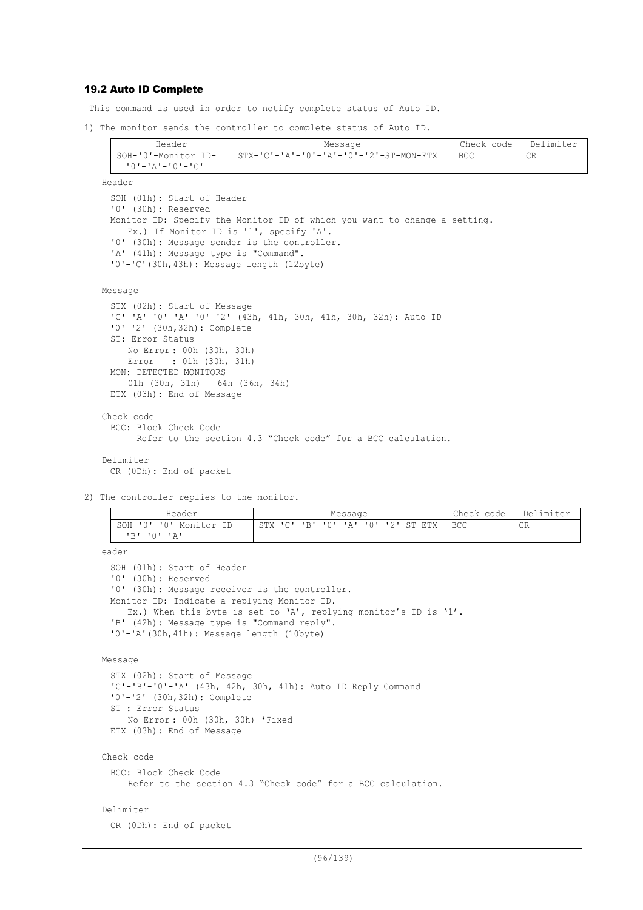### 19.2 Auto ID Complete

This command is used in order to notify complete status of Auto ID.

1) The monitor sends the controller to complete status of Auto ID.

| Header | Message | Check code | Delimiter |
|---|---|---|---|
| SOH-'0'-Monitor ID-'0'-'A'-'0'-'C' | STX-'C'-'A'-'0'-'A'-'0'-'2'-ST-MON-ETX | BCC | CR |

Header

SOH (01h): Start of Header
'0' (30h): Reserved
Monitor ID: Specify the Monitor ID of which you want to change a setting.
  Ex.) If Monitor ID is '1', specify 'A'.
'0' (30h): Message sender is the controller.
'A' (41h): Message type is "Command".
'0'-'C'(30h,43h): Message length (12byte)

Message

STX (02h): Start of Message
'C'-'A'-'0'-'A'-'0'-'2' (43h, 41h, 30h, 41h, 30h, 32h): Auto ID
'0'-'2' (30h,32h): Complete
ST: Error Status
  No Error : 00h (30h, 30h)
  Error : 01h (30h, 31h)
MON: DETECTED MONITORS
  01h (30h, 31h) - 64h (36h, 34h)
ETX (03h): End of Message

Check code

BCC: Block Check Code
  Refer to the section 4.3 “Check code” for a BCC calculation.

Delimiter

CR (0Dh): End of packet

2) The controller replies to the monitor.

| Header | Message | Check code | Delimiter |
|---|---|---|---|
| SOH-'0'-'0'-Monitor ID-'B'-'0'-'A' | STX-'C'-'B'-'0'-'A'-'0'-'2'-ST-ETX | BCC | CR |

eader

SOH (01h): Start of Header
'0' (30h): Reserved
'0' (30h): Message receiver is the controller.
Monitor ID: Indicate a replying Monitor ID.
  Ex.) When this byte is set to ‘A’, replying monitor’s ID is ‘1’.
'B' (42h): Message type is "Command reply".
'0'-'A'(30h,41h): Message length (10byte)

Message

STX (02h): Start of Message
'C'-'B'-'0'-'A' (43h, 42h, 30h, 41h): Auto ID Reply Command
'0'-'2' (30h,32h): Complete
ST : Error Status
  No Error : 00h (30h, 30h) *Fixed
ETX (03h): End of Message

Check code

BCC: Block Check Code
  Refer to the section 4.3 “Check code” for a BCC calculation.

Delimiter

CR (0Dh): End of packet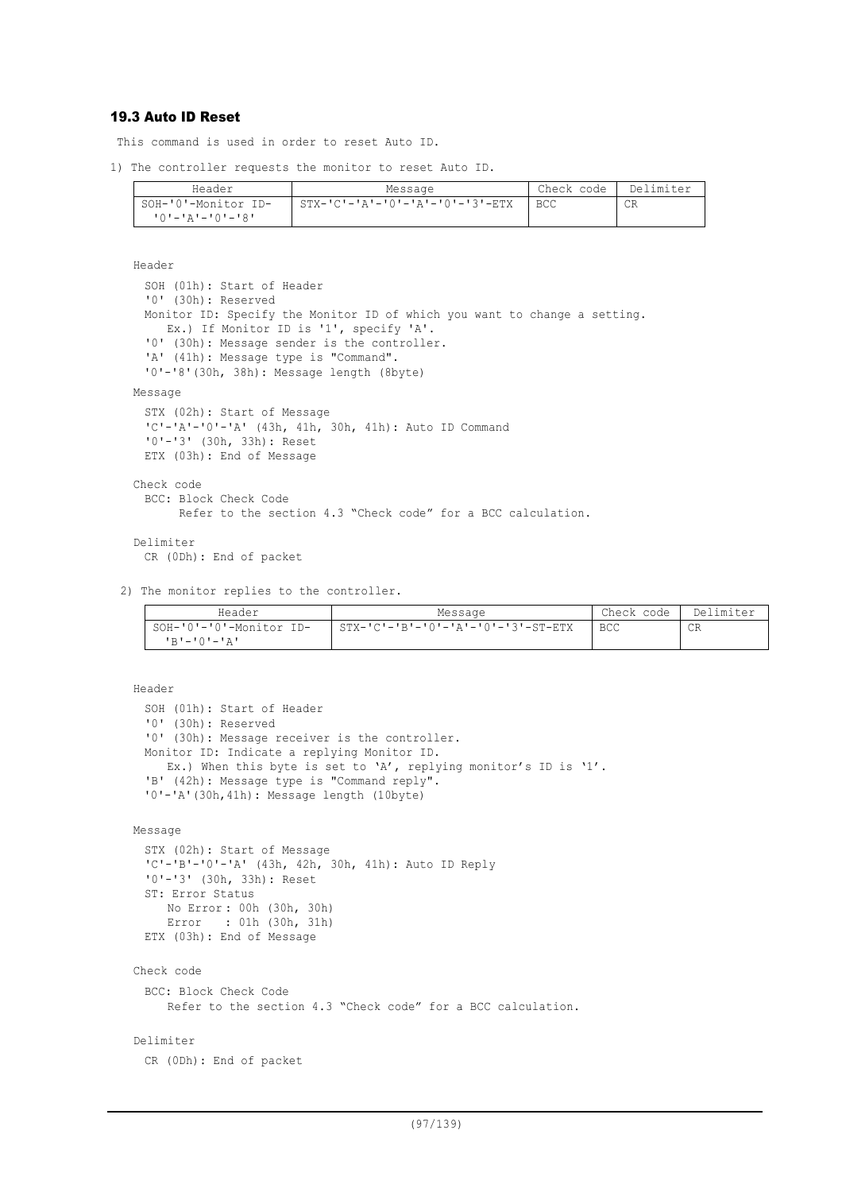### 19.3 Auto ID Reset

This command is used in order to reset Auto ID.

1) The controller requests the monitor to reset Auto ID.

| Header | Message | Check code | Delimiter |
|---|---|---|---|
| SOH-'0'-Monitor ID-'0'-'A'-'0'-'8' | STX-'C'-'A'-'0'-'A'-'0'-'3'-ETX | BCC | CR |

Header

SOH (01h): Start of Header
'0' (30h): Reserved
Monitor ID: Specify the Monitor ID of which you want to change a setting.
  Ex.) If Monitor ID is '1', specify 'A'.
'0' (30h): Message sender is the controller.
'A' (41h): Message type is "Command".
'0'-'8'(30h, 38h): Message length (8byte)

Message

STX (02h): Start of Message
'C'-'A'-'0'-'A' (43h, 41h, 30h, 41h): Auto ID Command
'0'-'3' (30h, 33h): Reset
ETX (03h): End of Message

Check code

BCC: Block Check Code
  Refer to the section 4.3 "Check code" for a BCC calculation.

Delimiter

CR (0Dh): End of packet

2) The monitor replies to the controller.

| Header | Message | Check code | Delimiter |
|---|---|---|---|
| SOH-'0'-'0'-Monitor ID-'B'-'0'-'A' | STX-'C'-'B'-'0'-'A'-'0'-'3'-ST-ETX | BCC | CR |

Header

SOH (01h): Start of Header
'0' (30h): Reserved
'0' (30h): Message receiver is the controller.
Monitor ID: Indicate a replying Monitor ID.
  Ex.) When this byte is set to 'A', replying monitor's ID is '1'.
'B' (42h): Message type is "Command reply".
'0'-'A'(30h,41h): Message length (10byte)

Message

STX (02h): Start of Message
'C'-'B'-'0'-'A' (43h, 42h, 30h, 41h): Auto ID Reply
'0'-'3' (30h, 33h): Reset
ST: Error Status
  No Error : 00h (30h, 30h)
  Error : 01h (30h, 31h)
ETX (03h): End of Message

Check code

BCC: Block Check Code
  Refer to the section 4.3 "Check code" for a BCC calculation.

Delimiter

CR (0Dh): End of packet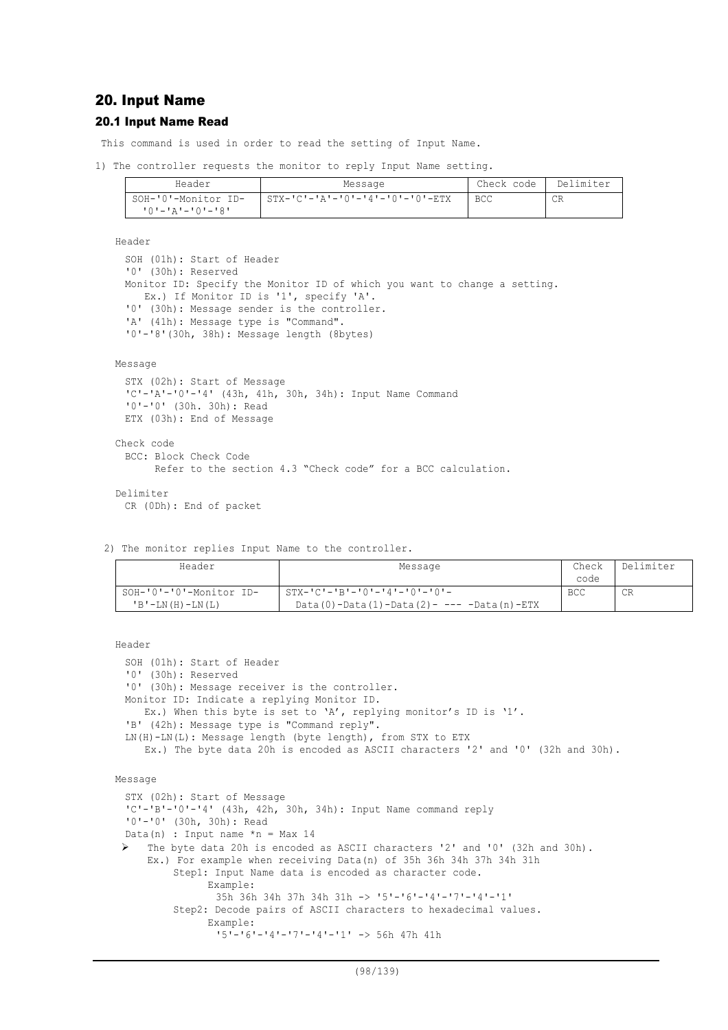## 20. Input Name

### 20.1 Input Name Read

This command is used in order to read the setting of Input Name.

1) The controller requests the monitor to reply Input Name setting.

| Header | Message | Check code | Delimiter |
|---|---|---|---|
| SOH-'0'-Monitor ID-'0'-'A'-'0'-'8' | STX-'C'-'A'-'0'-'4'-'0'-'0'-ETX | BCC | CR |

Header

SOH (01h): Start of Header
'0' (30h): Reserved
Monitor ID: Specify the Monitor ID of which you want to change a setting.
Ex.) If Monitor ID is '1', specify 'A'.
'0' (30h): Message sender is the controller.
'A' (41h): Message type is "Command".
'0'-'8'(30h, 38h): Message length (8bytes)

Message

STX (02h): Start of Message
'C'-'A'-'0'-'4' (43h, 41h, 30h, 34h): Input Name Command
'0'-'0' (30h. 30h): Read
ETX (03h): End of Message

Check code

BCC: Block Check Code
Refer to the section 4.3 “Check code” for a BCC calculation.

Delimiter

CR (0Dh): End of packet

2) The monitor replies Input Name to the controller.

| Header | Message | Check code | Delimiter |
|---|---|---|---|
| SOH-'0'-'0'-Monitor ID-'B'-LN(H)-LN(L) | STX-'C'-'B'-'0'-'4'-'0'-'0'-Data(0)-Data(1)-Data(2)- --- -Data(n)-ETX | BCC | CR |

Header

SOH (01h): Start of Header
'0' (30h): Reserved
'0' (30h): Message receiver is the controller.
Monitor ID: Indicate a replying Monitor ID.
Ex.) When this byte is set to ‘A’, replying monitor’s ID is ‘1’.
'B' (42h): Message type is "Command reply".
LN(H)-LN(L): Message length (byte length), from STX to ETX
Ex.) The byte data 20h is encoded as ASCII characters '2' and '0' (32h and 30h).

Message

STX (02h): Start of Message
'C'-'B'-'0'-'4' (43h, 42h, 30h, 34h): Input Name command reply
'0'-'0' (30h, 30h): Read
Data(n) : Input name *n = Max 14

- The byte data 20h is encoded as ASCII characters '2' and '0' (32h and 30h).
  Ex.) For example when receiving Data(n) of 35h 36h 34h 37h 34h 31h
  Step1: Input Name data is encoded as character code.
  Example:
  35h 36h 34h 37h 34h 31h -> '5'-'6'-'4'-'7'-'4'-'1'
  Step2: Decode pairs of ASCII characters to hexadecimal values.
  Example:
  '5'-'6'-'4'-'7'-'4'-'1' -> 56h 47h 41h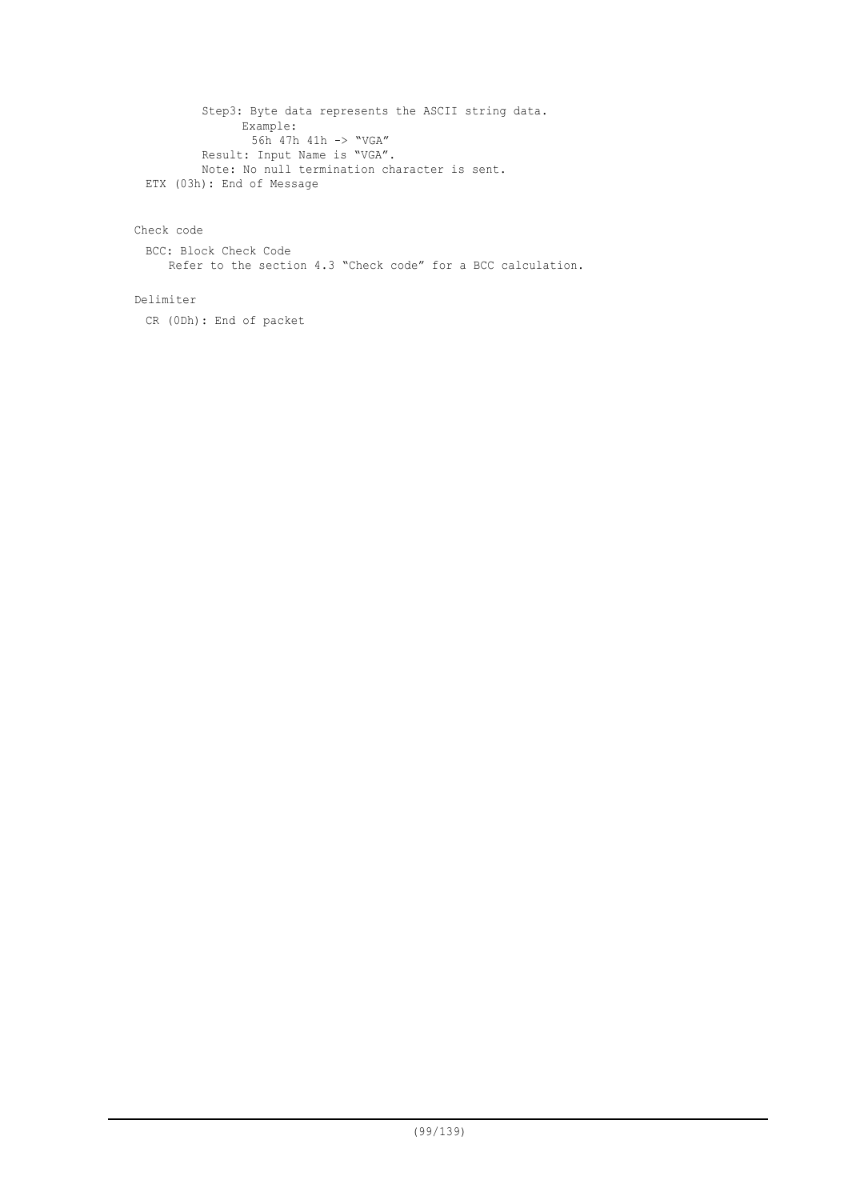Step3: Byte data represents the ASCII string data.

Example:

56h 47h 41h -> “VGA”

Result: Input Name is “VGA”.

Note: No null termination character is sent.

ETX (03h): End of Message

Check code

BCC: Block Check Code

Refer to the section 4.3 “Check code” for a BCC calculation.

Delimiter

CR (0Dh): End of packet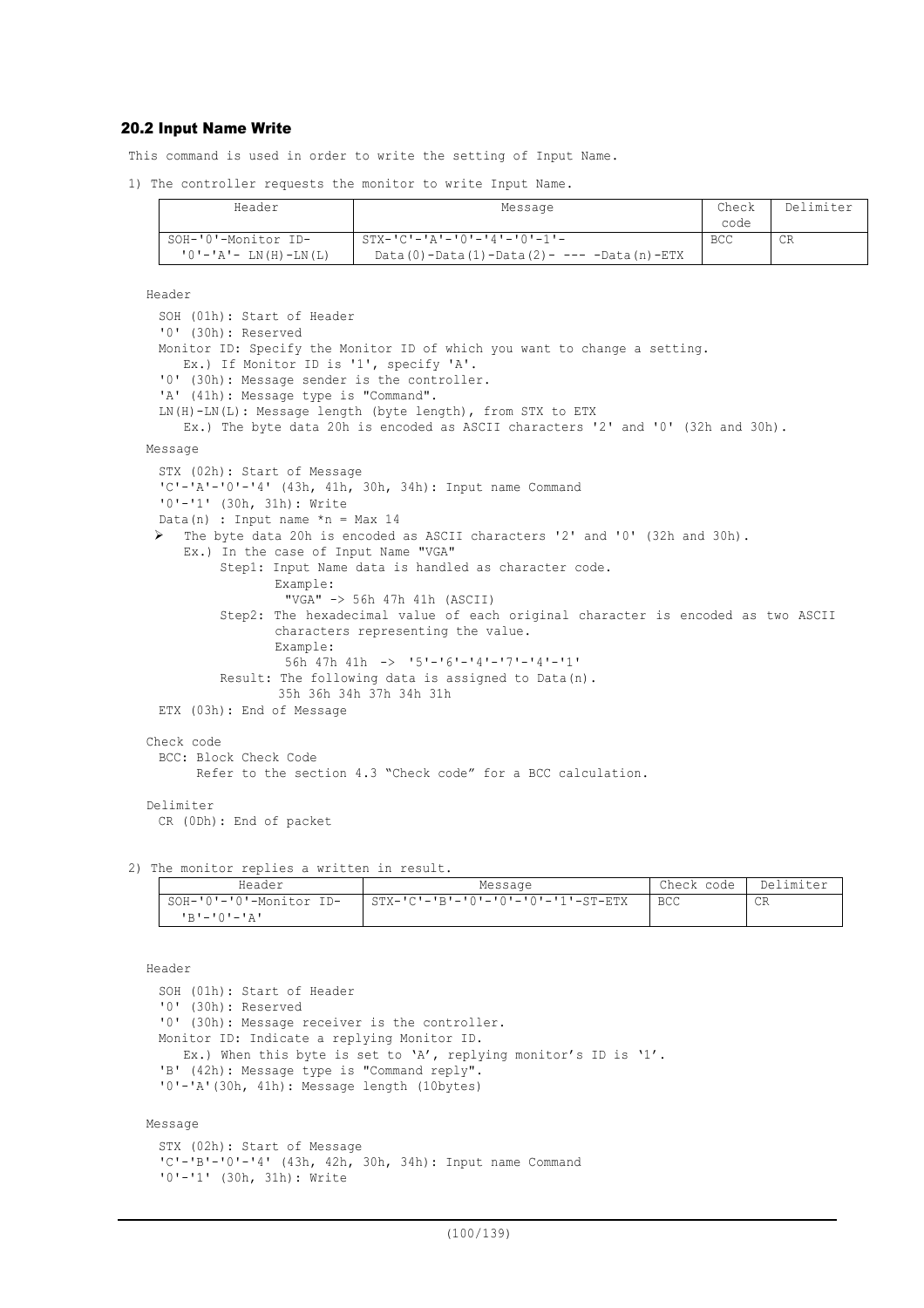### 20.2 Input Name Write

This command is used in order to write the setting of Input Name.

1) The controller requests the monitor to write Input Name.

| Header | Message | Check code | Delimiter |
|---|---|---|---|
| SOH-'0'-Monitor ID- '0'-'A'- LN(H)-LN(L) | STX-'C'-'A'-'0'-'4'-'0'-'1'- Data(0)-Data(1)-Data(2)- --- -Data(n)-ETX | BCC | CR |

Header

SOH (01h): Start of Header
'0' (30h): Reserved
Monitor ID: Specify the Monitor ID of which you want to change a setting.
Ex.) If Monitor ID is '1', specify 'A'.
'0' (30h): Message sender is the controller.
'A' (41h): Message type is "Command".
LN(H)-LN(L): Message length (byte length), from STX to ETX
Ex.) The byte data 20h is encoded as ASCII characters '2' and '0' (32h and 30h).

Message

STX (02h): Start of Message
'C'-'A'-'0'-'4' (43h, 41h, 30h, 34h): Input name Command
'0'-'1' (30h, 31h): Write
Data(n) : Input name *n = Max 14

- The byte data 20h is encoded as ASCII characters '2' and '0' (32h and 30h).
  Ex.) In the case of Input Name "VGA"
  Step1: Input Name data is handled as character code.
  Example:
  "VGA" -> 56h 47h 41h (ASCII)
  Step2: The hexadecimal value of each original character is encoded as two ASCII characters representing the value.
  Example:
  56h 47h 41h -> '5'-'6'-'4'-'7'-'4'-'1'
  Result: The following data is assigned to Data(n).
  35h 36h 34h 37h 34h 31h

ETX (03h): End of Message

Check code

BCC: Block Check Code
Refer to the section 4.3 "Check code" for a BCC calculation.

Delimiter

CR (0Dh): End of packet

2) The monitor replies a written in result.

| Header | Message | Check code | Delimiter |
|---|---|---|---|
| SOH-'0'-'0'-Monitor ID- 'B'-'0'-'A' | STX-'C'-'B'-'0'-'0'-'0'-'1'-ST-ETX | BCC | CR |

Header

SOH (01h): Start of Header
'0' (30h): Reserved
'0' (30h): Message receiver is the controller.
Monitor ID: Indicate a replying Monitor ID.
Ex.) When this byte is set to 'A', replying monitor's ID is '1'.
'B' (42h): Message type is "Command reply".
'0'-'A'(30h, 41h): Message length (10bytes)

Message

STX (02h): Start of Message
'C'-'B'-'0'-'4' (43h, 42h, 30h, 34h): Input name Command
'0'-'1' (30h, 31h): Write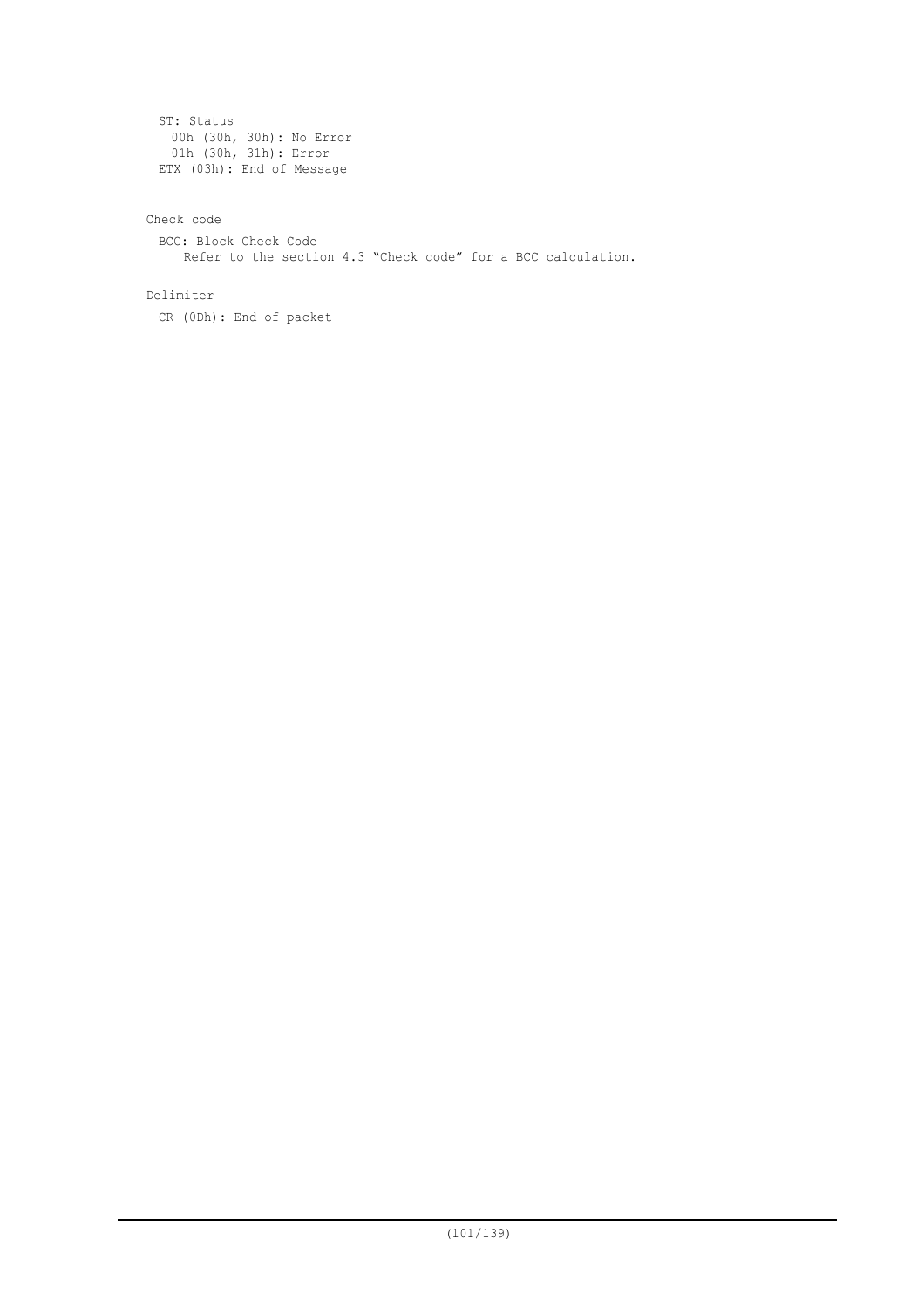ST: Status
  00h (30h, 30h): No Error
  01h (30h, 31h): Error
ETX (03h): End of Message

Check code

BCC: Block Check Code
  Refer to the section 4.3 “Check code” for a BCC calculation.

Delimiter

CR (0Dh): End of packet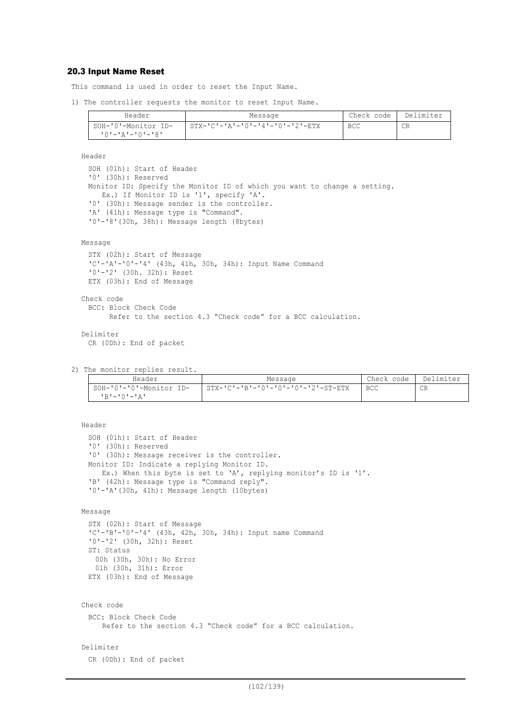### 20.3 Input Name Reset

This command is used in order to reset the Input Name.

1) The controller requests the monitor to reset Input Name.

| Header | Message | Check code | Delimiter |
|---|---|---|---|
| SOH-'0'-Monitor ID-'0'-'A'-'0'-'8' | STX-'C'-'A'-'0'-'4'-'0'-'2'-ETX | BCC | CR |

Header

SOH (01h): Start of Header
'0' (30h): Reserved
Monitor ID: Specify the Monitor ID of which you want to change a setting.
  Ex.) If Monitor ID is '1', specify 'A'.
'0' (30h): Message sender is the controller.
'A' (41h): Message type is "Command".
'0'-'8'(30h, 38h): Message length (8bytes)

Message

STX (02h): Start of Message
'C'-'A'-'0'-'4' (43h, 41h, 30h, 34h): Input Name Command
'0'-'2' (30h. 32h): Reset
ETX (03h): End of Message

Check code

BCC: Block Check Code
  Refer to the section 4.3 "Check code" for a BCC calculation.

Delimiter

CR (0Dh): End of packet

2) The monitor replies result.

| Header | Message | Check code | Delimiter |
|---|---|---|---|
| SOH-'0'-'0'-Monitor ID-'B'-'0'-'A' | STX-'C'-'B'-'0'-'0'-'0'-'2'-ST-ETX | BCC | CR |

Header

SOH (01h): Start of Header
'0' (30h): Reserved
'0' (30h): Message receiver is the controller.
Monitor ID: Indicate a replying Monitor ID.
  Ex.) When this byte is set to 'A', replying monitor's ID is '1'.
'B' (42h): Message type is "Command reply".
'0'-'A'(30h, 41h): Message length (10bytes)

Message

STX (02h): Start of Message
'C'-'B'-'0'-'4' (43h, 42h, 30h, 34h): Input name Command
'0'-'2' (30h, 32h): Reset
ST: Status
  00h (30h, 30h): No Error
  01h (30h, 31h): Error
ETX (03h): End of Message

Check code

BCC: Block Check Code
  Refer to the section 4.3 "Check code" for a BCC calculation.

Delimiter

CR (0Dh): End of packet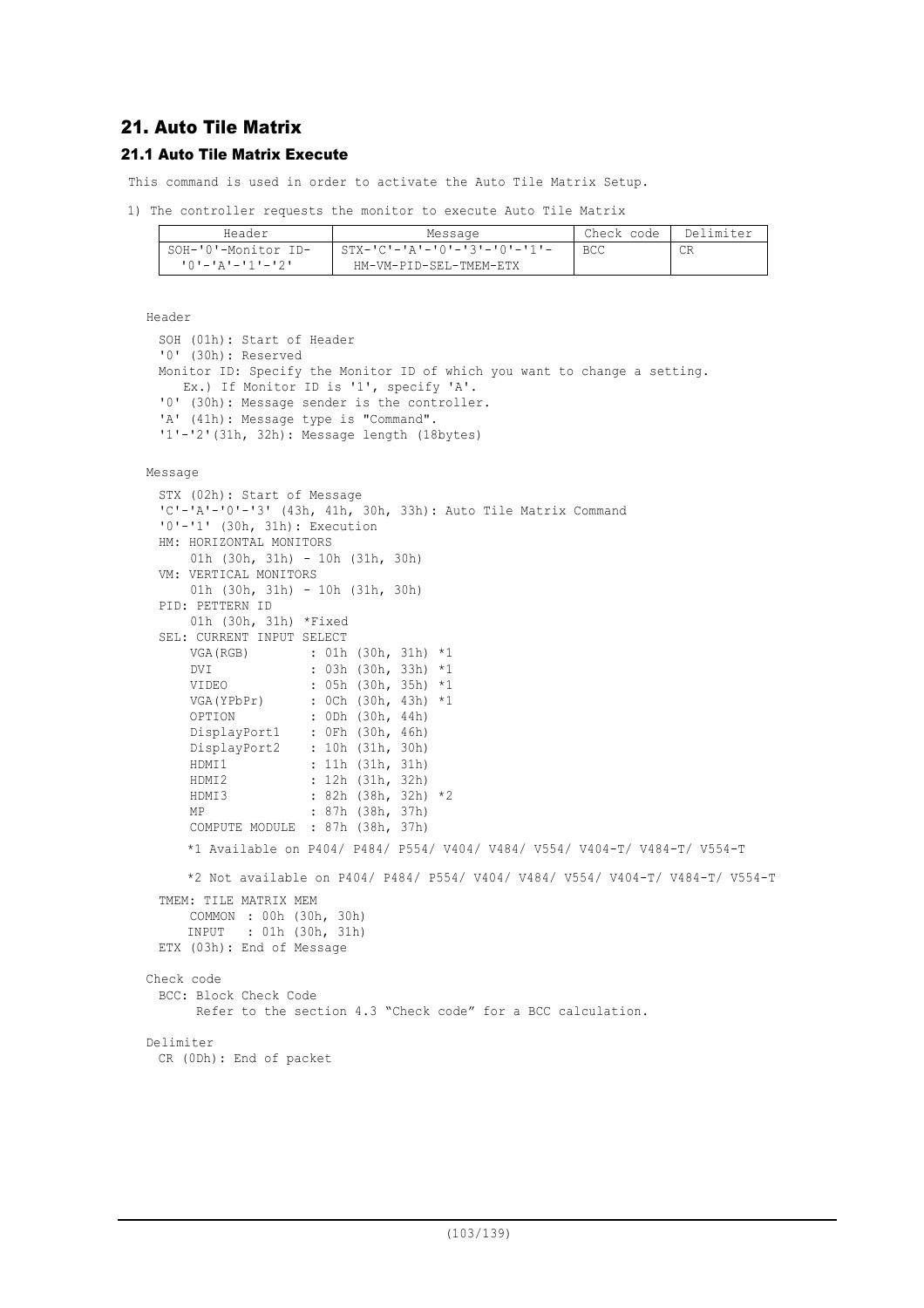## 21. Auto Tile Matrix

### 21.1 Auto Tile Matrix Execute

This command is used in order to activate the Auto Tile Matrix Setup.

1) The controller requests the monitor to execute Auto Tile Matrix

| Header | Message | Check code | Delimiter |
|---|---|---|---|
| SOH-'0'-Monitor ID-'0'-'A'-'1'-'2' | STX-'C'-'A'-'0'-'3'-'0'-'1'-HM-VM-PID-SEL-TMEM-ETX | BCC | CR |

Header

SOH (01h): Start of Header
'0' (30h): Reserved
Monitor ID: Specify the Monitor ID of which you want to change a setting.
Ex.) If Monitor ID is '1', specify 'A'.
'0' (30h): Message sender is the controller.
'A' (41h): Message type is "Command".
'1'-'2'(31h, 32h): Message length (18bytes)

Message

STX (02h): Start of Message
'C'-'A'-'0'-'3' (43h, 41h, 30h, 33h): Auto Tile Matrix Command
'0'-'1' (30h, 31h): Execution
HM: HORIZONTAL MONITORS
01h (30h, 31h) - 10h (31h, 30h)
VM: VERTICAL MONITORS
01h (30h, 31h) - 10h (31h, 30h)
PID: PETTERN ID
01h (30h, 31h) *Fixed
SEL: CURRENT INPUT SELECT

```
VGA(RGB)        : 01h (30h, 31h) *1
DVI             : 03h (30h, 33h) *1
VIDEO           : 05h (30h, 35h) *1
VGA(YPbPr)      : 0Ch (30h, 43h) *1
OPTION          : 0Dh (30h, 44h)
DisplayPort1    : 0Fh (30h, 46h)
DisplayPort2    : 10h (31h, 30h)
HDMI1           : 11h (31h, 31h)
HDMI2           : 12h (31h, 32h)
HDMI3           : 82h (38h, 32h) *2
MP              : 87h (38h, 37h)
COMPUTE MODULE  : 87h (38h, 37h)
```

*1 Available on P404/ P484/ P554/ V404/ V484/ V554/ V404-T/ V484-T/ V554-T

*2 Not available on P404/ P484/ P554/ V404/ V484/ V554/ V404-T/ V484-T/ V554-T

TMEM: TILE MATRIX MEM
COMMON : 00h (30h, 30h)
INPUT : 01h (30h, 31h)
ETX (03h): End of Message

Check code

BCC: Block Check Code
Refer to the section 4.3 "Check code" for a BCC calculation.

Delimiter

CR (0Dh): End of packet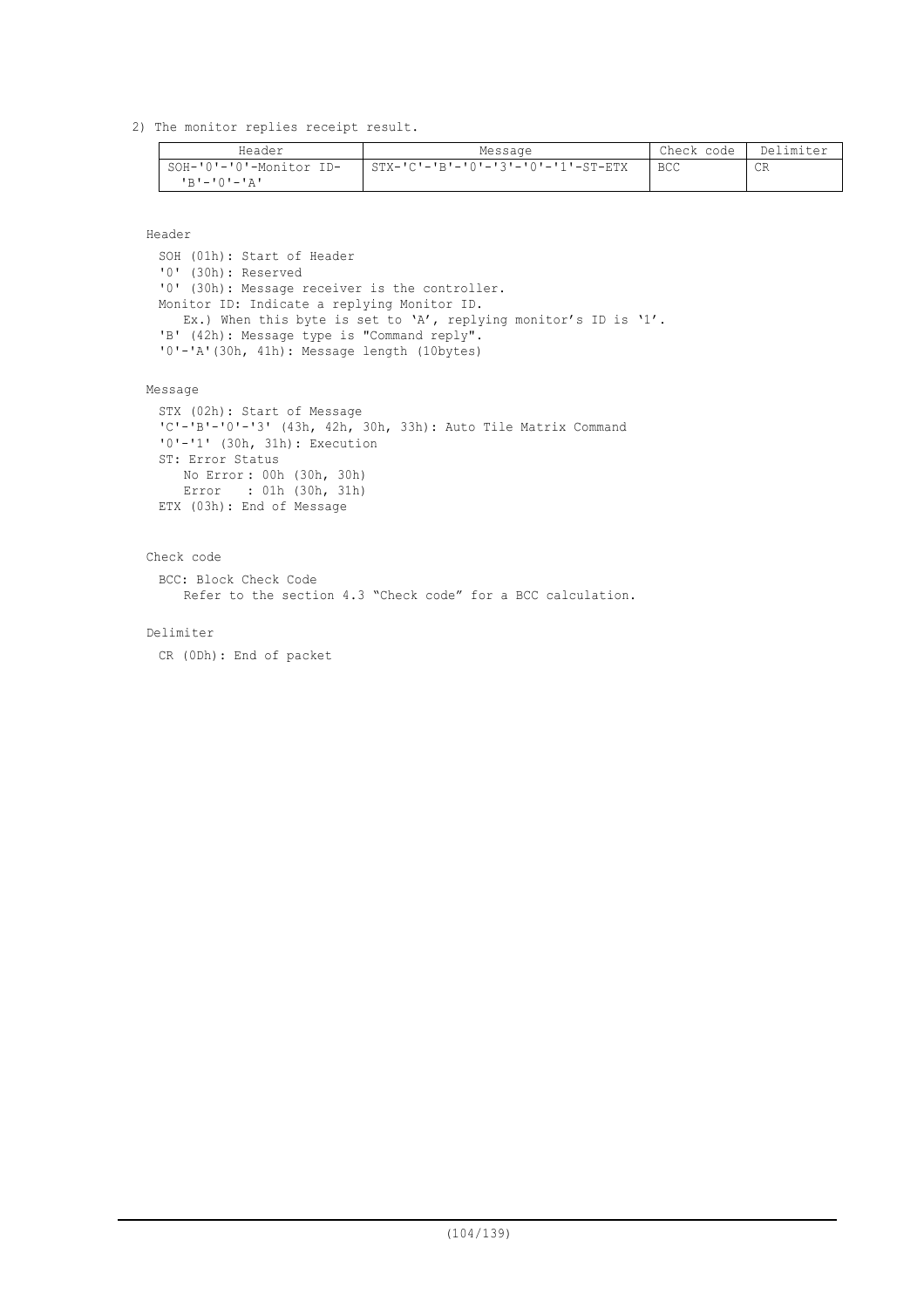2) The monitor replies receipt result.

| Header | Message | Check code | Delimiter |
| --- | --- | --- | --- |
| SOH-'0'-'0'-Monitor ID-'B'-'0'-'A' | STX-'C'-'B'-'0'-'3'-'0'-'1'-ST-ETX | BCC | CR |

Header

SOH (01h): Start of Header
'0' (30h): Reserved
'0' (30h): Message receiver is the controller.
Monitor ID: Indicate a replying Monitor ID.
  Ex.) When this byte is set to 'A', replying monitor's ID is '1'.
'B' (42h): Message type is "Command reply".
'0'-'A'(30h, 41h): Message length (10bytes)

Message

STX (02h): Start of Message
'C'-'B'-'0'-'3' (43h, 42h, 30h, 33h): Auto Tile Matrix Command
'0'-'1' (30h, 31h): Execution
ST: Error Status
  No Error : 00h (30h, 30h)
  Error : 01h (30h, 31h)
ETX (03h): End of Message

Check code

BCC: Block Check Code
  Refer to the section 4.3 "Check code" for a BCC calculation.

Delimiter

CR (0Dh): End of packet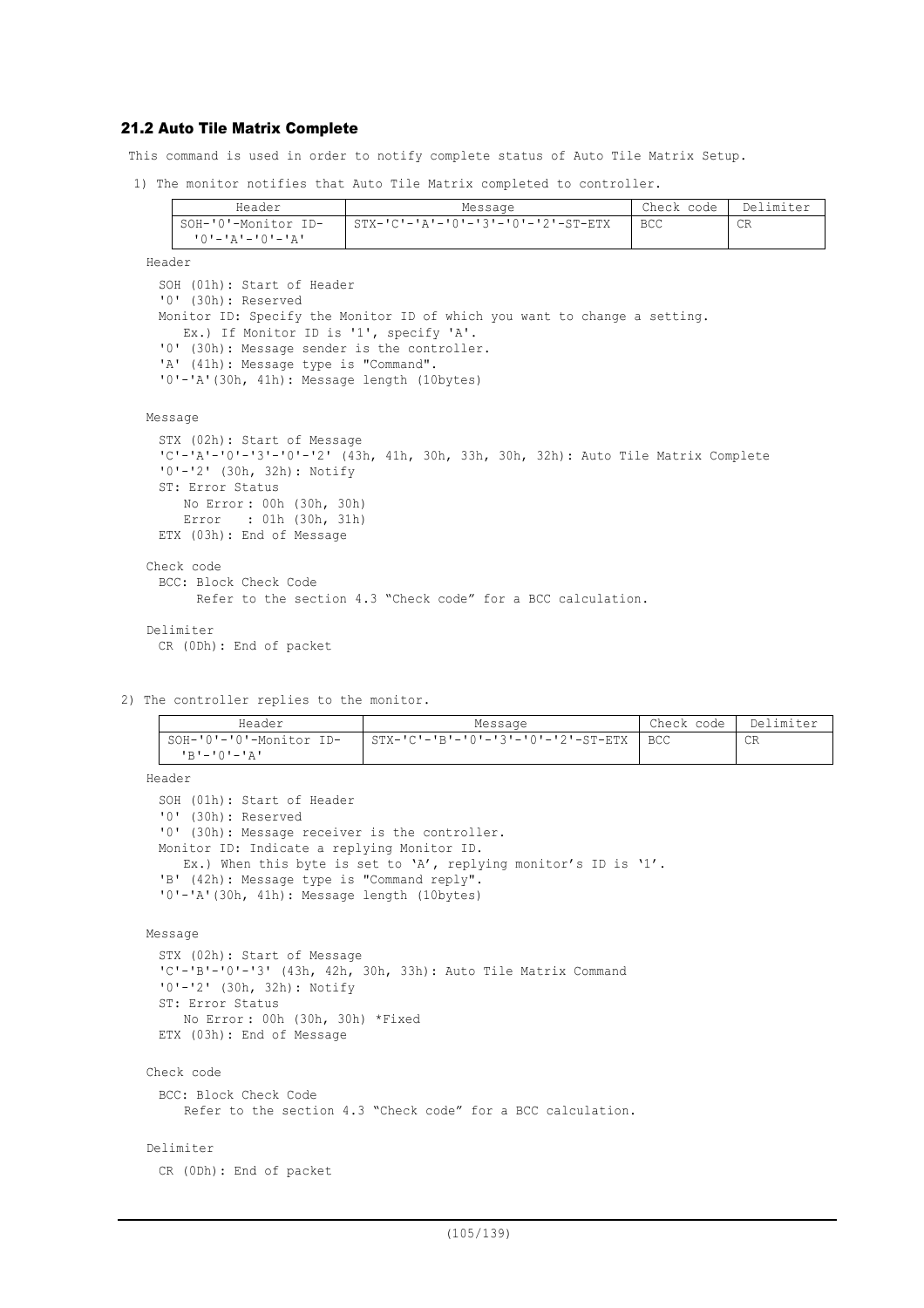## 21.2 Auto Tile Matrix Complete

This command is used in order to notify complete status of Auto Tile Matrix Setup.

1) The monitor notifies that Auto Tile Matrix completed to controller.

| Header | Message | Check code | Delimiter |
|---|---|---|---|
| SOH-'0'-Monitor ID-'0'-'A'-'0'-'A' | STX-'C'-'A'-'0'-'3'-'0'-'2'-ST-ETX | BCC | CR |

Header

SOH (01h): Start of Header
'0' (30h): Reserved
Monitor ID: Specify the Monitor ID of which you want to change a setting.
  Ex.) If Monitor ID is '1', specify 'A'.
'0' (30h): Message sender is the controller.
'A' (41h): Message type is "Command".
'0'-'A'(30h, 41h): Message length (10bytes)

Message

STX (02h): Start of Message
'C'-'A'-'0'-'3'-'0'-'2' (43h, 41h, 30h, 33h, 30h, 32h): Auto Tile Matrix Complete
'0'-'2' (30h, 32h): Notify
ST: Error Status
  No Error: 00h (30h, 30h)
  Error : 01h (30h, 31h)
ETX (03h): End of Message

Check code

BCC: Block Check Code
  Refer to the section 4.3 “Check code” for a BCC calculation.

Delimiter

CR (0Dh): End of packet

2) The controller replies to the monitor.

| Header | Message | Check code | Delimiter |
|---|---|---|---|
| SOH-'0'-'0'-Monitor ID-'B'-'0'-'A' | STX-'C'-'B'-'0'-'3'-'0'-'2'-ST-ETX | BCC | CR |

Header

SOH (01h): Start of Header
'0' (30h): Reserved
'0' (30h): Message receiver is the controller.
Monitor ID: Indicate a replying Monitor ID.
  Ex.) When this byte is set to 'A', replying monitor's ID is '1'.
'B' (42h): Message type is "Command reply".
'0'-'A'(30h, 41h): Message length (10bytes)

Message

STX (02h): Start of Message
'C'-'B'-'0'-'3' (43h, 42h, 30h, 33h): Auto Tile Matrix Command
'0'-'2' (30h, 32h): Notify
ST: Error Status
  No Error: 00h (30h, 30h) *Fixed
ETX (03h): End of Message

Check code

BCC: Block Check Code
  Refer to the section 4.3 “Check code” for a BCC calculation.

Delimiter

CR (0Dh): End of packet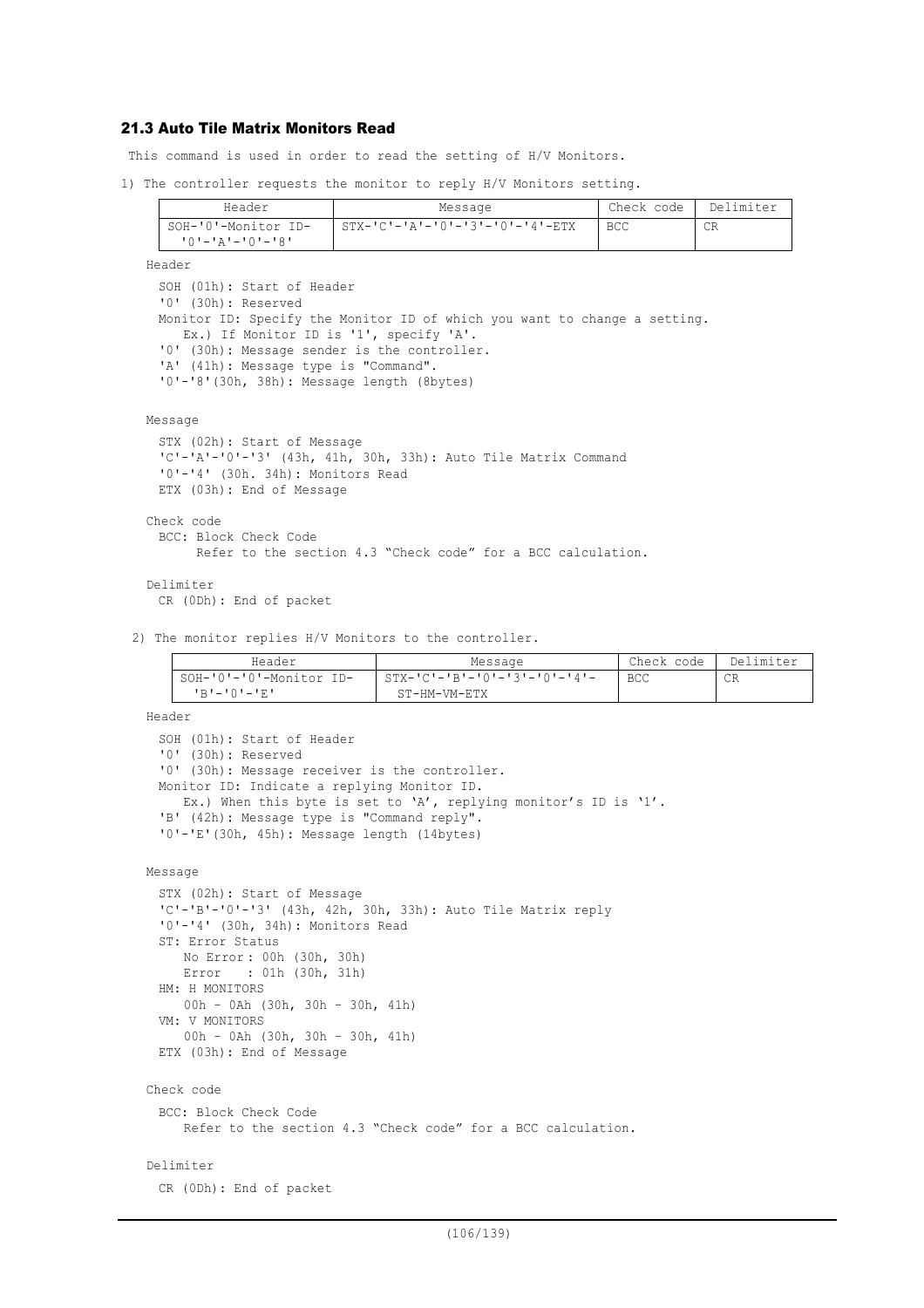### 21.3 Auto Tile Matrix Monitors Read

This command is used in order to read the setting of H/V Monitors.

1) The controller requests the monitor to reply H/V Monitors setting.

| Header | Message | Check code | Delimiter |
|---|---|---|---|
| SOH-'0'-Monitor ID-'0'-'A'-'0'-'8' | STX-'C'-'A'-'0'-'3'-'0'-'4'-ETX | BCC | CR |

Header

SOH (01h): Start of Header
'0' (30h): Reserved
Monitor ID: Specify the Monitor ID of which you want to change a setting.
Ex.) If Monitor ID is '1', specify 'A'.
'0' (30h): Message sender is the controller.
'A' (41h): Message type is "Command".
'0'-'8'(30h, 38h): Message length (8bytes)

Message

STX (02h): Start of Message
'C'-'A'-'0'-'3' (43h, 41h, 30h, 33h): Auto Tile Matrix Command
'0'-'4' (30h. 34h): Monitors Read
ETX (03h): End of Message

Check code

BCC: Block Check Code
Refer to the section 4.3 "Check code" for a BCC calculation.

Delimiter

CR (0Dh): End of packet

2) The monitor replies H/V Monitors to the controller.

| Header | Message | Check code | Delimiter |
|---|---|---|---|
| SOH-'0'-'0'-Monitor ID-'B'-'0'-'E' | STX-'C'-'B'-'0'-'3'-'0'-'4'-ST-HM-VM-ETX | BCC | CR |

Header

SOH (01h): Start of Header
'0' (30h): Reserved
'0' (30h): Message receiver is the controller.
Monitor ID: Indicate a replying Monitor ID.
Ex.) When this byte is set to 'A', replying monitor's ID is '1'.
'B' (42h): Message type is "Command reply".
'0'-'E'(30h, 45h): Message length (14bytes)

Message

STX (02h): Start of Message
'C'-'B'-'0'-'3' (43h, 42h, 30h, 33h): Auto Tile Matrix reply
'0'-'4' (30h, 34h): Monitors Read
ST: Error Status
No Error: 00h (30h, 30h)
Error : 01h (30h, 31h)
HM: H MONITORS
00h – 0Ah (30h, 30h – 30h, 41h)
VM: V MONITORS
00h – 0Ah (30h, 30h – 30h, 41h)
ETX (03h): End of Message

Check code

BCC: Block Check Code
Refer to the section 4.3 "Check code" for a BCC calculation.

Delimiter

CR (0Dh): End of packet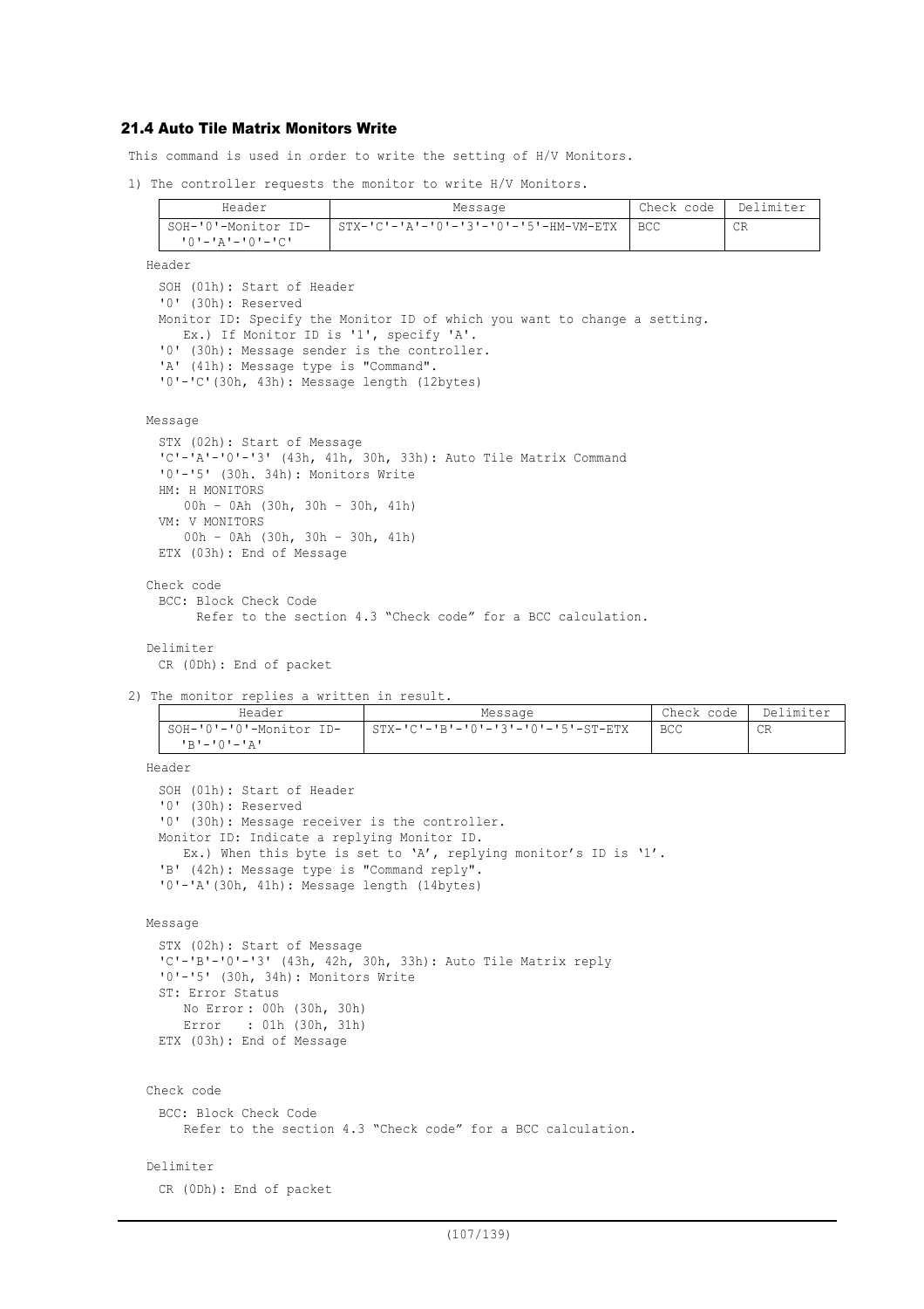## 21.4 Auto Tile Matrix Monitors Write

This command is used in order to write the setting of H/V Monitors.

1) The controller requests the monitor to write H/V Monitors.

| Header | Message | Check code | Delimiter |
|---|---|---|---|
| SOH-'0'-Monitor ID-'0'-'A'-'0'-'C' | STX-'C'-'A'-'0'-'3'-'0'-'5'-HM-VM-ETX | BCC | CR |

Header

SOH (01h): Start of Header
'0' (30h): Reserved
Monitor ID: Specify the Monitor ID of which you want to change a setting.
  Ex.) If Monitor ID is '1', specify 'A'.
'0' (30h): Message sender is the controller.
'A' (41h): Message type is "Command".
'0'-'C'(30h, 43h): Message length (12bytes)

Message

STX (02h): Start of Message
'C'-'A'-'0'-'3' (43h, 41h, 30h, 33h): Auto Tile Matrix Command
'0'-'5' (30h. 34h): Monitors Write
HM: H MONITORS
  00h - 0Ah (30h, 30h - 30h, 41h)
VM: V MONITORS
  00h - 0Ah (30h, 30h - 30h, 41h)
ETX (03h): End of Message

Check code

BCC: Block Check Code
  Refer to the section 4.3 "Check code" for a BCC calculation.

Delimiter

CR (0Dh): End of packet

2) The monitor replies a written in result.

| Header | Message | Check code | Delimiter |
|---|---|---|---|
| SOH-'0'-'0'-Monitor ID-'B'-'0'-'A' | STX-'C'-'B'-'0'-'3'-'0'-'5'-ST-ETX | BCC | CR |

Header

SOH (01h): Start of Header
'0' (30h): Reserved
'0' (30h): Message receiver is the controller.
Monitor ID: Indicate a replying Monitor ID.
  Ex.) When this byte is set to 'A', replying monitor's ID is '1'.
'B' (42h): Message type is "Command reply".
'0'-'A'(30h, 41h): Message length (14bytes)

Message

STX (02h): Start of Message
'C'-'B'-'0'-'3' (43h, 42h, 30h, 33h): Auto Tile Matrix reply
'0'-'5' (30h, 34h): Monitors Write
ST: Error Status
  No Error : 00h (30h, 30h)
  Error : 01h (30h, 31h)
ETX (03h): End of Message

Check code

BCC: Block Check Code
  Refer to the section 4.3 "Check code" for a BCC calculation.

Delimiter

CR (0Dh): End of packet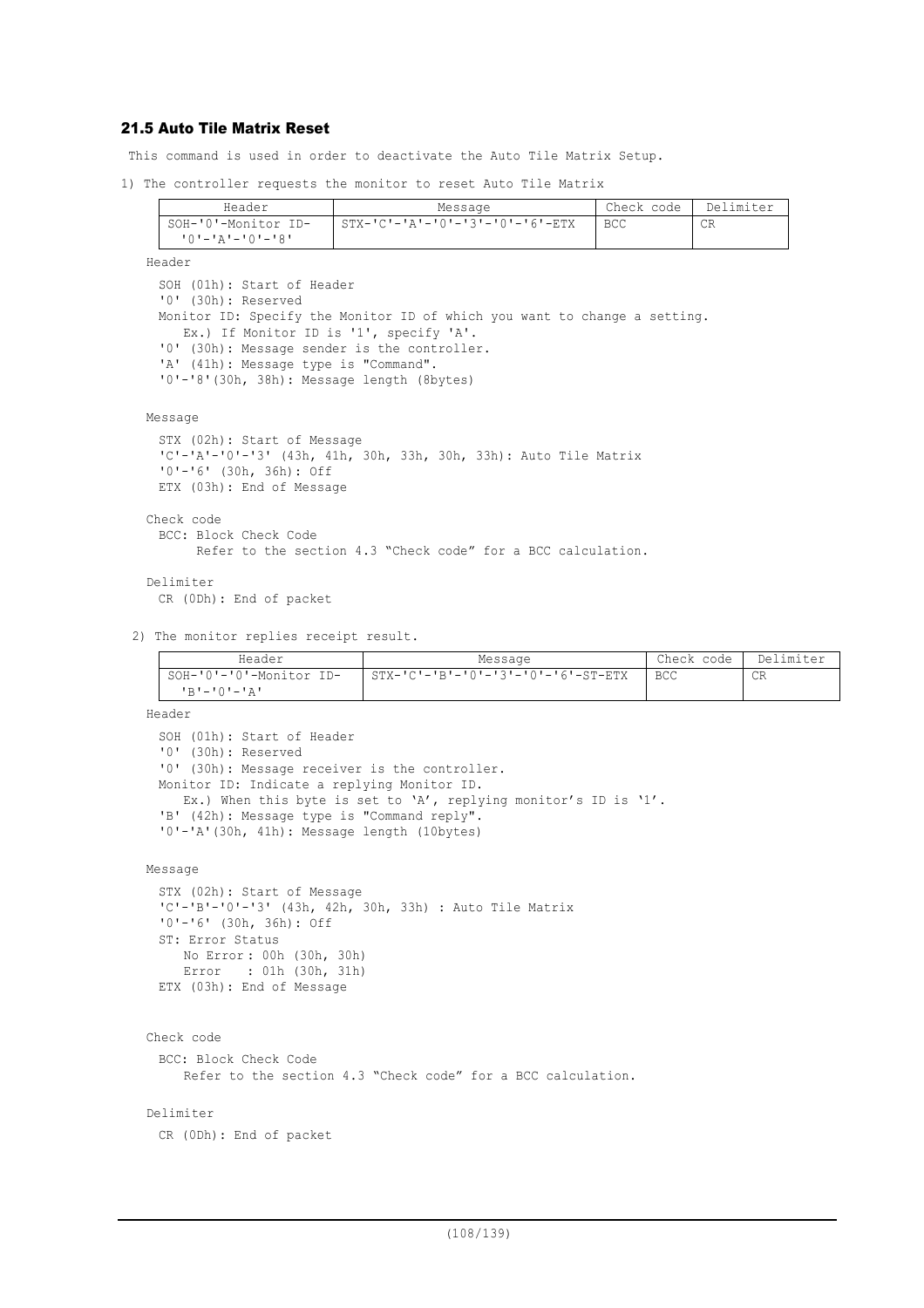### 21.5 Auto Tile Matrix Reset

This command is used in order to deactivate the Auto Tile Matrix Setup.

1) The controller requests the monitor to reset Auto Tile Matrix

| Header | Message | Check code | Delimiter |
|---|---|---|---|
| SOH-'0'-Monitor ID-'0'-'A'-'0'-'8' | STX-'C'-'A'-'0'-'3'-'0'-'6'-ETX | BCC | CR |

Header

SOH (01h): Start of Header
'0' (30h): Reserved
Monitor ID: Specify the Monitor ID of which you want to change a setting.
  Ex.) If Monitor ID is '1', specify 'A'.
'0' (30h): Message sender is the controller.
'A' (41h): Message type is "Command".
'0'-'8'(30h, 38h): Message length (8bytes)

Message

STX (02h): Start of Message
'C'-'A'-'0'-'3' (43h, 41h, 30h, 33h, 30h, 33h): Auto Tile Matrix
'0'-'6' (30h, 36h): Off
ETX (03h): End of Message

Check code

BCC: Block Check Code
  Refer to the section 4.3 “Check code” for a BCC calculation.

Delimiter

CR (0Dh): End of packet

2) The monitor replies receipt result.

| Header | Message | Check code | Delimiter |
|---|---|---|---|
| SOH-'0'-'0'-Monitor ID-'B'-'0'-'A' | STX-'C'-'B'-'0'-'3'-'0'-'6'-ST-ETX | BCC | CR |

Header

SOH (01h): Start of Header
'0' (30h): Reserved
'0' (30h): Message receiver is the controller.
Monitor ID: Indicate a replying Monitor ID.
  Ex.) When this byte is set to ‘A’, replying monitor’s ID is ‘1’.
'B' (42h): Message type is "Command reply".
'0'-'A'(30h, 41h): Message length (10bytes)

Message

STX (02h): Start of Message
'C'-'B'-'0'-'3' (43h, 42h, 30h, 33h) : Auto Tile Matrix
'0'-'6' (30h, 36h): Off
ST: Error Status
  No Error : 00h (30h, 30h)
  Error : 01h (30h, 31h)
ETX (03h): End of Message

Check code

BCC: Block Check Code
  Refer to the section 4.3 “Check code” for a BCC calculation.

Delimiter

CR (0Dh): End of packet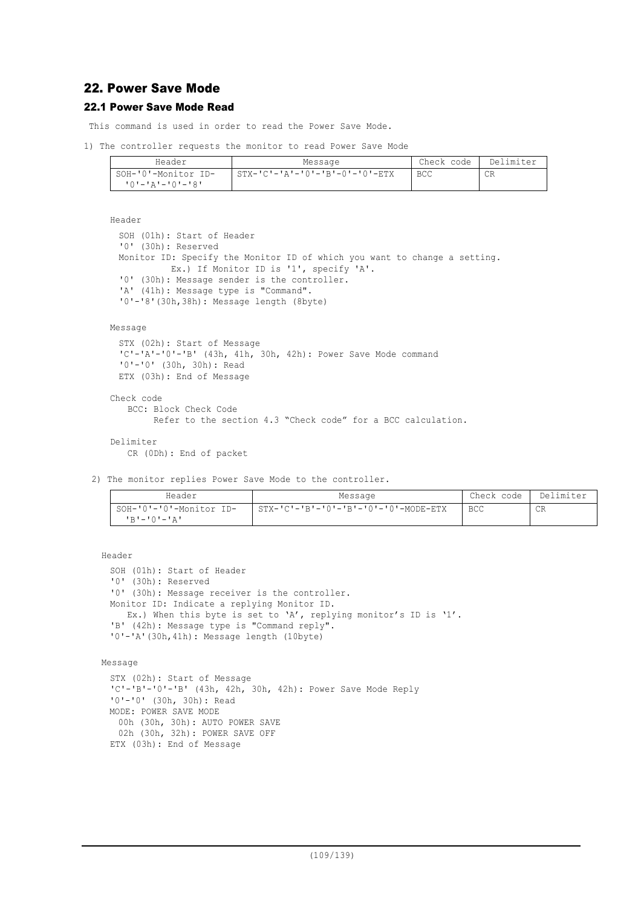## 22. Power Save Mode

### 22.1 Power Save Mode Read

This command is used in order to read the Power Save Mode.

1) The controller requests the monitor to read Power Save Mode

| Header | Message | Check code | Delimiter |
|---|---|---|---|
| SOH-'0'-Monitor ID-'0'-'A'-'0'-'8' | STX-'C'-'A'-'0'-'B'-0'-'0'-ETX | BCC | CR |

Header

SOH (01h): Start of Header
'0' (30h): Reserved
Monitor ID: Specify the Monitor ID of which you want to change a setting.
Ex.) If Monitor ID is '1', specify 'A'.
'0' (30h): Message sender is the controller.
'A' (41h): Message type is "Command".
'0'-'8'(30h,38h): Message length (8byte)

Message

STX (02h): Start of Message
'C'-'A'-'0'-'B' (43h, 41h, 30h, 42h): Power Save Mode command
'0'-'0' (30h, 30h): Read
ETX (03h): End of Message

Check code

BCC: Block Check Code
Refer to the section 4.3 “Check code” for a BCC calculation.

Delimiter

CR (0Dh): End of packet

2) The monitor replies Power Save Mode to the controller.

| Header | Message | Check code | Delimiter |
|---|---|---|---|
| SOH-'0'-'0'-Monitor ID-'B'-'0'-'A' | STX-'C'-'B'-'0'-'B'-'0'-'0'-MODE-ETX | BCC | CR |

Header

SOH (01h): Start of Header
'0' (30h): Reserved
'0' (30h): Message receiver is the controller.
Monitor ID: Indicate a replying Monitor ID.
Ex.) When this byte is set to ‘A’, replying monitor’s ID is ‘1’.
'B' (42h): Message type is "Command reply".
'0'-'A'(30h,41h): Message length (10byte)

Message

STX (02h): Start of Message
'C'-'B'-'0'-'B' (43h, 42h, 30h, 42h): Power Save Mode Reply
'0'-'0' (30h, 30h): Read
MODE: POWER SAVE MODE
00h (30h, 30h): AUTO POWER SAVE
02h (30h, 32h): POWER SAVE OFF
ETX (03h): End of Message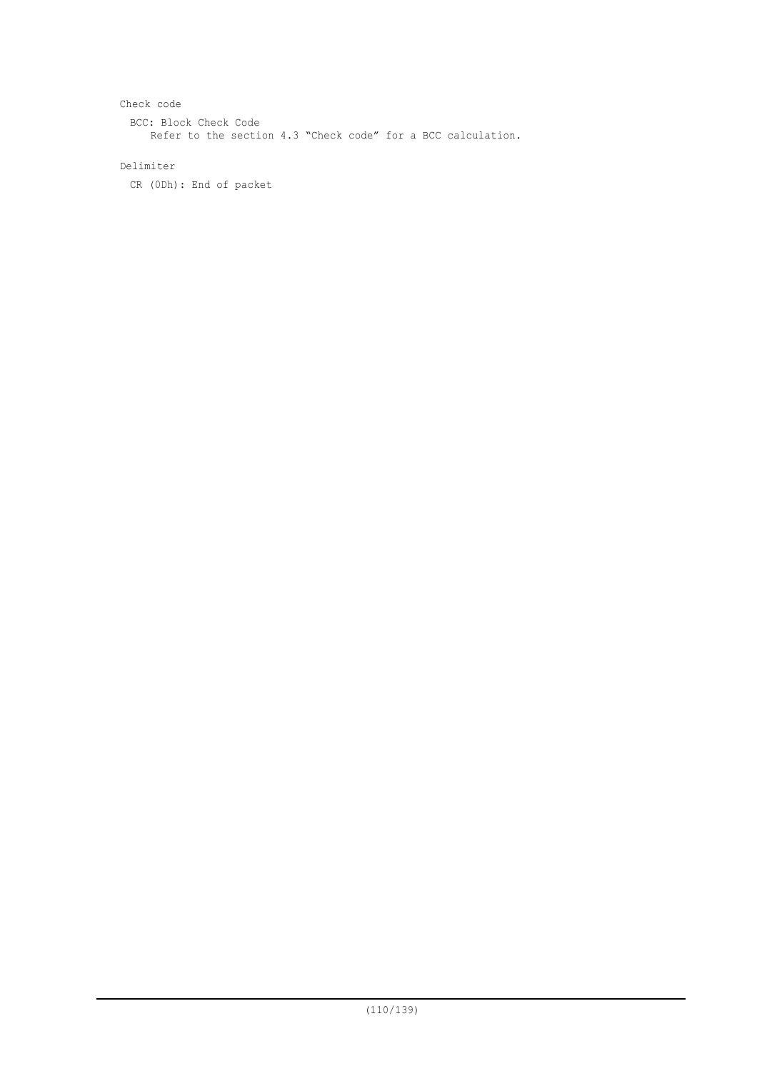Check code

BCC: Block Check Code

Refer to the section 4.3 “Check code” for a BCC calculation.

Delimiter

CR (0Dh): End of packet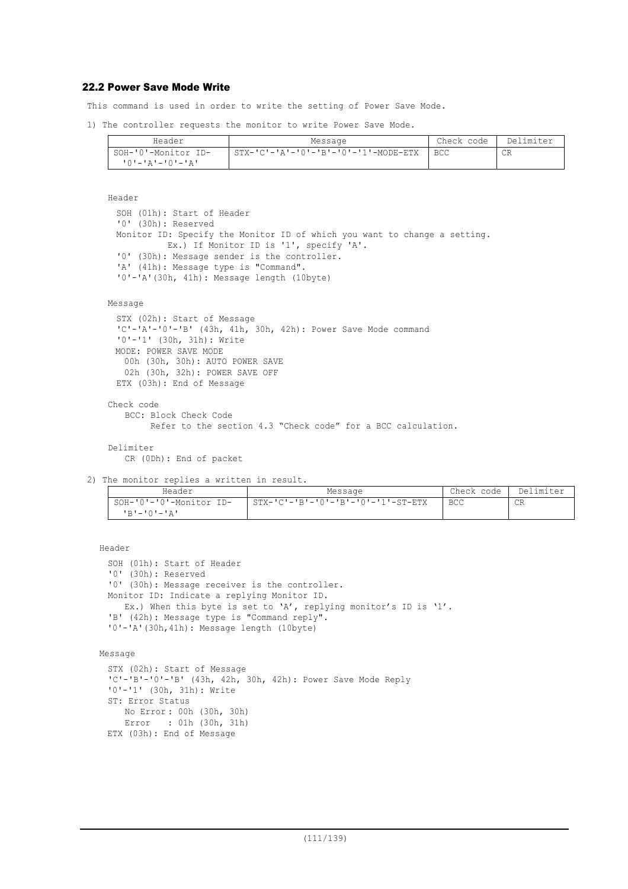### 22.2 Power Save Mode Write

This command is used in order to write the setting of Power Save Mode.

1) The controller requests the monitor to write Power Save Mode.

| Header | Message | Check code | Delimiter |
|---|---|---|---|
| SOH-'0'-Monitor ID-'0'-'A'-'0'-'A' | STX-'C'-'A'-'0'-'B'-'0'-'1'-MODE-ETX | BCC | CR |

Header

SOH (01h): Start of Header
'0' (30h): Reserved
Monitor ID: Specify the Monitor ID of which you want to change a setting.
Ex.) If Monitor ID is '1', specify 'A'.
'0' (30h): Message sender is the controller.
'A' (41h): Message type is "Command".
'0'-'A'(30h, 41h): Message length (10byte)

Message

STX (02h): Start of Message
'C'-'A'-'0'-'B' (43h, 41h, 30h, 42h): Power Save Mode command
'0'-'1' (30h, 31h): Write
MODE: POWER SAVE MODE
00h (30h, 30h): AUTO POWER SAVE
02h (30h, 32h): POWER SAVE OFF
ETX (03h): End of Message

Check code
BCC: Block Check Code
Refer to the section 4.3 “Check code” for a BCC calculation.

Delimiter
CR (0Dh): End of packet

2) The monitor replies a written in result.

| Header | Message | Check code | Delimiter |
|---|---|---|---|
| SOH-'0'-'0'-Monitor ID-'B'-'0'-'A' | STX-'C'-'B'-'0'-'B'-'0'-'1'-ST-ETX | BCC | CR |

Header

SOH (01h): Start of Header
'0' (30h): Reserved
'0' (30h): Message receiver is the controller.
Monitor ID: Indicate a replying Monitor ID.
Ex.) When this byte is set to ‘A’, replying monitor’s ID is ‘1’.
'B' (42h): Message type is "Command reply".
'0'-'A'(30h,41h): Message length (10byte)

Message

STX (02h): Start of Message
'C'-'B'-'0'-'B' (43h, 42h, 30h, 42h): Power Save Mode Reply
'0'-'1' (30h, 31h): Write
ST: Error Status
No Error : 00h (30h, 30h)
Error : 01h (30h, 31h)
ETX (03h): End of Message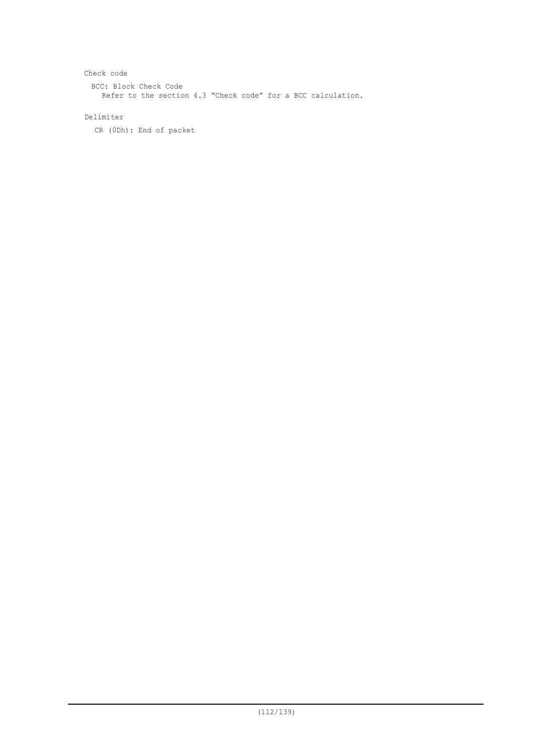Check code

BCC: Block Check Code
  Refer to the section 4.3 “Check code” for a BCC calculation.

Delimiter

CR (0Dh): End of packet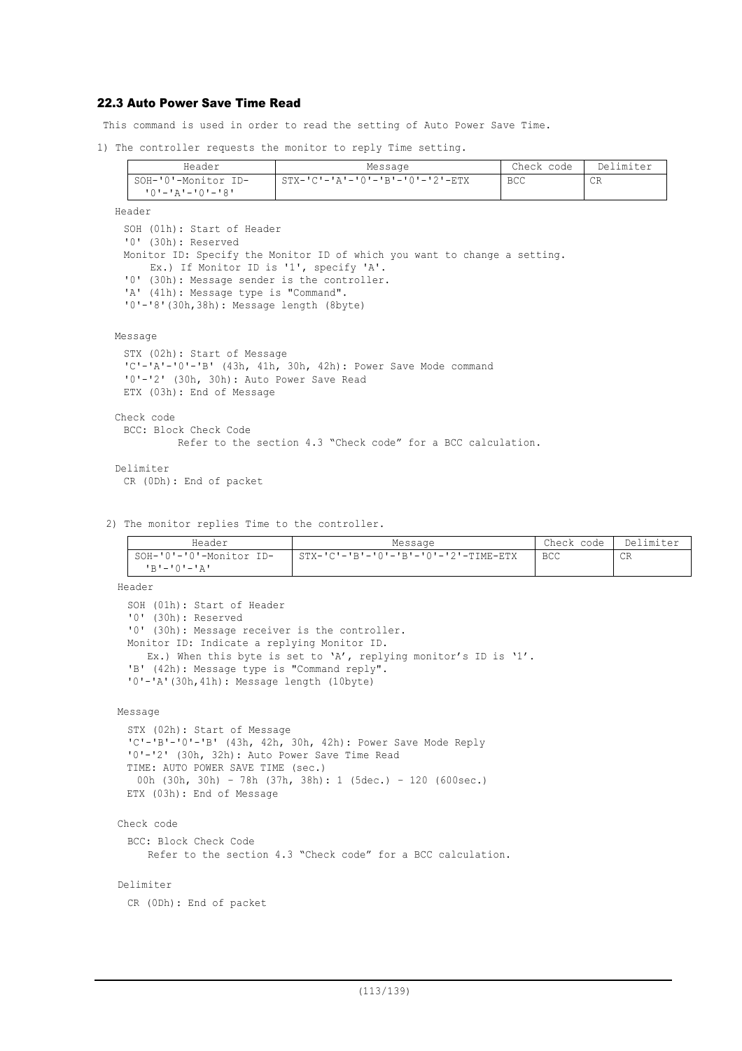### 22.3 Auto Power Save Time Read

This command is used in order to read the setting of Auto Power Save Time.

1) The controller requests the monitor to reply Time setting.

| Header | Message | Check code | Delimiter |
|---|---|---|---|
| SOH-'0'-Monitor ID-'0'-'A'-'0'-'8' | STX-'C'-'A'-'0'-'B'-'0'-'2'-ETX | BCC | CR |

Header

SOH (01h): Start of Header
'0' (30h): Reserved
Monitor ID: Specify the Monitor ID of which you want to change a setting.
  Ex.) If Monitor ID is '1', specify 'A'.
'0' (30h): Message sender is the controller.
'A' (41h): Message type is "Command".
'0'-'8'(30h,38h): Message length (8byte)

Message

STX (02h): Start of Message
'C'-'A'-'0'-'B' (43h, 41h, 30h, 42h): Power Save Mode command
'0'-'2' (30h, 30h): Auto Power Save Read
ETX (03h): End of Message

Check code

BCC: Block Check Code
  Refer to the section 4.3 "Check code" for a BCC calculation.

Delimiter

CR (0Dh): End of packet

2) The monitor replies Time to the controller.

| Header | Message | Check code | Delimiter |
|---|---|---|---|
| SOH-'0'-'0'-Monitor ID-'B'-'0'-'A' | STX-'C'-'B'-'0'-'B'-'0'-'2'-TIME-ETX | BCC | CR |

Header

SOH (01h): Start of Header
'0' (30h): Reserved
'0' (30h): Message receiver is the controller.
Monitor ID: Indicate a replying Monitor ID.
  Ex.) When this byte is set to 'A', replying monitor's ID is '1'.
'B' (42h): Message type is "Command reply".
'0'-'A'(30h,41h): Message length (10byte)

Message

STX (02h): Start of Message
'C'-'B'-'0'-'B' (43h, 42h, 30h, 42h): Power Save Mode Reply
'0'-'2' (30h, 32h): Auto Power Save Time Read
TIME: AUTO POWER SAVE TIME (sec.)
  00h (30h, 30h) – 78h (37h, 38h): 1 (5dec.) – 120 (600sec.)
ETX (03h): End of Message

Check code

BCC: Block Check Code
  Refer to the section 4.3 "Check code" for a BCC calculation.

Delimiter

CR (0Dh): End of packet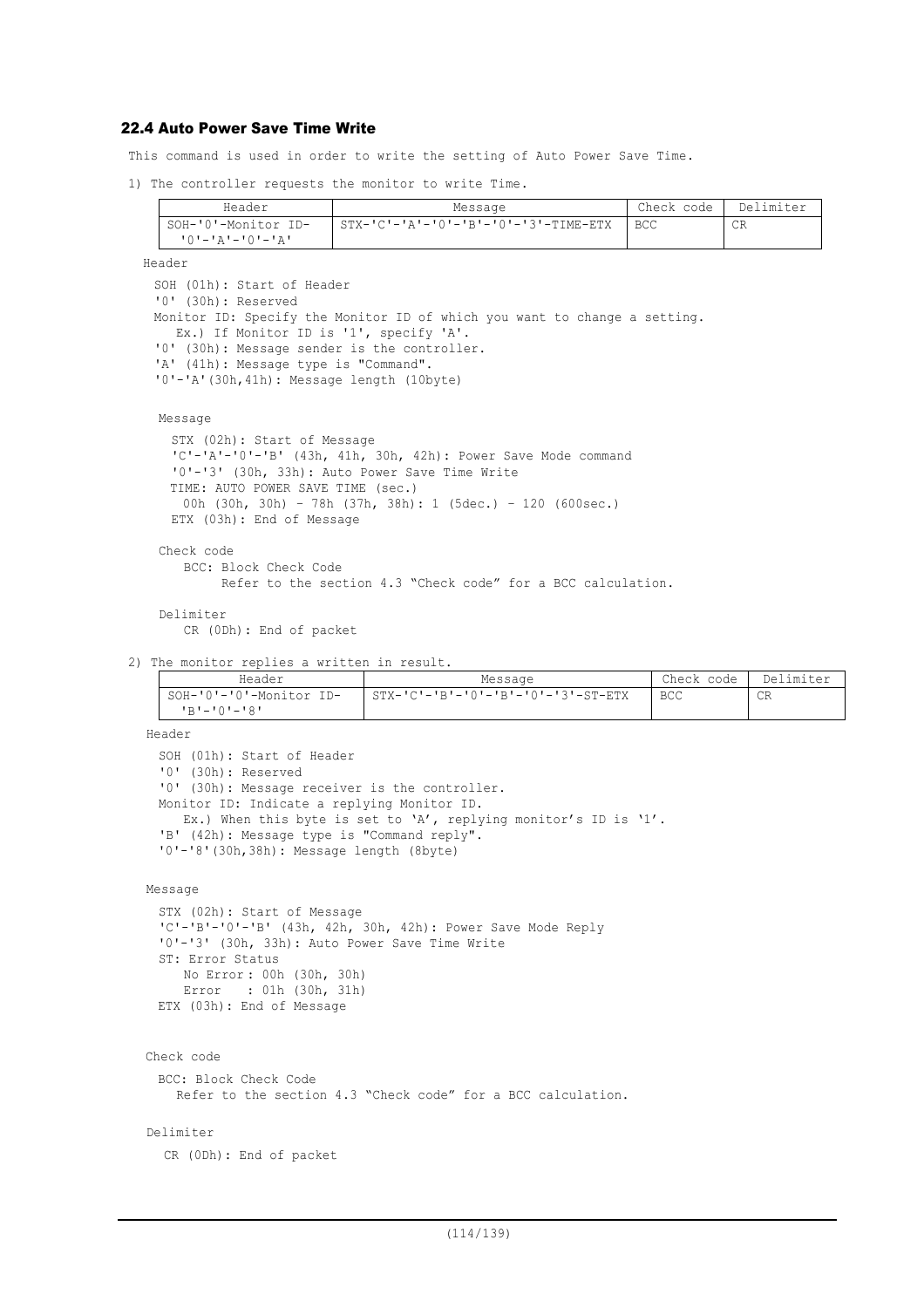### 22.4 Auto Power Save Time Write

This command is used in order to write the setting of Auto Power Save Time.

1) The controller requests the monitor to write Time.

| Header | Message | Check code | Delimiter |
|---|---|---|---|
| SOH-'0'-Monitor ID-'0'-'A'-'0'-'A' | STX-'C'-'A'-'0'-'B'-'0'-'3'-TIME-ETX | BCC | CR |

Header

SOH (01h): Start of Header
'0' (30h): Reserved
Monitor ID: Specify the Monitor ID of which you want to change a setting.
  Ex.) If Monitor ID is '1', specify 'A'.
'0' (30h): Message sender is the controller.
'A' (41h): Message type is "Command".
'0'-'A'(30h,41h): Message length (10byte)

Message

STX (02h): Start of Message
'C'-'A'-'0'-'B' (43h, 41h, 30h, 42h): Power Save Mode command
'0'-'3' (30h, 33h): Auto Power Save Time Write
TIME: AUTO POWER SAVE TIME (sec.)
  00h (30h, 30h) – 78h (37h, 38h): 1 (5dec.) – 120 (600sec.)
ETX (03h): End of Message

Check code

BCC: Block Check Code
  Refer to the section 4.3 “Check code” for a BCC calculation.

Delimiter

CR (0Dh): End of packet

2) The monitor replies a written in result.

| Header | Message | Check code | Delimiter |
|---|---|---|---|
| SOH-'0'-'0'-Monitor ID-'B'-'0'-'8' | STX-'C'-'B'-'0'-'B'-'0'-'3'-ST-ETX | BCC | CR |

Header

SOH (01h): Start of Header
'0' (30h): Reserved
'0' (30h): Message receiver is the controller.
Monitor ID: Indicate a replying Monitor ID.
  Ex.) When this byte is set to ‘A’, replying monitor’s ID is ‘1’.
'B' (42h): Message type is "Command reply".
'0'-'8'(30h,38h): Message length (8byte)

Message

STX (02h): Start of Message
'C'-'B'-'0'-'B' (43h, 42h, 30h, 42h): Power Save Mode Reply
'0'-'3' (30h, 33h): Auto Power Save Time Write
ST: Error Status
  No Error : 00h (30h, 30h)
  Error : 01h (30h, 31h)
ETX (03h): End of Message

Check code

BCC: Block Check Code
  Refer to the section 4.3 “Check code” for a BCC calculation.

Delimiter

CR (0Dh): End of packet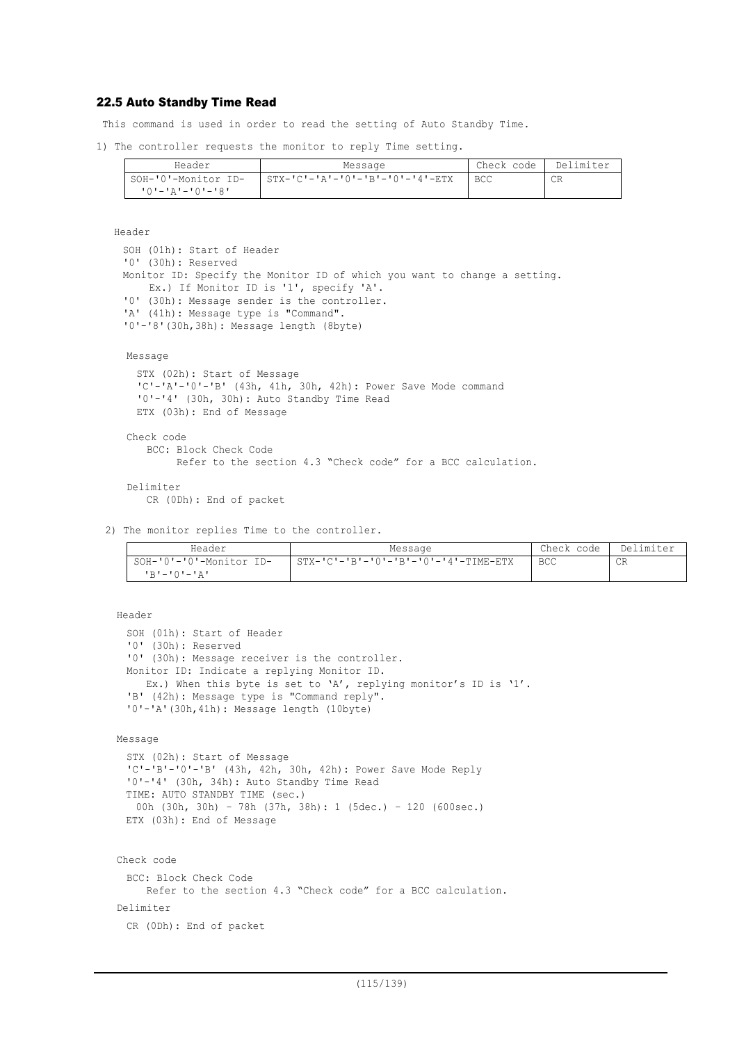## 22.5 Auto Standby Time Read

This command is used in order to read the setting of Auto Standby Time.

1) The controller requests the monitor to reply Time setting.

| Header | Message | Check code | Delimiter |
|---|---|---|---|
| SOH-'0'-Monitor ID-'0'-'A'-'0'-'8' | STX-'C'-'A'-'0'-'B'-'0'-'4'-ETX | BCC | CR |

Header

SOH (01h): Start of Header
'0' (30h): Reserved
Monitor ID: Specify the Monitor ID of which you want to change a setting.
    Ex.) If Monitor ID is '1', specify 'A'.
'0' (30h): Message sender is the controller.
'A' (41h): Message type is "Command".
'0'-'8'(30h,38h): Message length (8byte)

Message

STX (02h): Start of Message
'C'-'A'-'0'-'B' (43h, 41h, 30h, 42h): Power Save Mode command
'0'-'4' (30h, 30h): Auto Standby Time Read
ETX (03h): End of Message

Check code

BCC: Block Check Code
    Refer to the section 4.3 "Check code" for a BCC calculation.

Delimiter

CR (0Dh): End of packet

2) The monitor replies Time to the controller.

| Header | Message | Check code | Delimiter |
|---|---|---|---|
| SOH-'0'-'0'-Monitor ID-'B'-'0'-'A' | STX-'C'-'B'-'0'-'B'-'0'-'4'-TIME-ETX | BCC | CR |

Header

SOH (01h): Start of Header
'0' (30h): Reserved
'0' (30h): Message receiver is the controller.
Monitor ID: Indicate a replying Monitor ID.
    Ex.) When this byte is set to 'A', replying monitor's ID is '1'.
'B' (42h): Message type is "Command reply".
'0'-'A'(30h,41h): Message length (10byte)

Message

STX (02h): Start of Message
'C'-'B'-'0'-'B' (43h, 42h, 30h, 42h): Power Save Mode Reply
'0'-'4' (30h, 34h): Auto Standby Time Read
TIME: AUTO STANDBY TIME (sec.)
  00h (30h, 30h) – 78h (37h, 38h): 1 (5dec.) – 120 (600sec.)
ETX (03h): End of Message

Check code

BCC: Block Check Code
    Refer to the section 4.3 "Check code" for a BCC calculation.

Delimiter

CR (0Dh): End of packet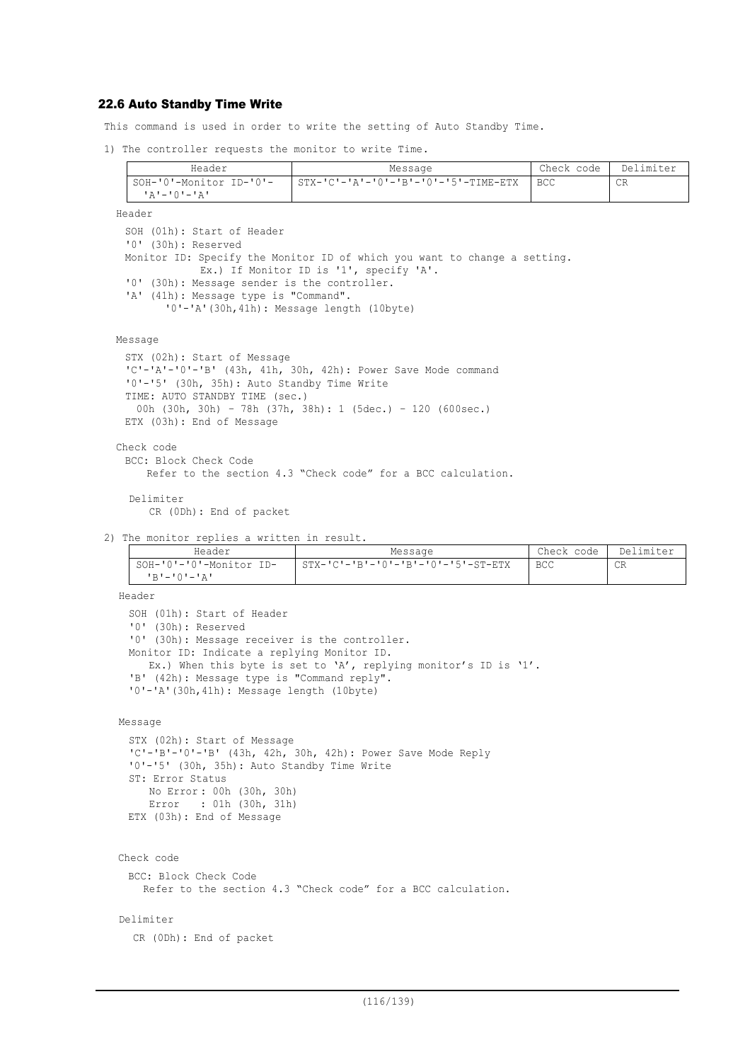### 22.6 Auto Standby Time Write

This command is used in order to write the setting of Auto Standby Time.

1) The controller requests the monitor to write Time.

| Header | Message | Check code | Delimiter |
|---|---|---|---|
| SOH-'0'-Monitor ID-'0'-'A'-'0'-'A' | STX-'C'-'A'-'0'-'B'-'0'-'5'-TIME-ETX | BCC | CR |

Header

SOH (01h): Start of Header
'0' (30h): Reserved
Monitor ID: Specify the Monitor ID of which you want to change a setting.
Ex.) If Monitor ID is '1', specify 'A'.
'0' (30h): Message sender is the controller.
'A' (41h): Message type is "Command".
'0'-'A'(30h,41h): Message length (10byte)

Message

STX (02h): Start of Message
'C'-'A'-'0'-'B' (43h, 41h, 30h, 42h): Power Save Mode command
'0'-'5' (30h, 35h): Auto Standby Time Write
TIME: AUTO STANDBY TIME (sec.)
00h (30h, 30h) – 78h (37h, 38h): 1 (5dec.) – 120 (600sec.)
ETX (03h): End of Message

Check code

BCC: Block Check Code
Refer to the section 4.3 "Check code" for a BCC calculation.

Delimiter

CR (0Dh): End of packet

2) The monitor replies a written in result.

| Header | Message | Check code | Delimiter |
|---|---|---|---|
| SOH-'0'-'0'-Monitor ID-'B'-'0'-'A' | STX-'C'-'B'-'0'-'B'-'0'-'5'-ST-ETX | BCC | CR |

Header

SOH (01h): Start of Header
'0' (30h): Reserved
'0' (30h): Message receiver is the controller.
Monitor ID: Indicate a replying Monitor ID.
Ex.) When this byte is set to 'A', replying monitor's ID is '1'.
'B' (42h): Message type is "Command reply".
'0'-'A'(30h,41h): Message length (10byte)

Message

STX (02h): Start of Message
'C'-'B'-'0'-'B' (43h, 42h, 30h, 42h): Power Save Mode Reply
'0'-'5' (30h, 35h): Auto Standby Time Write
ST: Error Status
No Error : 00h (30h, 30h)
Error : 01h (30h, 31h)
ETX (03h): End of Message

Check code

BCC: Block Check Code
Refer to the section 4.3 "Check code" for a BCC calculation.

Delimiter

CR (0Dh): End of packet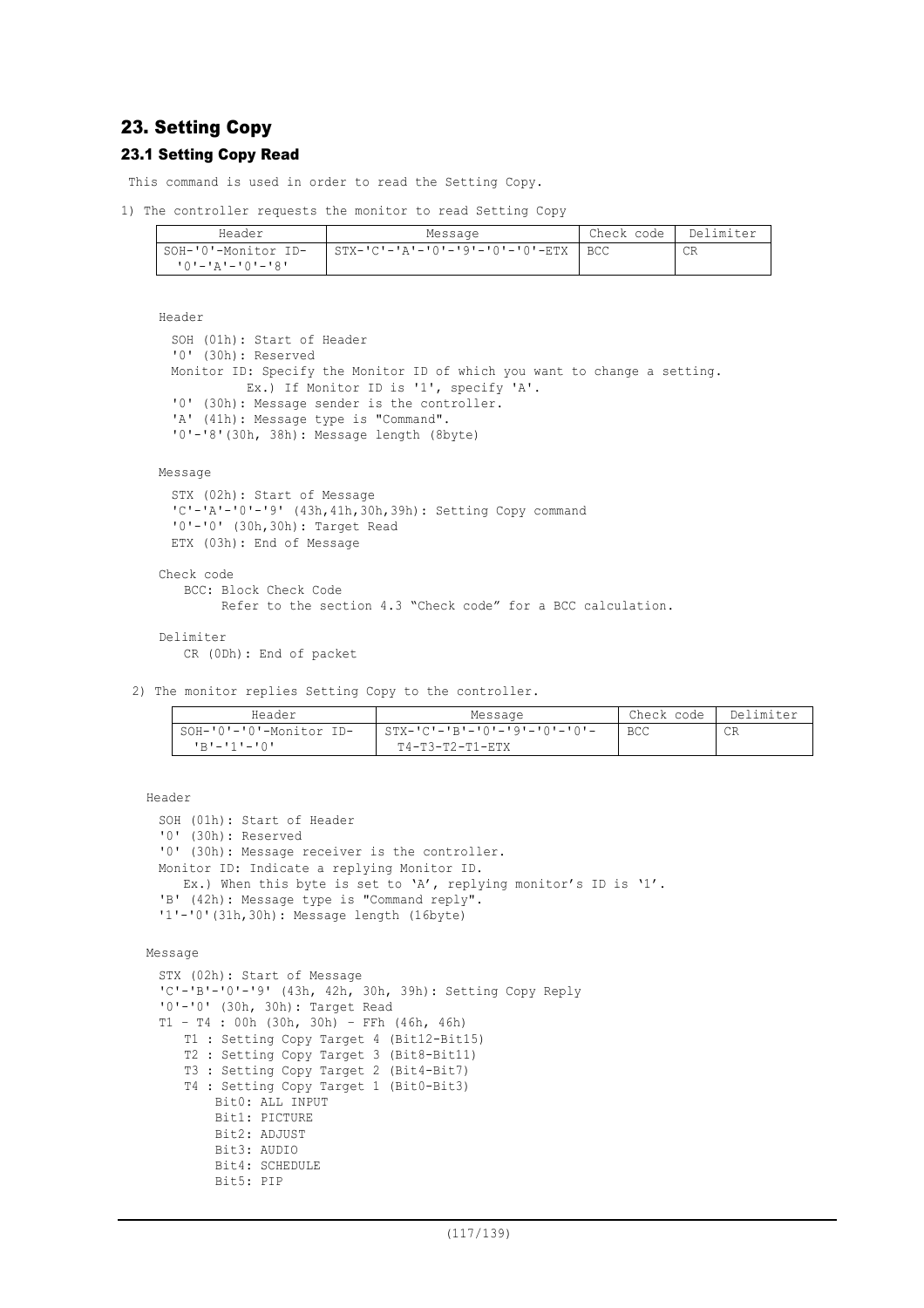## 23. Setting Copy

### 23.1 Setting Copy Read

This command is used in order to read the Setting Copy.

1) The controller requests the monitor to read Setting Copy

| Header | Message | Check code | Delimiter |
|---|---|---|---|
| SOH-'0'-Monitor ID-'0'-'A'-'0'-'8' | STX-'C'-'A'-'0'-'9'-'0'-'0'-ETX | BCC | CR |

Header

SOH (01h): Start of Header
'0' (30h): Reserved
Monitor ID: Specify the Monitor ID of which you want to change a setting.
Ex.) If Monitor ID is '1', specify 'A'.
'0' (30h): Message sender is the controller.
'A' (41h): Message type is "Command".
'0'-'8'(30h, 38h): Message length (8byte)

Message

STX (02h): Start of Message
'C'-'A'-'0'-'9' (43h,41h,30h,39h): Setting Copy command
'0'-'0' (30h,30h): Target Read
ETX (03h): End of Message

Check code

BCC: Block Check Code
Refer to the section 4.3 "Check code" for a BCC calculation.

Delimiter

CR (0Dh): End of packet

2) The monitor replies Setting Copy to the controller.

| Header | Message | Check code | Delimiter |
|---|---|---|---|
| SOH-'0'-'0'-Monitor ID-'B'-'1'-'0' | STX-'C'-'B'-'0'-'9'-'0'-'0'-T4-T3-T2-T1-ETX | BCC | CR |

Header

SOH (01h): Start of Header
'0' (30h): Reserved
'0' (30h): Message receiver is the controller.
Monitor ID: Indicate a replying Monitor ID.
Ex.) When this byte is set to 'A', replying monitor's ID is '1'.
'B' (42h): Message type is "Command reply".
'1'-'0'(31h,30h): Message length (16byte)

Message

STX (02h): Start of Message
'C'-'B'-'0'-'9' (43h, 42h, 30h, 39h): Setting Copy Reply
'0'-'0' (30h, 30h): Target Read
T1 – T4 : 00h (30h, 30h) – FFh (46h, 46h)
T1 : Setting Copy Target 4 (Bit12-Bit15)
T2 : Setting Copy Target 3 (Bit8-Bit11)
T3 : Setting Copy Target 2 (Bit4-Bit7)
T4 : Setting Copy Target 1 (Bit0-Bit3)
Bit0: ALL INPUT
Bit1: PICTURE
Bit2: ADJUST
Bit3: AUDIO
Bit4: SCHEDULE
Bit5: PIP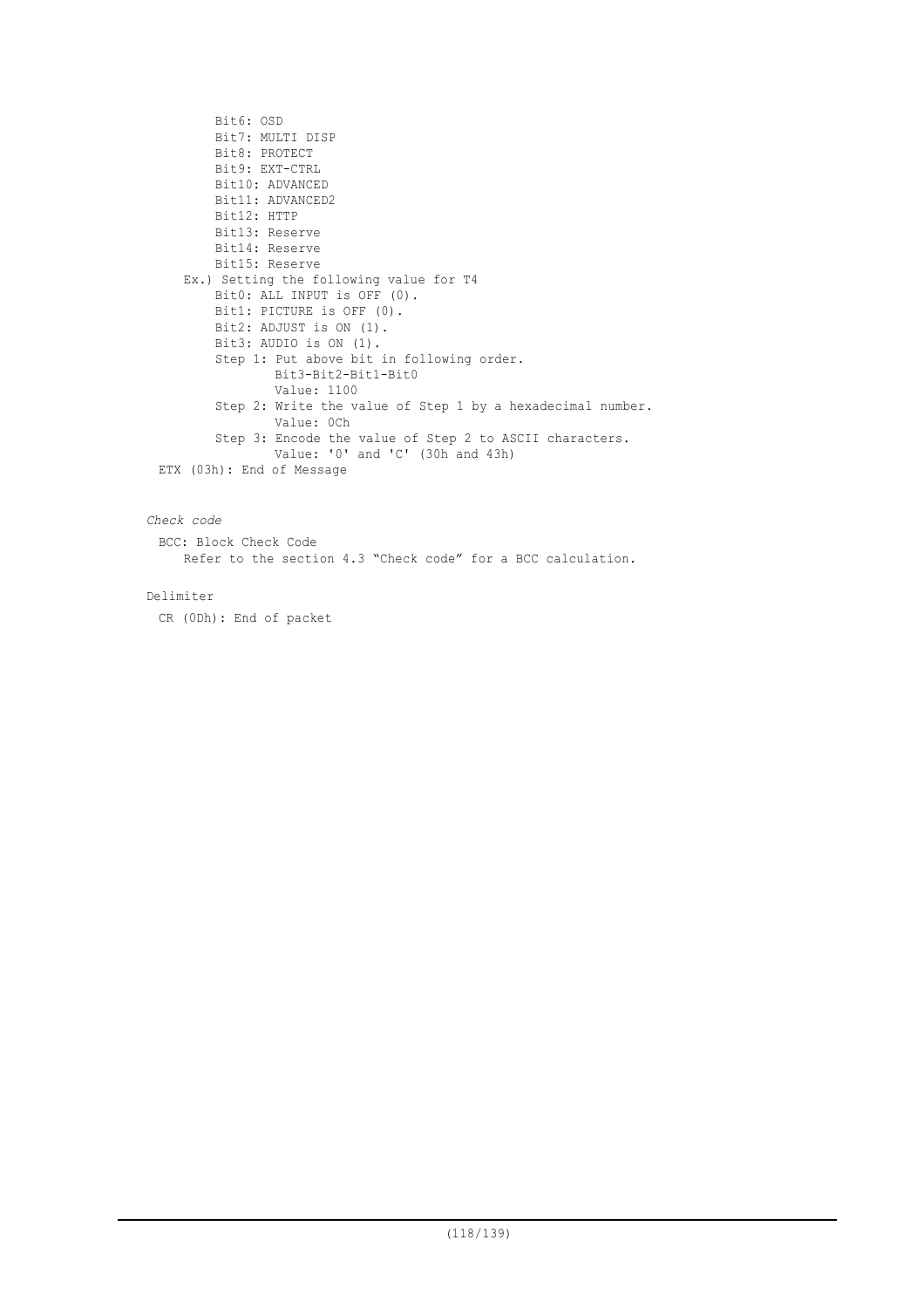Bit6: OSD
Bit7: MULTI DISP
Bit8: PROTECT
Bit9: EXT-CTRL
Bit10: ADVANCED
Bit11: ADVANCED2
Bit12: HTTP
Bit13: Reserve
Bit14: Reserve
Bit15: Reserve

Ex.) Setting the following value for T4

- Bit0: ALL INPUT is OFF (0).
- Bit1: PICTURE is OFF (0).
- Bit2: ADJUST is ON (1).
- Bit3: AUDIO is ON (1).
- Step 1: Put above bit in following order.
  Bit3-Bit2-Bit1-Bit0
  Value: 1100
- Step 2: Write the value of Step 1 by a hexadecimal number.
  Value: 0Ch
- Step 3: Encode the value of Step 2 to ASCII characters.
  Value: '0' and 'C' (30h and 43h)

ETX (03h): End of Message

*Check code*

BCC: Block Check Code
Refer to the section 4.3 “Check code” for a BCC calculation.

Delimiter

CR (0Dh): End of packet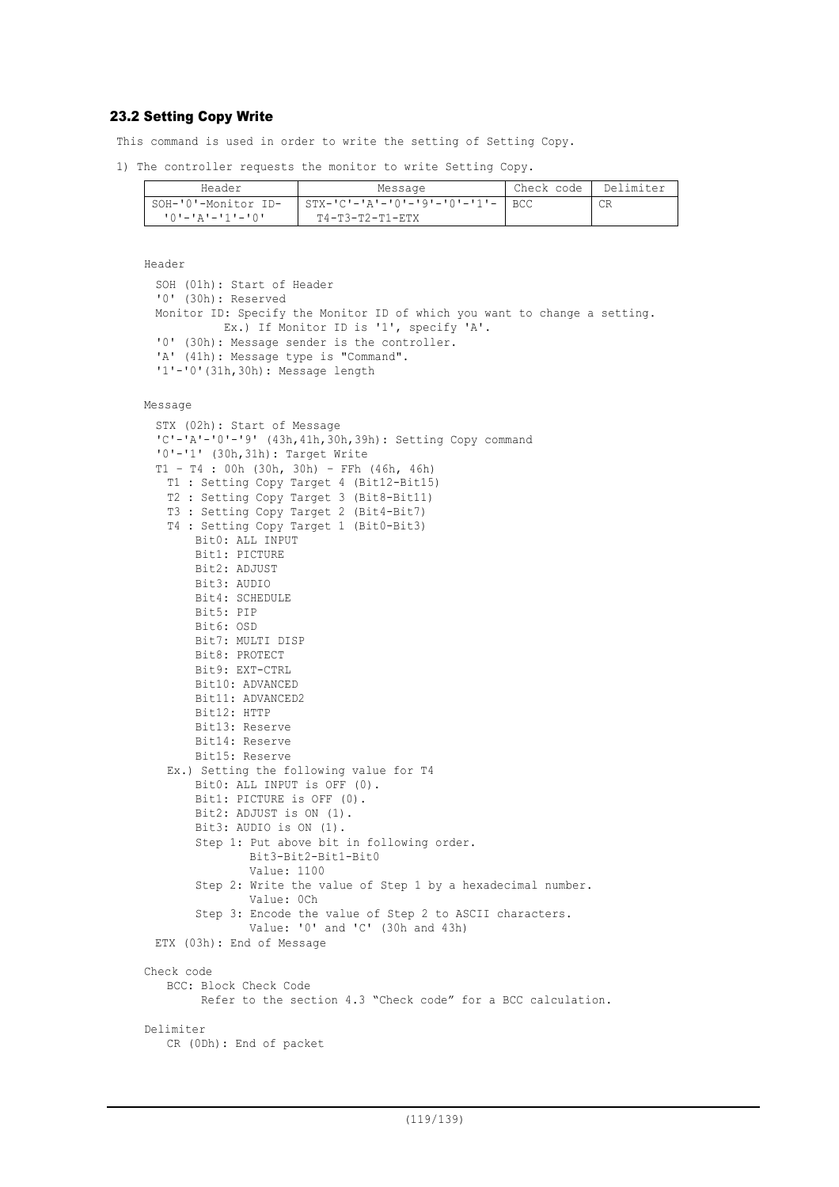## 23.2 Setting Copy Write

This command is used in order to write the setting of Setting Copy.

1) The controller requests the monitor to write Setting Copy.

| Header | Message | Check code | Delimiter |
|---|---|---|---|
| SOH-'0'-Monitor ID-'0'-'A'-'1'-'0' | STX-'C'-'A'-'0'-'9'-'0'-'1'-T4-T3-T2-T1-ETX | BCC | CR |

Header

SOH (01h): Start of Header
'0' (30h): Reserved
Monitor ID: Specify the Monitor ID of which you want to change a setting.
Ex.) If Monitor ID is '1', specify 'A'.
'0' (30h): Message sender is the controller.
'A' (41h): Message type is "Command".
'1'-'0'(31h,30h): Message length

Message

STX (02h): Start of Message
'C'-'A'-'0'-'9' (43h,41h,30h,39h): Setting Copy command
'0'-'1' (30h,31h): Target Write
T1 – T4 : 00h (30h, 30h) – FFh (46h, 46h)
T1 : Setting Copy Target 4 (Bit12-Bit15)
T2 : Setting Copy Target 3 (Bit8-Bit11)
T3 : Setting Copy Target 2 (Bit4-Bit7)
T4 : Setting Copy Target 1 (Bit0-Bit3)
Bit0: ALL INPUT
Bit1: PICTURE
Bit2: ADJUST
Bit3: AUDIO
Bit4: SCHEDULE
Bit5: PIP
Bit6: OSD
Bit7: MULTI DISP
Bit8: PROTECT
Bit9: EXT-CTRL
Bit10: ADVANCED
Bit11: ADVANCED2
Bit12: HTTP
Bit13: Reserve
Bit14: Reserve
Bit15: Reserve
Ex.) Setting the following value for T4
Bit0: ALL INPUT is OFF (0).
Bit1: PICTURE is OFF (0).
Bit2: ADJUST is ON (1).
Bit3: AUDIO is ON (1).
Step 1: Put above bit in following order.
Bit3-Bit2-Bit1-Bit0
Value: 1100
Step 2: Write the value of Step 1 by a hexadecimal number.
Value: 0Ch
Step 3: Encode the value of Step 2 to ASCII characters.
Value: '0' and 'C' (30h and 43h)
ETX (03h): End of Message

Check code

BCC: Block Check Code
Refer to the section 4.3 "Check code" for a BCC calculation.

Delimiter

CR (0Dh): End of packet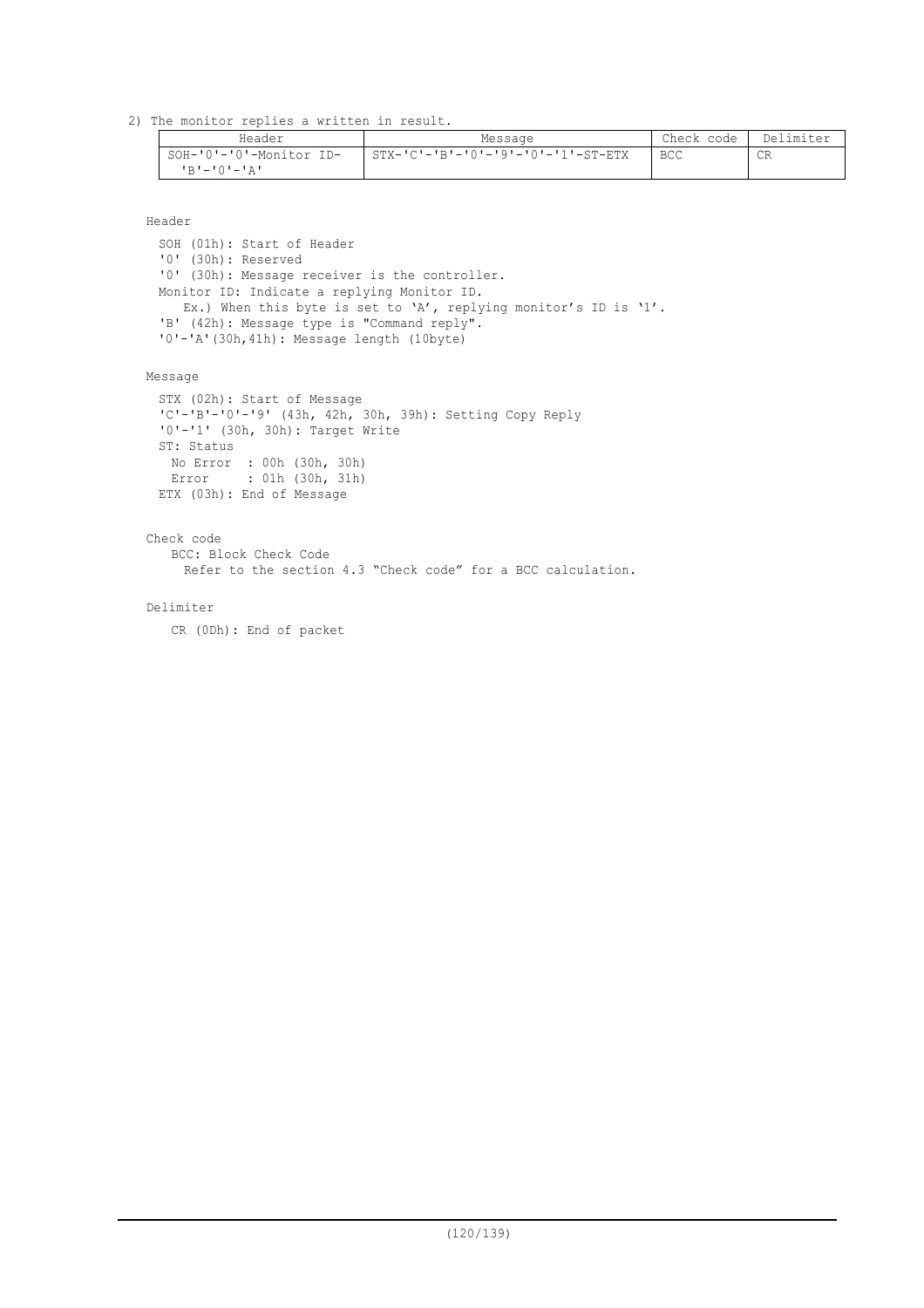2) The monitor replies a written in result.

| Header | Message | Check code | Delimiter |
| --- | --- | --- | --- |
| SOH-'0'-'0'-Monitor ID-'B'-'0'-'A' | STX-'C'-'B'-'0'-'9'-'0'-'1'-ST-ETX | BCC | CR |

Header

SOH (01h): Start of Header
'0' (30h): Reserved
'0' (30h): Message receiver is the controller.
Monitor ID: Indicate a replying Monitor ID.
  Ex.) When this byte is set to 'A', replying monitor's ID is '1'.
'B' (42h): Message type is "Command reply".
'0'-'A'(30h,41h): Message length (10byte)

Message

STX (02h): Start of Message
'C'-'B'-'0'-'9' (43h, 42h, 30h, 39h): Setting Copy Reply
'0'-'1' (30h, 30h): Target Write
ST: Status
  No Error : 00h (30h, 30h)
  Error : 01h (30h, 31h)
ETX (03h): End of Message

Check code

BCC: Block Check Code
  Refer to the section 4.3 "Check code" for a BCC calculation.

Delimiter

CR (0Dh): End of packet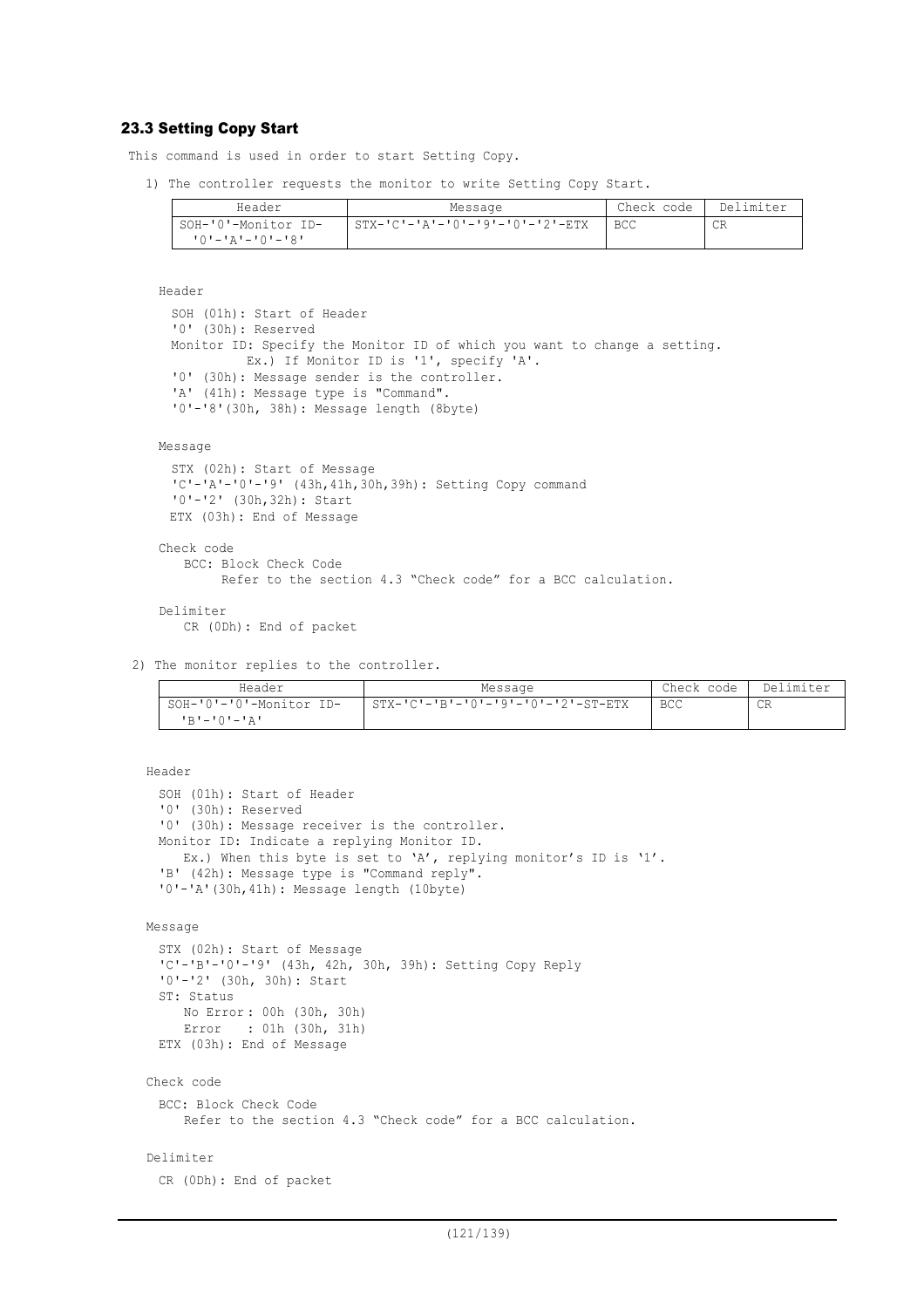### 23.3 Setting Copy Start

This command is used in order to start Setting Copy.

1) The controller requests the monitor to write Setting Copy Start.

| Header | Message | Check code | Delimiter |
|---|---|---|---|
| SOH-'0'-Monitor ID-'0'-'A'-'0'-'8' | STX-'C'-'A'-'0'-'9'-'0'-'2'-ETX | BCC | CR |

Header

SOH (01h): Start of Header
'0' (30h): Reserved
Monitor ID: Specify the Monitor ID of which you want to change a setting.
Ex.) If Monitor ID is '1', specify 'A'.
'0' (30h): Message sender is the controller.
'A' (41h): Message type is "Command".
'0'-'8'(30h, 38h): Message length (8byte)

Message

STX (02h): Start of Message
'C'-'A'-'0'-'9' (43h,41h,30h,39h): Setting Copy command
'0'-'2' (30h,32h): Start
ETX (03h): End of Message

Check code

BCC: Block Check Code
Refer to the section 4.3 "Check code" for a BCC calculation.

Delimiter

CR (0Dh): End of packet

2) The monitor replies to the controller.

| Header | Message | Check code | Delimiter |
|---|---|---|---|
| SOH-'0'-'0'-Monitor ID-'B'-'0'-'A' | STX-'C'-'B'-'0'-'9'-'0'-'2'-ST-ETX | BCC | CR |

Header

SOH (01h): Start of Header
'0' (30h): Reserved
'0' (30h): Message receiver is the controller.
Monitor ID: Indicate a replying Monitor ID.
Ex.) When this byte is set to 'A', replying monitor's ID is '1'.
'B' (42h): Message type is "Command reply".
'0'-'A'(30h,41h): Message length (10byte)

Message

STX (02h): Start of Message
'C'-'B'-'0'-'9' (43h, 42h, 30h, 39h): Setting Copy Reply
'0'-'2' (30h, 30h): Start
ST: Status
No Error : 00h (30h, 30h)
Error : 01h (30h, 31h)
ETX (03h): End of Message

Check code

BCC: Block Check Code
Refer to the section 4.3 "Check code" for a BCC calculation.

Delimiter

CR (0Dh): End of packet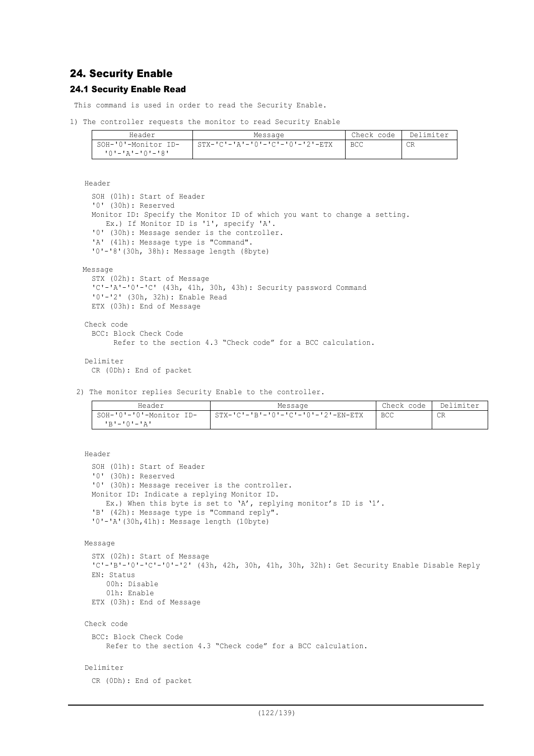## 24. Security Enable

### 24.1 Security Enable Read

This command is used in order to read the Security Enable.

1) The controller requests the monitor to read Security Enable

| Header | Message | Check code | Delimiter |
|---|---|---|---|
| SOH-'0'-Monitor ID-'0'-'A'-'0'-'8' | STX-'C'-'A'-'0'-'C'-'0'-'2'-ETX | BCC | CR |

Header

SOH (01h): Start of Header
'0' (30h): Reserved
Monitor ID: Specify the Monitor ID of which you want to change a setting.
  Ex.) If Monitor ID is '1', specify 'A'.
'0' (30h): Message sender is the controller.
'A' (41h): Message type is "Command".
'0'-'8'(30h, 38h): Message length (8byte)

Message

STX (02h): Start of Message
'C'-'A'-'0'-'C' (43h, 41h, 30h, 43h): Security password Command
'0'-'2' (30h, 32h): Enable Read
ETX (03h): End of Message

Check code

BCC: Block Check Code
  Refer to the section 4.3 "Check code" for a BCC calculation.

Delimiter

CR (0Dh): End of packet

2) The monitor replies Security Enable to the controller.

| Header | Message | Check code | Delimiter |
|---|---|---|---|
| SOH-'0'-'0'-Monitor ID-'B'-'0'-'A' | STX-'C'-'B'-'0'-'C'-'0'-'2'-EN-ETX | BCC | CR |

Header

SOH (01h): Start of Header
'0' (30h): Reserved
'0' (30h): Message receiver is the controller.
Monitor ID: Indicate a replying Monitor ID.
  Ex.) When this byte is set to 'A', replying monitor's ID is '1'.
'B' (42h): Message type is "Command reply".
'0'-'A'(30h,41h): Message length (10byte)

Message

STX (02h): Start of Message
'C'-'B'-'0'-'C'-'0'-'2' (43h, 42h, 30h, 41h, 30h, 32h): Get Security Enable Disable Reply
EN: Status
  00h: Disable
  01h: Enable
ETX (03h): End of Message

Check code

BCC: Block Check Code
  Refer to the section 4.3 "Check code" for a BCC calculation.

Delimiter

CR (0Dh): End of packet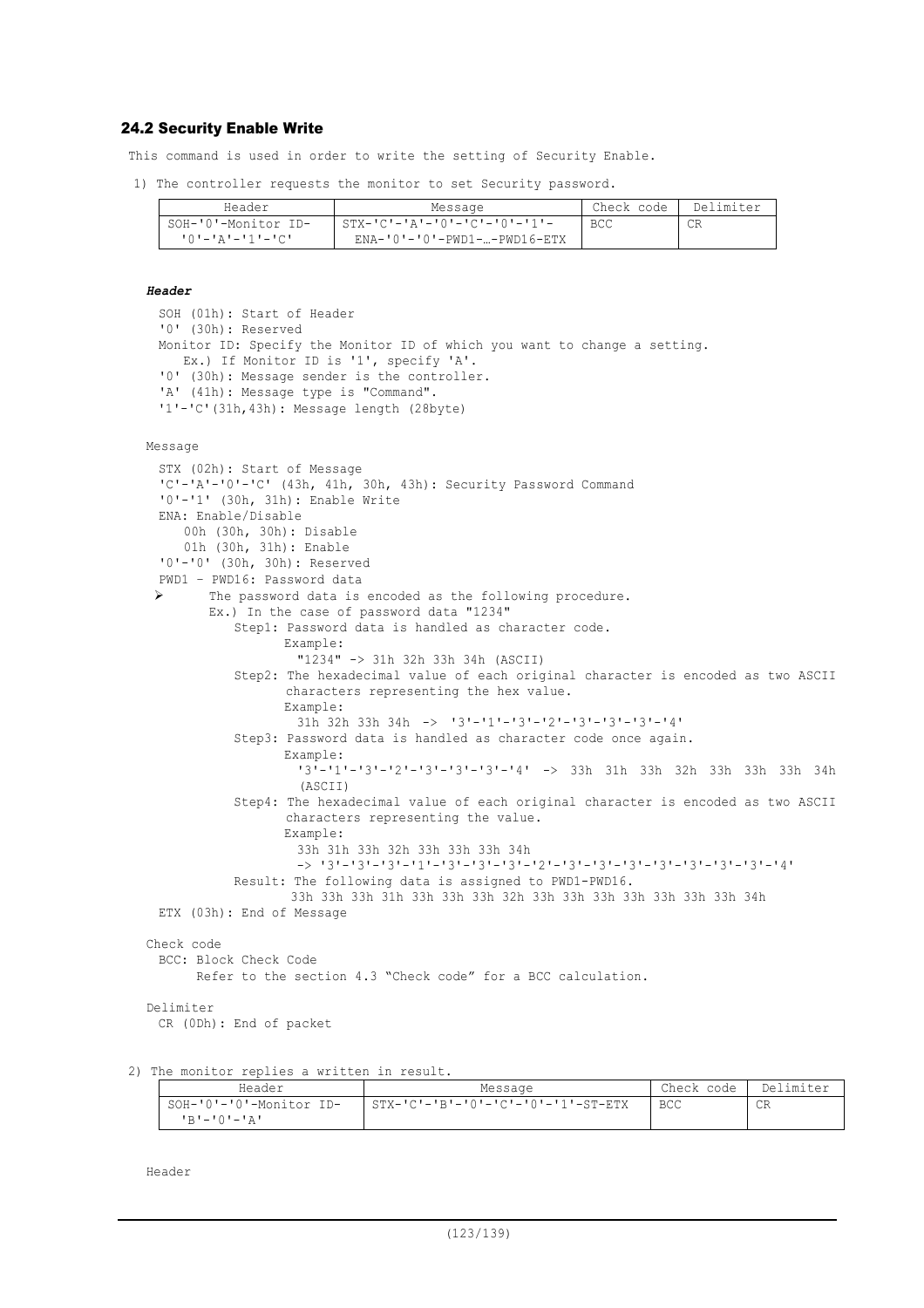### 24.2 Security Enable Write

This command is used in order to write the setting of Security Enable.

1) The controller requests the monitor to set Security password.

| Header | Message | Check code | Delimiter |
|---|---|---|---|
| SOH-'0'-Monitor ID-'0'-'A'-'1'-'C' | STX-'C'-'A'-'0'-'C'-'0'-'1'-ENA-'0'-'0'-PWD1-…-PWD16-ETX | BCC | CR |

***Header***

SOH (01h): Start of Header
'0' (30h): Reserved
Monitor ID: Specify the Monitor ID of which you want to change a setting.
  Ex.) If Monitor ID is '1', specify 'A'.
'0' (30h): Message sender is the controller.
'A' (41h): Message type is "Command".
'1'-'C'(31h,43h): Message length (28byte)

Message

STX (02h): Start of Message
'C'-'A'-'0'-'C' (43h, 41h, 30h, 43h): Security Password Command
'0'-'1' (30h, 31h): Enable Write
ENA: Enable/Disable
  00h (30h, 30h): Disable
  01h (30h, 31h): Enable
'0'-'0' (30h, 30h): Reserved
PWD1 – PWD16: Password data

- The password data is encoded as the following procedure.
  Ex.) In the case of password data "1234"
  - Step1: Password data is handled as character code.
    Example:
    "1234" -> 31h 32h 33h 34h (ASCII)
  - Step2: The hexadecimal value of each original character is encoded as two ASCII characters representing the hex value.
    Example:
    31h 32h 33h 34h -> '3'-'1'-'3'-'2'-'3'-'3'-'3'-'4'
  - Step3: Password data is handled as character code once again.
    Example:
    '3'-'1'-'3'-'2'-'3'-'3'-'3'-'4' -> 33h 31h 33h 32h 33h 33h 33h 34h (ASCII)
  - Step4: The hexadecimal value of each original character is encoded as two ASCII characters representing the value.
    Example:
    33h 31h 33h 32h 33h 33h 33h 34h
    -> '3'-'3'-'3'-'1'-'3'-'3'-'3'-'2'-'3'-'3'-'3'-'3'-'3'-'3'-'3'-'4'
  - Result: The following data is assigned to PWD1-PWD16.
    33h 33h 33h 31h 33h 33h 33h 32h 33h 33h 33h 33h 33h 33h 33h 34h

ETX (03h): End of Message

Check code

BCC: Block Check Code
  Refer to the section 4.3 "Check code" for a BCC calculation.

Delimiter

CR (0Dh): End of packet

2) The monitor replies a written in result.

| Header | Message | Check code | Delimiter |
|---|---|---|---|
| SOH-'0'-'0'-Monitor ID-'B'-'0'-'A' | STX-'C'-'B'-'0'-'C'-'0'-'1'-ST-ETX | BCC | CR |

Header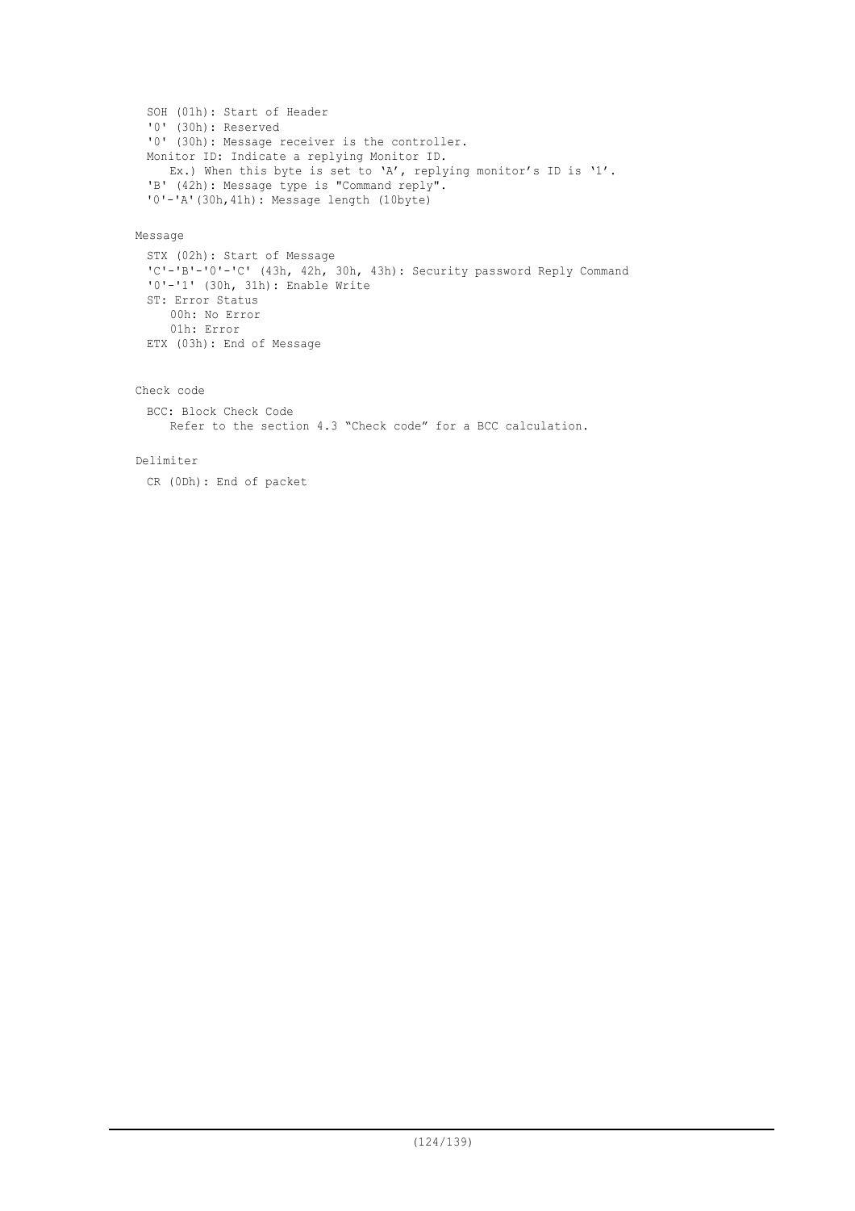SOH (01h): Start of Header
'0' (30h): Reserved
'0' (30h): Message receiver is the controller.
Monitor ID: Indicate a replying Monitor ID.
    Ex.) When this byte is set to 'A', replying monitor's ID is '1'.
'B' (42h): Message type is "Command reply".
'0'-'A'(30h,41h): Message length (10byte)

Message

STX (02h): Start of Message
'C'-'B'-'0'-'C' (43h, 42h, 30h, 43h): Security password Reply Command
'0'-'1' (30h, 31h): Enable Write
ST: Error Status
    00h: No Error
    01h: Error
ETX (03h): End of Message

Check code

BCC: Block Check Code
    Refer to the section 4.3 "Check code" for a BCC calculation.

Delimiter

CR (0Dh): End of packet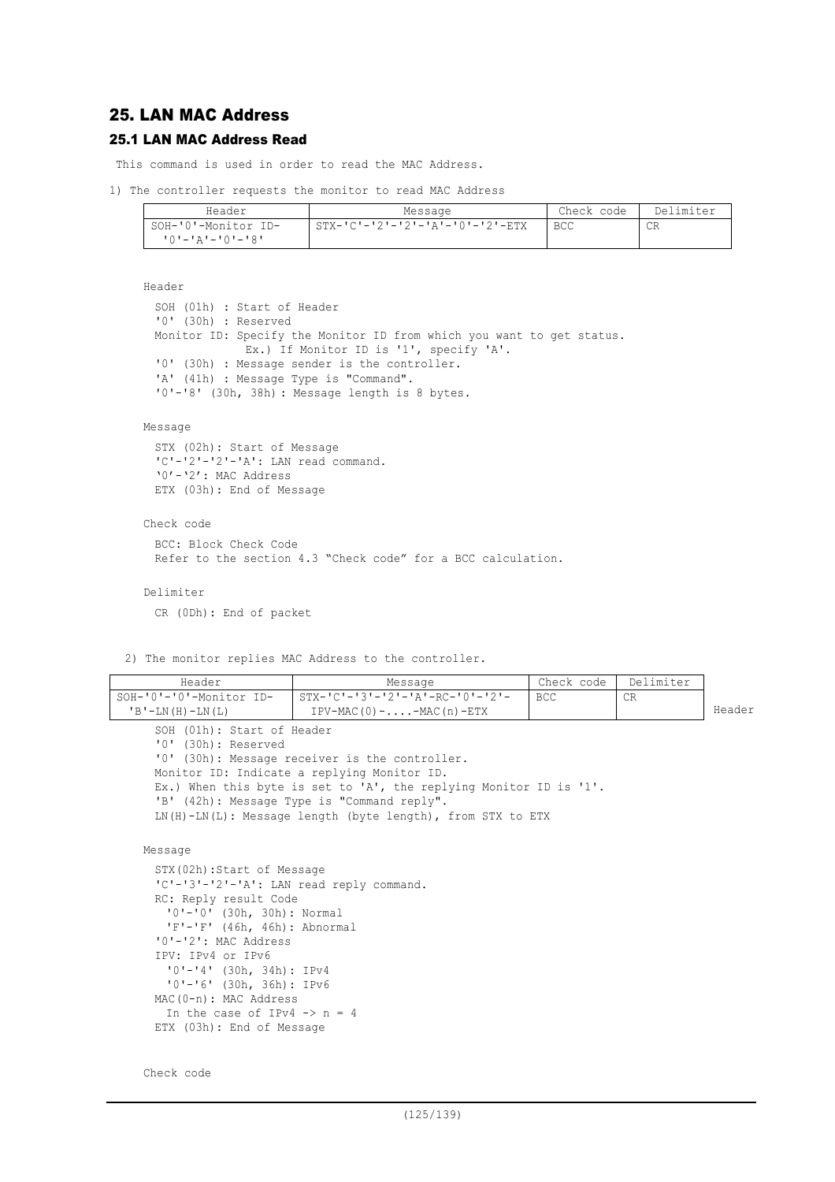## 25. LAN MAC Address

### 25.1 LAN MAC Address Read

This command is used in order to read the MAC Address.

1) The controller requests the monitor to read MAC Address

| Header | Message | Check code | Delimiter |
|---|---|---|---|
| SOH-'0'-Monitor ID- '0'-'A'-'0'-'8' | STX-'C'-'2'-'2'-'A'-'0'-'2'-ETX | BCC | CR |

Header

SOH (01h) : Start of Header
'0' (30h) : Reserved
Monitor ID: Specify the Monitor ID from which you want to get status.
Ex.) If Monitor ID is '1', specify 'A'.
'0' (30h) : Message sender is the controller.
'A' (41h) : Message Type is "Command".
'0'-'8' (30h, 38h) : Message length is 8 bytes.

Message

STX (02h): Start of Message
'C'-'2'-'2'-'A': LAN read command.
'0'-'2': MAC Address
ETX (03h): End of Message

Check code

BCC: Block Check Code
Refer to the section 4.3 "Check code" for a BCC calculation.

Delimiter

CR (0Dh): End of packet

2) The monitor replies MAC Address to the controller.

| Header | Message | Check code | Delimiter |
|---|---|---|---|
| SOH-'0'-'0'-Monitor ID- 'B'-LN(H)-LN(L) | STX-'C'-'3'-'2'-'A'-RC-'0'-'2'- IPV-MAC(0)-....-MAC(n)-ETX | BCC | CR |

Header

SOH (01h): Start of Header
'0' (30h): Reserved
'0' (30h): Message receiver is the controller.
Monitor ID: Indicate a replying Monitor ID.
Ex.) When this byte is set to 'A', the replying Monitor ID is '1'.
'B' (42h): Message Type is "Command reply".
LN(H)-LN(L): Message length (byte length), from STX to ETX

Message

STX(02h):Start of Message
'C'-'3'-'2'-'A': LAN read reply command.
RC: Reply result Code
'0'-'0' (30h, 30h): Normal
'F'-'F' (46h, 46h): Abnormal
'0'-'2': MAC Address
IPV: IPv4 or IPv6
'0'-'4' (30h, 34h): IPv4
'0'-'6' (30h, 36h): IPv6
MAC(0-n): MAC Address
In the case of IPv4 -> n = 4
ETX (03h): End of Message

Check code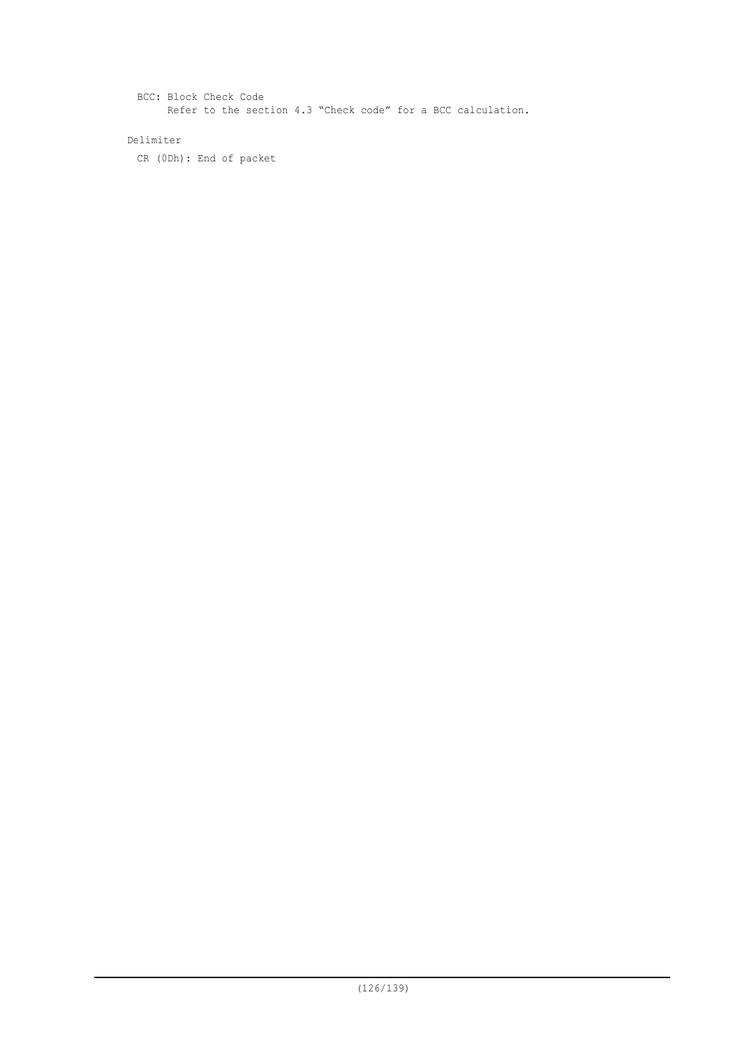BCC: Block Check Code

Refer to the section 4.3 “Check code” for a BCC calculation.

Delimiter

CR (0Dh): End of packet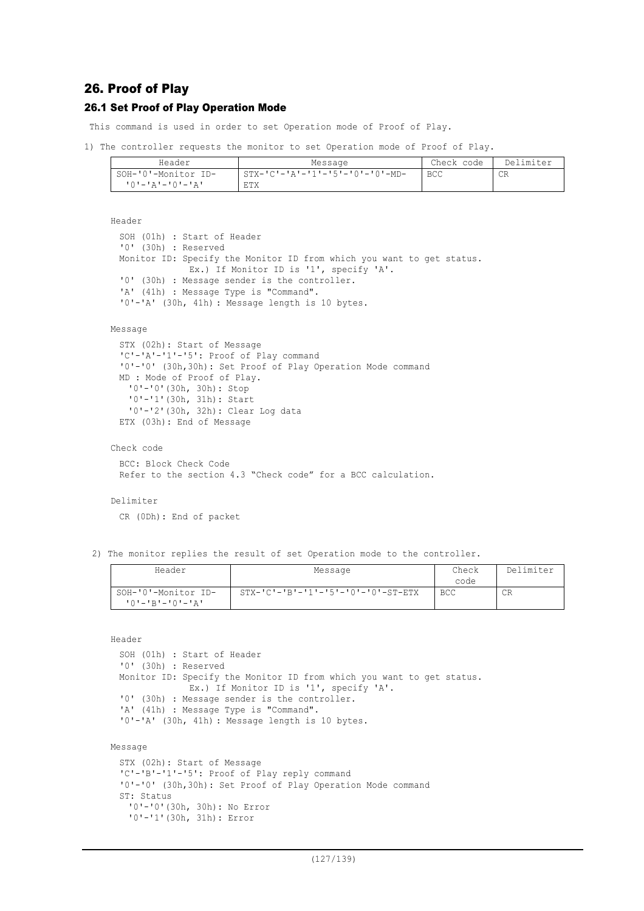## 26. Proof of Play

### 26.1 Set Proof of Play Operation Mode

This command is used in order to set Operation mode of Proof of Play.

1) The controller requests the monitor to set Operation mode of Proof of Play.

| Header | Message | Check code | Delimiter |
|---|---|---|---|
| SOH-'0'-Monitor ID-'0'-'A'-'0'-'A' | STX-'C'-'A'-'1'-'5'-'0'-'0'-MD-ETX | BCC | CR |

Header

SOH (01h) : Start of Header
'0' (30h) : Reserved
Monitor ID: Specify the Monitor ID from which you want to get status.
Ex.) If Monitor ID is '1', specify 'A'.
'0' (30h) : Message sender is the controller.
'A' (41h) : Message Type is "Command".
'0'-'A' (30h, 41h): Message length is 10 bytes.

Message

STX (02h): Start of Message
'C'-'A'-'1'-'5': Proof of Play command
'0'-'0' (30h,30h): Set Proof of Play Operation Mode command
MD : Mode of Proof of Play.
'0'-'0'(30h, 30h): Stop
'0'-'1'(30h, 31h): Start
'0'-'2'(30h, 32h): Clear Log data
ETX (03h): End of Message

Check code

BCC: Block Check Code
Refer to the section 4.3 “Check code” for a BCC calculation.

Delimiter

CR (0Dh): End of packet

2) The monitor replies the result of set Operation mode to the controller.

| Header | Message | Check code | Delimiter |
|---|---|---|---|
| SOH-'0'-Monitor ID-'0'-'B'-'0'-'A' | STX-'C'-'B'-'1'-'5'-'0'-'0'-ST-ETX | BCC | CR |

Header

SOH (01h) : Start of Header
'0' (30h) : Reserved
Monitor ID: Specify the Monitor ID from which you want to get status.
Ex.) If Monitor ID is '1', specify 'A'.
'0' (30h) : Message sender is the controller.
'A' (41h) : Message Type is "Command".
'0'-'A' (30h, 41h): Message length is 10 bytes.

Message

STX (02h): Start of Message
'C'-'B'-'1'-'5': Proof of Play reply command
'0'-'0' (30h,30h): Set Proof of Play Operation Mode command
ST: Status
'0'-'0'(30h, 30h): No Error
'0'-'1'(30h, 31h): Error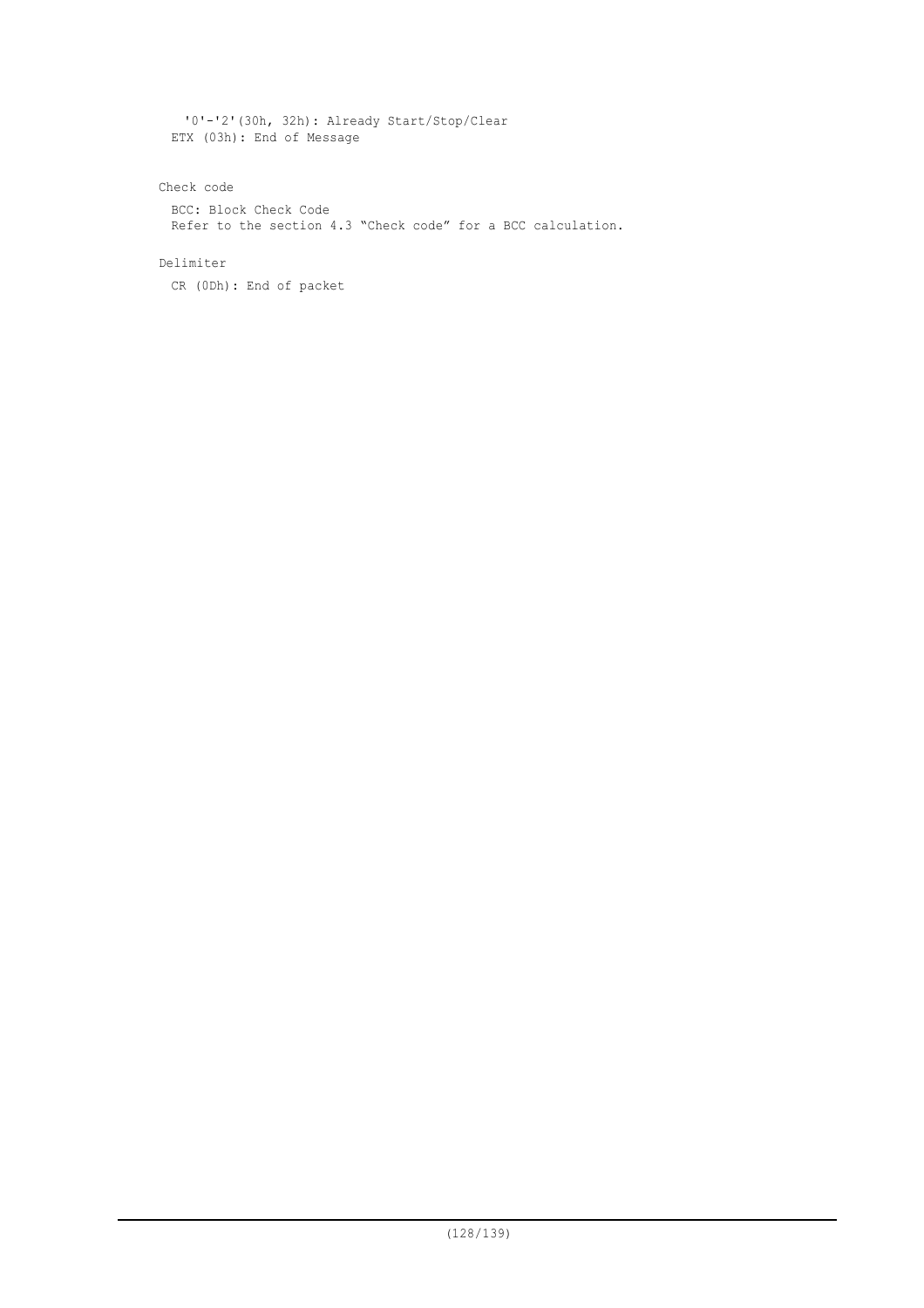'0'-'2'(30h, 32h): Already Start/Stop/Clear

ETX (03h): End of Message

Check code

BCC: Block Check Code

Refer to the section 4.3 "Check code" for a BCC calculation.

Delimiter

CR (0Dh): End of packet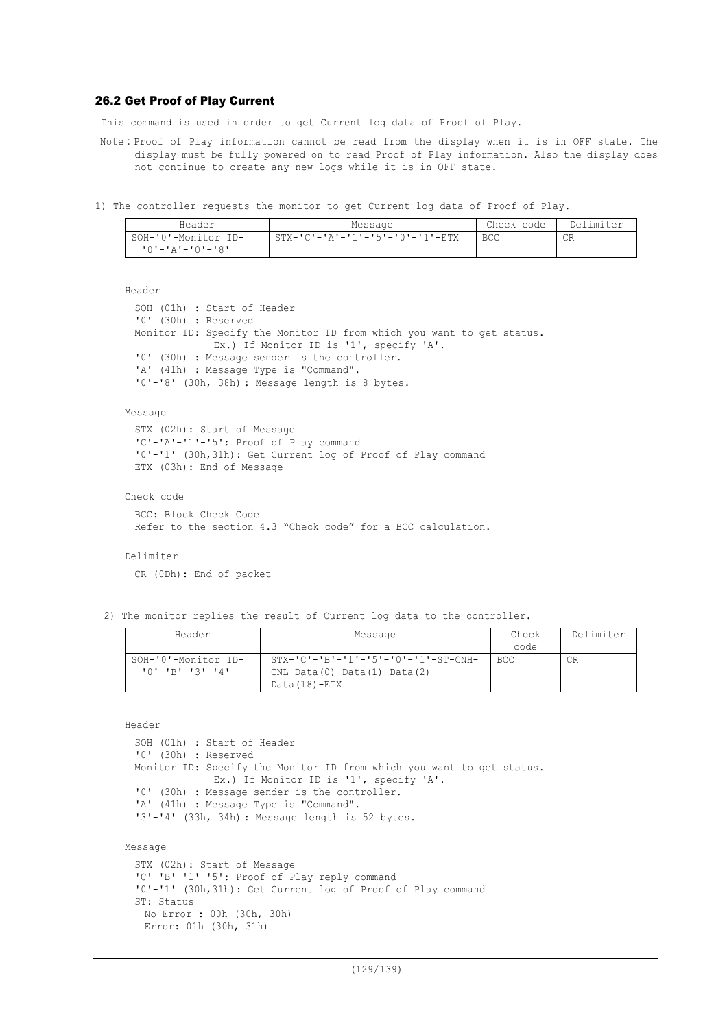### 26.2 Get Proof of Play Current

This command is used in order to get Current log data of Proof of Play.

Note : Proof of Play information cannot be read from the display when it is in OFF state. The display must be fully powered on to read Proof of Play information. Also the display does not continue to create any new logs while it is in OFF state.

1) The controller requests the monitor to get Current log data of Proof of Play.

| Header | Message | Check code | Delimiter |
|---|---|---|---|
| SOH-'0'-Monitor ID-'0'-'A'-'0'-'8' | STX-'C'-'A'-'1'-'5'-'0'-'1'-ETX | BCC | CR |

Header

SOH (01h) : Start of Header
'0' (30h) : Reserved
Monitor ID: Specify the Monitor ID from which you want to get status.
Ex.) If Monitor ID is '1', specify 'A'.
'0' (30h) : Message sender is the controller.
'A' (41h) : Message Type is "Command".
'0'-'8' (30h, 38h) : Message length is 8 bytes.

Message

STX (02h): Start of Message
'C'-'A'-'1'-'5': Proof of Play command
'0'-'1' (30h,31h): Get Current log of Proof of Play command
ETX (03h): End of Message

Check code

BCC: Block Check Code
Refer to the section 4.3 "Check code" for a BCC calculation.

Delimiter

CR (0Dh): End of packet

2) The monitor replies the result of Current log data to the controller.

| Header | Message | Check code | Delimiter |
|---|---|---|---|
| SOH-'0'-Monitor ID-'0'-'B'-'3'-'4' | STX-'C'-'B'-'1'-'5'-'0'-'1'-ST-CNH-CNL-Data(0)-Data(1)-Data(2)---Data(18)-ETX | BCC | CR |

Header

SOH (01h) : Start of Header
'0' (30h) : Reserved
Monitor ID: Specify the Monitor ID from which you want to get status.
Ex.) If Monitor ID is '1', specify 'A'.
'0' (30h) : Message sender is the controller.
'A' (41h) : Message Type is "Command".
'3'-'4' (33h, 34h) : Message length is 52 bytes.

Message

STX (02h): Start of Message
'C'-'B'-'1'-'5': Proof of Play reply command
'0'-'1' (30h,31h): Get Current log of Proof of Play command
ST: Status
No Error : 00h (30h, 30h)
Error: 01h (30h, 31h)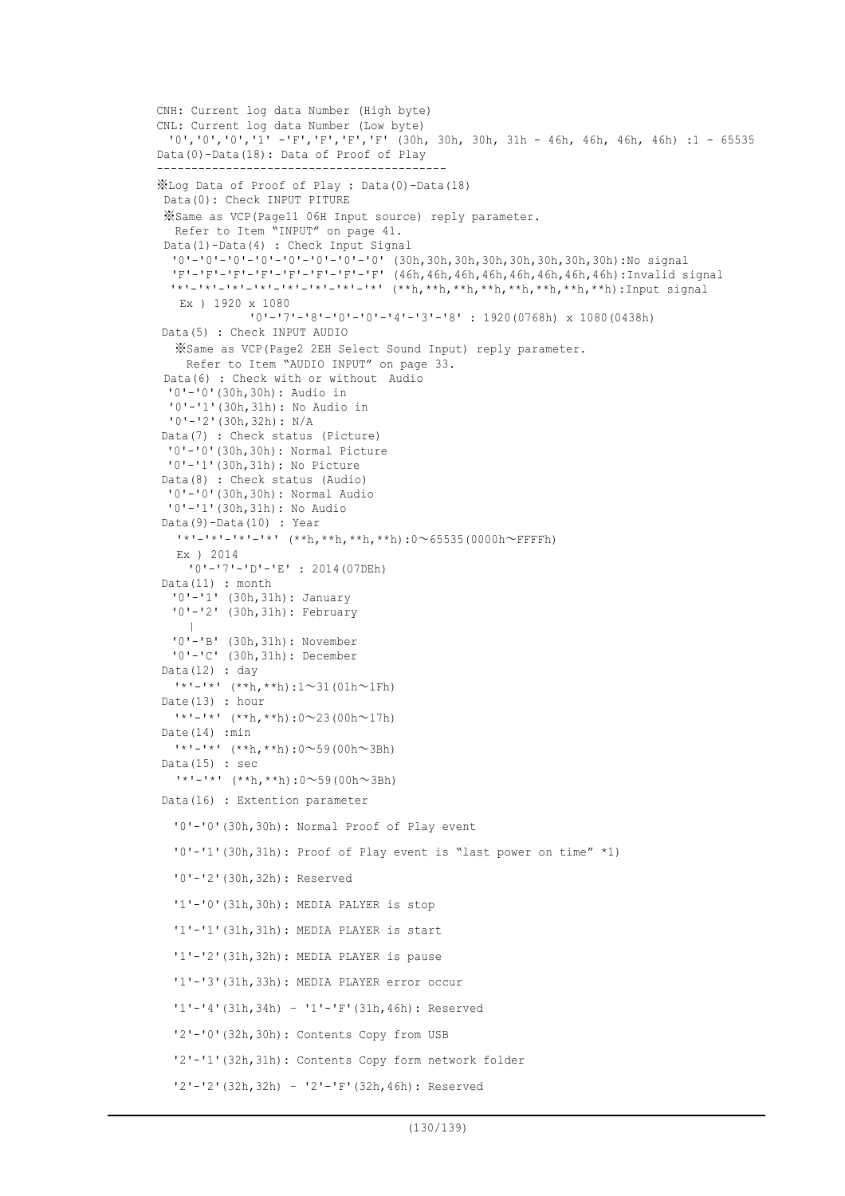```
CNH: Current log data Number (High byte)
CNL: Current log data Number (Low byte)
  '0','0','0','1' -'F','F','F','F' (30h, 30h, 30h, 31h - 46h, 46h, 46h, 46h) :1 - 65535
Data(0)-Data(18): Data of Proof of Play
------------------------------------------
※Log Data of Proof of Play : Data(0)-Data(18)
 Data(0): Check INPUT PITURE
 ※Same as VCP(Page11 06H Input source) reply parameter.
   Refer to Item "INPUT" on page 41.
 Data(1)-Data(4) : Check Input Signal
  '0'-'0'-'0'-'0'-'0'-'0'-'0'-'0' (30h,30h,30h,30h,30h,30h,30h,30h):No signal
  'F'-'F'-'F'-'F'-'F'-'F'-'F'-'F' (46h,46h,46h,46h,46h,46h,46h,46h):Invalid signal
  '*'-'*'-'*'-'*'-'*'-'*'-'*'-'*' (**h,**h,**h,**h,**h,**h,**h,**h):Input signal
   Ex ) 1920 x 1080
             '0'-'7'-'8'-'0'-'0'-'4'-'3'-'8' : 1920(0768h) x 1080(0438h)
 Data(5) : Check INPUT AUDIO
   ※Same as VCP(Page2 2EH Select Sound Input) reply parameter.
    Refer to Item "AUDIO INPUT" on page 33.
 Data(6) : Check with or without  Audio
  '0'-'0'(30h,30h): Audio in
  '0'-'1'(30h,31h): No Audio in
  '0'-'2'(30h,32h): N/A
 Data(7) : Check status (Picture)
  '0'-'0'(30h,30h): Normal Picture
  '0'-'1'(30h,31h): No Picture
 Data(8) : Check status (Audio)
  '0'-'0'(30h,30h): Normal Audio
  '0'-'1'(30h,31h): No Audio
 Data(9)-Data(10) : Year
   '*'-'*'-'*'-'*' (**h,**h,**h,**h):0～65535(0000h～FFFFh)
   Ex ) 2014
    '0'-'7'-'D'-'E' : 2014(07DEh)
 Data(11) : month
  '0'-'1' (30h,31h): January
  '0'-'2' (30h,31h): February
    |
  '0'-'B' (30h,31h): November
  '0'-'C' (30h,31h): December
 Data(12) : day
  '*'-'*' (**h,**h):1～31(01h～1Fh)
 Date(13) : hour
  '*'-'*' (**h,**h):0～23(00h～17h)
 Date(14) :min
  '*'-'*' (**h,**h):0～59(00h～3Bh)
 Data(15) : sec
  '*'-'*' (**h,**h):0～59(00h～3Bh)
 Data(16) : Extention parameter

  '0'-'0'(30h,30h): Normal Proof of Play event

  '0'-'1'(30h,31h): Proof of Play event is "last power on time" *1)

  '0'-'2'(30h,32h): Reserved

  '1'-'0'(31h,30h): MEDIA PALYER is stop

  '1'-'1'(31h,31h): MEDIA PLAYER is start

  '1'-'2'(31h,32h): MEDIA PLAYER is pause

  '1'-'3'(31h,33h): MEDIA PLAYER error occur

  '1'-'4'(31h,34h) - '1'-'F'(31h,46h): Reserved

  '2'-'0'(32h,30h): Contents Copy from USB

  '2'-'1'(32h,31h): Contents Copy form network folder

  '2'-'2'(32h,32h) - '2'-'F'(32h,46h): Reserved
```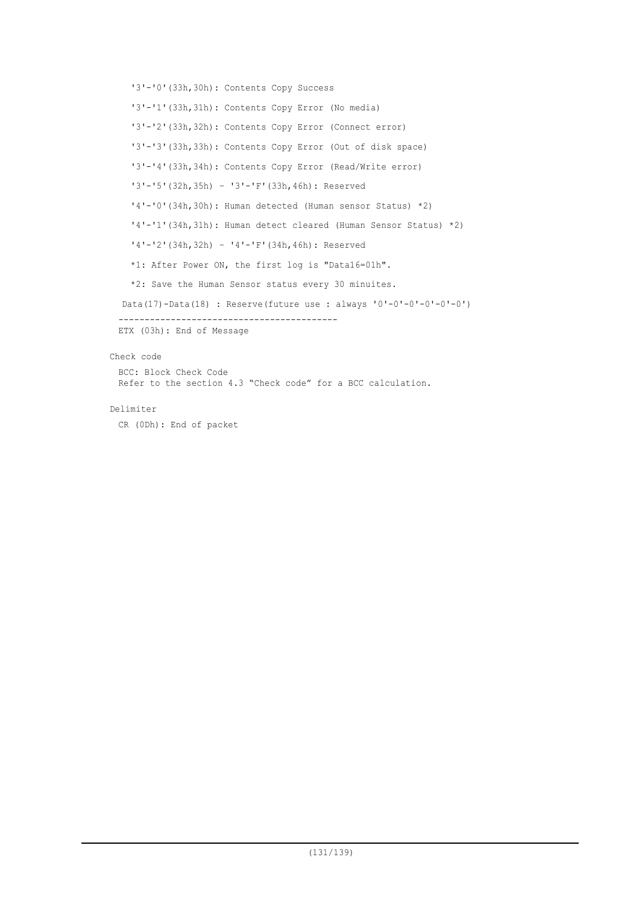'3'-'0'(33h,30h): Contents Copy Success

'3'-'1'(33h,31h): Contents Copy Error (No media)

'3'-'2'(33h,32h): Contents Copy Error (Connect error)

'3'-'3'(33h,33h): Contents Copy Error (Out of disk space)

'3'-'4'(33h,34h): Contents Copy Error (Read/Write error)

'3'-'5'(32h,35h) - '3'-'F'(33h,46h): Reserved

'4'-'0'(34h,30h): Human detected (Human sensor Status) *2)

'4'-'1'(34h,31h): Human detect cleared (Human Sensor Status) *2)

'4'-'2'(34h,32h) - '4'-'F'(34h,46h): Reserved

*1: After Power ON, the first log is "Data16=01h".

*2: Save the Human Sensor status every 30 minuites.

Data(17)-Data(18) : Reserve(future use : always '0'-0'-0'-0'-0'-0')

------------------------------------------

ETX (03h): End of Message

Check code

BCC: Block Check Code
Refer to the section 4.3 “Check code” for a BCC calculation.

Delimiter

CR (0Dh): End of packet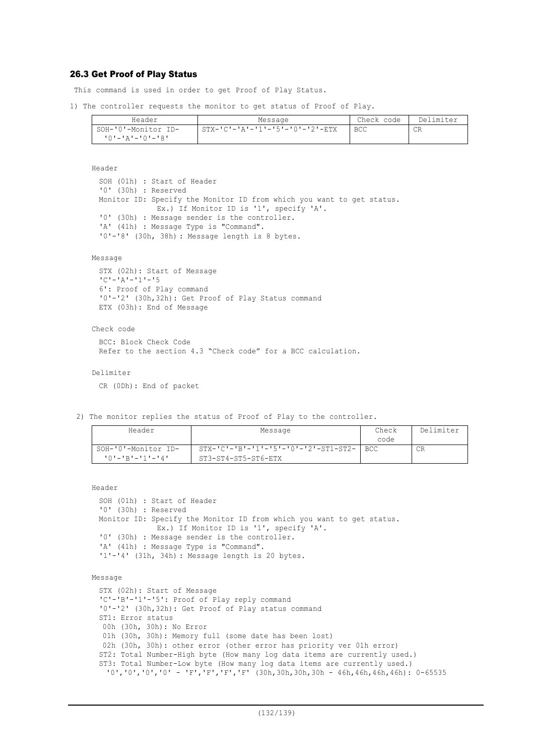### 26.3 Get Proof of Play Status

This command is used in order to get Proof of Play Status.

1) The controller requests the monitor to get status of Proof of Play.

| Header | Message | Check code | Delimiter |
|---|---|---|---|
| SOH-'0'-Monitor ID-'0'-'A'-'0'-'8' | STX-'C'-'A'-'1'-'5'-'0'-'2'-ETX | BCC | CR |

Header

SOH (01h) : Start of Header
'0' (30h) : Reserved
Monitor ID: Specify the Monitor ID from which you want to get status.
Ex.) If Monitor ID is '1', specify 'A'.
'0' (30h) : Message sender is the controller.
'A' (41h) : Message Type is "Command".
'0'-'8' (30h, 38h): Message length is 8 bytes.

Message

STX (02h): Start of Message
'C'-'A'-'1'-'5
6': Proof of Play command
'0'-'2' (30h,32h): Get Proof of Play Status command
ETX (03h): End of Message

Check code

BCC: Block Check Code
Refer to the section 4.3 "Check code" for a BCC calculation.

Delimiter

CR (0Dh): End of packet

2) The monitor replies the status of Proof of Play to the controller.

| Header | Message | Check code | Delimiter |
|---|---|---|---|
| SOH-'0'-Monitor ID-'0'-'B'-'1'-'4' | STX-'C'-'B'-'1'-'5'-'0'-'2'-ST1-ST2-ST3-ST4-ST5-ST6-ETX | BCC | CR |

Header

SOH (01h) : Start of Header
'0' (30h) : Reserved
Monitor ID: Specify the Monitor ID from which you want to get status.
Ex.) If Monitor ID is '1', specify 'A'.
'0' (30h) : Message sender is the controller.
'A' (41h) : Message Type is "Command".
'1'-'4' (31h, 34h): Message length is 20 bytes.

Message

STX (02h): Start of Message
'C'-'B'-'1'-'5': Proof of Play reply command
'0'-'2' (30h,32h): Get Proof of Play status command
ST1: Error status
 00h (30h, 30h): No Error
 01h (30h, 30h): Memory full (some date has been lost)
 02h (30h, 30h): other error (other error has priority ver 01h error)
ST2: Total Number-High byte (How many log data items are currently used.)
ST3: Total Number-Low byte (How many log data items are currently used.)
 '0','0','0','0' - 'F','F','F','F' (30h,30h,30h,30h - 46h,46h,46h,46h): 0-65535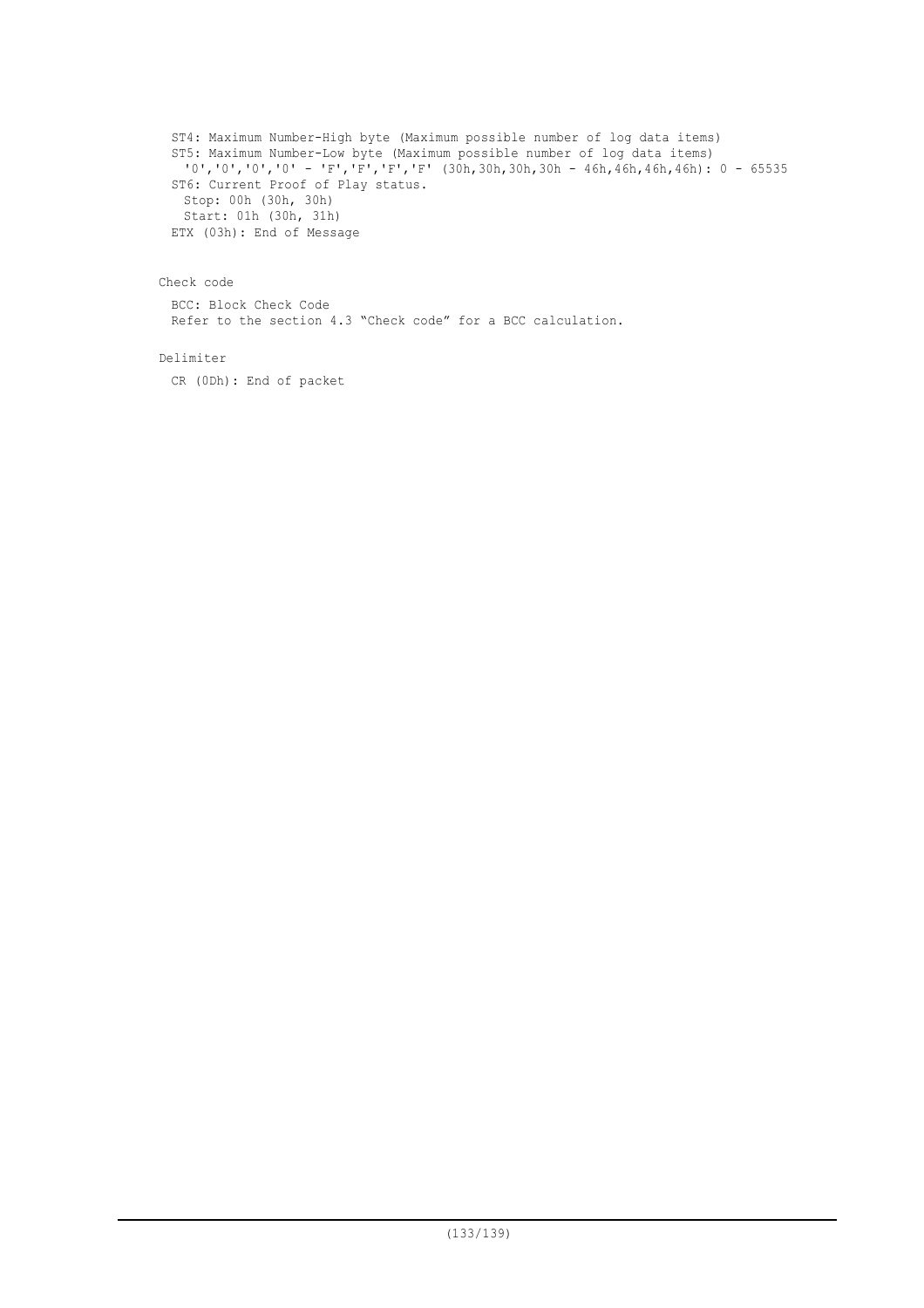ST4: Maximum Number-High byte (Maximum possible number of log data items)
ST5: Maximum Number-Low byte (Maximum possible number of log data items)
  '0','0','0','0' - 'F','F','F','F' (30h,30h,30h,30h - 46h,46h,46h,46h): 0 - 65535
ST6: Current Proof of Play status.
  Stop: 00h (30h, 30h)
  Start: 01h (30h, 31h)
ETX (03h): End of Message

Check code

BCC: Block Check Code
Refer to the section 4.3 “Check code” for a BCC calculation.

Delimiter

CR (0Dh): End of packet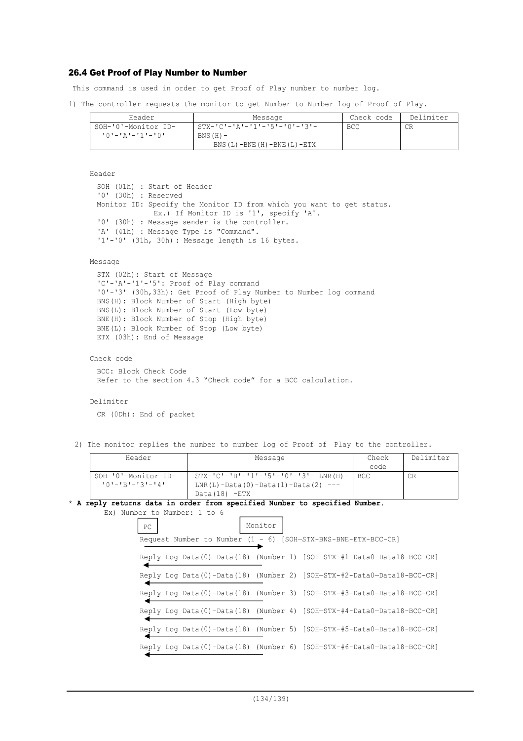### 26.4 Get Proof of Play Number to Number

This command is used in order to get Proof of Play number to number log.

1) The controller requests the monitor to get Number to Number log of Proof of Play.

| Header | Message | Check code | Delimiter |
|---|---|---|---|
| SOH-'0'-Monitor ID-'0'-'A'-'1'-'0' | STX-'C'-'A'-'1'-'5'-'0'-'3'-BNS(H)-BNS(L)-BNE(H)-BNE(L)-ETX | BCC | CR |

Header

SOH (01h) : Start of Header
'0' (30h) : Reserved
Monitor ID: Specify the Monitor ID from which you want to get status.
Ex.) If Monitor ID is '1', specify 'A'.
'0' (30h) : Message sender is the controller.
'A' (41h) : Message Type is "Command".
'1'-'0' (31h, 30h): Message length is 16 bytes.

Message

STX (02h): Start of Message
'C'-'A'-'1'-'5': Proof of Play command
'0'-'3' (30h,33h): Get Proof of Play Number to Number log command
BNS(H): Block Number of Start (High byte)
BNS(L): Block Number of Start (Low byte)
BNE(H): Block Number of Stop (High byte)
BNE(L): Block Number of Stop (Low byte)
ETX (03h): End of Message

Check code

BCC: Block Check Code
Refer to the section 4.3 "Check code" for a BCC calculation.

Delimiter

CR (0Dh): End of packet

2) The monitor replies the number to number log of Proof of Play to the controller.

| Header | Message | Check code | Delimiter |
|---|---|---|---|
| SOH-'0'-Monitor ID-'0'-'B'-'3'-'4' | STX-'C'-'B'-'1'-'5'-'0'-'3'- LNR(H)-LNR(L)-Data(0)-Data(1)-Data(2) ---Data(18) -ETX | BCC | CR |

* **A reply returns data in order from specified Number to specified Number.**

Ex) Number to Number: 1 to 6

PC → Monitor: Request Number to Number (1 - 6) [SOH—STX-BNS-BNE-ETX-BCC-CR]

Monitor → PC: Reply Log Data(0)-Data(18) (Number 1) [SOH—STX-#1-Data0—Data18-BCC-CR]

Monitor → PC: Reply Log Data(0)-Data(18) (Number 2) [SOH—STX-#2-Data0—Data18-BCC-CR]

Monitor → PC: Reply Log Data(0)-Data(18) (Number 3) [SOH—STX-#3-Data0—Data18-BCC-CR]

Monitor → PC: Reply Log Data(0)-Data(18) (Number 4) [SOH—STX-#4-Data0—Data18-BCC-CR]

Monitor → PC: Reply Log Data(0)-Data(18) (Number 5) [SOH—STX-#5-Data0—Data18-BCC-CR]

Monitor → PC: Reply Log Data(0)-Data(18) (Number 6) [SOH—STX-#6-Data0—Data18-BCC-CR]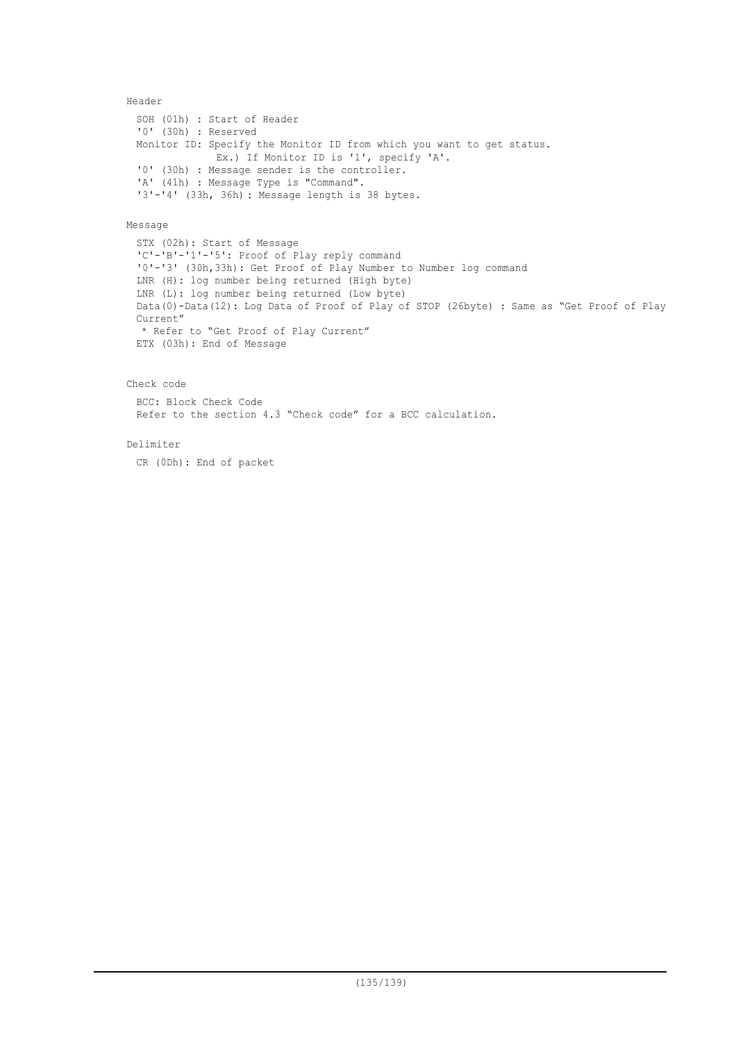Header

SOH (01h) : Start of Header
'0' (30h) : Reserved
Monitor ID: Specify the Monitor ID from which you want to get status.
Ex.) If Monitor ID is '1', specify 'A'.
'0' (30h) : Message sender is the controller.
'A' (41h) : Message Type is "Command".
'3'-'4' (33h, 36h) : Message length is 38 bytes.

Message

STX (02h): Start of Message
'C'-'B'-'1'-'5': Proof of Play reply command
'0'-'3' (30h,33h): Get Proof of Play Number to Number log command
LNR (H): log number being returned (High byte)
LNR (L): log number being returned (Low byte)
Data(0)-Data(12): Log Data of Proof of Play of STOP (26byte) : Same as "Get Proof of Play Current"
\* Refer to "Get Proof of Play Current"
ETX (03h): End of Message

Check code

BCC: Block Check Code
Refer to the section 4.3 "Check code" for a BCC calculation.

Delimiter

CR (0Dh): End of packet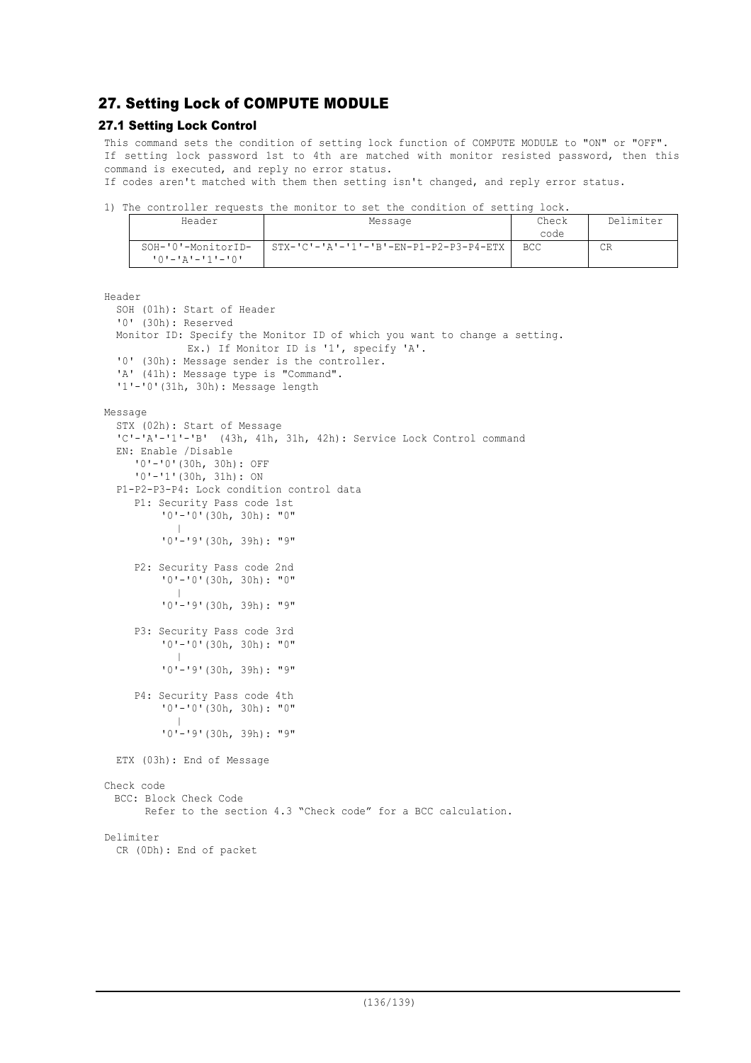## 27. Setting Lock of COMPUTE MODULE

### 27.1 Setting Lock Control

This command sets the condition of setting lock function of COMPUTE MODULE to "ON" or "OFF".
If setting lock password 1st to 4th are matched with monitor resisted password, then this command is executed, and reply no error status.
If codes aren't matched with them then setting isn't changed, and reply error status.

1) The controller requests the monitor to set the condition of setting lock.

| Header | Message | Check code | Delimiter |
|---|---|---|---|
| SOH-'0'-MonitorID-'0'-'A'-'1'-'0' | STX-'C'-'A'-'1'-'B'-EN-P1-P2-P3-P4-ETX | BCC | CR |

Header
- SOH (01h): Start of Header
- '0' (30h): Reserved
- Monitor ID: Specify the Monitor ID of which you want to change a setting.
  Ex.) If Monitor ID is '1', specify 'A'.
- '0' (30h): Message sender is the controller.
- 'A' (41h): Message type is "Command".
- '1'-'0'(31h, 30h): Message length

Message
- STX (02h): Start of Message
- 'C'-'A'-'1'-'B' (43h, 41h, 31h, 42h): Service Lock Control command
- EN: Enable /Disable
  - '0'-'0'(30h, 30h): OFF
  - '0'-'1'(30h, 31h): ON
- P1-P2-P3-P4: Lock condition control data
  - P1: Security Pass code 1st
    - '0'-'0'(30h, 30h): "0"
    - |
    - '0'-'9'(30h, 39h): "9"
  - P2: Security Pass code 2nd
    - '0'-'0'(30h, 30h): "0"
    - |
    - '0'-'9'(30h, 39h): "9"
  - P3: Security Pass code 3rd
    - '0'-'0'(30h, 30h): "0"
    - |
    - '0'-'9'(30h, 39h): "9"
  - P4: Security Pass code 4th
    - '0'-'0'(30h, 30h): "0"
    - |
    - '0'-'9'(30h, 39h): "9"
- ETX (03h): End of Message

Check code
- BCC: Block Check Code
  Refer to the section 4.3 "Check code" for a BCC calculation.

Delimiter
- CR (0Dh): End of packet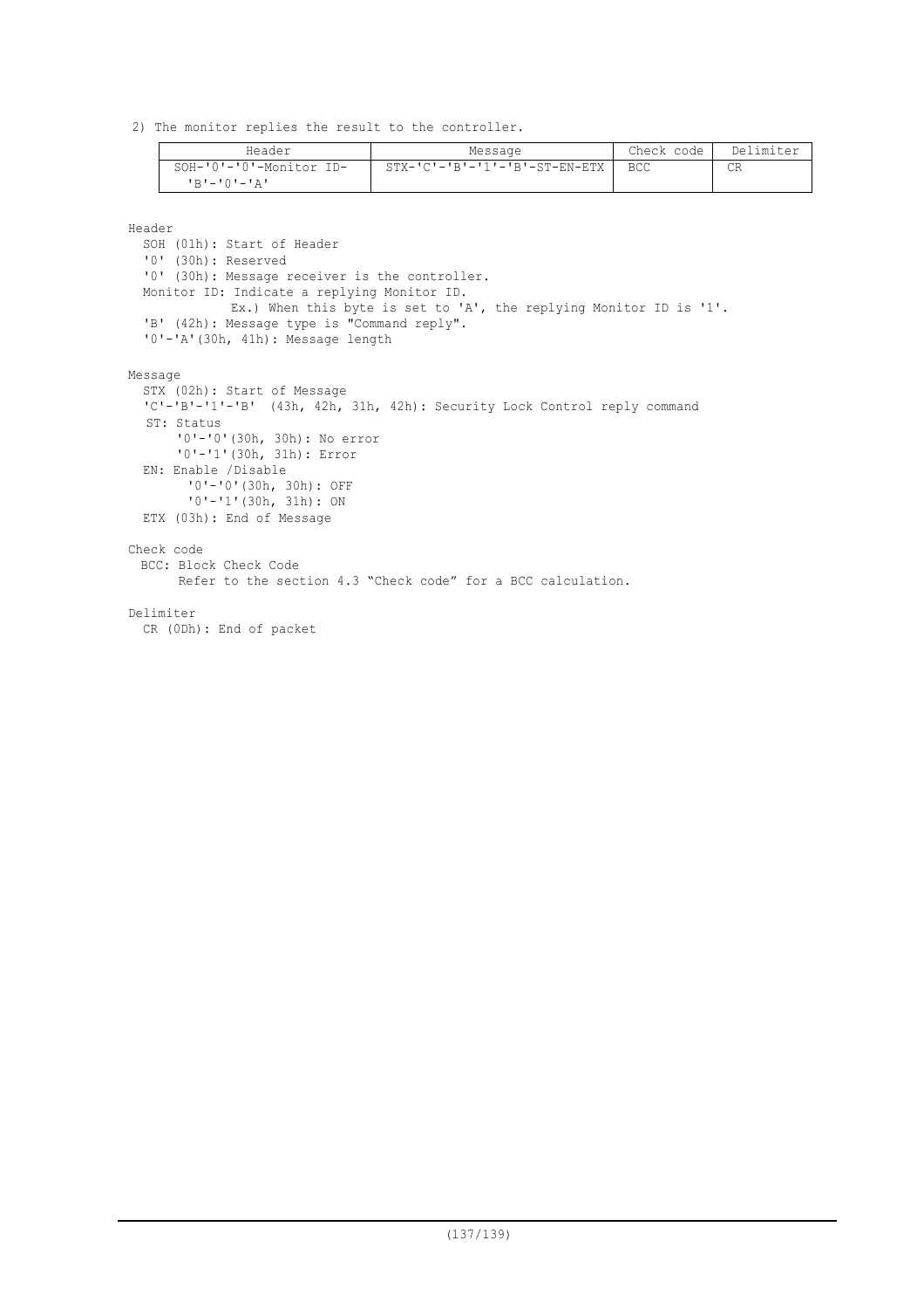2) The monitor replies the result to the controller.

| Header | Message | Check code | Delimiter |
|---|---|---|---|
| SOH-'0'-'0'-Monitor ID-'B'-'0'-'A' | STX-'C'-'B'-'1'-'B'-ST-EN-ETX | BCC | CR |

Header
- SOH (01h): Start of Header
- '0' (30h): Reserved
- '0' (30h): Message receiver is the controller.
- Monitor ID: Indicate a replying Monitor ID.
  Ex.) When this byte is set to 'A', the replying Monitor ID is '1'.
- 'B' (42h): Message type is "Command reply".
- '0'-'A'(30h, 41h): Message length

Message
- STX (02h): Start of Message
- 'C'-'B'-'1'-'B' (43h, 42h, 31h, 42h): Security Lock Control reply command
- ST: Status
  - '0'-'0'(30h, 30h): No error
  - '0'-'1'(30h, 31h): Error
- EN: Enable /Disable
  - '0'-'0'(30h, 30h): OFF
  - '0'-'1'(30h, 31h): ON
- ETX (03h): End of Message

Check code
- BCC: Block Check Code
  Refer to the section 4.3 “Check code” for a BCC calculation.

Delimiter
- CR (0Dh): End of packet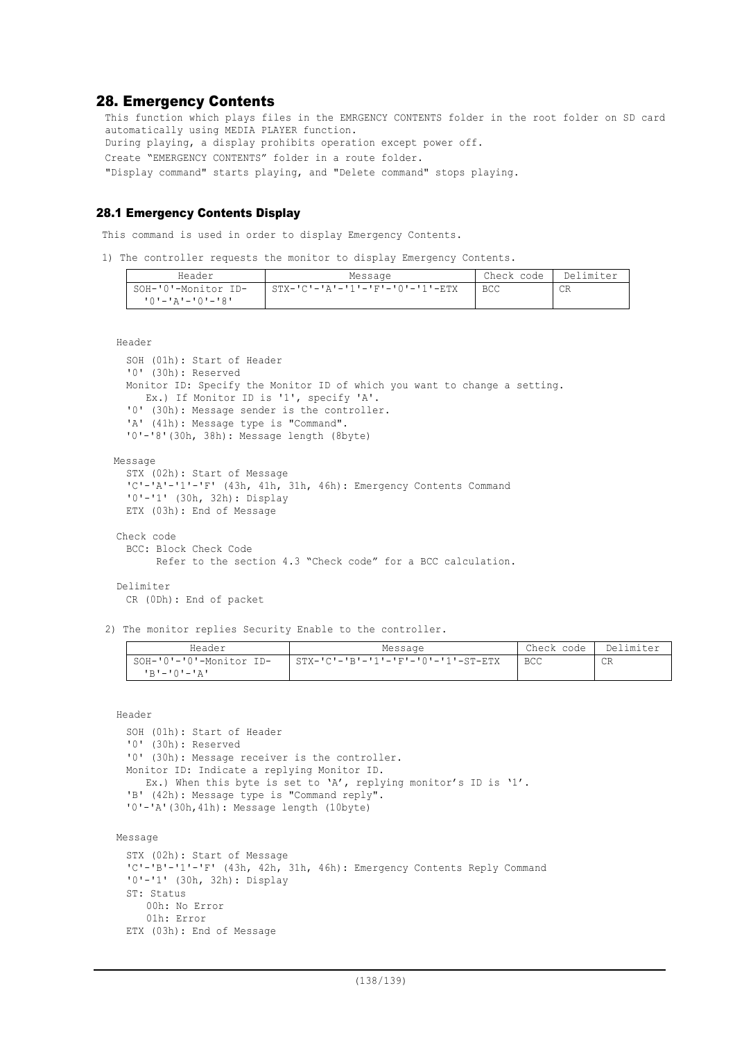## 28. Emergency Contents

This function which plays files in the EMRGENCY CONTENTS folder in the root folder on SD card automatically using MEDIA PLAYER function.

During playing, a display prohibits operation except power off.

Create “EMERGENCY CONTENTS” folder in a route folder.

"Display command" starts playing, and "Delete command" stops playing.

### 28.1 Emergency Contents Display

This command is used in order to display Emergency Contents.

1) The controller requests the monitor to display Emergency Contents.

| Header | Message | Check code | Delimiter |
|---|---|---|---|
| SOH-'0'-Monitor ID-'0'-'A'-'0'-'8' | STX-'C'-'A'-'1'-'F'-'0'-'1'-ETX | BCC | CR |

Header

SOH (01h): Start of Header
'0' (30h): Reserved
Monitor ID: Specify the Monitor ID of which you want to change a setting.
  Ex.) If Monitor ID is '1', specify 'A'.
'0' (30h): Message sender is the controller.
'A' (41h): Message type is "Command".
'0'-'8'(30h, 38h): Message length (8byte)

Message

STX (02h): Start of Message
'C'-'A'-'1'-'F' (43h, 41h, 31h, 46h): Emergency Contents Command
'0'-'1' (30h, 32h): Display
ETX (03h): End of Message

Check code

BCC: Block Check Code
  Refer to the section 4.3 “Check code” for a BCC calculation.

Delimiter

CR (0Dh): End of packet

2) The monitor replies Security Enable to the controller.

| Header | Message | Check code | Delimiter |
|---|---|---|---|
| SOH-'0'-'0'-Monitor ID-'B'-'0'-'A' | STX-'C'-'B'-'1'-'F'-'0'-'1'-ST-ETX | BCC | CR |

Header

SOH (01h): Start of Header
'0' (30h): Reserved
'0' (30h): Message receiver is the controller.
Monitor ID: Indicate a replying Monitor ID.
  Ex.) When this byte is set to ‘A’, replying monitor’s ID is ‘1’.
'B' (42h): Message type is "Command reply".
'0'-'A'(30h,41h): Message length (10byte)

Message

STX (02h): Start of Message
'C'-'B'-'1'-'F' (43h, 42h, 31h, 46h): Emergency Contents Reply Command
'0'-'1' (30h, 32h): Display
ST: Status
  00h: No Error
  01h: Error
ETX (03h): End of Message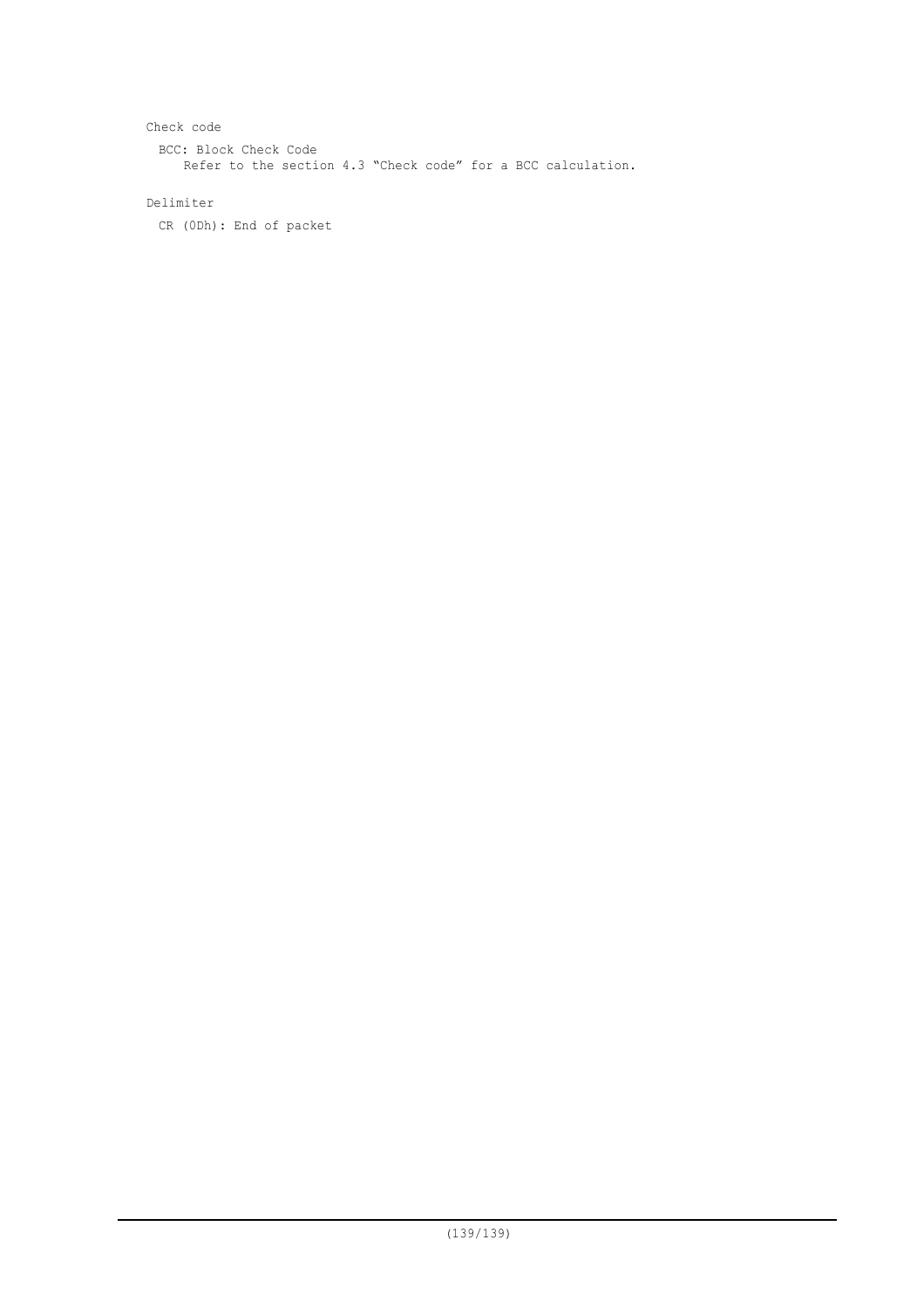Check code

BCC: Block Check Code

Refer to the section 4.3 “Check code” for a BCC calculation.

Delimiter

CR (0Dh): End of packet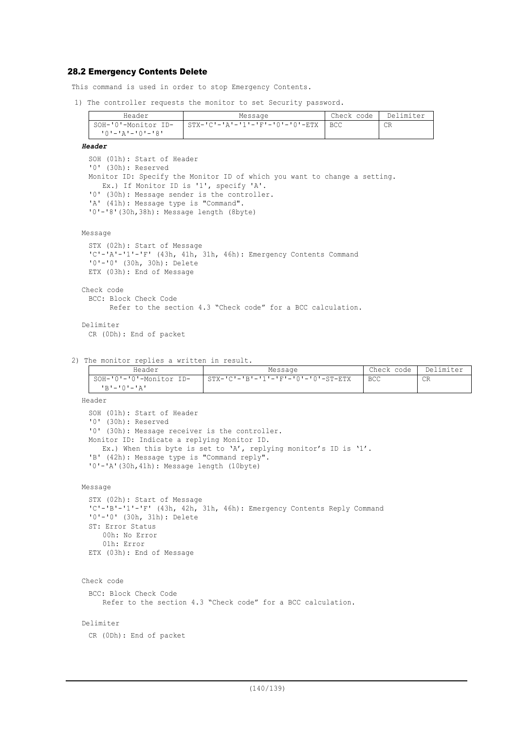## 28.2 Emergency Contents Delete

This command is used in order to stop Emergency Contents.

1) The controller requests the monitor to set Security password.

| Header | Message | Check code | Delimiter |
|---|---|---|---|
| SOH-'0'-Monitor ID-'0'-'A'-'0'-'8' | STX-'C'-'A'-'1'-'F'-'0'-'0'-ETX | BCC | CR |

***Header***

SOH (01h): Start of Header
'0' (30h): Reserved
Monitor ID: Specify the Monitor ID of which you want to change a setting.
  Ex.) If Monitor ID is '1', specify 'A'.
'0' (30h): Message sender is the controller.
'A' (41h): Message type is "Command".
'0'-'8'(30h,38h): Message length (8byte)

Message

STX (02h): Start of Message
'C'-'A'-'1'-'F' (43h, 41h, 31h, 46h): Emergency Contents Command
'0'-'0' (30h, 30h): Delete
ETX (03h): End of Message

Check code
BCC: Block Check Code
  Refer to the section 4.3 “Check code” for a BCC calculation.

Delimiter
CR (0Dh): End of packet

2) The monitor replies a written in result.

| Header | Message | Check code | Delimiter |
|---|---|---|---|
| SOH-'0'-'0'-Monitor ID-'B'-'0'-'A' | STX-'C'-'B'-'1'-'F'-'0'-'0'-ST-ETX | BCC | CR |

Header

SOH (01h): Start of Header
'0' (30h): Reserved
'0' (30h): Message receiver is the controller.
Monitor ID: Indicate a replying Monitor ID.
  Ex.) When this byte is set to ‘A’, replying monitor’s ID is ‘1’.
'B' (42h): Message type is "Command reply".
'0'-'A'(30h,41h): Message length (10byte)

Message

STX (02h): Start of Message
'C'-'B'-'1'-'F' (43h, 42h, 31h, 46h): Emergency Contents Reply Command
'0'-'0' (30h, 31h): Delete
ST: Error Status
  00h: No Error
  01h: Error
ETX (03h): End of Message

Check code

BCC: Block Check Code
  Refer to the section 4.3 “Check code” for a BCC calculation.

Delimiter

CR (0Dh): End of packet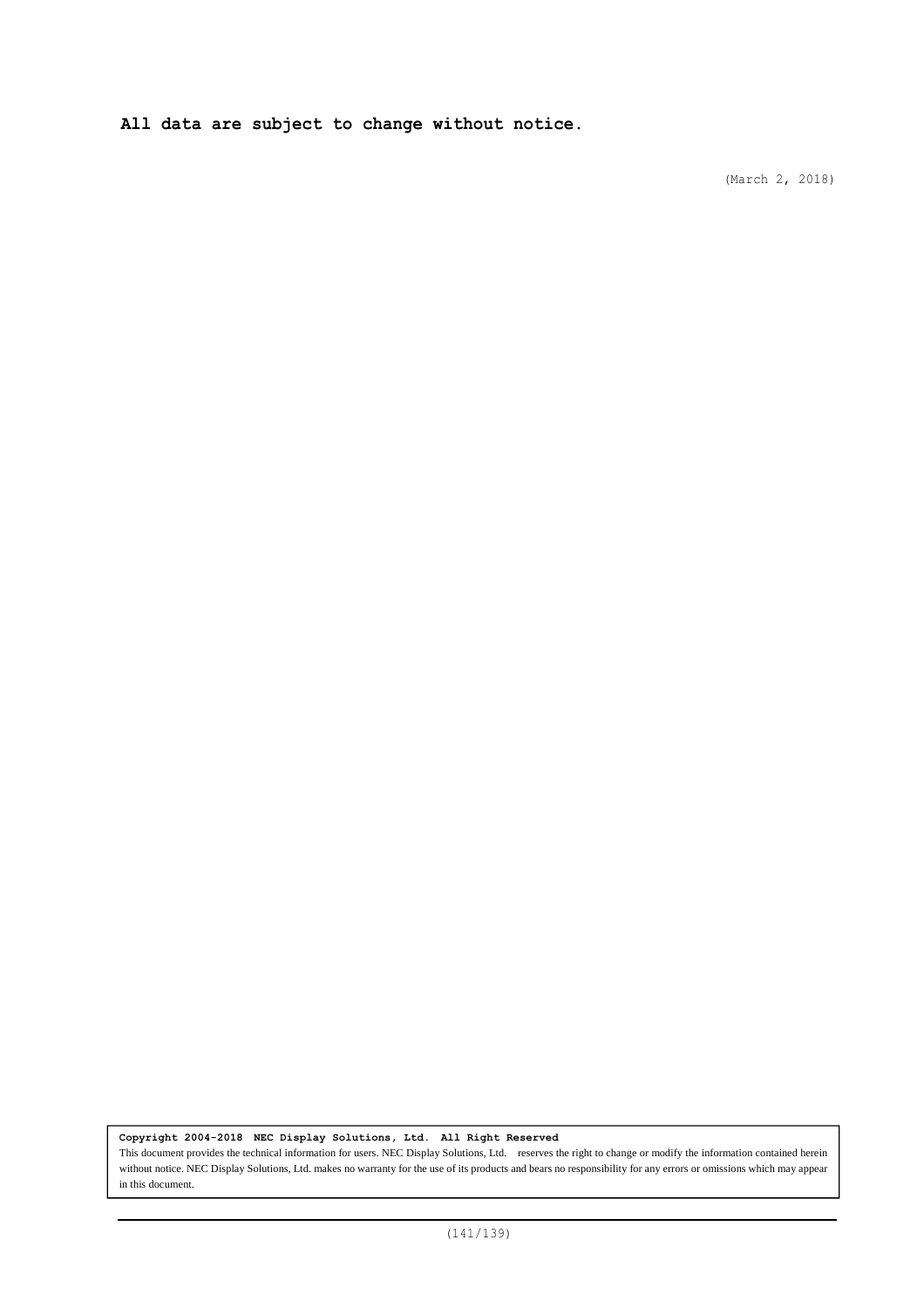**All data are subject to change without notice.**

(March 2, 2018)

**Copyright 2004-2018 NEC Display Solutions, Ltd. All Right Reserved**

This document provides the technical information for users. NEC Display Solutions, Ltd. reserves the right to change or modify the information contained herein without notice. NEC Display Solutions, Ltd. makes no warranty for the use of its products and bears no responsibility for any errors or omissions which may appear in this document.